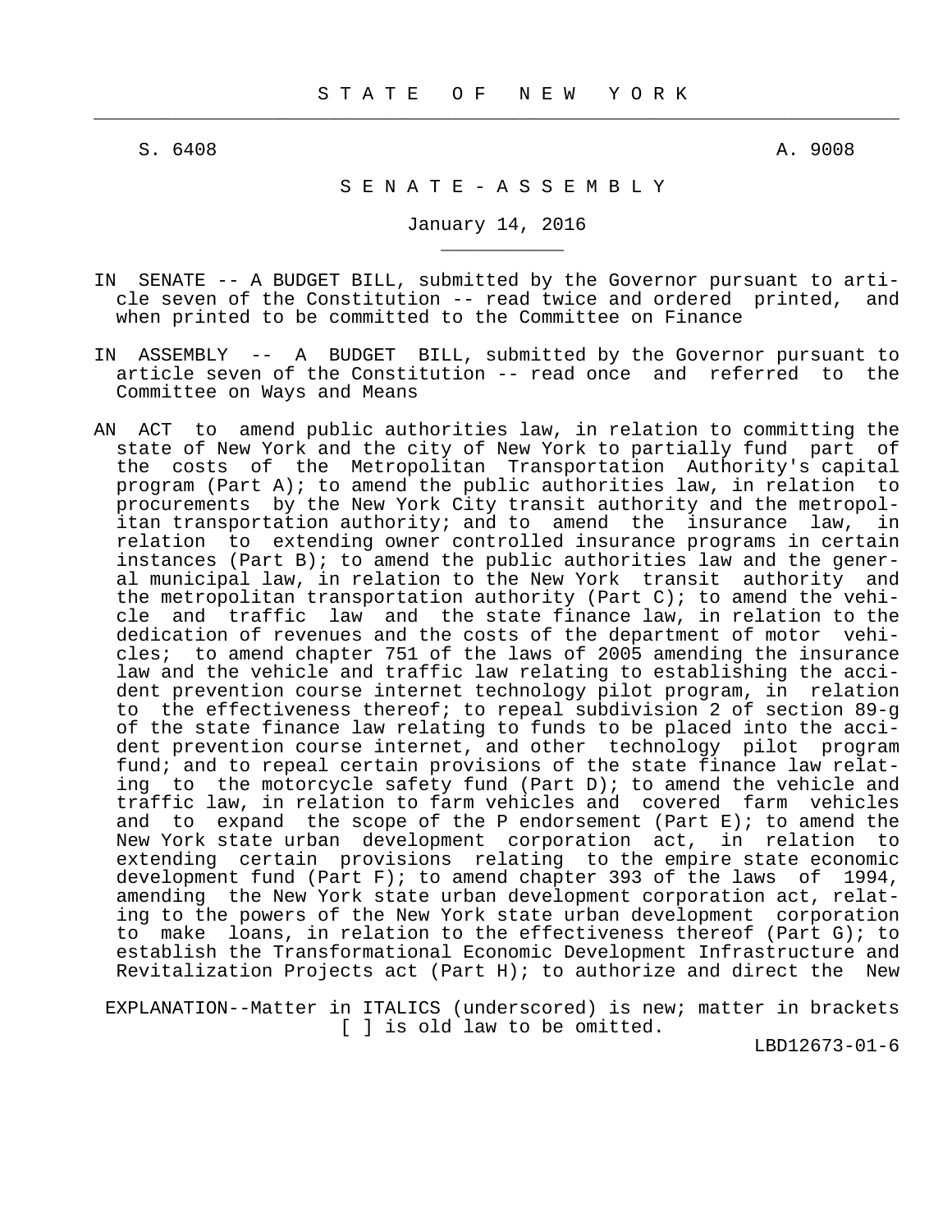# STATE OF NEW YORK

S. 6408 A. 9008

## SENATE - ASSEMBLY

January 14, 2016

IN SENATE -- A BUDGET BILL, submitted by the Governor pursuant to article seven of the Constitution -- read twice and ordered printed, and when printed to be committed to the Committee on Finance

IN ASSEMBLY -- A BUDGET BILL, submitted by the Governor pursuant to article seven of the Constitution -- read once and referred to the Committee on Ways and Means

AN ACT to amend public authorities law, in relation to committing the state of New York and the city of New York to partially fund part of the costs of the Metropolitan Transportation Authority's capital program (Part A); to amend the public authorities law, in relation to procurements by the New York City transit authority and the metropolitan transportation authority; and to amend the insurance law, in relation to extending owner controlled insurance programs in certain instances (Part B); to amend the public authorities law and the general municipal law, in relation to the New York transit authority and the metropolitan transportation authority (Part C); to amend the vehicle and traffic law and the state finance law, in relation to the dedication of revenues and the costs of the department of motor vehicles; to amend chapter 751 of the laws of 2005 amending the insurance law and the vehicle and traffic law relating to establishing the accident prevention course internet technology pilot program, in relation to the effectiveness thereof; to repeal subdivision 2 of section 89-g of the state finance law relating to funds to be placed into the accident prevention course internet, and other technology pilot program fund; and to repeal certain provisions of the state finance law relating to the motorcycle safety fund (Part D); to amend the vehicle and traffic law, in relation to farm vehicles and covered farm vehicles and to expand the scope of the P endorsement (Part E); to amend the New York state urban development corporation act, in relation to extending certain provisions relating to the empire state economic development fund (Part F); to amend chapter 393 of the laws of 1994, amending the New York state urban development corporation act, relating to the powers of the New York state urban development corporation to make loans, in relation to the effectiveness thereof (Part G); to establish the Transformational Economic Development Infrastructure and Revitalization Projects act (Part H); to authorize and direct the New

EXPLANATION--Matter in ITALICS (underscored) is new; matter in brackets [ ] is old law to be omitted.

LBD12673-01-6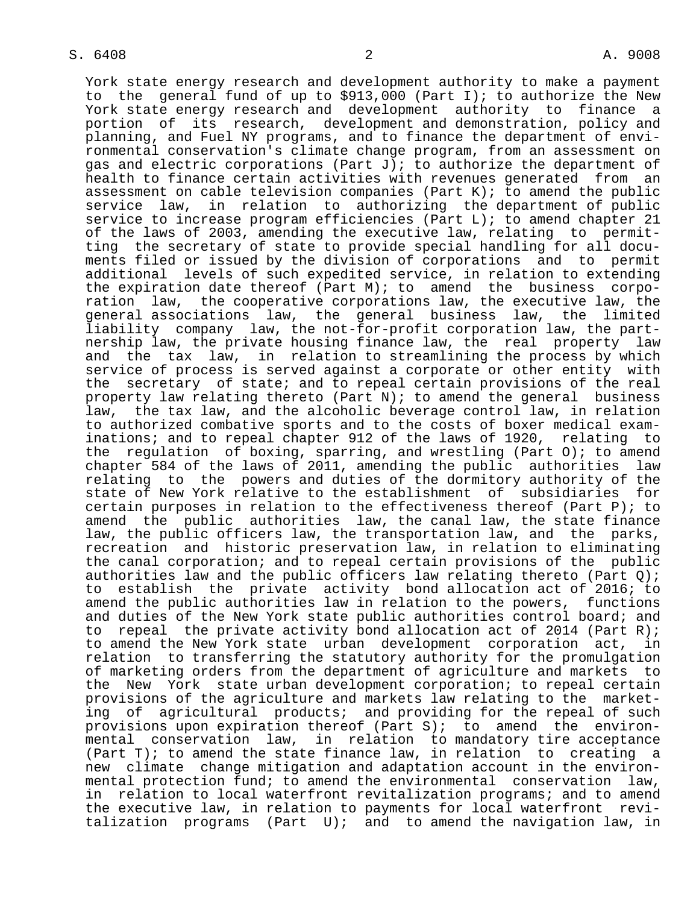York state energy research and development authority to make a payment to the general fund of up to $913,000 (Part I); to authorize the New York state energy research and development authority to finance a portion of its research, development and demonstration, policy and planning, and Fuel NY programs, and to finance the department of environmental conservation's climate change program, from an assessment on gas and electric corporations (Part J); to authorize the department of health to finance certain activities with revenues generated from an assessment on cable television companies (Part K); to amend the public service law, in relation to authorizing the department of public service to increase program efficiencies (Part L); to amend chapter 21 of the laws of 2003, amending the executive law, relating to permitting the secretary of state to provide special handling for all documents filed or issued by the division of corporations and to permit additional levels of such expedited service, in relation to extending the expiration date thereof (Part M); to amend the business corporation law, the cooperative corporations law, the executive law, the general associations law, the general business law, the limited liability company law, the not-for-profit corporation law, the partnership law, the private housing finance law, the real property law and the tax law, in relation to streamlining the process by which service of process is served against a corporate or other entity with the secretary of state; and to repeal certain provisions of the real property law relating thereto (Part N); to amend the general business law, the tax law, and the alcoholic beverage control law, in relation to authorized combative sports and to the costs of boxer medical examinations; and to repeal chapter 912 of the laws of 1920, relating to the regulation of boxing, sparring, and wrestling (Part O); to amend chapter 584 of the laws of 2011, amending the public authorities law relating to the powers and duties of the dormitory authority of the state of New York relative to the establishment of subsidiaries for certain purposes in relation to the effectiveness thereof (Part P); to amend the public authorities law, the canal law, the state finance law, the public officers law, the transportation law, and the parks, recreation and historic preservation law, in relation to eliminating the canal corporation; and to repeal certain provisions of the public authorities law and the public officers law relating thereto (Part Q); to establish the private activity bond allocation act of 2016; to amend the public authorities law in relation to the powers, functions and duties of the New York state public authorities control board; and to repeal the private activity bond allocation act of 2014 (Part R); to amend the New York state urban development corporation act, in relation to transferring the statutory authority for the promulgation of marketing orders from the department of agriculture and markets to the New York state urban development corporation; to repeal certain provisions of the agriculture and markets law relating to the marketing of agricultural products; and providing for the repeal of such provisions upon expiration thereof (Part S); to amend the environmental conservation law, in relation to mandatory tire acceptance (Part T); to amend the state finance law, in relation to creating a new climate change mitigation and adaptation account in the environmental protection fund; to amend the environmental conservation law, in relation to local waterfront revitalization programs; and to amend the executive law, in relation to payments for local waterfront revitalization programs (Part U); and to amend the navigation law, in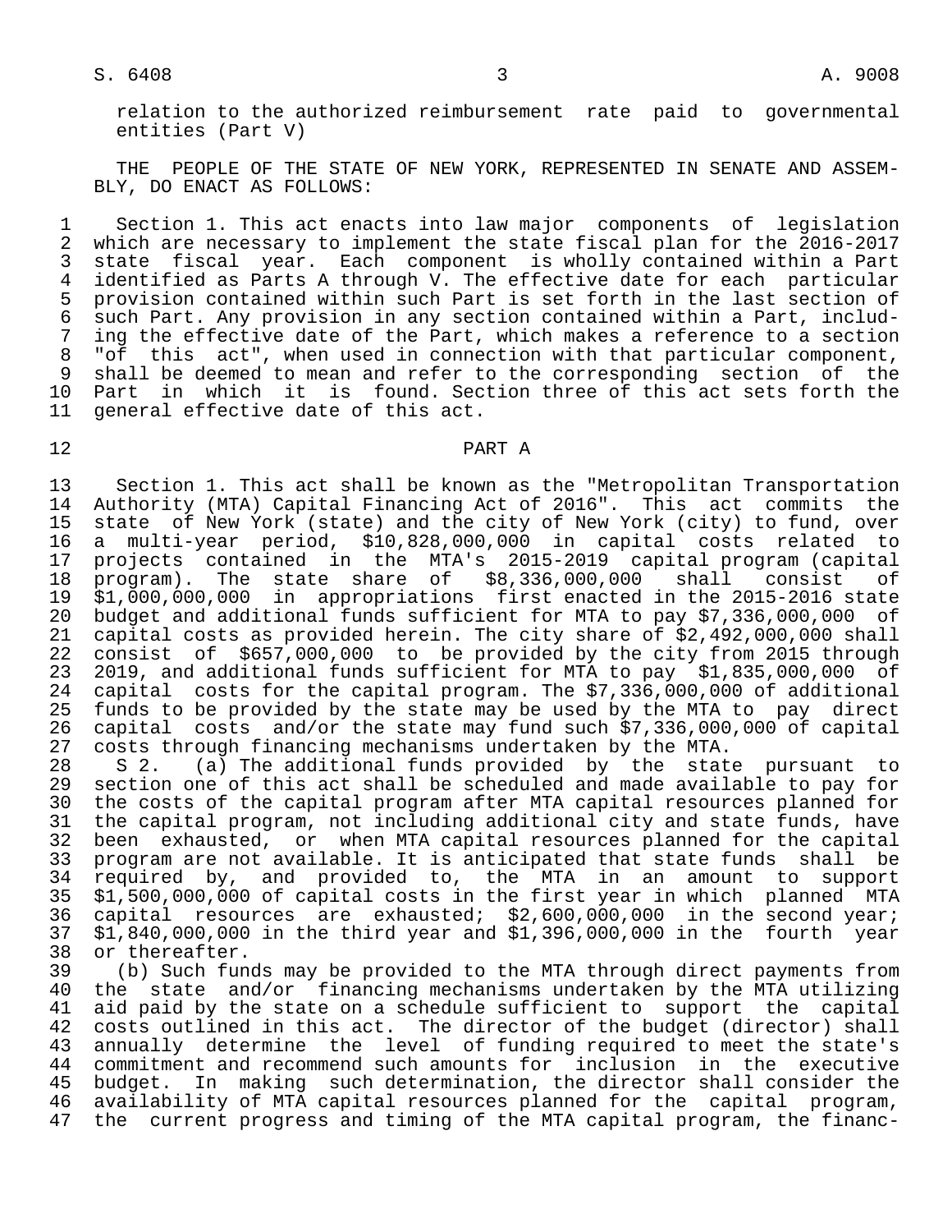relation to the authorized reimbursement rate paid to governmental entities (Part V)

THE PEOPLE OF THE STATE OF NEW YORK, REPRESENTED IN SENATE AND ASSEMBLY, DO ENACT AS FOLLOWS:

Section 1. This act enacts into law major components of legislation which are necessary to implement the state fiscal plan for the 2016-2017 state fiscal year. Each component is wholly contained within a Part identified as Parts A through V. The effective date for each particular provision contained within such Part is set forth in the last section of such Part. Any provision in any section contained within a Part, including the effective date of the Part, which makes a reference to a section "of this act", when used in connection with that particular component, shall be deemed to mean and refer to the corresponding section of the Part in which it is found. Section three of this act sets forth the general effective date of this act.

## PART A

Section 1. This act shall be known as the "Metropolitan Transportation Authority (MTA) Capital Financing Act of 2016". This act commits the state of New York (state) and the city of New York (city) to fund, over a multi-year period, $10,828,000,000 in capital costs related to projects contained in the MTA's 2015-2019 capital program (capital program). The state share of $8,336,000,000 shall consist of $1,000,000,000 in appropriations first enacted in the 2015-2016 state budget and additional funds sufficient for MTA to pay $7,336,000,000 of capital costs as provided herein. The city share of $2,492,000,000 shall consist of $657,000,000 to be provided by the city from 2015 through 2019, and additional funds sufficient for MTA to pay $1,835,000,000 of capital costs for the capital program. The $7,336,000,000 of additional funds to be provided by the state may be used by the MTA to pay direct capital costs and/or the state may fund such $7,336,000,000 of capital costs through financing mechanisms undertaken by the MTA.

S 2. (a) The additional funds provided by the state pursuant to section one of this act shall be scheduled and made available to pay for the costs of the capital program after MTA capital resources planned for the capital program, not including additional city and state funds, have been exhausted, or when MTA capital resources planned for the capital program are not available. It is anticipated that state funds shall be required by, and provided to, the MTA in an amount to support $1,500,000,000 of capital costs in the first year in which planned MTA capital resources are exhausted; $2,600,000,000 in the second year; $1,840,000,000 in the third year and $1,396,000,000 in the fourth year or thereafter.

(b) Such funds may be provided to the MTA through direct payments from the state and/or financing mechanisms undertaken by the MTA utilizing aid paid by the state on a schedule sufficient to support the capital costs outlined in this act. The director of the budget (director) shall annually determine the level of funding required to meet the state's commitment and recommend such amounts for inclusion in the executive budget. In making such determination, the director shall consider the availability of MTA capital resources planned for the capital program, the current progress and timing of the MTA capital program, the financ-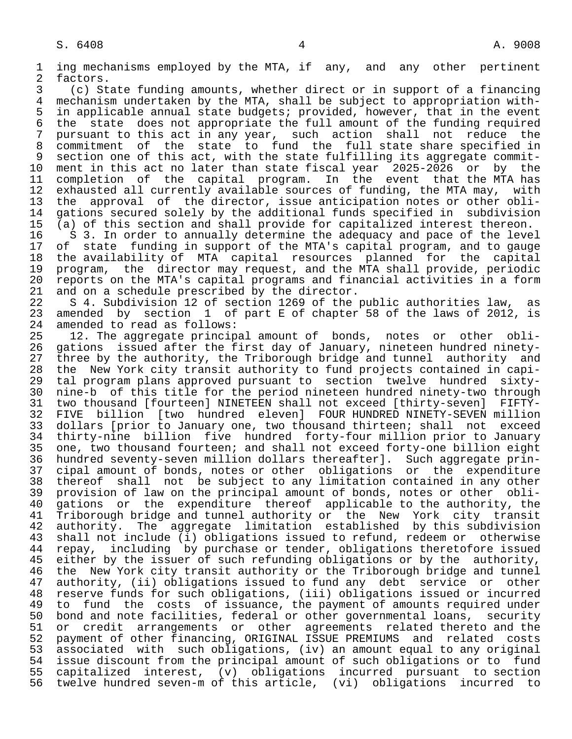ing mechanisms employed by the MTA, if any, and any other pertinent factors.

(c) State funding amounts, whether direct or in support of a financing mechanism undertaken by the MTA, shall be subject to appropriation within applicable annual state budgets; provided, however, that in the event the state does not appropriate the full amount of the funding required pursuant to this act in any year, such action shall not reduce the commitment of the state to fund the full state share specified in section one of this act, with the state fulfilling its aggregate commitment in this act no later than state fiscal year 2025-2026 or by the completion of the capital program. In the event that the MTA has exhausted all currently available sources of funding, the MTA may, with the approval of the director, issue anticipation notes or other obligations secured solely by the additional funds specified in subdivision (a) of this section and shall provide for capitalized interest thereon.

S 3. In order to annually determine the adequacy and pace of the level of state funding in support of the MTA's capital program, and to gauge the availability of MTA capital resources planned for the capital program, the director may request, and the MTA shall provide, periodic reports on the MTA's capital programs and financial activities in a form and on a schedule prescribed by the director.

S 4. Subdivision 12 of section 1269 of the public authorities law, as amended by section 1 of part E of chapter 58 of the laws of 2012, is amended to read as follows:

12. The aggregate principal amount of bonds, notes or other obligations issued after the first day of January, nineteen hundred ninety-three by the authority, the Triborough bridge and tunnel authority and the New York city transit authority to fund projects contained in capital program plans approved pursuant to section twelve hundred sixty-nine-b of this title for the period nineteen hundred ninety-two through two thousand [fourteen] NINETEEN shall not exceed [thirty-seven] FIFTY-FIVE billion [two hundred eleven] FOUR HUNDRED NINETY-SEVEN million dollars [prior to January one, two thousand thirteen; shall not exceed thirty-nine billion five hundred forty-four million prior to January one, two thousand fourteen; and shall not exceed forty-one billion eight hundred seventy-seven million dollars thereafter]. Such aggregate principal amount of bonds, notes or other obligations or the expenditure thereof shall not be subject to any limitation contained in any other provision of law on the principal amount of bonds, notes or other obligations or the expenditure thereof applicable to the authority, the Triborough bridge and tunnel authority or the New York city transit authority. The aggregate limitation established by this subdivision shall not include (i) obligations issued to refund, redeem or otherwise repay, including by purchase or tender, obligations theretofore issued either by the issuer of such refunding obligations or by the authority, the New York city transit authority or the Triborough bridge and tunnel authority, (ii) obligations issued to fund any debt service or other reserve funds for such obligations, (iii) obligations issued or incurred to fund the costs of issuance, the payment of amounts required under bond and note facilities, federal or other governmental loans, security or credit arrangements or other agreements related thereto and the payment of other financing, ORIGINAL ISSUE PREMIUMS and related costs associated with such obligations, (iv) an amount equal to any original issue discount from the principal amount of such obligations or to fund capitalized interest, (v) obligations incurred pursuant to section twelve hundred seven-m of this article, (vi) obligations incurred to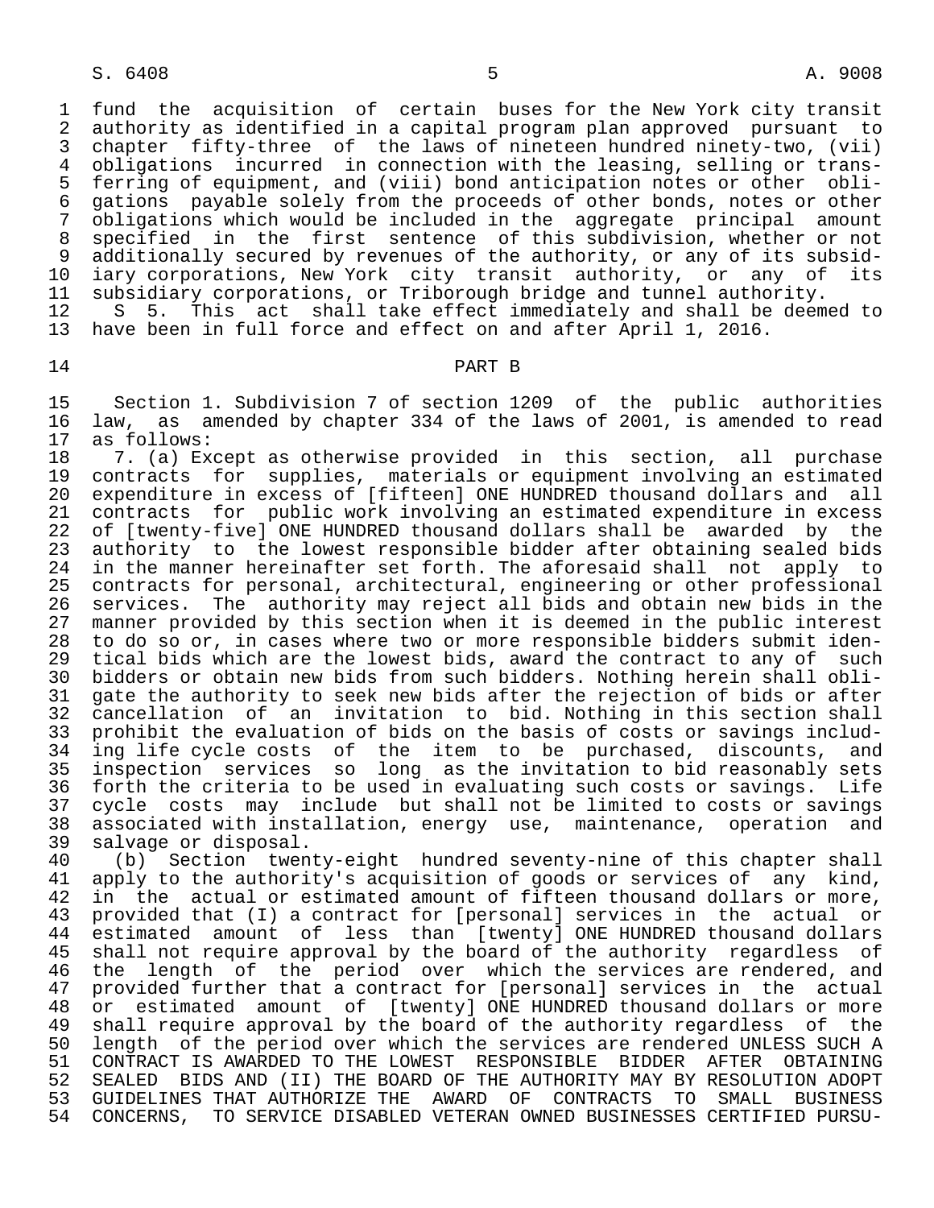fund the acquisition of certain buses for the New York city transit authority as identified in a capital program plan approved pursuant to chapter fifty-three of the laws of nineteen hundred ninety-two, (vii) obligations incurred in connection with the leasing, selling or transferring of equipment, and (viii) bond anticipation notes or other obligations payable solely from the proceeds of other bonds, notes or other obligations which would be included in the aggregate principal amount specified in the first sentence of this subdivision, whether or not additionally secured by revenues of the authority, or any of its subsidiary corporations, New York city transit authority, or any of its subsidiary corporations, or Triborough bridge and tunnel authority.

S 5. This act shall take effect immediately and shall be deemed to have been in full force and effect on and after April 1, 2016.

PART B

Section 1. Subdivision 7 of section 1209 of the public authorities law, as amended by chapter 334 of the laws of 2001, is amended to read as follows:

7. (a) Except as otherwise provided in this section, all purchase contracts for supplies, materials or equipment involving an estimated expenditure in excess of [fifteen] ONE HUNDRED thousand dollars and all contracts for public work involving an estimated expenditure in excess of [twenty-five] ONE HUNDRED thousand dollars shall be awarded by the authority to the lowest responsible bidder after obtaining sealed bids in the manner hereinafter set forth. The aforesaid shall not apply to contracts for personal, architectural, engineering or other professional services. The authority may reject all bids and obtain new bids in the manner provided by this section when it is deemed in the public interest to do so or, in cases where two or more responsible bidders submit identical bids which are the lowest bids, award the contract to any of such bidders or obtain new bids from such bidders. Nothing herein shall obligate the authority to seek new bids after the rejection of bids or after cancellation of an invitation to bid. Nothing in this section shall prohibit the evaluation of bids on the basis of costs or savings including life cycle costs of the item to be purchased, discounts, and inspection services so long as the invitation to bid reasonably sets forth the criteria to be used in evaluating such costs or savings. Life cycle costs may include but shall not be limited to costs or savings associated with installation, energy use, maintenance, operation and salvage or disposal.

(b) Section twenty-eight hundred seventy-nine of this chapter shall apply to the authority's acquisition of goods or services of any kind, in the actual or estimated amount of fifteen thousand dollars or more, provided that (I) a contract for [personal] services in the actual or estimated amount of less than [twenty] ONE HUNDRED thousand dollars shall not require approval by the board of the authority regardless of the length of the period over which the services are rendered, and provided further that a contract for [personal] services in the actual or estimated amount of [twenty] ONE HUNDRED thousand dollars or more shall require approval by the board of the authority regardless of the length of the period over which the services are rendered UNLESS SUCH A CONTRACT IS AWARDED TO THE LOWEST RESPONSIBLE BIDDER AFTER OBTAINING SEALED BIDS AND (II) THE BOARD OF THE AUTHORITY MAY BY RESOLUTION ADOPT GUIDELINES THAT AUTHORIZE THE AWARD OF CONTRACTS TO SMALL BUSINESS CONCERNS, TO SERVICE DISABLED VETERAN OWNED BUSINESSES CERTIFIED PURSU-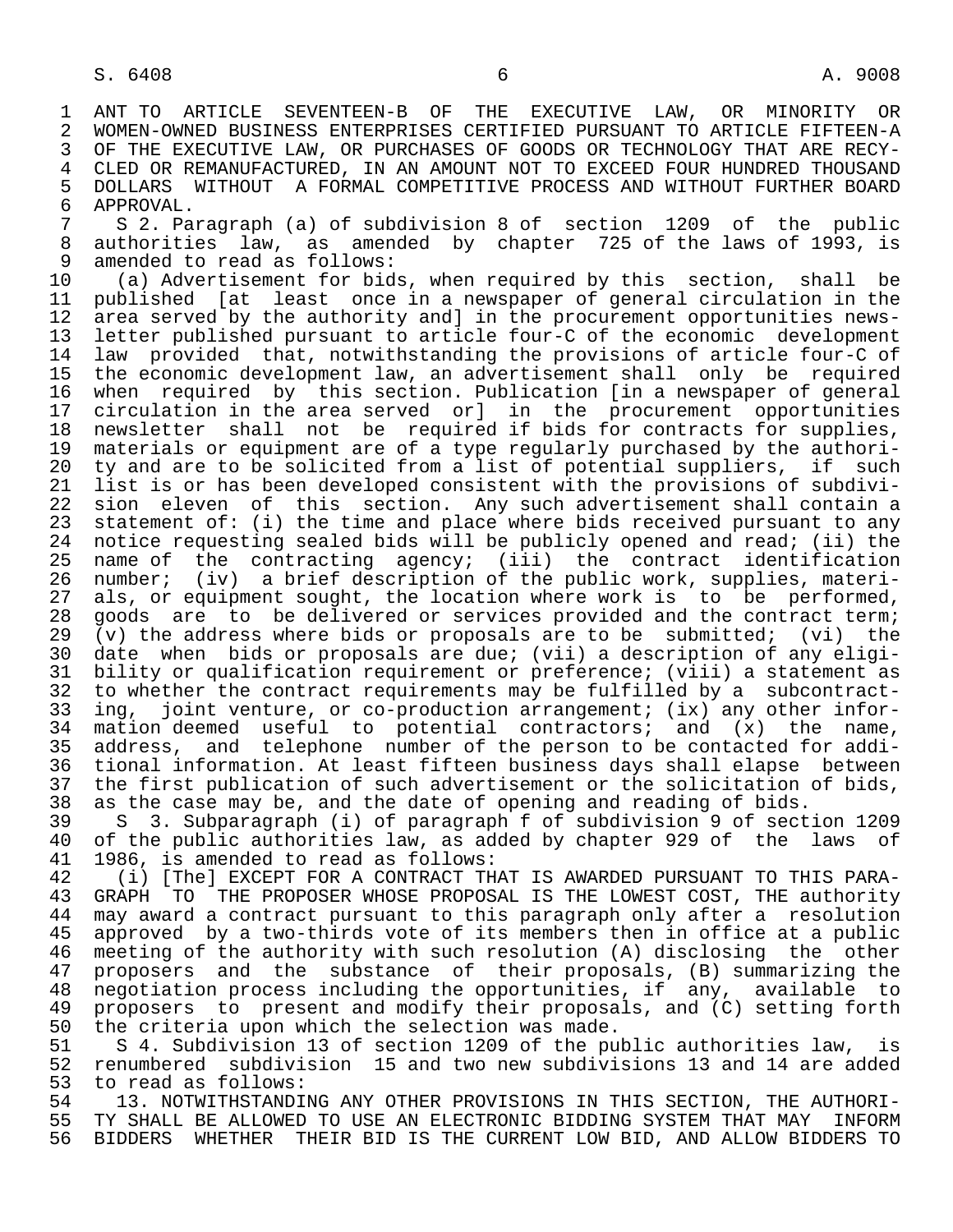ANT TO ARTICLE SEVENTEEN-B OF THE EXECUTIVE LAW, OR MINORITY OR WOMEN-OWNED BUSINESS ENTERPRISES CERTIFIED PURSUANT TO ARTICLE FIFTEEN-A OF THE EXECUTIVE LAW, OR PURCHASES OF GOODS OR TECHNOLOGY THAT ARE RECYCLED OR REMANUFACTURED, IN AN AMOUNT NOT TO EXCEED FOUR HUNDRED THOUSAND DOLLARS WITHOUT A FORMAL COMPETITIVE PROCESS AND WITHOUT FURTHER BOARD APPROVAL.

S 2. Paragraph (a) of subdivision 8 of section 1209 of the public authorities law, as amended by chapter 725 of the laws of 1993, is amended to read as follows:

(a) Advertisement for bids, when required by this section, shall be published [at least once in a newspaper of general circulation in the area served by the authority and] in the procurement opportunities newsletter published pursuant to article four-C of the economic development law provided that, notwithstanding the provisions of article four-C of the economic development law, an advertisement shall only be required when required by this section. Publication [in a newspaper of general circulation in the area served or] in the procurement opportunities newsletter shall not be required if bids for contracts for supplies, materials or equipment are of a type regularly purchased by the authority and are to be solicited from a list of potential suppliers, if such list is or has been developed consistent with the provisions of subdivision eleven of this section. Any such advertisement shall contain a statement of: (i) the time and place where bids received pursuant to any notice requesting sealed bids will be publicly opened and read; (ii) the name of the contracting agency; (iii) the contract identification number; (iv) a brief description of the public work, supplies, materials, or equipment sought, the location where work is to be performed, goods are to be delivered or services provided and the contract term; (v) the address where bids or proposals are to be submitted; (vi) the date when bids or proposals are due; (vii) a description of any eligibility or qualification requirement or preference; (viii) a statement as to whether the contract requirements may be fulfilled by a subcontracting, joint venture, or co-production arrangement; (ix) any other information deemed useful to potential contractors; and (x) the name, address, and telephone number of the person to be contacted for additional information. At least fifteen business days shall elapse between the first publication of such advertisement or the solicitation of bids, as the case may be, and the date of opening and reading of bids.

S 3. Subparagraph (i) of paragraph f of subdivision 9 of section 1209 of the public authorities law, as added by chapter 929 of the laws of 1986, is amended to read as follows:

(i) [The] EXCEPT FOR A CONTRACT THAT IS AWARDED PURSUANT TO THIS PARAGRAPH TO THE PROPOSER WHOSE PROPOSAL IS THE LOWEST COST, THE authority may award a contract pursuant to this paragraph only after a resolution approved by a two-thirds vote of its members then in office at a public meeting of the authority with such resolution (A) disclosing the other proposers and the substance of their proposals, (B) summarizing the negotiation process including the opportunities, if any, available to proposers to present and modify their proposals, and (C) setting forth the criteria upon which the selection was made.

S 4. Subdivision 13 of section 1209 of the public authorities law, is renumbered subdivision 15 and two new subdivisions 13 and 14 are added to read as follows:

13. NOTWITHSTANDING ANY OTHER PROVISIONS IN THIS SECTION, THE AUTHORITY SHALL BE ALLOWED TO USE AN ELECTRONIC BIDDING SYSTEM THAT MAY INFORM BIDDERS WHETHER THEIR BID IS THE CURRENT LOW BID, AND ALLOW BIDDERS TO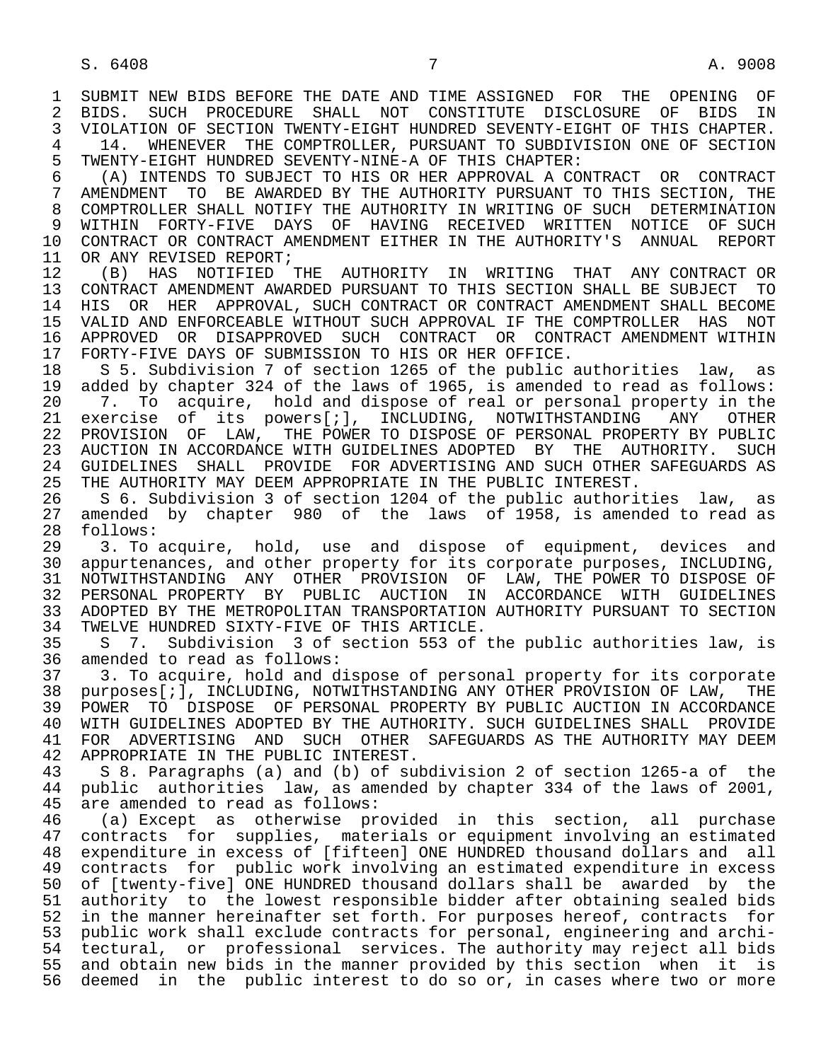SUBMIT NEW BIDS BEFORE THE DATE AND TIME ASSIGNED FOR THE OPENING OF BIDS. SUCH PROCEDURE SHALL NOT CONSTITUTE DISCLOSURE OF BIDS IN VIOLATION OF SECTION TWENTY-EIGHT HUNDRED SEVENTY-EIGHT OF THIS CHAPTER.

14. WHENEVER THE COMPTROLLER, PURSUANT TO SUBDIVISION ONE OF SECTION TWENTY-EIGHT HUNDRED SEVENTY-NINE-A OF THIS CHAPTER:

(A) INTENDS TO SUBJECT TO HIS OR HER APPROVAL A CONTRACT OR CONTRACT AMENDMENT TO BE AWARDED BY THE AUTHORITY PURSUANT TO THIS SECTION, THE COMPTROLLER SHALL NOTIFY THE AUTHORITY IN WRITING OF SUCH DETERMINATION WITHIN FORTY-FIVE DAYS OF HAVING RECEIVED WRITTEN NOTICE OF SUCH CONTRACT OR CONTRACT AMENDMENT EITHER IN THE AUTHORITY'S ANNUAL REPORT OR ANY REVISED REPORT;

(B) HAS NOTIFIED THE AUTHORITY IN WRITING THAT ANY CONTRACT OR CONTRACT AMENDMENT AWARDED PURSUANT TO THIS SECTION SHALL BE SUBJECT TO HIS OR HER APPROVAL, SUCH CONTRACT OR CONTRACT AMENDMENT SHALL BECOME VALID AND ENFORCEABLE WITHOUT SUCH APPROVAL IF THE COMPTROLLER HAS NOT APPROVED OR DISAPPROVED SUCH CONTRACT OR CONTRACT AMENDMENT WITHIN FORTY-FIVE DAYS OF SUBMISSION TO HIS OR HER OFFICE.

S 5. Subdivision 7 of section 1265 of the public authorities law, as added by chapter 324 of the laws of 1965, is amended to read as follows:

7. To acquire, hold and dispose of real or personal property in the exercise of its powers[;], INCLUDING, NOTWITHSTANDING ANY OTHER PROVISION OF LAW, THE POWER TO DISPOSE OF PERSONAL PROPERTY BY PUBLIC AUCTION IN ACCORDANCE WITH GUIDELINES ADOPTED BY THE AUTHORITY. SUCH GUIDELINES SHALL PROVIDE FOR ADVERTISING AND SUCH OTHER SAFEGUARDS AS THE AUTHORITY MAY DEEM APPROPRIATE IN THE PUBLIC INTEREST.

S 6. Subdivision 3 of section 1204 of the public authorities law, as amended by chapter 980 of the laws of 1958, is amended to read as follows:

3. To acquire, hold, use and dispose of equipment, devices and appurtenances, and other property for its corporate purposes, INCLUDING, NOTWITHSTANDING ANY OTHER PROVISION OF LAW, THE POWER TO DISPOSE OF PERSONAL PROPERTY BY PUBLIC AUCTION IN ACCORDANCE WITH GUIDELINES ADOPTED BY THE METROPOLITAN TRANSPORTATION AUTHORITY PURSUANT TO SECTION TWELVE HUNDRED SIXTY-FIVE OF THIS ARTICLE.

S 7. Subdivision 3 of section 553 of the public authorities law, is amended to read as follows:

3. To acquire, hold and dispose of personal property for its corporate purposes[;], INCLUDING, NOTWITHSTANDING ANY OTHER PROVISION OF LAW, THE POWER TO DISPOSE OF PERSONAL PROPERTY BY PUBLIC AUCTION IN ACCORDANCE WITH GUIDELINES ADOPTED BY THE AUTHORITY. SUCH GUIDELINES SHALL PROVIDE FOR ADVERTISING AND SUCH OTHER SAFEGUARDS AS THE AUTHORITY MAY DEEM APPROPRIATE IN THE PUBLIC INTEREST.

S 8. Paragraphs (a) and (b) of subdivision 2 of section 1265-a of the public authorities law, as amended by chapter 334 of the laws of 2001, are amended to read as follows:

(a) Except as otherwise provided in this section, all purchase contracts for supplies, materials or equipment involving an estimated expenditure in excess of [fifteen] ONE HUNDRED thousand dollars and all contracts for public work involving an estimated expenditure in excess of [twenty-five] ONE HUNDRED thousand dollars shall be awarded by the authority to the lowest responsible bidder after obtaining sealed bids in the manner hereinafter set forth. For purposes hereof, contracts for public work shall exclude contracts for personal, engineering and architectural, or professional services. The authority may reject all bids and obtain new bids in the manner provided by this section when it is deemed in the public interest to do so or, in cases where two or more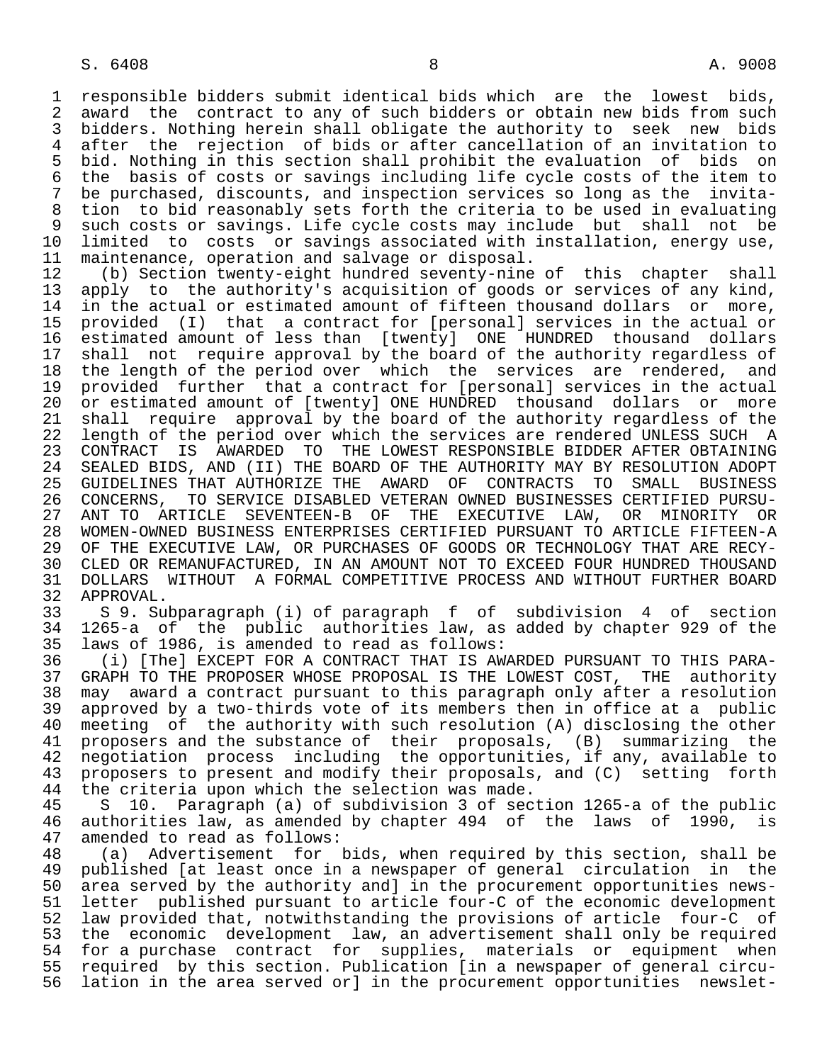responsible bidders submit identical bids which are the lowest bids, award the contract to any of such bidders or obtain new bids from such bidders. Nothing herein shall obligate the authority to seek new bids after the rejection of bids or after cancellation of an invitation to bid. Nothing in this section shall prohibit the evaluation of bids on the basis of costs or savings including life cycle costs of the item to be purchased, discounts, and inspection services so long as the invitation to bid reasonably sets forth the criteria to be used in evaluating such costs or savings. Life cycle costs may include but shall not be limited to costs or savings associated with installation, energy use, maintenance, operation and salvage or disposal.

(b) Section twenty-eight hundred seventy-nine of this chapter shall apply to the authority's acquisition of goods or services of any kind, in the actual or estimated amount of fifteen thousand dollars or more, provided (I) that a contract for [personal] services in the actual or estimated amount of less than [twenty] ONE HUNDRED thousand dollars shall not require approval by the board of the authority regardless of the length of the period over which the services are rendered, and provided further that a contract for [personal] services in the actual or estimated amount of [twenty] ONE HUNDRED thousand dollars or more shall require approval by the board of the authority regardless of the length of the period over which the services are rendered UNLESS SUCH A CONTRACT IS AWARDED TO THE LOWEST RESPONSIBLE BIDDER AFTER OBTAINING SEALED BIDS, AND (II) THE BOARD OF THE AUTHORITY MAY BY RESOLUTION ADOPT GUIDELINES THAT AUTHORIZE THE AWARD OF CONTRACTS TO SMALL BUSINESS CONCERNS, TO SERVICE DISABLED VETERAN OWNED BUSINESSES CERTIFIED PURSUANT TO ARTICLE SEVENTEEN-B OF THE EXECUTIVE LAW, OR MINORITY OR WOMEN-OWNED BUSINESS ENTERPRISES CERTIFIED PURSUANT TO ARTICLE FIFTEEN-A OF THE EXECUTIVE LAW, OR PURCHASES OF GOODS OR TECHNOLOGY THAT ARE RECYCLED OR REMANUFACTURED, IN AN AMOUNT NOT TO EXCEED FOUR HUNDRED THOUSAND DOLLARS WITHOUT A FORMAL COMPETITIVE PROCESS AND WITHOUT FURTHER BOARD APPROVAL.

S 9. Subparagraph (i) of paragraph f of subdivision 4 of section 1265-a of the public authorities law, as added by chapter 929 of the laws of 1986, is amended to read as follows:

(i) [The] EXCEPT FOR A CONTRACT THAT IS AWARDED PURSUANT TO THIS PARAGRAPH TO THE PROPOSER WHOSE PROPOSAL IS THE LOWEST COST, THE authority may award a contract pursuant to this paragraph only after a resolution approved by a two-thirds vote of its members then in office at a public meeting of the authority with such resolution (A) disclosing the other proposers and the substance of their proposals, (B) summarizing the negotiation process including the opportunities, if any, available to proposers to present and modify their proposals, and (C) setting forth the criteria upon which the selection was made.

S 10. Paragraph (a) of subdivision 3 of section 1265-a of the public authorities law, as amended by chapter 494 of the laws of 1990, is amended to read as follows:

(a) Advertisement for bids, when required by this section, shall be published [at least once in a newspaper of general circulation in the area served by the authority and] in the procurement opportunities newsletter published pursuant to article four-C of the economic development law provided that, notwithstanding the provisions of article four-C of the economic development law, an advertisement shall only be required for a purchase contract for supplies, materials or equipment when required by this section. Publication [in a newspaper of general circulation in the area served or] in the procurement opportunities newslet-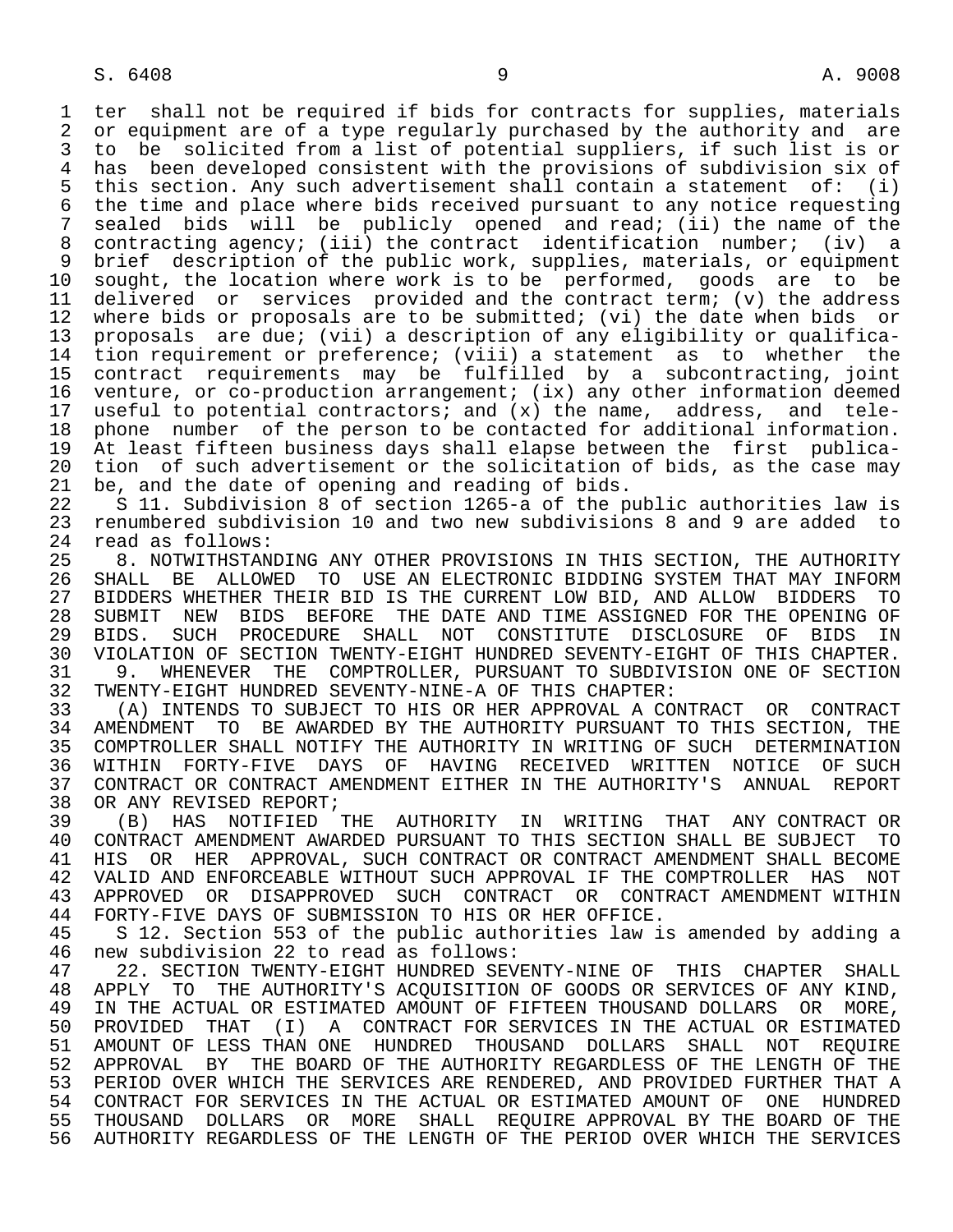ter shall not be required if bids for contracts for supplies, materials or equipment are of a type regularly purchased by the authority and are to be solicited from a list of potential suppliers, if such list is or has been developed consistent with the provisions of subdivision six of this section. Any such advertisement shall contain a statement of: (i) the time and place where bids received pursuant to any notice requesting sealed bids will be publicly opened and read; (ii) the name of the contracting agency; (iii) the contract identification number; (iv) a brief description of the public work, supplies, materials, or equipment sought, the location where work is to be performed, goods are to be delivered or services provided and the contract term; (v) the address where bids or proposals are to be submitted; (vi) the date when bids or proposals are due; (vii) a description of any eligibility or qualification requirement or preference; (viii) a statement as to whether the contract requirements may be fulfilled by a subcontracting, joint venture, or co-production arrangement; (ix) any other information deemed useful to potential contractors; and (x) the name, address, and telephone number of the person to be contacted for additional information. At least fifteen business days shall elapse between the first publication of such advertisement or the solicitation of bids, as the case may be, and the date of opening and reading of bids.

S 11. Subdivision 8 of section 1265-a of the public authorities law is renumbered subdivision 10 and two new subdivisions 8 and 9 are added to read as follows:

8. NOTWITHSTANDING ANY OTHER PROVISIONS IN THIS SECTION, THE AUTHORITY SHALL BE ALLOWED TO USE AN ELECTRONIC BIDDING SYSTEM THAT MAY INFORM BIDDERS WHETHER THEIR BID IS THE CURRENT LOW BID, AND ALLOW BIDDERS TO SUBMIT NEW BIDS BEFORE THE DATE AND TIME ASSIGNED FOR THE OPENING OF BIDS. SUCH PROCEDURE SHALL NOT CONSTITUTE DISCLOSURE OF BIDS IN VIOLATION OF SECTION TWENTY-EIGHT HUNDRED SEVENTY-EIGHT OF THIS CHAPTER.

9. WHENEVER THE COMPTROLLER, PURSUANT TO SUBDIVISION ONE OF SECTION TWENTY-EIGHT HUNDRED SEVENTY-NINE-A OF THIS CHAPTER:

(A) INTENDS TO SUBJECT TO HIS OR HER APPROVAL A CONTRACT OR CONTRACT AMENDMENT TO BE AWARDED BY THE AUTHORITY PURSUANT TO THIS SECTION, THE COMPTROLLER SHALL NOTIFY THE AUTHORITY IN WRITING OF SUCH DETERMINATION WITHIN FORTY-FIVE DAYS OF HAVING RECEIVED WRITTEN NOTICE OF SUCH CONTRACT OR CONTRACT AMENDMENT EITHER IN THE AUTHORITY'S ANNUAL REPORT OR ANY REVISED REPORT;

(B) HAS NOTIFIED THE AUTHORITY IN WRITING THAT ANY CONTRACT OR CONTRACT AMENDMENT AWARDED PURSUANT TO THIS SECTION SHALL BE SUBJECT TO HIS OR HER APPROVAL, SUCH CONTRACT OR CONTRACT AMENDMENT SHALL BECOME VALID AND ENFORCEABLE WITHOUT SUCH APPROVAL IF THE COMPTROLLER HAS NOT APPROVED OR DISAPPROVED SUCH CONTRACT OR CONTRACT AMENDMENT WITHIN FORTY-FIVE DAYS OF SUBMISSION TO HIS OR HER OFFICE.

S 12. Section 553 of the public authorities law is amended by adding a new subdivision 22 to read as follows:

22. SECTION TWENTY-EIGHT HUNDRED SEVENTY-NINE OF THIS CHAPTER SHALL APPLY TO THE AUTHORITY'S ACQUISITION OF GOODS OR SERVICES OF ANY KIND, IN THE ACTUAL OR ESTIMATED AMOUNT OF FIFTEEN THOUSAND DOLLARS OR MORE, PROVIDED THAT (I) A CONTRACT FOR SERVICES IN THE ACTUAL OR ESTIMATED AMOUNT OF LESS THAN ONE HUNDRED THOUSAND DOLLARS SHALL NOT REQUIRE APPROVAL BY THE BOARD OF THE AUTHORITY REGARDLESS OF THE LENGTH OF THE PERIOD OVER WHICH THE SERVICES ARE RENDERED, AND PROVIDED FURTHER THAT A CONTRACT FOR SERVICES IN THE ACTUAL OR ESTIMATED AMOUNT OF ONE HUNDRED THOUSAND DOLLARS OR MORE SHALL REQUIRE APPROVAL BY THE BOARD OF THE AUTHORITY REGARDLESS OF THE LENGTH OF THE PERIOD OVER WHICH THE SERVICES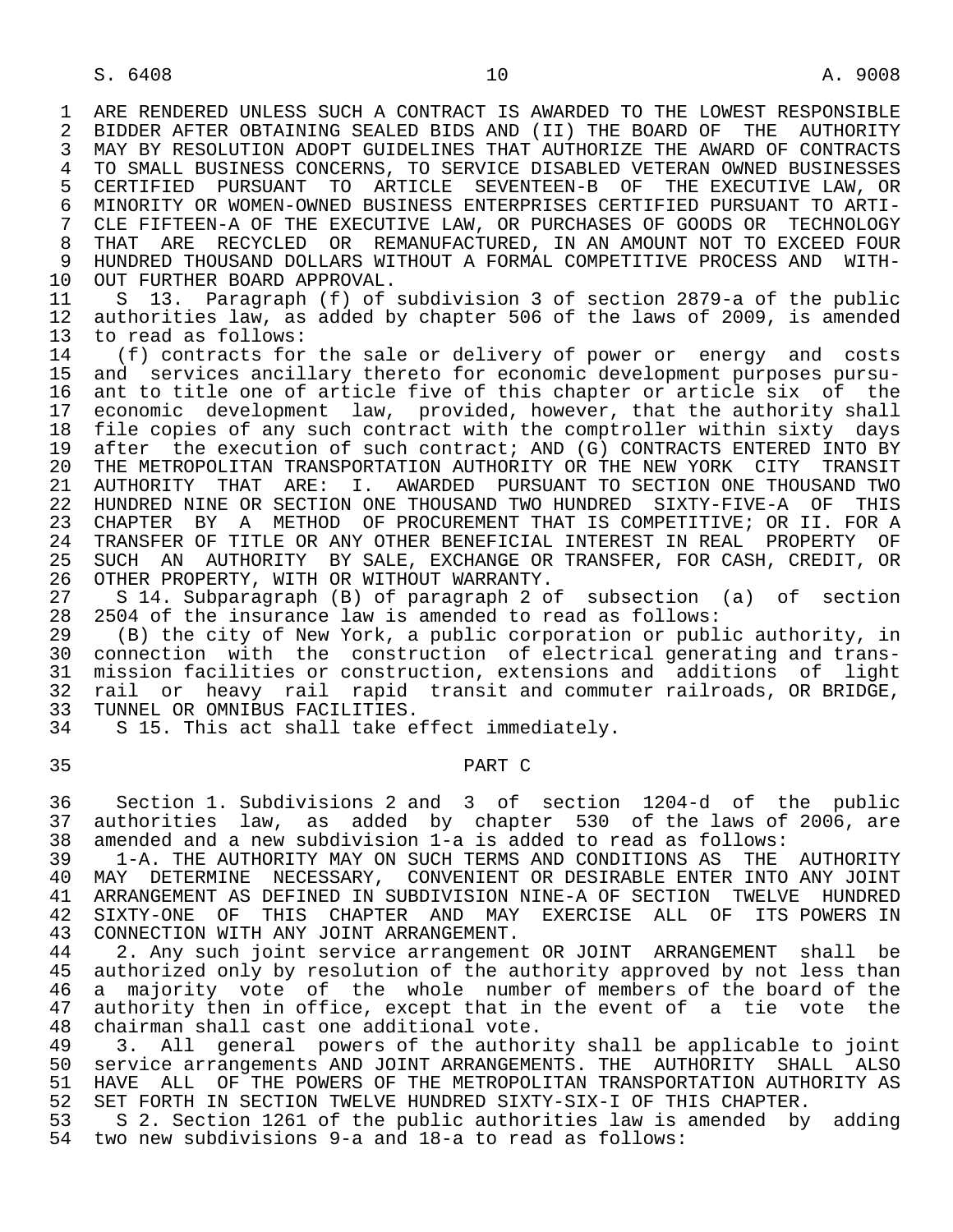ARE RENDERED UNLESS SUCH A CONTRACT IS AWARDED TO THE LOWEST RESPONSIBLE BIDDER AFTER OBTAINING SEALED BIDS AND (II) THE BOARD OF THE AUTHORITY MAY BY RESOLUTION ADOPT GUIDELINES THAT AUTHORIZE THE AWARD OF CONTRACTS TO SMALL BUSINESS CONCERNS, TO SERVICE DISABLED VETERAN OWNED BUSINESSES CERTIFIED PURSUANT TO ARTICLE SEVENTEEN-B OF THE EXECUTIVE LAW, OR MINORITY OR WOMEN-OWNED BUSINESS ENTERPRISES CERTIFIED PURSUANT TO ARTICLE FIFTEEN-A OF THE EXECUTIVE LAW, OR PURCHASES OF GOODS OR TECHNOLOGY THAT ARE RECYCLED OR REMANUFACTURED, IN AN AMOUNT NOT TO EXCEED FOUR HUNDRED THOUSAND DOLLARS WITHOUT A FORMAL COMPETITIVE PROCESS AND WITHOUT FURTHER BOARD APPROVAL.

S 13. Paragraph (f) of subdivision 3 of section 2879-a of the public authorities law, as added by chapter 506 of the laws of 2009, is amended to read as follows:

(f) contracts for the sale or delivery of power or energy and costs and services ancillary thereto for economic development purposes pursuant to title one of article five of this chapter or article six of the economic development law, provided, however, that the authority shall file copies of any such contract with the comptroller within sixty days after the execution of such contract; AND (G) CONTRACTS ENTERED INTO BY THE METROPOLITAN TRANSPORTATION AUTHORITY OR THE NEW YORK CITY TRANSIT AUTHORITY THAT ARE: I. AWARDED PURSUANT TO SECTION ONE THOUSAND TWO HUNDRED NINE OR SECTION ONE THOUSAND TWO HUNDRED SIXTY-FIVE-A OF THIS CHAPTER BY A METHOD OF PROCUREMENT THAT IS COMPETITIVE; OR II. FOR A TRANSFER OF TITLE OR ANY OTHER BENEFICIAL INTEREST IN REAL PROPERTY OF SUCH AN AUTHORITY BY SALE, EXCHANGE OR TRANSFER, FOR CASH, CREDIT, OR OTHER PROPERTY, WITH OR WITHOUT WARRANTY.

S 14. Subparagraph (B) of paragraph 2 of subsection (a) of section 2504 of the insurance law is amended to read as follows:

(B) the city of New York, a public corporation or public authority, in connection with the construction of electrical generating and transmission facilities or construction, extensions and additions of light rail or heavy rail rapid transit and commuter railroads, OR BRIDGE, TUNNEL OR OMNIBUS FACILITIES.

S 15. This act shall take effect immediately.

## PART C

Section 1. Subdivisions 2 and 3 of section 1204-d of the public authorities law, as added by chapter 530 of the laws of 2006, are amended and a new subdivision 1-a is added to read as follows:

1-A. THE AUTHORITY MAY ON SUCH TERMS AND CONDITIONS AS THE AUTHORITY MAY DETERMINE NECESSARY, CONVENIENT OR DESIRABLE ENTER INTO ANY JOINT ARRANGEMENT AS DEFINED IN SUBDIVISION NINE-A OF SECTION TWELVE HUNDRED SIXTY-ONE OF THIS CHAPTER AND MAY EXERCISE ALL OF ITS POWERS IN CONNECTION WITH ANY JOINT ARRANGEMENT.

2. Any such joint service arrangement OR JOINT ARRANGEMENT shall be authorized only by resolution of the authority approved by not less than a majority vote of the whole number of members of the board of the authority then in office, except that in the event of a tie vote the chairman shall cast one additional vote.

3. All general powers of the authority shall be applicable to joint service arrangements AND JOINT ARRANGEMENTS. THE AUTHORITY SHALL ALSO HAVE ALL OF THE POWERS OF THE METROPOLITAN TRANSPORTATION AUTHORITY AS SET FORTH IN SECTION TWELVE HUNDRED SIXTY-SIX-I OF THIS CHAPTER.

S 2. Section 1261 of the public authorities law is amended by adding two new subdivisions 9-a and 18-a to read as follows: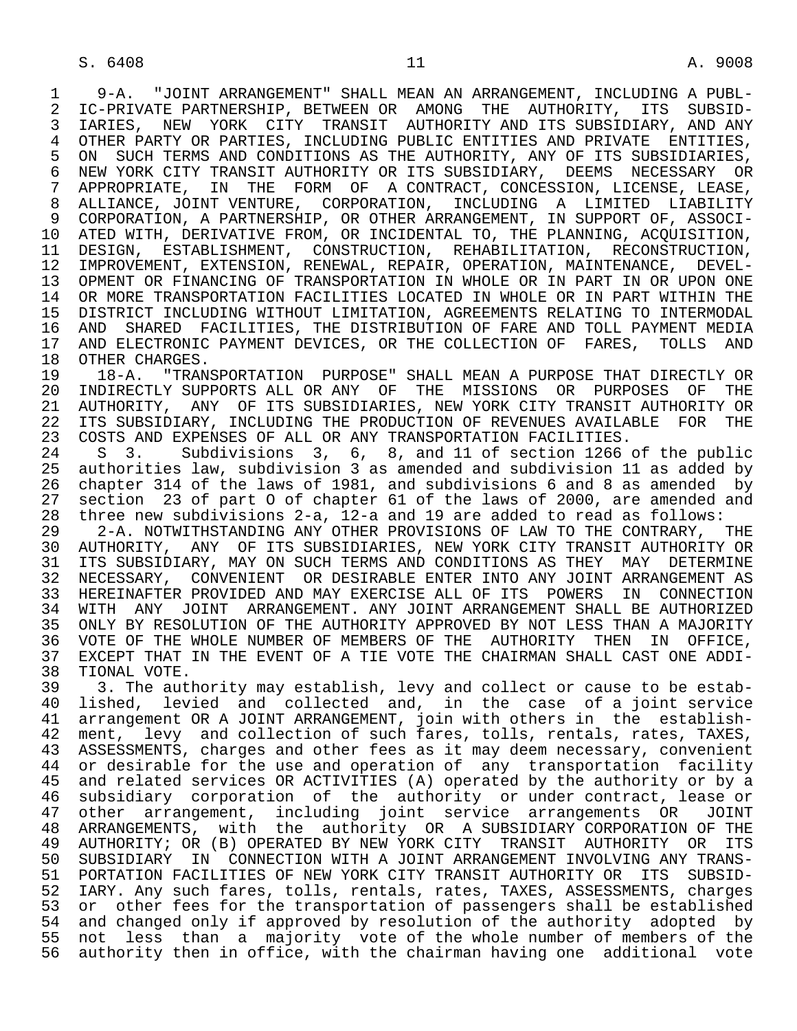9-A. "JOINT ARRANGEMENT" SHALL MEAN AN ARRANGEMENT, INCLUDING A PUBLIC-PRIVATE PARTNERSHIP, BETWEEN OR AMONG THE AUTHORITY, ITS SUBSIDIARIES, NEW YORK CITY TRANSIT AUTHORITY AND ITS SUBSIDIARY, AND ANY OTHER PARTY OR PARTIES, INCLUDING PUBLIC ENTITIES AND PRIVATE ENTITIES, ON SUCH TERMS AND CONDITIONS AS THE AUTHORITY, ANY OF ITS SUBSIDIARIES, NEW YORK CITY TRANSIT AUTHORITY OR ITS SUBSIDIARY, DEEMS NECESSARY OR APPROPRIATE, IN THE FORM OF A CONTRACT, CONCESSION, LICENSE, LEASE, ALLIANCE, JOINT VENTURE, CORPORATION, INCLUDING A LIMITED LIABILITY CORPORATION, A PARTNERSHIP, OR OTHER ARRANGEMENT, IN SUPPORT OF, ASSOCIATED WITH, DERIVATIVE FROM, OR INCIDENTAL TO, THE PLANNING, ACQUISITION, DESIGN, ESTABLISHMENT, CONSTRUCTION, REHABILITATION, RECONSTRUCTION, IMPROVEMENT, EXTENSION, RENEWAL, REPAIR, OPERATION, MAINTENANCE, DEVELOPMENT OR FINANCING OF TRANSPORTATION IN WHOLE OR IN PART IN OR UPON ONE OR MORE TRANSPORTATION FACILITIES LOCATED IN WHOLE OR IN PART WITHIN THE DISTRICT INCLUDING WITHOUT LIMITATION, AGREEMENTS RELATING TO INTERMODAL AND SHARED FACILITIES, THE DISTRIBUTION OF FARE AND TOLL PAYMENT MEDIA AND ELECTRONIC PAYMENT DEVICES, OR THE COLLECTION OF FARES, TOLLS AND OTHER CHARGES.

18-A. "TRANSPORTATION PURPOSE" SHALL MEAN A PURPOSE THAT DIRECTLY OR INDIRECTLY SUPPORTS ALL OR ANY OF THE MISSIONS OR PURPOSES OF THE AUTHORITY, ANY OF ITS SUBSIDIARIES, NEW YORK CITY TRANSIT AUTHORITY OR ITS SUBSIDIARY, INCLUDING THE PRODUCTION OF REVENUES AVAILABLE FOR THE COSTS AND EXPENSES OF ALL OR ANY TRANSPORTATION FACILITIES.

S 3. Subdivisions 3, 6, 8, and 11 of section 1266 of the public authorities law, subdivision 3 as amended and subdivision 11 as added by chapter 314 of the laws of 1981, and subdivisions 6 and 8 as amended by section 23 of part O of chapter 61 of the laws of 2000, are amended and three new subdivisions 2-a, 12-a and 19 are added to read as follows:

2-A. NOTWITHSTANDING ANY OTHER PROVISIONS OF LAW TO THE CONTRARY, THE AUTHORITY, ANY OF ITS SUBSIDIARIES, NEW YORK CITY TRANSIT AUTHORITY OR ITS SUBSIDIARY, MAY ON SUCH TERMS AND CONDITIONS AS THEY MAY DETERMINE NECESSARY, CONVENIENT OR DESIRABLE ENTER INTO ANY JOINT ARRANGEMENT AS HEREINAFTER PROVIDED AND MAY EXERCISE ALL OF ITS POWERS IN CONNECTION WITH ANY JOINT ARRANGEMENT. ANY JOINT ARRANGEMENT SHALL BE AUTHORIZED ONLY BY RESOLUTION OF THE AUTHORITY APPROVED BY NOT LESS THAN A MAJORITY VOTE OF THE WHOLE NUMBER OF MEMBERS OF THE AUTHORITY THEN IN OFFICE, EXCEPT THAT IN THE EVENT OF A TIE VOTE THE CHAIRMAN SHALL CAST ONE ADDITIONAL VOTE.

3. The authority may establish, levy and collect or cause to be established, levied and collected and, in the case of a joint service arrangement OR A JOINT ARRANGEMENT, join with others in the establishment, levy and collection of such fares, tolls, rentals, rates, TAXES, ASSESSMENTS, charges and other fees as it may deem necessary, convenient or desirable for the use and operation of any transportation facility and related services OR ACTIVITIES (A) operated by the authority or by a subsidiary corporation of the authority or under contract, lease or other arrangement, including joint service arrangements OR JOINT ARRANGEMENTS, with the authority OR A SUBSIDIARY CORPORATION OF THE AUTHORITY; OR (B) OPERATED BY NEW YORK CITY TRANSIT AUTHORITY OR ITS SUBSIDIARY IN CONNECTION WITH A JOINT ARRANGEMENT INVOLVING ANY TRANSPORTATION FACILITIES OF NEW YORK CITY TRANSIT AUTHORITY OR ITS SUBSIDIARY. Any such fares, tolls, rentals, rates, TAXES, ASSESSMENTS, charges or other fees for the transportation of passengers shall be established and changed only if approved by resolution of the authority adopted by not less than a majority vote of the whole number of members of the authority then in office, with the chairman having one additional vote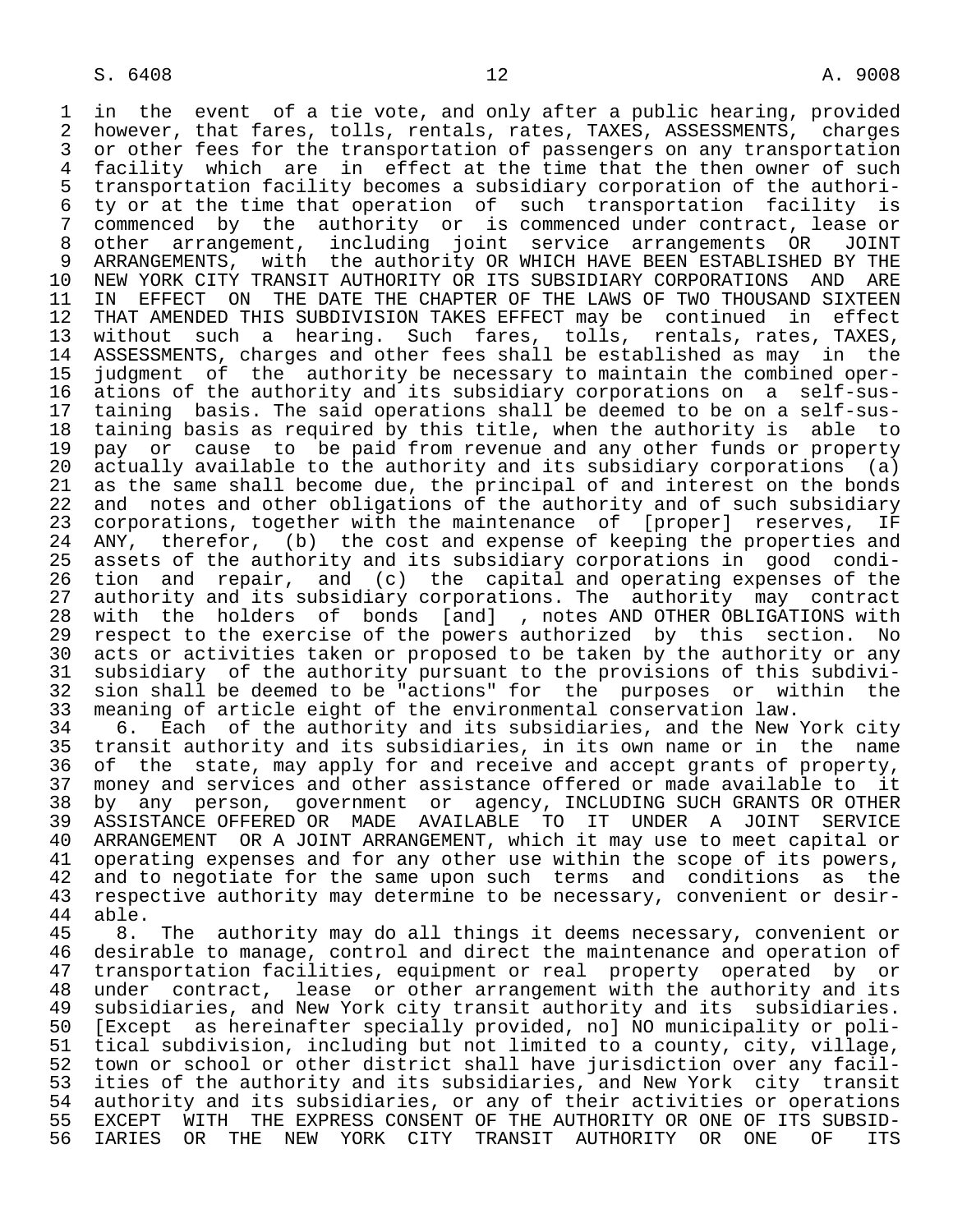in the event of a tie vote, and only after a public hearing, provided however, that fares, tolls, rentals, rates, TAXES, ASSESSMENTS, charges or other fees for the transportation of passengers on any transportation facility which are in effect at the time that the then owner of such transportation facility becomes a subsidiary corporation of the authority or at the time that operation of such transportation facility is commenced by the authority or is commenced under contract, lease or other arrangement, including joint service arrangements OR JOINT ARRANGEMENTS, with the authority OR WHICH HAVE BEEN ESTABLISHED BY THE NEW YORK CITY TRANSIT AUTHORITY OR ITS SUBSIDIARY CORPORATIONS AND ARE IN EFFECT ON THE DATE THE CHAPTER OF THE LAWS OF TWO THOUSAND SIXTEEN THAT AMENDED THIS SUBDIVISION TAKES EFFECT may be continued in effect without such a hearing. Such fares, tolls, rentals, rates, TAXES, ASSESSMENTS, charges and other fees shall be established as may in the judgment of the authority be necessary to maintain the combined operations of the authority and its subsidiary corporations on a self-sustaining basis. The said operations shall be deemed to be on a self-sustaining basis as required by this title, when the authority is able to pay or cause to be paid from revenue and any other funds or property actually available to the authority and its subsidiary corporations (a) as the same shall become due, the principal of and interest on the bonds and notes and other obligations of the authority and of such subsidiary corporations, together with the maintenance of [proper] reserves, IF ANY, therefor, (b) the cost and expense of keeping the properties and assets of the authority and its subsidiary corporations in good condition and repair, and (c) the capital and operating expenses of the authority and its subsidiary corporations. The authority may contract with the holders of bonds [and] , notes AND OTHER OBLIGATIONS with respect to the exercise of the powers authorized by this section. No acts or activities taken or proposed to be taken by the authority or any subsidiary of the authority pursuant to the provisions of this subdivision shall be deemed to be "actions" for the purposes or within the meaning of article eight of the environmental conservation law.

6. Each of the authority and its subsidiaries, and the New York city transit authority and its subsidiaries, in its own name or in the name of the state, may apply for and receive and accept grants of property, money and services and other assistance offered or made available to it by any person, government or agency, INCLUDING SUCH GRANTS OR OTHER ASSISTANCE OFFERED OR MADE AVAILABLE TO IT UNDER A JOINT SERVICE ARRANGEMENT OR A JOINT ARRANGEMENT, which it may use to meet capital or operating expenses and for any other use within the scope of its powers, and to negotiate for the same upon such terms and conditions as the respective authority may determine to be necessary, convenient or desirable.

8. The authority may do all things it deems necessary, convenient or desirable to manage, control and direct the maintenance and operation of transportation facilities, equipment or real property operated by or under contract, lease or other arrangement with the authority and its subsidiaries, and New York city transit authority and its subsidiaries. [Except as hereinafter specially provided, no] NO municipality or political subdivision, including but not limited to a county, city, village, town or school or other district shall have jurisdiction over any facilities of the authority and its subsidiaries, and New York city transit authority and its subsidiaries, or any of their activities or operations EXCEPT WITH THE EXPRESS CONSENT OF THE AUTHORITY OR ONE OF ITS SUBSIDIARIES OR THE NEW YORK CITY TRANSIT AUTHORITY OR ONE OF ITS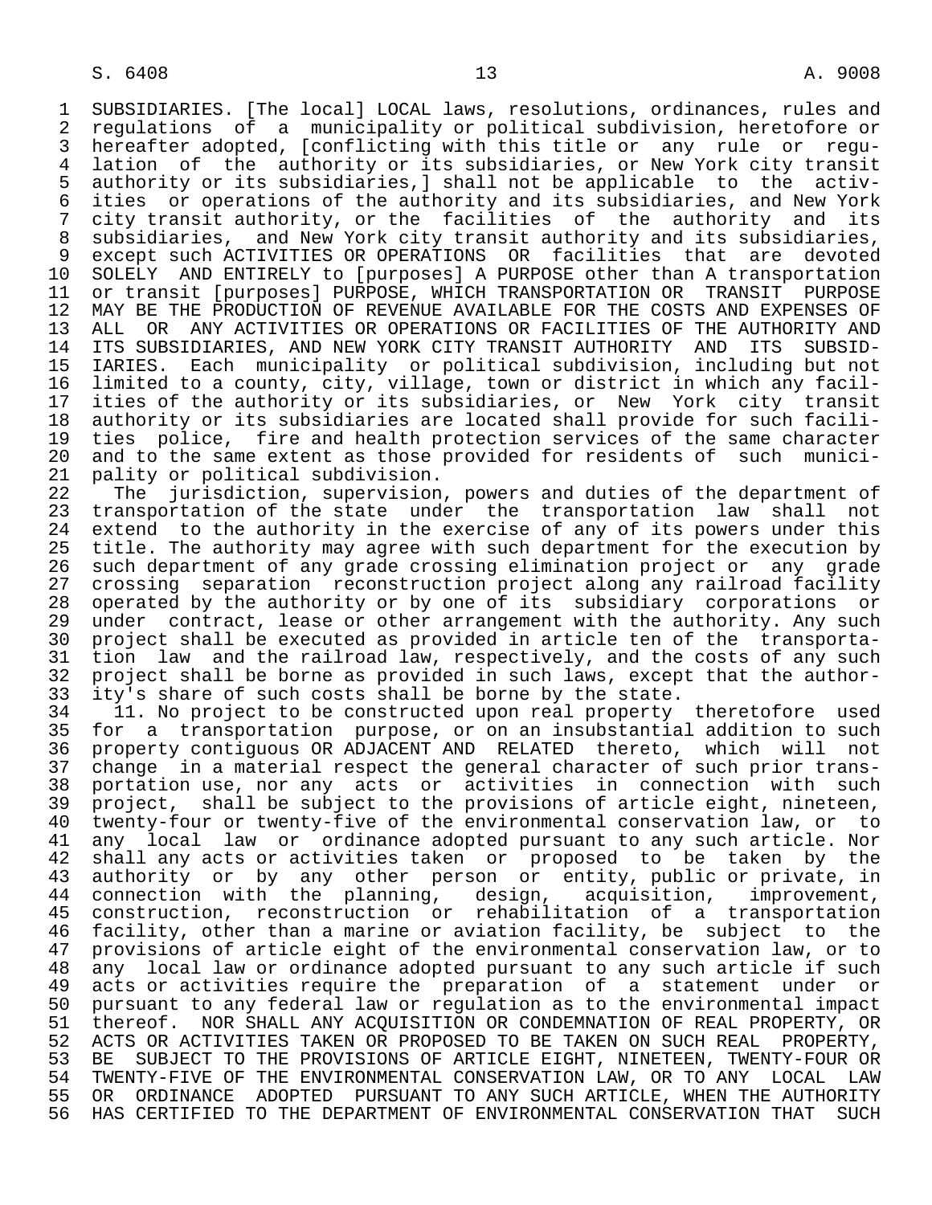SUBSIDIARIES. [The local] LOCAL laws, resolutions, ordinances, rules and regulations of a municipality or political subdivision, heretofore or hereafter adopted, [conflicting with this title or any rule or regulation of the authority or its subsidiaries, or New York city transit authority or its subsidiaries,] shall not be applicable to the activities or operations of the authority and its subsidiaries, and New York city transit authority, or the facilities of the authority and its subsidiaries, and New York city transit authority and its subsidiaries, except such ACTIVITIES OR OPERATIONS OR facilities that are devoted SOLELY AND ENTIRELY to [purposes] A PURPOSE other than A transportation or transit [purposes] PURPOSE, WHICH TRANSPORTATION OR TRANSIT PURPOSE MAY BE THE PRODUCTION OF REVENUE AVAILABLE FOR THE COSTS AND EXPENSES OF ALL OR ANY ACTIVITIES OR OPERATIONS OR FACILITIES OF THE AUTHORITY AND ITS SUBSIDIARIES, AND NEW YORK CITY TRANSIT AUTHORITY AND ITS SUBSIDIARIES. Each municipality or political subdivision, including but not limited to a county, city, village, town or district in which any facilities of the authority or its subsidiaries, or New York city transit authority or its subsidiaries are located shall provide for such facilities police, fire and health protection services of the same character and to the same extent as those provided for residents of such municipality or political subdivision.

The jurisdiction, supervision, powers and duties of the department of transportation of the state under the transportation law shall not extend to the authority in the exercise of any of its powers under this title. The authority may agree with such department for the execution by such department of any grade crossing elimination project or any grade crossing separation reconstruction project along any railroad facility operated by the authority or by one of its subsidiary corporations or under contract, lease or other arrangement with the authority. Any such project shall be executed as provided in article ten of the transportation law and the railroad law, respectively, and the costs of any such project shall be borne as provided in such laws, except that the authority's share of such costs shall be borne by the state.

11. No project to be constructed upon real property theretofore used for a transportation purpose, or on an insubstantial addition to such property contiguous OR ADJACENT AND RELATED thereto, which will not change in a material respect the general character of such prior transportation use, nor any acts or activities in connection with such project, shall be subject to the provisions of article eight, nineteen, twenty-four or twenty-five of the environmental conservation law, or to any local law or ordinance adopted pursuant to any such article. Nor shall any acts or activities taken or proposed to be taken by the authority or by any other person or entity, public or private, in connection with the planning, design, acquisition, improvement, construction, reconstruction or rehabilitation of a transportation facility, other than a marine or aviation facility, be subject to the provisions of article eight of the environmental conservation law, or to any local law or ordinance adopted pursuant to any such article if such acts or activities require the preparation of a statement under or pursuant to any federal law or regulation as to the environmental impact thereof. NOR SHALL ANY ACQUISITION OR CONDEMNATION OF REAL PROPERTY, OR ACTS OR ACTIVITIES TAKEN OR PROPOSED TO BE TAKEN ON SUCH REAL PROPERTY, BE SUBJECT TO THE PROVISIONS OF ARTICLE EIGHT, NINETEEN, TWENTY-FOUR OR TWENTY-FIVE OF THE ENVIRONMENTAL CONSERVATION LAW, OR TO ANY LOCAL LAW OR ORDINANCE ADOPTED PURSUANT TO ANY SUCH ARTICLE, WHEN THE AUTHORITY HAS CERTIFIED TO THE DEPARTMENT OF ENVIRONMENTAL CONSERVATION THAT SUCH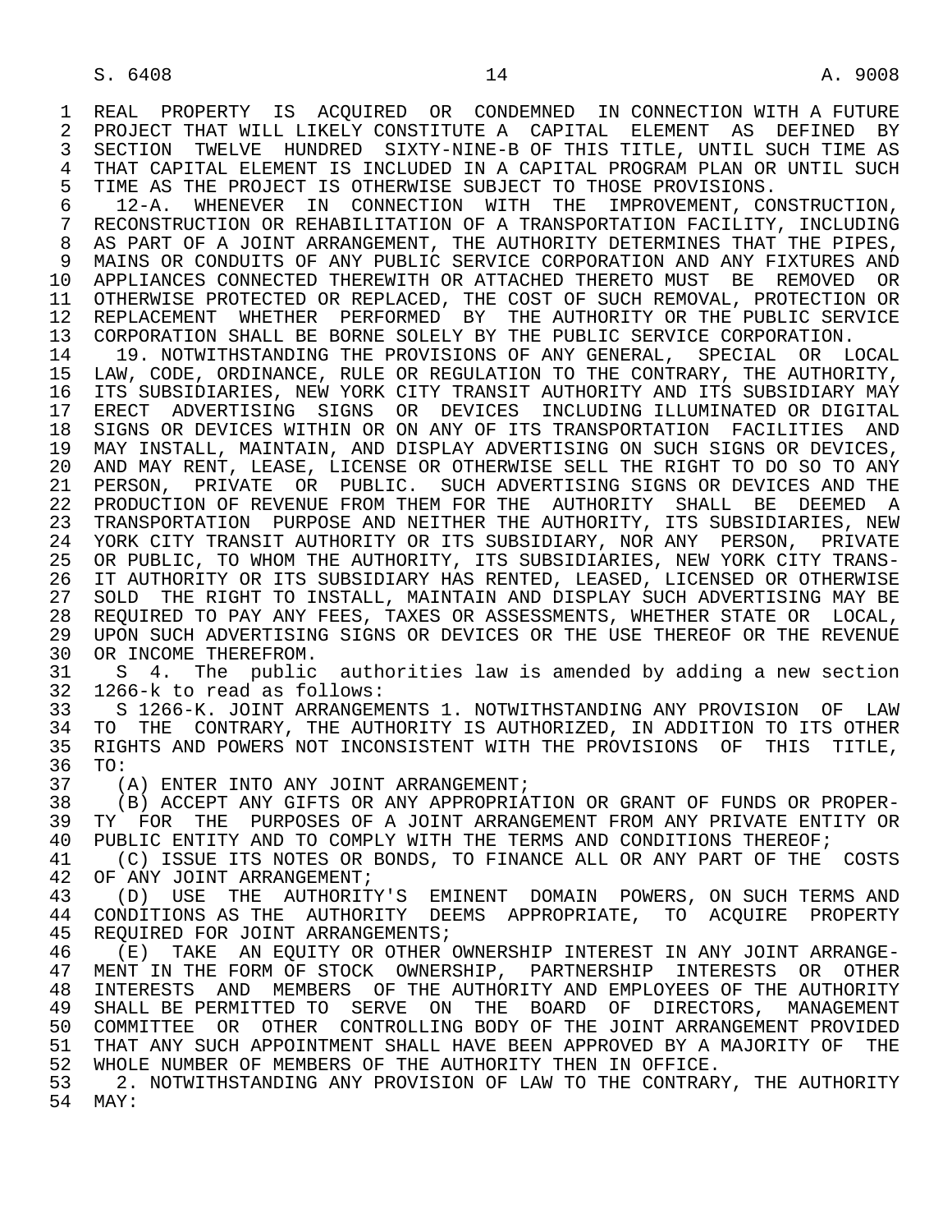REAL PROPERTY IS ACQUIRED OR CONDEMNED IN CONNECTION WITH A FUTURE PROJECT THAT WILL LIKELY CONSTITUTE A CAPITAL ELEMENT AS DEFINED BY SECTION TWELVE HUNDRED SIXTY-NINE-B OF THIS TITLE, UNTIL SUCH TIME AS THAT CAPITAL ELEMENT IS INCLUDED IN A CAPITAL PROGRAM PLAN OR UNTIL SUCH TIME AS THE PROJECT IS OTHERWISE SUBJECT TO THOSE PROVISIONS.

12-A. WHENEVER IN CONNECTION WITH THE IMPROVEMENT, CONSTRUCTION, RECONSTRUCTION OR REHABILITATION OF A TRANSPORTATION FACILITY, INCLUDING AS PART OF A JOINT ARRANGEMENT, THE AUTHORITY DETERMINES THAT THE PIPES, MAINS OR CONDUITS OF ANY PUBLIC SERVICE CORPORATION AND ANY FIXTURES AND APPLIANCES CONNECTED THEREWITH OR ATTACHED THERETO MUST BE REMOVED OR OTHERWISE PROTECTED OR REPLACED, THE COST OF SUCH REMOVAL, PROTECTION OR REPLACEMENT WHETHER PERFORMED BY THE AUTHORITY OR THE PUBLIC SERVICE CORPORATION SHALL BE BORNE SOLELY BY THE PUBLIC SERVICE CORPORATION.

19. NOTWITHSTANDING THE PROVISIONS OF ANY GENERAL, SPECIAL OR LOCAL LAW, CODE, ORDINANCE, RULE OR REGULATION TO THE CONTRARY, THE AUTHORITY, ITS SUBSIDIARIES, NEW YORK CITY TRANSIT AUTHORITY AND ITS SUBSIDIARY MAY ERECT ADVERTISING SIGNS OR DEVICES INCLUDING ILLUMINATED OR DIGITAL SIGNS OR DEVICES WITHIN OR ON ANY OF ITS TRANSPORTATION FACILITIES AND MAY INSTALL, MAINTAIN, AND DISPLAY ADVERTISING ON SUCH SIGNS OR DEVICES, AND MAY RENT, LEASE, LICENSE OR OTHERWISE SELL THE RIGHT TO DO SO TO ANY PERSON, PRIVATE OR PUBLIC. SUCH ADVERTISING SIGNS OR DEVICES AND THE PRODUCTION OF REVENUE FROM THEM FOR THE AUTHORITY SHALL BE DEEMED A TRANSPORTATION PURPOSE AND NEITHER THE AUTHORITY, ITS SUBSIDIARIES, NEW YORK CITY TRANSIT AUTHORITY OR ITS SUBSIDIARY, NOR ANY PERSON, PRIVATE OR PUBLIC, TO WHOM THE AUTHORITY, ITS SUBSIDIARIES, NEW YORK CITY TRANSIT AUTHORITY OR ITS SUBSIDIARY HAS RENTED, LEASED, LICENSED OR OTHERWISE SOLD THE RIGHT TO INSTALL, MAINTAIN AND DISPLAY SUCH ADVERTISING MAY BE REQUIRED TO PAY ANY FEES, TAXES OR ASSESSMENTS, WHETHER STATE OR LOCAL, UPON SUCH ADVERTISING SIGNS OR DEVICES OR THE USE THEREOF OR THE REVENUE OR INCOME THEREFROM.

S 4. The public authorities law is amended by adding a new section 1266-k to read as follows:

S 1266-K. JOINT ARRANGEMENTS 1. NOTWITHSTANDING ANY PROVISION OF LAW TO THE CONTRARY, THE AUTHORITY IS AUTHORIZED, IN ADDITION TO ITS OTHER RIGHTS AND POWERS NOT INCONSISTENT WITH THE PROVISIONS OF THIS TITLE, TO:

(A) ENTER INTO ANY JOINT ARRANGEMENT;

(B) ACCEPT ANY GIFTS OR ANY APPROPRIATION OR GRANT OF FUNDS OR PROPERTY FOR THE PURPOSES OF A JOINT ARRANGEMENT FROM ANY PRIVATE ENTITY OR PUBLIC ENTITY AND TO COMPLY WITH THE TERMS AND CONDITIONS THEREOF;

(C) ISSUE ITS NOTES OR BONDS, TO FINANCE ALL OR ANY PART OF THE COSTS OF ANY JOINT ARRANGEMENT;

(D) USE THE AUTHORITY'S EMINENT DOMAIN POWERS, ON SUCH TERMS AND CONDITIONS AS THE AUTHORITY DEEMS APPROPRIATE, TO ACQUIRE PROPERTY REQUIRED FOR JOINT ARRANGEMENTS;

(E) TAKE AN EQUITY OR OTHER OWNERSHIP INTEREST IN ANY JOINT ARRANGEMENT IN THE FORM OF STOCK OWNERSHIP, PARTNERSHIP INTERESTS OR OTHER INTERESTS AND MEMBERS OF THE AUTHORITY AND EMPLOYEES OF THE AUTHORITY SHALL BE PERMITTED TO SERVE ON THE BOARD OF DIRECTORS, MANAGEMENT COMMITTEE OR OTHER CONTROLLING BODY OF THE JOINT ARRANGEMENT PROVIDED THAT ANY SUCH APPOINTMENT SHALL HAVE BEEN APPROVED BY A MAJORITY OF THE WHOLE NUMBER OF MEMBERS OF THE AUTHORITY THEN IN OFFICE.

2. NOTWITHSTANDING ANY PROVISION OF LAW TO THE CONTRARY, THE AUTHORITY MAY: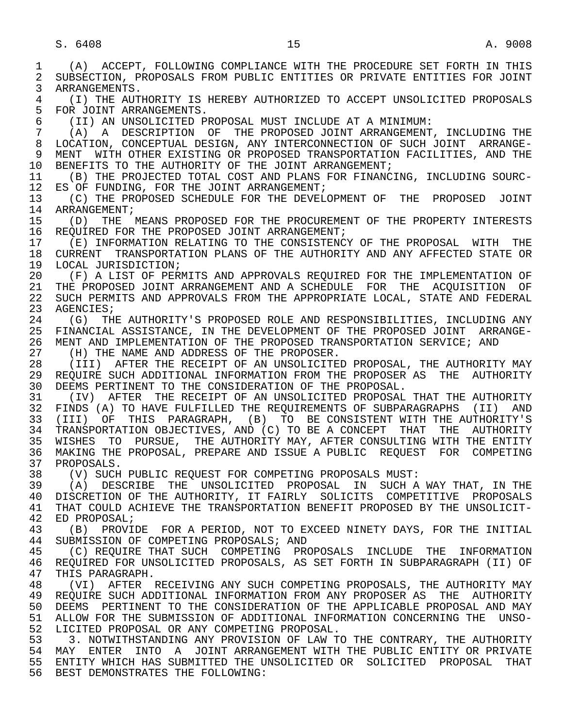(A) ACCEPT, FOLLOWING COMPLIANCE WITH THE PROCEDURE SET FORTH IN THIS SUBSECTION, PROPOSALS FROM PUBLIC ENTITIES OR PRIVATE ENTITIES FOR JOINT ARRANGEMENTS.

(I) THE AUTHORITY IS HEREBY AUTHORIZED TO ACCEPT UNSOLICITED PROPOSALS FOR JOINT ARRANGEMENTS.

(II) AN UNSOLICITED PROPOSAL MUST INCLUDE AT A MINIMUM:

(A) A DESCRIPTION OF THE PROPOSED JOINT ARRANGEMENT, INCLUDING THE LOCATION, CONCEPTUAL DESIGN, ANY INTERCONNECTION OF SUCH JOINT ARRANGEMENT WITH OTHER EXISTING OR PROPOSED TRANSPORTATION FACILITIES, AND THE BENEFITS TO THE AUTHORITY OF THE JOINT ARRANGEMENT;

(B) THE PROJECTED TOTAL COST AND PLANS FOR FINANCING, INCLUDING SOURCES OF FUNDING, FOR THE JOINT ARRANGEMENT;

(C) THE PROPOSED SCHEDULE FOR THE DEVELOPMENT OF THE PROPOSED JOINT ARRANGEMENT;

(D) THE MEANS PROPOSED FOR THE PROCUREMENT OF THE PROPERTY INTERESTS REQUIRED FOR THE PROPOSED JOINT ARRANGEMENT;

(E) INFORMATION RELATING TO THE CONSISTENCY OF THE PROPOSAL WITH THE CURRENT TRANSPORTATION PLANS OF THE AUTHORITY AND ANY AFFECTED STATE OR LOCAL JURISDICTION;

(F) A LIST OF PERMITS AND APPROVALS REQUIRED FOR THE IMPLEMENTATION OF THE PROPOSED JOINT ARRANGEMENT AND A SCHEDULE FOR THE ACQUISITION OF SUCH PERMITS AND APPROVALS FROM THE APPROPRIATE LOCAL, STATE AND FEDERAL AGENCIES;

(G) THE AUTHORITY'S PROPOSED ROLE AND RESPONSIBILITIES, INCLUDING ANY FINANCIAL ASSISTANCE, IN THE DEVELOPMENT OF THE PROPOSED JOINT ARRANGEMENT AND IMPLEMENTATION OF THE PROPOSED TRANSPORTATION SERVICE; AND

(H) THE NAME AND ADDRESS OF THE PROPOSER.

(III) AFTER THE RECEIPT OF AN UNSOLICITED PROPOSAL, THE AUTHORITY MAY REQUIRE SUCH ADDITIONAL INFORMATION FROM THE PROPOSER AS THE AUTHORITY DEEMS PERTINENT TO THE CONSIDERATION OF THE PROPOSAL.

(IV) AFTER THE RECEIPT OF AN UNSOLICITED PROPOSAL THAT THE AUTHORITY FINDS (A) TO HAVE FULFILLED THE REQUIREMENTS OF SUBPARAGRAPHS (II) AND (III) OF THIS PARAGRAPH, (B) TO BE CONSISTENT WITH THE AUTHORITY'S TRANSPORTATION OBJECTIVES, AND (C) TO BE A CONCEPT THAT THE AUTHORITY WISHES TO PURSUE, THE AUTHORITY MAY, AFTER CONSULTING WITH THE ENTITY MAKING THE PROPOSAL, PREPARE AND ISSUE A PUBLIC REQUEST FOR COMPETING PROPOSALS.

(V) SUCH PUBLIC REQUEST FOR COMPETING PROPOSALS MUST:

(A) DESCRIBE THE UNSOLICITED PROPOSAL IN SUCH A WAY THAT, IN THE DISCRETION OF THE AUTHORITY, IT FAIRLY SOLICITS COMPETITIVE PROPOSALS THAT COULD ACHIEVE THE TRANSPORTATION BENEFIT PROPOSED BY THE UNSOLICITED PROPOSAL;

(B) PROVIDE FOR A PERIOD, NOT TO EXCEED NINETY DAYS, FOR THE INITIAL SUBMISSION OF COMPETING PROPOSALS; AND

(C) REQUIRE THAT SUCH COMPETING PROPOSALS INCLUDE THE INFORMATION REQUIRED FOR UNSOLICITED PROPOSALS, AS SET FORTH IN SUBPARAGRAPH (II) OF THIS PARAGRAPH.

(VI) AFTER RECEIVING ANY SUCH COMPETING PROPOSALS, THE AUTHORITY MAY REQUIRE SUCH ADDITIONAL INFORMATION FROM ANY PROPOSER AS THE AUTHORITY DEEMS PERTINENT TO THE CONSIDERATION OF THE APPLICABLE PROPOSAL AND MAY ALLOW FOR THE SUBMISSION OF ADDITIONAL INFORMATION CONCERNING THE UNSOLICITED PROPOSAL OR ANY COMPETING PROPOSAL.

3. NOTWITHSTANDING ANY PROVISION OF LAW TO THE CONTRARY, THE AUTHORITY MAY ENTER INTO A JOINT ARRANGEMENT WITH THE PUBLIC ENTITY OR PRIVATE ENTITY WHICH HAS SUBMITTED THE UNSOLICITED OR SOLICITED PROPOSAL THAT BEST DEMONSTRATES THE FOLLOWING: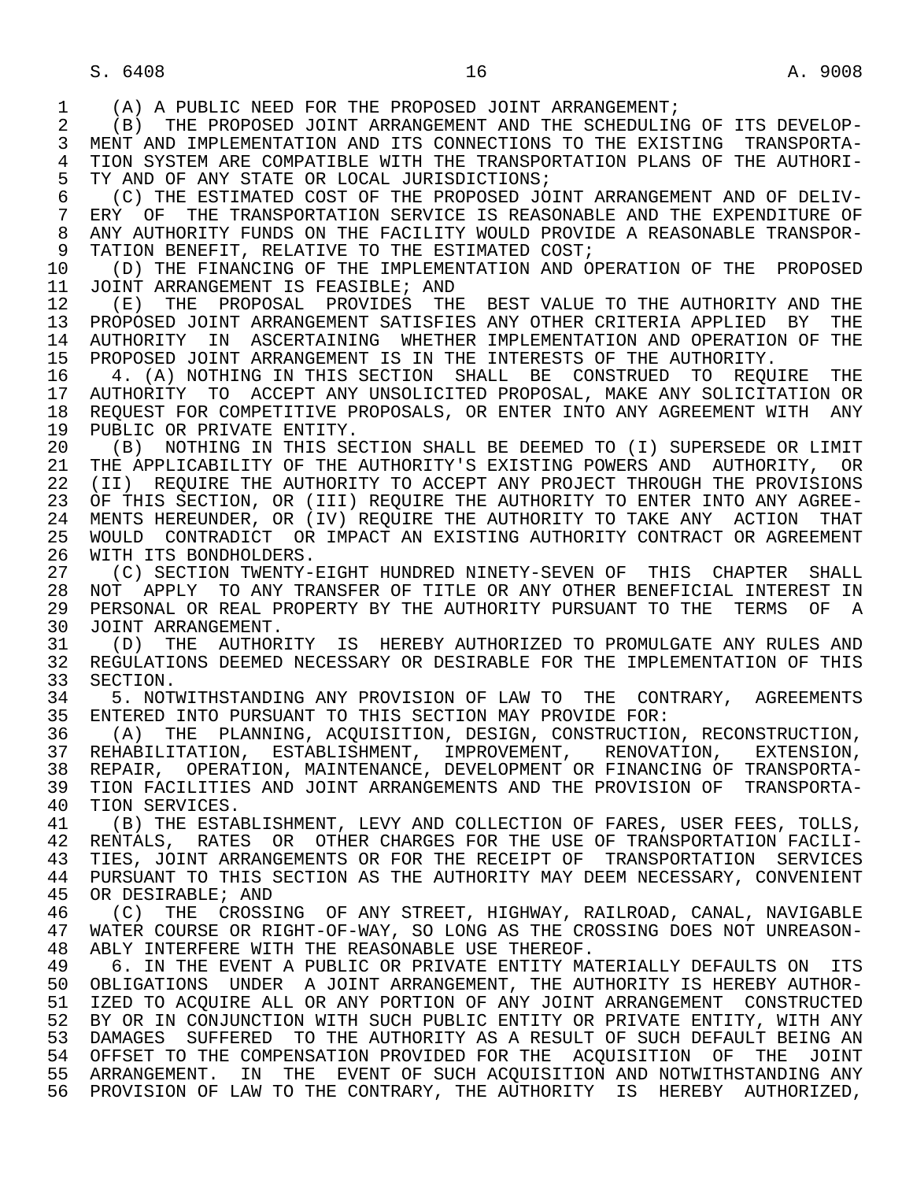(A) A PUBLIC NEED FOR THE PROPOSED JOINT ARRANGEMENT;

(B) THE PROPOSED JOINT ARRANGEMENT AND THE SCHEDULING OF ITS DEVELOPMENT AND IMPLEMENTATION AND ITS CONNECTIONS TO THE EXISTING TRANSPORTATION SYSTEM ARE COMPATIBLE WITH THE TRANSPORTATION PLANS OF THE AUTHORITY AND OF ANY STATE OR LOCAL JURISDICTIONS;

(C) THE ESTIMATED COST OF THE PROPOSED JOINT ARRANGEMENT AND OF DELIVERY OF THE TRANSPORTATION SERVICE IS REASONABLE AND THE EXPENDITURE OF ANY AUTHORITY FUNDS ON THE FACILITY WOULD PROVIDE A REASONABLE TRANSPORTATION BENEFIT, RELATIVE TO THE ESTIMATED COST;

(D) THE FINANCING OF THE IMPLEMENTATION AND OPERATION OF THE PROPOSED JOINT ARRANGEMENT IS FEASIBLE; AND

(E) THE PROPOSAL PROVIDES THE BEST VALUE TO THE AUTHORITY AND THE PROPOSED JOINT ARRANGEMENT SATISFIES ANY OTHER CRITERIA APPLIED BY THE AUTHORITY IN ASCERTAINING WHETHER IMPLEMENTATION AND OPERATION OF THE PROPOSED JOINT ARRANGEMENT IS IN THE INTERESTS OF THE AUTHORITY.

4. (A) NOTHING IN THIS SECTION SHALL BE CONSTRUED TO REQUIRE THE AUTHORITY TO ACCEPT ANY UNSOLICITED PROPOSAL, MAKE ANY SOLICITATION OR REQUEST FOR COMPETITIVE PROPOSALS, OR ENTER INTO ANY AGREEMENT WITH ANY PUBLIC OR PRIVATE ENTITY.

(B) NOTHING IN THIS SECTION SHALL BE DEEMED TO (I) SUPERSEDE OR LIMIT THE APPLICABILITY OF THE AUTHORITY'S EXISTING POWERS AND AUTHORITY, OR (II) REQUIRE THE AUTHORITY TO ACCEPT ANY PROJECT THROUGH THE PROVISIONS OF THIS SECTION, OR (III) REQUIRE THE AUTHORITY TO ENTER INTO ANY AGREEMENTS HEREUNDER, OR (IV) REQUIRE THE AUTHORITY TO TAKE ANY ACTION THAT WOULD CONTRADICT OR IMPACT AN EXISTING AUTHORITY CONTRACT OR AGREEMENT WITH ITS BONDHOLDERS.

(C) SECTION TWENTY-EIGHT HUNDRED NINETY-SEVEN OF THIS CHAPTER SHALL NOT APPLY TO ANY TRANSFER OF TITLE OR ANY OTHER BENEFICIAL INTEREST IN PERSONAL OR REAL PROPERTY BY THE AUTHORITY PURSUANT TO THE TERMS OF A JOINT ARRANGEMENT.

(D) THE AUTHORITY IS HEREBY AUTHORIZED TO PROMULGATE ANY RULES AND REGULATIONS DEEMED NECESSARY OR DESIRABLE FOR THE IMPLEMENTATION OF THIS SECTION.

5. NOTWITHSTANDING ANY PROVISION OF LAW TO THE CONTRARY, AGREEMENTS ENTERED INTO PURSUANT TO THIS SECTION MAY PROVIDE FOR:

(A) THE PLANNING, ACQUISITION, DESIGN, CONSTRUCTION, RECONSTRUCTION, REHABILITATION, ESTABLISHMENT, IMPROVEMENT, RENOVATION, EXTENSION, REPAIR, OPERATION, MAINTENANCE, DEVELOPMENT OR FINANCING OF TRANSPORTATION FACILITIES AND JOINT ARRANGEMENTS AND THE PROVISION OF TRANSPORTATION SERVICES.

(B) THE ESTABLISHMENT, LEVY AND COLLECTION OF FARES, USER FEES, TOLLS, RENTALS, RATES OR OTHER CHARGES FOR THE USE OF TRANSPORTATION FACILITIES, JOINT ARRANGEMENTS OR FOR THE RECEIPT OF TRANSPORTATION SERVICES PURSUANT TO THIS SECTION AS THE AUTHORITY MAY DEEM NECESSARY, CONVENIENT OR DESIRABLE; AND

(C) THE CROSSING OF ANY STREET, HIGHWAY, RAILROAD, CANAL, NAVIGABLE WATER COURSE OR RIGHT-OF-WAY, SO LONG AS THE CROSSING DOES NOT UNREASONABLY INTERFERE WITH THE REASONABLE USE THEREOF.

6. IN THE EVENT A PUBLIC OR PRIVATE ENTITY MATERIALLY DEFAULTS ON ITS OBLIGATIONS UNDER A JOINT ARRANGEMENT, THE AUTHORITY IS HEREBY AUTHORIZED TO ACQUIRE ALL OR ANY PORTION OF ANY JOINT ARRANGEMENT CONSTRUCTED BY OR IN CONJUNCTION WITH SUCH PUBLIC ENTITY OR PRIVATE ENTITY, WITH ANY DAMAGES SUFFERED TO THE AUTHORITY AS A RESULT OF SUCH DEFAULT BEING AN OFFSET TO THE COMPENSATION PROVIDED FOR THE ACQUISITION OF THE JOINT ARRANGEMENT. IN THE EVENT OF SUCH ACQUISITION AND NOTWITHSTANDING ANY PROVISION OF LAW TO THE CONTRARY, THE AUTHORITY IS HEREBY AUTHORIZED,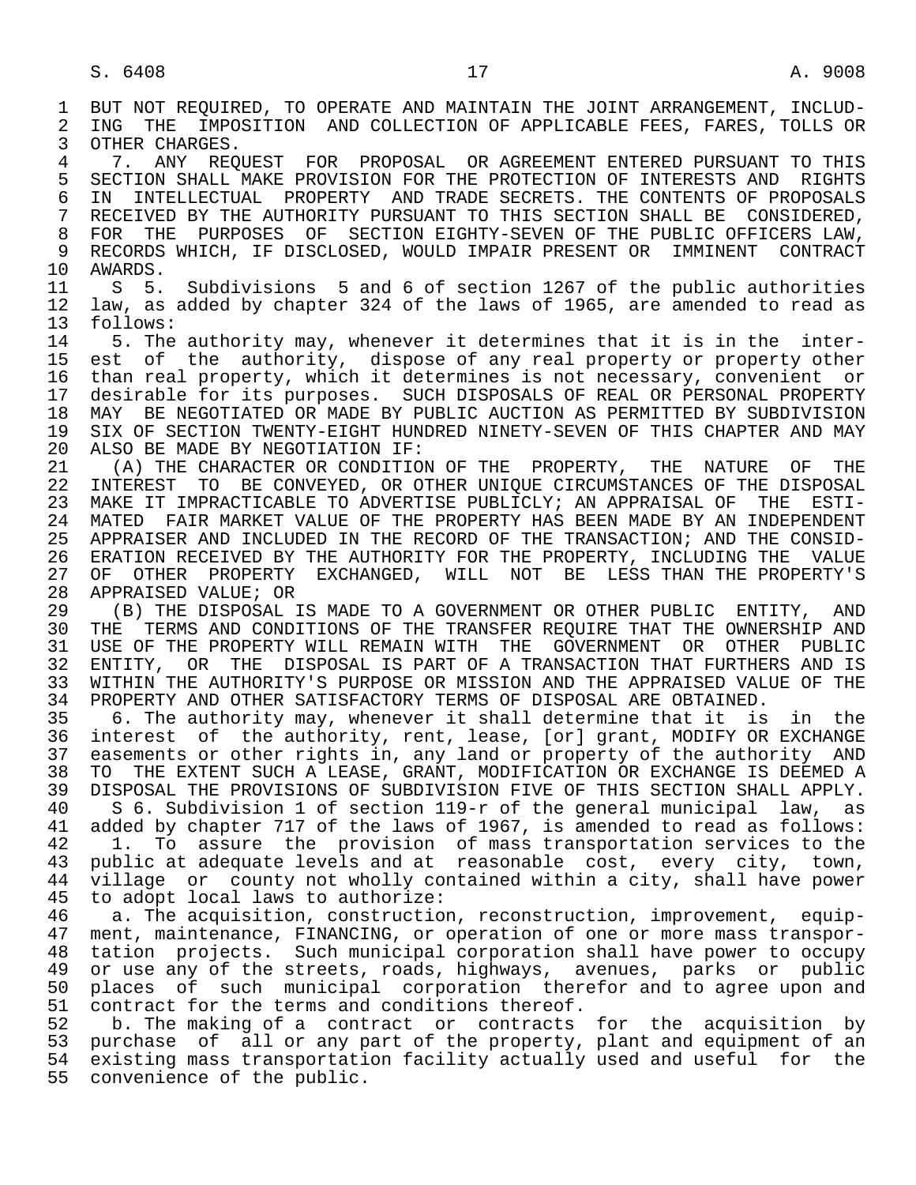BUT NOT REQUIRED, TO OPERATE AND MAINTAIN THE JOINT ARRANGEMENT, INCLUDING THE IMPOSITION AND COLLECTION OF APPLICABLE FEES, FARES, TOLLS OR OTHER CHARGES.

7. ANY REQUEST FOR PROPOSAL OR AGREEMENT ENTERED PURSUANT TO THIS SECTION SHALL MAKE PROVISION FOR THE PROTECTION OF INTERESTS AND RIGHTS IN INTELLECTUAL PROPERTY AND TRADE SECRETS. THE CONTENTS OF PROPOSALS RECEIVED BY THE AUTHORITY PURSUANT TO THIS SECTION SHALL BE CONSIDERED, FOR THE PURPOSES OF SECTION EIGHTY-SEVEN OF THE PUBLIC OFFICERS LAW, RECORDS WHICH, IF DISCLOSED, WOULD IMPAIR PRESENT OR IMMINENT CONTRACT AWARDS.

S 5. Subdivisions 5 and 6 of section 1267 of the public authorities law, as added by chapter 324 of the laws of 1965, are amended to read as follows:

5. The authority may, whenever it determines that it is in the interest of the authority, dispose of any real property or property other than real property, which it determines is not necessary, convenient or desirable for its purposes. SUCH DISPOSALS OF REAL OR PERSONAL PROPERTY MAY BE NEGOTIATED OR MADE BY PUBLIC AUCTION AS PERMITTED BY SUBDIVISION SIX OF SECTION TWENTY-EIGHT HUNDRED NINETY-SEVEN OF THIS CHAPTER AND MAY ALSO BE MADE BY NEGOTIATION IF:

(A) THE CHARACTER OR CONDITION OF THE PROPERTY, THE NATURE OF THE INTEREST TO BE CONVEYED, OR OTHER UNIQUE CIRCUMSTANCES OF THE DISPOSAL MAKE IT IMPRACTICABLE TO ADVERTISE PUBLICLY; AN APPRAISAL OF THE ESTIMATED FAIR MARKET VALUE OF THE PROPERTY HAS BEEN MADE BY AN INDEPENDENT APPRAISER AND INCLUDED IN THE RECORD OF THE TRANSACTION; AND THE CONSIDERATION RECEIVED BY THE AUTHORITY FOR THE PROPERTY, INCLUDING THE VALUE OF OTHER PROPERTY EXCHANGED, WILL NOT BE LESS THAN THE PROPERTY'S APPRAISED VALUE; OR

(B) THE DISPOSAL IS MADE TO A GOVERNMENT OR OTHER PUBLIC ENTITY, AND THE TERMS AND CONDITIONS OF THE TRANSFER REQUIRE THAT THE OWNERSHIP AND USE OF THE PROPERTY WILL REMAIN WITH THE GOVERNMENT OR OTHER PUBLIC ENTITY, OR THE DISPOSAL IS PART OF A TRANSACTION THAT FURTHERS AND IS WITHIN THE AUTHORITY'S PURPOSE OR MISSION AND THE APPRAISED VALUE OF THE PROPERTY AND OTHER SATISFACTORY TERMS OF DISPOSAL ARE OBTAINED.

6. The authority may, whenever it shall determine that it is in the interest of the authority, rent, lease, [or] grant, MODIFY OR EXCHANGE easements or other rights in, any land or property of the authority AND TO THE EXTENT SUCH A LEASE, GRANT, MODIFICATION OR EXCHANGE IS DEEMED A DISPOSAL THE PROVISIONS OF SUBDIVISION FIVE OF THIS SECTION SHALL APPLY.

S 6. Subdivision 1 of section 119-r of the general municipal law, as added by chapter 717 of the laws of 1967, is amended to read as follows:

1. To assure the provision of mass transportation services to the public at adequate levels and at reasonable cost, every city, town, village or county not wholly contained within a city, shall have power to adopt local laws to authorize:

a. The acquisition, construction, reconstruction, improvement, equipment, maintenance, FINANCING, or operation of one or more mass transportation projects. Such municipal corporation shall have power to occupy or use any of the streets, roads, highways, avenues, parks or public places of such municipal corporation therefor and to agree upon and contract for the terms and conditions thereof.

b. The making of a contract or contracts for the acquisition by purchase of all or any part of the property, plant and equipment of an existing mass transportation facility actually used and useful for the convenience of the public.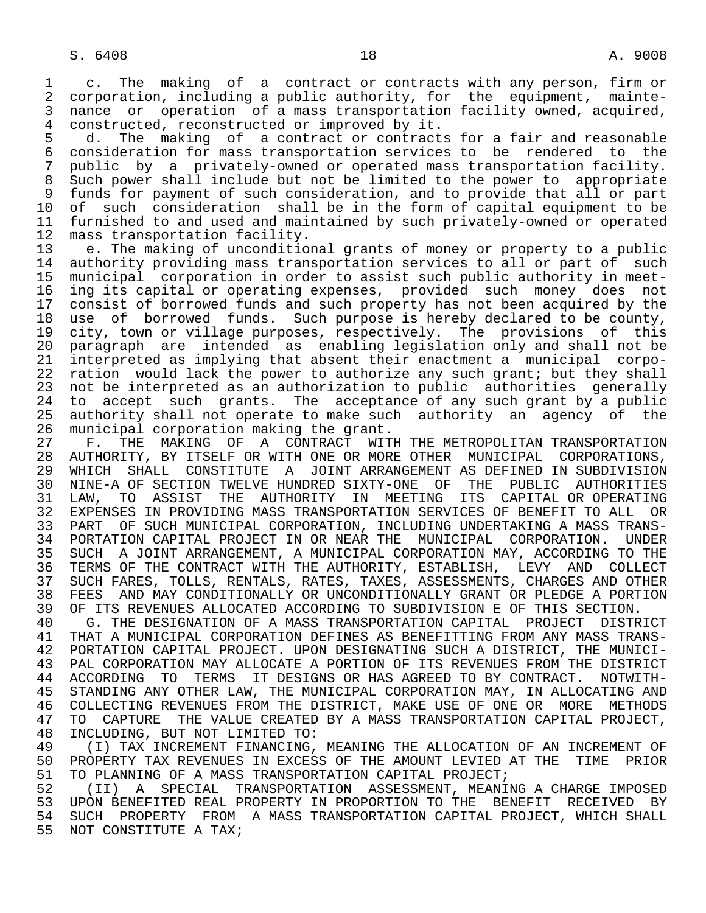c. The making of a contract or contracts with any person, firm or corporation, including a public authority, for the equipment, maintenance or operation of a mass transportation facility owned, acquired, constructed, reconstructed or improved by it.

d. The making of a contract or contracts for a fair and reasonable consideration for mass transportation services to be rendered to the public by a privately-owned or operated mass transportation facility. Such power shall include but not be limited to the power to appropriate funds for payment of such consideration, and to provide that all or part of such consideration shall be in the form of capital equipment to be furnished to and used and maintained by such privately-owned or operated mass transportation facility.

e. The making of unconditional grants of money or property to a public authority providing mass transportation services to all or part of such municipal corporation in order to assist such public authority in meeting its capital or operating expenses, provided such money does not consist of borrowed funds and such property has not been acquired by the use of borrowed funds. Such purpose is hereby declared to be county, city, town or village purposes, respectively. The provisions of this paragraph are intended as enabling legislation only and shall not be interpreted as implying that absent their enactment a municipal corporation would lack the power to authorize any such grant; but they shall not be interpreted as an authorization to public authorities generally to accept such grants. The acceptance of any such grant by a public authority shall not operate to make such authority an agency of the municipal corporation making the grant.

F. THE MAKING OF A CONTRACT WITH THE METROPOLITAN TRANSPORTATION AUTHORITY, BY ITSELF OR WITH ONE OR MORE OTHER MUNICIPAL CORPORATIONS, WHICH SHALL CONSTITUTE A JOINT ARRANGEMENT AS DEFINED IN SUBDIVISION NINE-A OF SECTION TWELVE HUNDRED SIXTY-ONE OF THE PUBLIC AUTHORITIES LAW, TO ASSIST THE AUTHORITY IN MEETING ITS CAPITAL OR OPERATING EXPENSES IN PROVIDING MASS TRANSPORTATION SERVICES OF BENEFIT TO ALL OR PART OF SUCH MUNICIPAL CORPORATION, INCLUDING UNDERTAKING A MASS TRANSPORTATION CAPITAL PROJECT IN OR NEAR THE MUNICIPAL CORPORATION. UNDER SUCH A JOINT ARRANGEMENT, A MUNICIPAL CORPORATION MAY, ACCORDING TO THE TERMS OF THE CONTRACT WITH THE AUTHORITY, ESTABLISH, LEVY AND COLLECT SUCH FARES, TOLLS, RENTALS, RATES, TAXES, ASSESSMENTS, CHARGES AND OTHER FEES AND MAY CONDITIONALLY OR UNCONDITIONALLY GRANT OR PLEDGE A PORTION OF ITS REVENUES ALLOCATED ACCORDING TO SUBDIVISION E OF THIS SECTION.

G. THE DESIGNATION OF A MASS TRANSPORTATION CAPITAL PROJECT DISTRICT THAT A MUNICIPAL CORPORATION DEFINES AS BENEFITTING FROM ANY MASS TRANSPORTATION CAPITAL PROJECT. UPON DESIGNATING SUCH A DISTRICT, THE MUNICIPAL CORPORATION MAY ALLOCATE A PORTION OF ITS REVENUES FROM THE DISTRICT ACCORDING TO TERMS IT DESIGNS OR HAS AGREED TO BY CONTRACT. NOTWITHSTANDING ANY OTHER LAW, THE MUNICIPAL CORPORATION MAY, IN ALLOCATING AND COLLECTING REVENUES FROM THE DISTRICT, MAKE USE OF ONE OR MORE METHODS TO CAPTURE THE VALUE CREATED BY A MASS TRANSPORTATION CAPITAL PROJECT, INCLUDING, BUT NOT LIMITED TO:

(I) TAX INCREMENT FINANCING, MEANING THE ALLOCATION OF AN INCREMENT OF PROPERTY TAX REVENUES IN EXCESS OF THE AMOUNT LEVIED AT THE TIME PRIOR TO PLANNING OF A MASS TRANSPORTATION CAPITAL PROJECT;

(II) A SPECIAL TRANSPORTATION ASSESSMENT, MEANING A CHARGE IMPOSED UPON BENEFITED REAL PROPERTY IN PROPORTION TO THE BENEFIT RECEIVED BY SUCH PROPERTY FROM A MASS TRANSPORTATION CAPITAL PROJECT, WHICH SHALL NOT CONSTITUTE A TAX;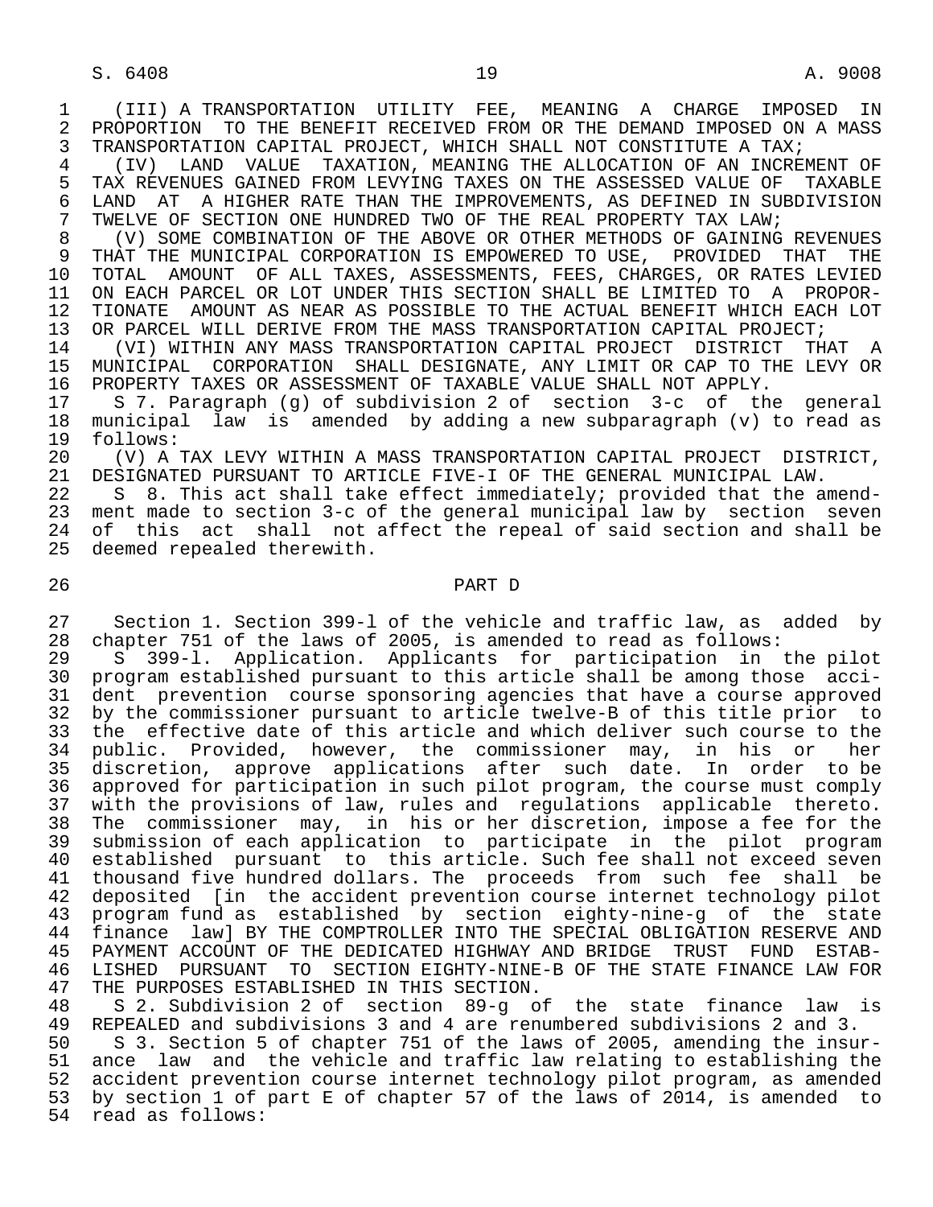(III) A TRANSPORTATION UTILITY FEE, MEANING A CHARGE IMPOSED IN PROPORTION TO THE BENEFIT RECEIVED FROM OR THE DEMAND IMPOSED ON A MASS TRANSPORTATION CAPITAL PROJECT, WHICH SHALL NOT CONSTITUTE A TAX;

(IV) LAND VALUE TAXATION, MEANING THE ALLOCATION OF AN INCREMENT OF TAX REVENUES GAINED FROM LEVYING TAXES ON THE ASSESSED VALUE OF TAXABLE LAND AT A HIGHER RATE THAN THE IMPROVEMENTS, AS DEFINED IN SUBDIVISION TWELVE OF SECTION ONE HUNDRED TWO OF THE REAL PROPERTY TAX LAW;

(V) SOME COMBINATION OF THE ABOVE OR OTHER METHODS OF GAINING REVENUES THAT THE MUNICIPAL CORPORATION IS EMPOWERED TO USE, PROVIDED THAT THE TOTAL AMOUNT OF ALL TAXES, ASSESSMENTS, FEES, CHARGES, OR RATES LEVIED ON EACH PARCEL OR LOT UNDER THIS SECTION SHALL BE LIMITED TO A PROPORTIONATE AMOUNT AS NEAR AS POSSIBLE TO THE ACTUAL BENEFIT WHICH EACH LOT OR PARCEL WILL DERIVE FROM THE MASS TRANSPORTATION CAPITAL PROJECT;

(VI) WITHIN ANY MASS TRANSPORTATION CAPITAL PROJECT DISTRICT THAT A MUNICIPAL CORPORATION SHALL DESIGNATE, ANY LIMIT OR CAP TO THE LEVY OR PROPERTY TAXES OR ASSESSMENT OF TAXABLE VALUE SHALL NOT APPLY.

S 7. Paragraph (g) of subdivision 2 of section 3-c of the general municipal law is amended by adding a new subparagraph (v) to read as follows:

(V) A TAX LEVY WITHIN A MASS TRANSPORTATION CAPITAL PROJECT DISTRICT, DESIGNATED PURSUANT TO ARTICLE FIVE-I OF THE GENERAL MUNICIPAL LAW.

S 8. This act shall take effect immediately; provided that the amendment made to section 3-c of the general municipal law by section seven of this act shall not affect the repeal of said section and shall be deemed repealed therewith.

## PART D

Section 1. Section 399-l of the vehicle and traffic law, as added by chapter 751 of the laws of 2005, is amended to read as follows:

S 399-l. Application. Applicants for participation in the pilot program established pursuant to this article shall be among those accident prevention course sponsoring agencies that have a course approved by the commissioner pursuant to article twelve-B of this title prior to the effective date of this article and which deliver such course to the public. Provided, however, the commissioner may, in his or her discretion, approve applications after such date. In order to be approved for participation in such pilot program, the course must comply with the provisions of law, rules and regulations applicable thereto. The commissioner may, in his or her discretion, impose a fee for the submission of each application to participate in the pilot program established pursuant to this article. Such fee shall not exceed seven thousand five hundred dollars. The proceeds from such fee shall be deposited [in the accident prevention course internet technology pilot program fund as established by section eighty-nine-g of the state finance law] BY THE COMPTROLLER INTO THE SPECIAL OBLIGATION RESERVE AND PAYMENT ACCOUNT OF THE DEDICATED HIGHWAY AND BRIDGE TRUST FUND ESTABLISHED PURSUANT TO SECTION EIGHTY-NINE-B OF THE STATE FINANCE LAW FOR THE PURPOSES ESTABLISHED IN THIS SECTION.

S 2. Subdivision 2 of section 89-g of the state finance law is REPEALED and subdivisions 3 and 4 are renumbered subdivisions 2 and 3.

S 3. Section 5 of chapter 751 of the laws of 2005, amending the insurance law and the vehicle and traffic law relating to establishing the accident prevention course internet technology pilot program, as amended by section 1 of part E of chapter 57 of the laws of 2014, is amended to read as follows: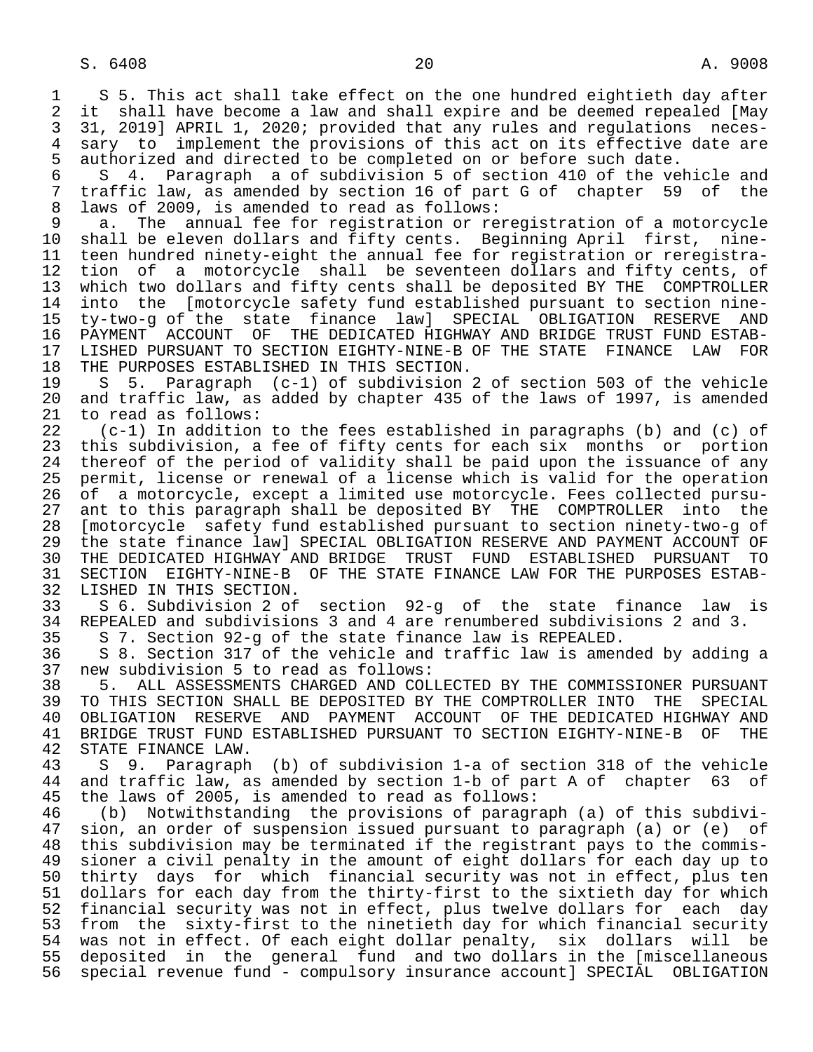S 5. This act shall take effect on the one hundred eightieth day after it shall have become a law and shall expire and be deemed repealed [May 31, 2019] APRIL 1, 2020; provided that any rules and regulations necessary to implement the provisions of this act on its effective date are authorized and directed to be completed on or before such date.

S 4. Paragraph a of subdivision 5 of section 410 of the vehicle and traffic law, as amended by section 16 of part G of chapter 59 of the laws of 2009, is amended to read as follows:

a. The annual fee for registration or reregistration of a motorcycle shall be eleven dollars and fifty cents. Beginning April first, nineteen hundred ninety-eight the annual fee for registration or reregistration of a motorcycle shall be seventeen dollars and fifty cents, of which two dollars and fifty cents shall be deposited BY THE COMPTROLLER into the [motorcycle safety fund established pursuant to section ninety-two-g of the state finance law] SPECIAL OBLIGATION RESERVE AND PAYMENT ACCOUNT OF THE DEDICATED HIGHWAY AND BRIDGE TRUST FUND ESTABLISHED PURSUANT TO SECTION EIGHTY-NINE-B OF THE STATE FINANCE LAW FOR THE PURPOSES ESTABLISHED IN THIS SECTION.

S 5. Paragraph (c-1) of subdivision 2 of section 503 of the vehicle and traffic law, as added by chapter 435 of the laws of 1997, is amended to read as follows:

(c-1) In addition to the fees established in paragraphs (b) and (c) of this subdivision, a fee of fifty cents for each six months or portion thereof of the period of validity shall be paid upon the issuance of any permit, license or renewal of a license which is valid for the operation of a motorcycle, except a limited use motorcycle. Fees collected pursuant to this paragraph shall be deposited BY THE COMPTROLLER into the [motorcycle safety fund established pursuant to section ninety-two-g of the state finance law] SPECIAL OBLIGATION RESERVE AND PAYMENT ACCOUNT OF THE DEDICATED HIGHWAY AND BRIDGE TRUST FUND ESTABLISHED PURSUANT TO SECTION EIGHTY-NINE-B OF THE STATE FINANCE LAW FOR THE PURPOSES ESTABLISHED IN THIS SECTION.

S 6. Subdivision 2 of section 92-g of the state finance law is REPEALED and subdivisions 3 and 4 are renumbered subdivisions 2 and 3.

S 7. Section 92-g of the state finance law is REPEALED.

S 8. Section 317 of the vehicle and traffic law is amended by adding a new subdivision 5 to read as follows:

5. ALL ASSESSMENTS CHARGED AND COLLECTED BY THE COMMISSIONER PURSUANT TO THIS SECTION SHALL BE DEPOSITED BY THE COMPTROLLER INTO THE SPECIAL OBLIGATION RESERVE AND PAYMENT ACCOUNT OF THE DEDICATED HIGHWAY AND BRIDGE TRUST FUND ESTABLISHED PURSUANT TO SECTION EIGHTY-NINE-B OF THE STATE FINANCE LAW.

S 9. Paragraph (b) of subdivision 1-a of section 318 of the vehicle and traffic law, as amended by section 1-b of part A of chapter 63 of the laws of 2005, is amended to read as follows:

(b) Notwithstanding the provisions of paragraph (a) of this subdivision, an order of suspension issued pursuant to paragraph (a) or (e) of this subdivision may be terminated if the registrant pays to the commissioner a civil penalty in the amount of eight dollars for each day up to thirty days for which financial security was not in effect, plus ten dollars for each day from the thirty-first to the sixtieth day for which financial security was not in effect, plus twelve dollars for each day from the sixty-first to the ninetieth day for which financial security was not in effect. Of each eight dollar penalty, six dollars will be deposited in the general fund and two dollars in the [miscellaneous special revenue fund - compulsory insurance account] SPECIAL OBLIGATION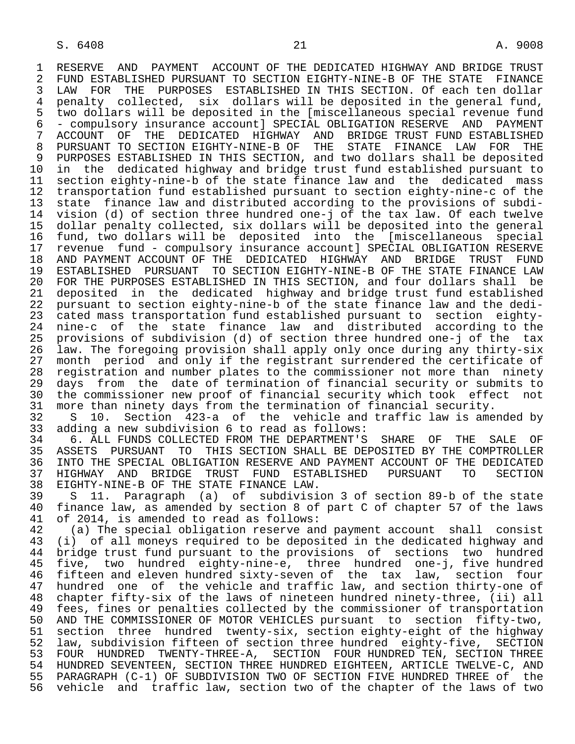RESERVE AND PAYMENT ACCOUNT OF THE DEDICATED HIGHWAY AND BRIDGE TRUST FUND ESTABLISHED PURSUANT TO SECTION EIGHTY-NINE-B OF THE STATE FINANCE LAW FOR THE PURPOSES ESTABLISHED IN THIS SECTION. Of each ten dollar penalty collected, six dollars will be deposited in the general fund, two dollars will be deposited in the [miscellaneous special revenue fund - compulsory insurance account] SPECIAL OBLIGATION RESERVE AND PAYMENT ACCOUNT OF THE DEDICATED HIGHWAY AND BRIDGE TRUST FUND ESTABLISHED PURSUANT TO SECTION EIGHTY-NINE-B OF THE STATE FINANCE LAW FOR THE PURPOSES ESTABLISHED IN THIS SECTION, and two dollars shall be deposited in the dedicated highway and bridge trust fund established pursuant to section eighty-nine-b of the state finance law and the dedicated mass transportation fund established pursuant to section eighty-nine-c of the state finance law and distributed according to the provisions of subdivision (d) of section three hundred one-j of the tax law. Of each twelve dollar penalty collected, six dollars will be deposited into the general fund, two dollars will be deposited into the [miscellaneous special revenue fund - compulsory insurance account] SPECIAL OBLIGATION RESERVE AND PAYMENT ACCOUNT OF THE DEDICATED HIGHWAY AND BRIDGE TRUST FUND ESTABLISHED PURSUANT TO SECTION EIGHTY-NINE-B OF THE STATE FINANCE LAW FOR THE PURPOSES ESTABLISHED IN THIS SECTION, and four dollars shall be deposited in the dedicated highway and bridge trust fund established pursuant to section eighty-nine-b of the state finance law and the dedicated mass transportation fund established pursuant to section eighty-nine-c of the state finance law and distributed according to the provisions of subdivision (d) of section three hundred one-j of the tax law. The foregoing provision shall apply only once during any thirty-six month period and only if the registrant surrendered the certificate of registration and number plates to the commissioner not more than ninety days from the date of termination of financial security or submits to the commissioner new proof of financial security which took effect not more than ninety days from the termination of financial security.

S 10. Section 423-a of the vehicle and traffic law is amended by adding a new subdivision 6 to read as follows:

6. ALL FUNDS COLLECTED FROM THE DEPARTMENT'S SHARE OF THE SALE OF ASSETS PURSUANT TO THIS SECTION SHALL BE DEPOSITED BY THE COMPTROLLER INTO THE SPECIAL OBLIGATION RESERVE AND PAYMENT ACCOUNT OF THE DEDICATED HIGHWAY AND BRIDGE TRUST FUND ESTABLISHED PURSUANT TO SECTION EIGHTY-NINE-B OF THE STATE FINANCE LAW.

S 11. Paragraph (a) of subdivision 3 of section 89-b of the state finance law, as amended by section 8 of part C of chapter 57 of the laws of 2014, is amended to read as follows:

(a) The special obligation reserve and payment account shall consist (i) of all moneys required to be deposited in the dedicated highway and bridge trust fund pursuant to the provisions of sections two hundred five, two hundred eighty-nine-e, three hundred one-j, five hundred fifteen and eleven hundred sixty-seven of the tax law, section four hundred one of the vehicle and traffic law, and section thirty-one of chapter fifty-six of the laws of nineteen hundred ninety-three, (ii) all fees, fines or penalties collected by the commissioner of transportation AND THE COMMISSIONER OF MOTOR VEHICLES pursuant to section fifty-two, section three hundred twenty-six, section eighty-eight of the highway law, subdivision fifteen of section three hundred eighty-five, SECTION FOUR HUNDRED TWENTY-THREE-A, SECTION FOUR HUNDRED TEN, SECTION THREE HUNDRED SEVENTEEN, SECTION THREE HUNDRED EIGHTEEN, ARTICLE TWELVE-C, AND PARAGRAPH (C-1) OF SUBDIVISION TWO OF SECTION FIVE HUNDRED THREE of the vehicle and traffic law, section two of the chapter of the laws of two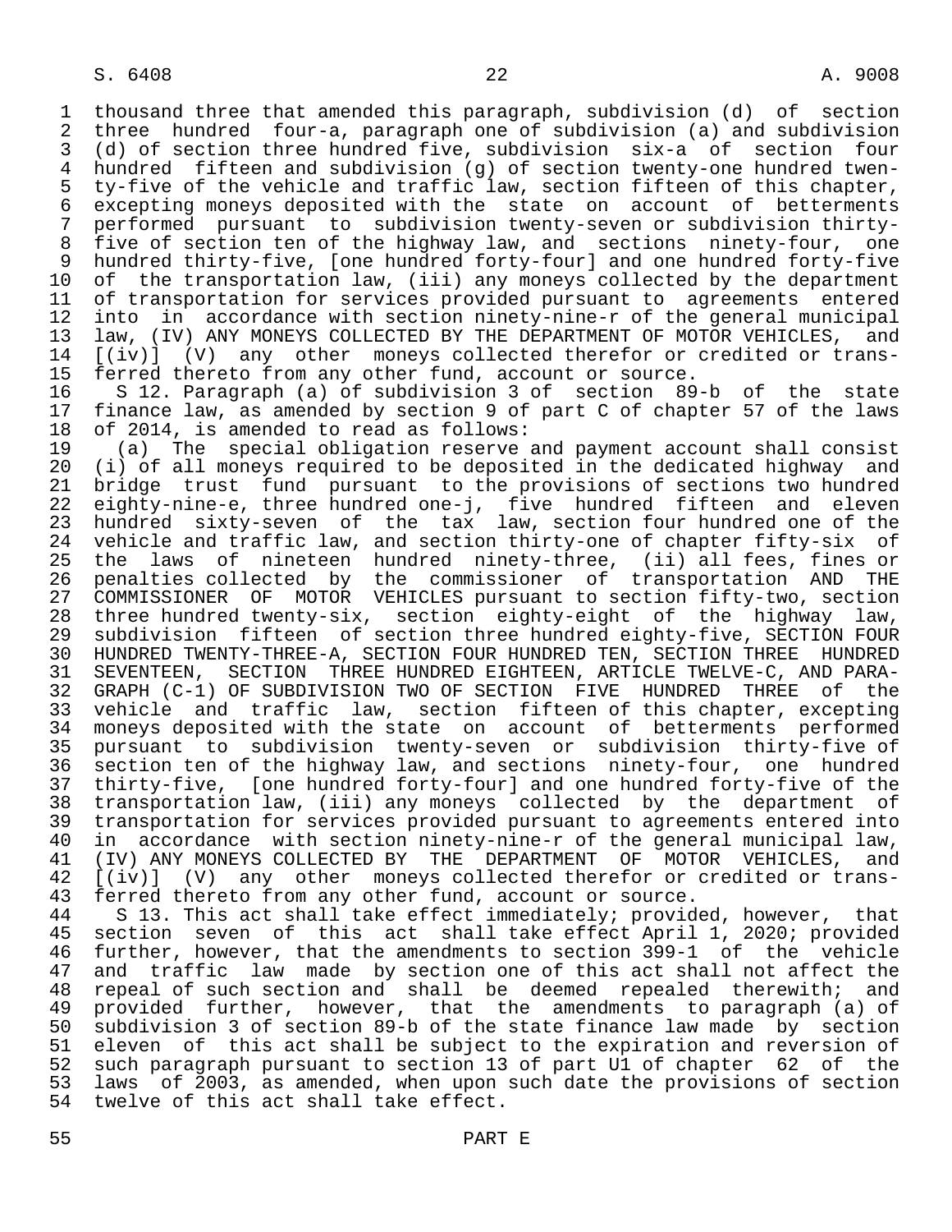thousand three that amended this paragraph, subdivision (d) of section three hundred four-a, paragraph one of subdivision (a) and subdivision (d) of section three hundred five, subdivision six-a of section four hundred fifteen and subdivision (g) of section twenty-one hundred twenty-five of the vehicle and traffic law, section fifteen of this chapter, excepting moneys deposited with the state on account of betterments performed pursuant to subdivision twenty-seven or subdivision thirty-five of section ten of the highway law, and sections ninety-four, one hundred thirty-five, [one hundred forty-four] and one hundred forty-five of the transportation law, (iii) any moneys collected by the department of transportation for services provided pursuant to agreements entered into in accordance with section ninety-nine-r of the general municipal law, (IV) ANY MONEYS COLLECTED BY THE DEPARTMENT OF MOTOR VEHICLES, and [(iv)] (V) any other moneys collected therefor or credited or transferred thereto from any other fund, account or source.

S 12. Paragraph (a) of subdivision 3 of section 89-b of the state finance law, as amended by section 9 of part C of chapter 57 of the laws of 2014, is amended to read as follows:

(a) The special obligation reserve and payment account shall consist (i) of all moneys required to be deposited in the dedicated highway and bridge trust fund pursuant to the provisions of sections two hundred eighty-nine-e, three hundred one-j, five hundred fifteen and eleven hundred sixty-seven of the tax law, section four hundred one of the vehicle and traffic law, and section thirty-one of chapter fifty-six of the laws of nineteen hundred ninety-three, (ii) all fees, fines or penalties collected by the commissioner of transportation AND THE COMMISSIONER OF MOTOR VEHICLES pursuant to section fifty-two, section three hundred twenty-six, section eighty-eight of the highway law, subdivision fifteen of section three hundred eighty-five, SECTION FOUR HUNDRED TWENTY-THREE-A, SECTION FOUR HUNDRED TEN, SECTION THREE HUNDRED SEVENTEEN, SECTION THREE HUNDRED EIGHTEEN, ARTICLE TWELVE-C, AND PARAGRAPH (C-1) OF SUBDIVISION TWO OF SECTION FIVE HUNDRED THREE of the vehicle and traffic law, section fifteen of this chapter, excepting moneys deposited with the state on account of betterments performed pursuant to subdivision twenty-seven or subdivision thirty-five of section ten of the highway law, and sections ninety-four, one hundred thirty-five, [one hundred forty-four] and one hundred forty-five of the transportation law, (iii) any moneys collected by the department of transportation for services provided pursuant to agreements entered into in accordance with section ninety-nine-r of the general municipal law, (IV) ANY MONEYS COLLECTED BY THE DEPARTMENT OF MOTOR VEHICLES, and [(iv)] (V) any other moneys collected therefor or credited or transferred thereto from any other fund, account or source.

S 13. This act shall take effect immediately; provided, however, that section seven of this act shall take effect April 1, 2020; provided further, however, that the amendments to section 399-1 of the vehicle and traffic law made by section one of this act shall not affect the repeal of such section and shall be deemed repealed therewith; and provided further, however, that the amendments to paragraph (a) of subdivision 3 of section 89-b of the state finance law made by section eleven of this act shall be subject to the expiration and reversion of such paragraph pursuant to section 13 of part U1 of chapter 62 of the laws of 2003, as amended, when upon such date the provisions of section twelve of this act shall take effect.

PART E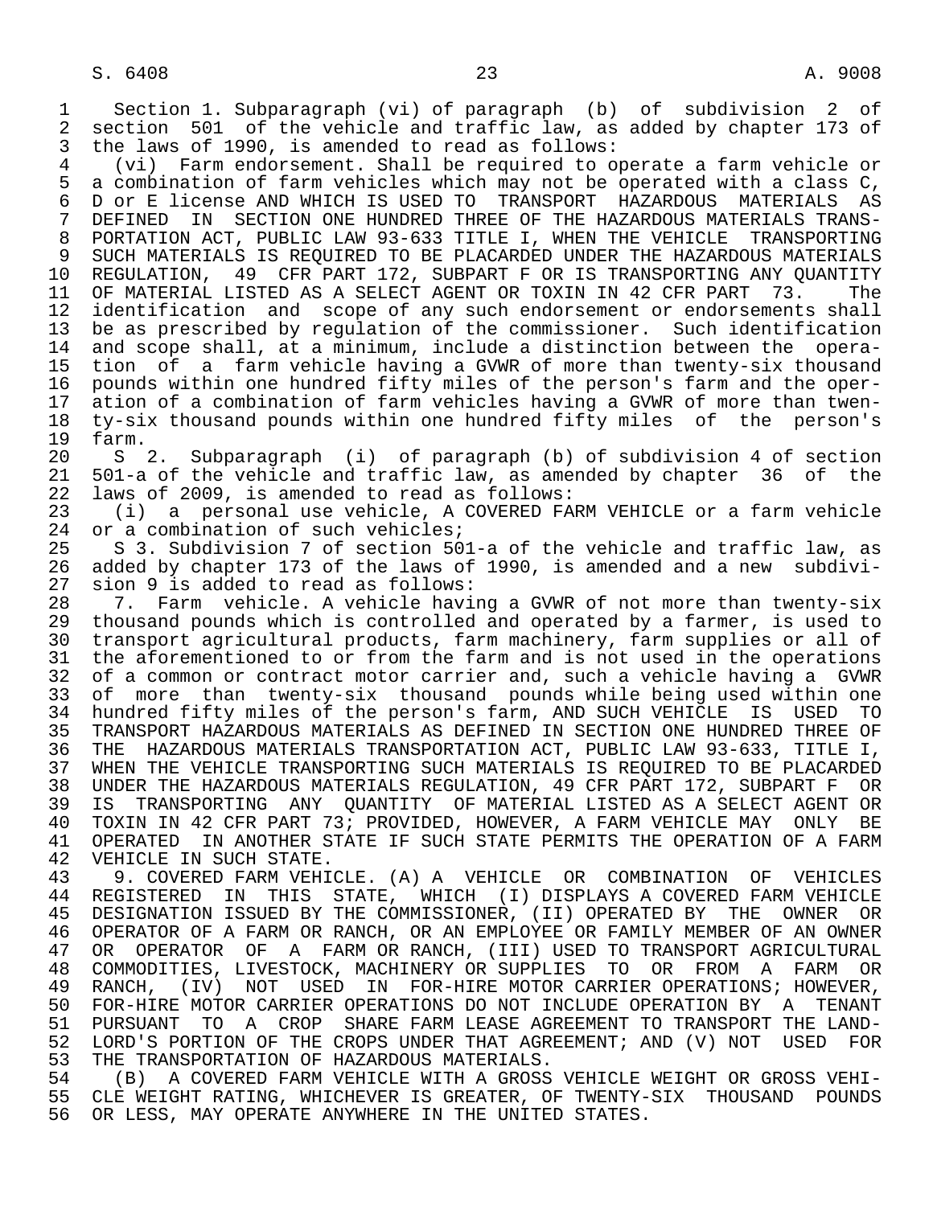Section 1. Subparagraph (vi) of paragraph (b) of subdivision 2 of section 501 of the vehicle and traffic law, as added by chapter 173 of the laws of 1990, is amended to read as follows:

(vi) Farm endorsement. Shall be required to operate a farm vehicle or a combination of farm vehicles which may not be operated with a class C, D or E license AND WHICH IS USED TO TRANSPORT HAZARDOUS MATERIALS AS DEFINED IN SECTION ONE HUNDRED THREE OF THE HAZARDOUS MATERIALS TRANSPORTATION ACT, PUBLIC LAW 93-633 TITLE I, WHEN THE VEHICLE TRANSPORTING SUCH MATERIALS IS REQUIRED TO BE PLACARDED UNDER THE HAZARDOUS MATERIALS REGULATION, 49 CFR PART 172, SUBPART F OR IS TRANSPORTING ANY QUANTITY OF MATERIAL LISTED AS A SELECT AGENT OR TOXIN IN 42 CFR PART 73. The identification and scope of any such endorsement or endorsements shall be as prescribed by regulation of the commissioner. Such identification and scope shall, at a minimum, include a distinction between the operation of a farm vehicle having a GVWR of more than twenty-six thousand pounds within one hundred fifty miles of the person's farm and the operation of a combination of farm vehicles having a GVWR of more than twenty-six thousand pounds within one hundred fifty miles of the person's farm.

S 2. Subparagraph (i) of paragraph (b) of subdivision 4 of section 501-a of the vehicle and traffic law, as amended by chapter 36 of the laws of 2009, is amended to read as follows:

(i) a personal use vehicle, A COVERED FARM VEHICLE or a farm vehicle or a combination of such vehicles;

S 3. Subdivision 7 of section 501-a of the vehicle and traffic law, as added by chapter 173 of the laws of 1990, is amended and a new subdivision 9 is added to read as follows:

7. Farm vehicle. A vehicle having a GVWR of not more than twenty-six thousand pounds which is controlled and operated by a farmer, is used to transport agricultural products, farm machinery, farm supplies or all of the aforementioned to or from the farm and is not used in the operations of a common or contract motor carrier and, such a vehicle having a GVWR of more than twenty-six thousand pounds while being used within one hundred fifty miles of the person's farm, AND SUCH VEHICLE IS USED TO TRANSPORT HAZARDOUS MATERIALS AS DEFINED IN SECTION ONE HUNDRED THREE OF THE HAZARDOUS MATERIALS TRANSPORTATION ACT, PUBLIC LAW 93-633, TITLE I, WHEN THE VEHICLE TRANSPORTING SUCH MATERIALS IS REQUIRED TO BE PLACARDED UNDER THE HAZARDOUS MATERIALS REGULATION, 49 CFR PART 172, SUBPART F OR IS TRANSPORTING ANY QUANTITY OF MATERIAL LISTED AS A SELECT AGENT OR TOXIN IN 42 CFR PART 73; PROVIDED, HOWEVER, A FARM VEHICLE MAY ONLY BE OPERATED IN ANOTHER STATE IF SUCH STATE PERMITS THE OPERATION OF A FARM VEHICLE IN SUCH STATE.

9. COVERED FARM VEHICLE. (A) A VEHICLE OR COMBINATION OF VEHICLES REGISTERED IN THIS STATE, WHICH (I) DISPLAYS A COVERED FARM VEHICLE DESIGNATION ISSUED BY THE COMMISSIONER, (II) OPERATED BY THE OWNER OR OPERATOR OF A FARM OR RANCH, OR AN EMPLOYEE OR FAMILY MEMBER OF AN OWNER OR OPERATOR OF A FARM OR RANCH, (III) USED TO TRANSPORT AGRICULTURAL COMMODITIES, LIVESTOCK, MACHINERY OR SUPPLIES TO OR FROM A FARM OR RANCH, (IV) NOT USED IN FOR-HIRE MOTOR CARRIER OPERATIONS; HOWEVER, FOR-HIRE MOTOR CARRIER OPERATIONS DO NOT INCLUDE OPERATION BY A TENANT PURSUANT TO A CROP SHARE FARM LEASE AGREEMENT TO TRANSPORT THE LANDLORD'S PORTION OF THE CROPS UNDER THAT AGREEMENT; AND (V) NOT USED FOR THE TRANSPORTATION OF HAZARDOUS MATERIALS.

(B) A COVERED FARM VEHICLE WITH A GROSS VEHICLE WEIGHT OR GROSS VEHICLE WEIGHT RATING, WHICHEVER IS GREATER, OF TWENTY-SIX THOUSAND POUNDS OR LESS, MAY OPERATE ANYWHERE IN THE UNITED STATES.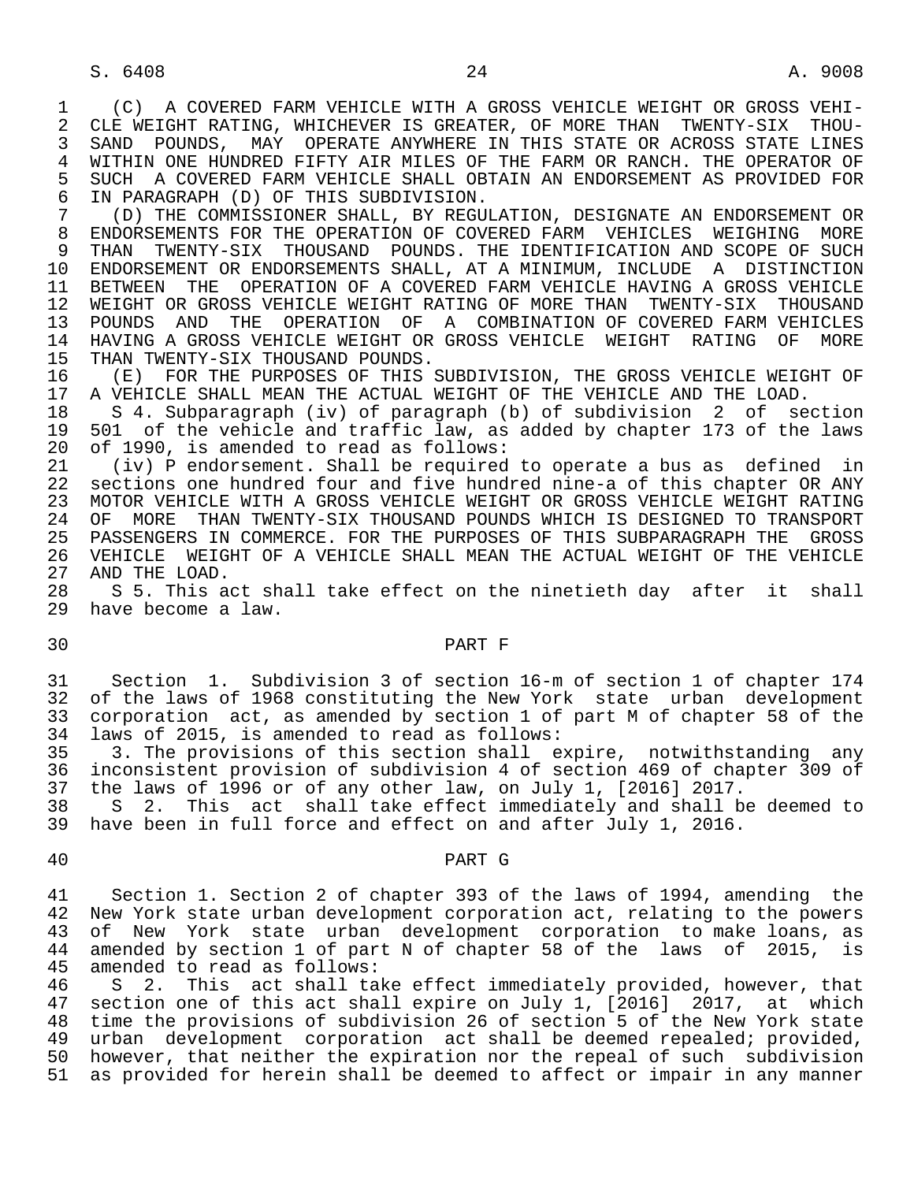(C) A COVERED FARM VEHICLE WITH A GROSS VEHICLE WEIGHT OR GROSS VEHICLE WEIGHT RATING, WHICHEVER IS GREATER, OF MORE THAN TWENTY-SIX THOUSAND POUNDS, MAY OPERATE ANYWHERE IN THIS STATE OR ACROSS STATE LINES WITHIN ONE HUNDRED FIFTY AIR MILES OF THE FARM OR RANCH. THE OPERATOR OF SUCH A COVERED FARM VEHICLE SHALL OBTAIN AN ENDORSEMENT AS PROVIDED FOR IN PARAGRAPH (D) OF THIS SUBDIVISION.

(D) THE COMMISSIONER SHALL, BY REGULATION, DESIGNATE AN ENDORSEMENT OR ENDORSEMENTS FOR THE OPERATION OF COVERED FARM VEHICLES WEIGHING MORE THAN TWENTY-SIX THOUSAND POUNDS. THE IDENTIFICATION AND SCOPE OF SUCH ENDORSEMENT OR ENDORSEMENTS SHALL, AT A MINIMUM, INCLUDE A DISTINCTION BETWEEN THE OPERATION OF A COVERED FARM VEHICLE HAVING A GROSS VEHICLE WEIGHT OR GROSS VEHICLE WEIGHT RATING OF MORE THAN TWENTY-SIX THOUSAND POUNDS AND THE OPERATION OF A COMBINATION OF COVERED FARM VEHICLES HAVING A GROSS VEHICLE WEIGHT OR GROSS VEHICLE WEIGHT RATING OF MORE THAN TWENTY-SIX THOUSAND POUNDS.

(E) FOR THE PURPOSES OF THIS SUBDIVISION, THE GROSS VEHICLE WEIGHT OF A VEHICLE SHALL MEAN THE ACTUAL WEIGHT OF THE VEHICLE AND THE LOAD.

S 4. Subparagraph (iv) of paragraph (b) of subdivision 2 of section 501 of the vehicle and traffic law, as added by chapter 173 of the laws of 1990, is amended to read as follows:

(iv) P endorsement. Shall be required to operate a bus as defined in sections one hundred four and five hundred nine-a of this chapter OR ANY MOTOR VEHICLE WITH A GROSS VEHICLE WEIGHT OR GROSS VEHICLE WEIGHT RATING OF MORE THAN TWENTY-SIX THOUSAND POUNDS WHICH IS DESIGNED TO TRANSPORT PASSENGERS IN COMMERCE. FOR THE PURPOSES OF THIS SUBPARAGRAPH THE GROSS VEHICLE WEIGHT OF A VEHICLE SHALL MEAN THE ACTUAL WEIGHT OF THE VEHICLE AND THE LOAD.

S 5. This act shall take effect on the ninetieth day after it shall have become a law.

## PART F

Section 1. Subdivision 3 of section 16-m of section 1 of chapter 174 of the laws of 1968 constituting the New York state urban development corporation act, as amended by section 1 of part M of chapter 58 of the laws of 2015, is amended to read as follows:

3. The provisions of this section shall expire, notwithstanding any inconsistent provision of subdivision 4 of section 469 of chapter 309 of the laws of 1996 or of any other law, on July 1, [2016] 2017.

S 2. This act shall take effect immediately and shall be deemed to have been in full force and effect on and after July 1, 2016.

## PART G

Section 1. Section 2 of chapter 393 of the laws of 1994, amending the New York state urban development corporation act, relating to the powers of New York state urban development corporation to make loans, as amended by section 1 of part N of chapter 58 of the laws of 2015, is amended to read as follows:

S 2. This act shall take effect immediately provided, however, that section one of this act shall expire on July 1, [2016] 2017, at which time the provisions of subdivision 26 of section 5 of the New York state urban development corporation act shall be deemed repealed; provided, however, that neither the expiration nor the repeal of such subdivision as provided for herein shall be deemed to affect or impair in any manner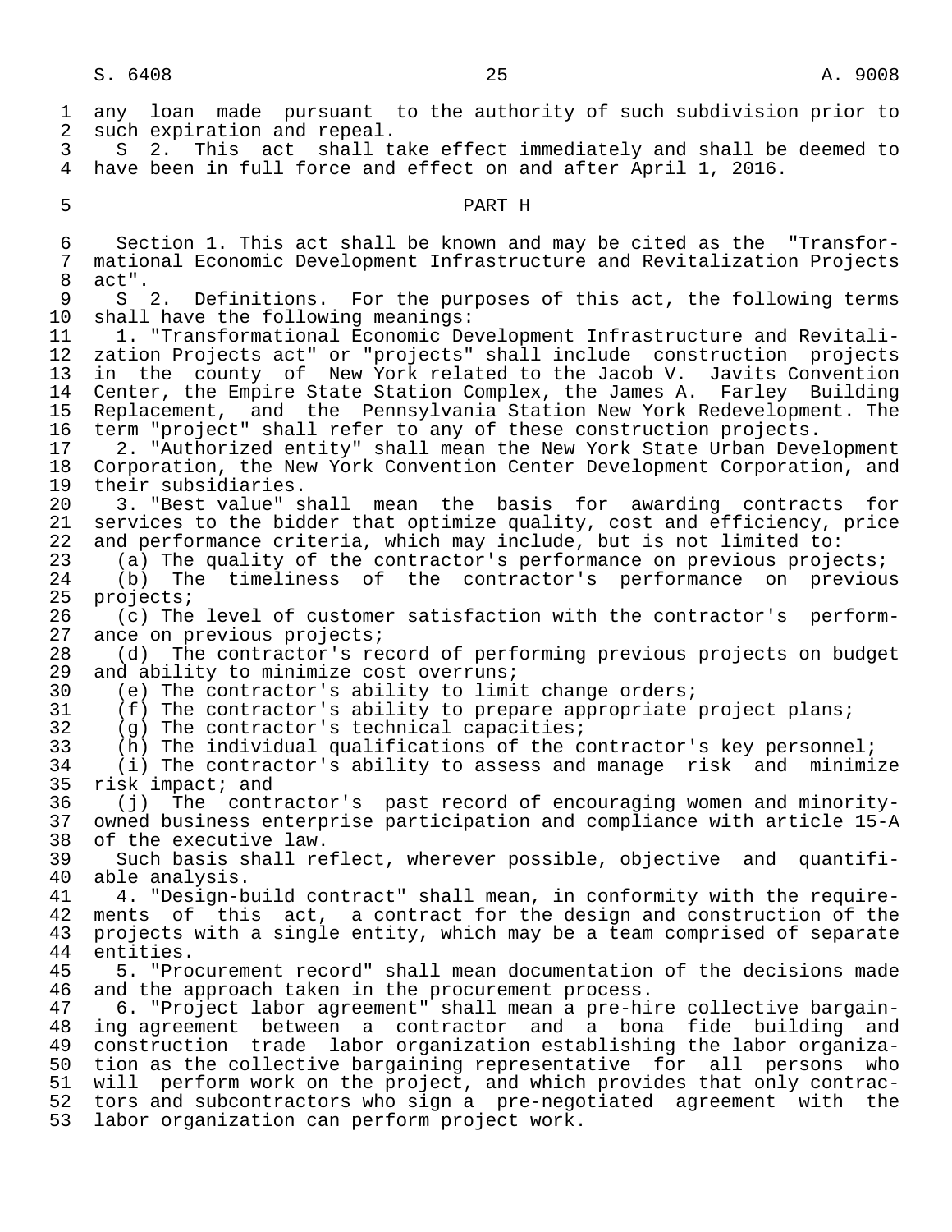any loan made pursuant to the authority of such subdivision prior to such expiration and repeal.

S 2. This act shall take effect immediately and shall be deemed to have been in full force and effect on and after April 1, 2016.

## PART H

Section 1. This act shall be known and may be cited as the "Transformational Economic Development Infrastructure and Revitalization Projects act".

S 2. Definitions. For the purposes of this act, the following terms shall have the following meanings:

1. "Transformational Economic Development Infrastructure and Revitalization Projects act" or "projects" shall include construction projects in the county of New York related to the Jacob V. Javits Convention Center, the Empire State Station Complex, the James A. Farley Building Replacement, and the Pennsylvania Station New York Redevelopment. The term "project" shall refer to any of these construction projects.

2. "Authorized entity" shall mean the New York State Urban Development Corporation, the New York Convention Center Development Corporation, and their subsidiaries.

3. "Best value" shall mean the basis for awarding contracts for services to the bidder that optimize quality, cost and efficiency, price and performance criteria, which may include, but is not limited to:

(a) The quality of the contractor's performance on previous projects;

(b) The timeliness of the contractor's performance on previous projects;

(c) The level of customer satisfaction with the contractor's performance on previous projects;

(d) The contractor's record of performing previous projects on budget and ability to minimize cost overruns;

(e) The contractor's ability to limit change orders;

(f) The contractor's ability to prepare appropriate project plans;

(g) The contractor's technical capacities;

(h) The individual qualifications of the contractor's key personnel;

(i) The contractor's ability to assess and manage risk and minimize risk impact; and

(j) The contractor's past record of encouraging women and minority-owned business enterprise participation and compliance with article 15-A of the executive law.

Such basis shall reflect, wherever possible, objective and quantifiable analysis.

4. "Design-build contract" shall mean, in conformity with the requirements of this act, a contract for the design and construction of the projects with a single entity, which may be a team comprised of separate entities.

5. "Procurement record" shall mean documentation of the decisions made and the approach taken in the procurement process.

6. "Project labor agreement" shall mean a pre-hire collective bargaining agreement between a contractor and a bona fide building and construction trade labor organization establishing the labor organization as the collective bargaining representative for all persons who will perform work on the project, and which provides that only contractors and subcontractors who sign a pre-negotiated agreement with the labor organization can perform project work.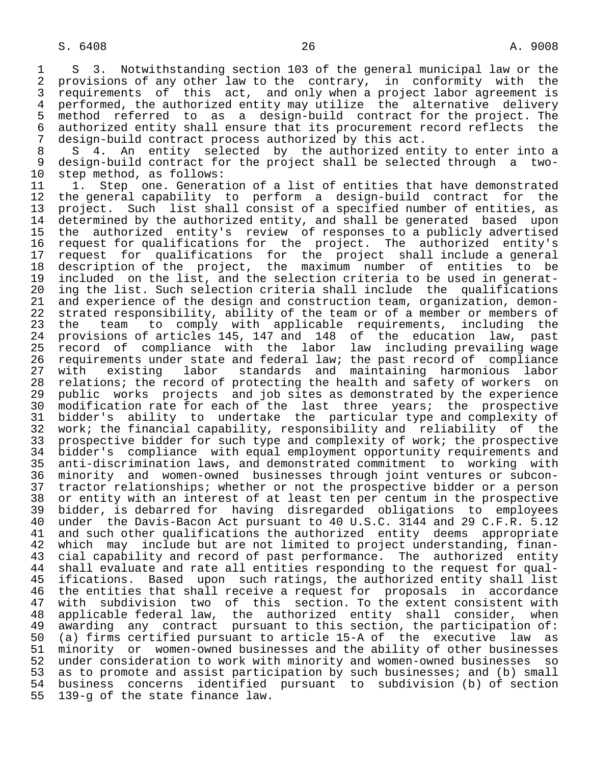S 3. Notwithstanding section 103 of the general municipal law or the provisions of any other law to the contrary, in conformity with the requirements of this act, and only when a project labor agreement is performed, the authorized entity may utilize the alternative delivery method referred to as a design-build contract for the project. The authorized entity shall ensure that its procurement record reflects the design-build contract process authorized by this act.

S 4. An entity selected by the authorized entity to enter into a design-build contract for the project shall be selected through a two-step method, as follows:

1. Step one. Generation of a list of entities that have demonstrated the general capability to perform a design-build contract for the project. Such list shall consist of a specified number of entities, as determined by the authorized entity, and shall be generated based upon the authorized entity's review of responses to a publicly advertised request for qualifications for the project. The authorized entity's request for qualifications for the project shall include a general description of the project, the maximum number of entities to be included on the list, and the selection criteria to be used in generating the list. Such selection criteria shall include the qualifications and experience of the design and construction team, organization, demonstrated responsibility, ability of the team or of a member or members of the team to comply with applicable requirements, including the provisions of articles 145, 147 and 148 of the education law, past record of compliance with the labor law including prevailing wage requirements under state and federal law; the past record of compliance with existing labor standards and maintaining harmonious labor relations; the record of protecting the health and safety of workers on public works projects and job sites as demonstrated by the experience modification rate for each of the last three years; the prospective bidder's ability to undertake the particular type and complexity of work; the financial capability, responsibility and reliability of the prospective bidder for such type and complexity of work; the prospective bidder's compliance with equal employment opportunity requirements and anti-discrimination laws, and demonstrated commitment to working with minority and women-owned businesses through joint ventures or subcontractor relationships; whether or not the prospective bidder or a person or entity with an interest of at least ten per centum in the prospective bidder, is debarred for having disregarded obligations to employees under the Davis-Bacon Act pursuant to 40 U.S.C. 3144 and 29 C.F.R. 5.12 and such other qualifications the authorized entity deems appropriate which may include but are not limited to project understanding, financial capability and record of past performance. The authorized entity shall evaluate and rate all entities responding to the request for qualifications. Based upon such ratings, the authorized entity shall list the entities that shall receive a request for proposals in accordance with subdivision two of this section. To the extent consistent with applicable federal law, the authorized entity shall consider, when awarding any contract pursuant to this section, the participation of: (a) firms certified pursuant to article 15-A of the executive law as minority or women-owned businesses and the ability of other businesses under consideration to work with minority and women-owned businesses so as to promote and assist participation by such businesses; and (b) small business concerns identified pursuant to subdivision (b) of section 139-g of the state finance law.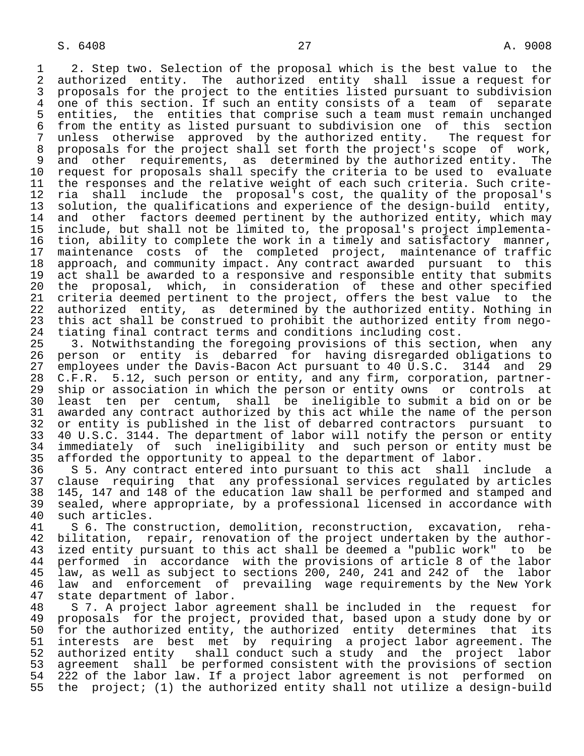2. Step two. Selection of the proposal which is the best value to the authorized entity. The authorized entity shall issue a request for proposals for the project to the entities listed pursuant to subdivision one of this section. If such an entity consists of a team of separate entities, the entities that comprise such a team must remain unchanged from the entity as listed pursuant to subdivision one of this section unless otherwise approved by the authorized entity. The request for proposals for the project shall set forth the project's scope of work, and other requirements, as determined by the authorized entity. The request for proposals shall specify the criteria to be used to evaluate the responses and the relative weight of each such criteria. Such criteria shall include the proposal's cost, the quality of the proposal's solution, the qualifications and experience of the design-build entity, and other factors deemed pertinent by the authorized entity, which may include, but shall not be limited to, the proposal's project implementation, ability to complete the work in a timely and satisfactory manner, maintenance costs of the completed project, maintenance of traffic approach, and community impact. Any contract awarded pursuant to this act shall be awarded to a responsive and responsible entity that submits the proposal, which, in consideration of these and other specified criteria deemed pertinent to the project, offers the best value to the authorized entity, as determined by the authorized entity. Nothing in this act shall be construed to prohibit the authorized entity from negotiating final contract terms and conditions including cost.

3. Notwithstanding the foregoing provisions of this section, when any person or entity is debarred for having disregarded obligations to employees under the Davis-Bacon Act pursuant to 40 U.S.C. 3144 and 29 C.F.R. 5.12, such person or entity, and any firm, corporation, partnership or association in which the person or entity owns or controls at least ten per centum, shall be ineligible to submit a bid on or be awarded any contract authorized by this act while the name of the person or entity is published in the list of debarred contractors pursuant to 40 U.S.C. 3144. The department of labor will notify the person or entity immediately of such ineligibility and such person or entity must be afforded the opportunity to appeal to the department of labor.

S 5. Any contract entered into pursuant to this act shall include a clause requiring that any professional services regulated by articles 145, 147 and 148 of the education law shall be performed and stamped and sealed, where appropriate, by a professional licensed in accordance with such articles.

S 6. The construction, demolition, reconstruction, excavation, rehabilitation, repair, renovation of the project undertaken by the authorized entity pursuant to this act shall be deemed a "public work" to be performed in accordance with the provisions of article 8 of the labor law, as well as subject to sections 200, 240, 241 and 242 of the labor law and enforcement of prevailing wage requirements by the New York state department of labor.

S 7. A project labor agreement shall be included in the request for proposals for the project, provided that, based upon a study done by or for the authorized entity, the authorized entity determines that its interests are best met by requiring a project labor agreement. The authorized entity shall conduct such a study and the project labor agreement shall be performed consistent with the provisions of section 222 of the labor law. If a project labor agreement is not performed on the project; (1) the authorized entity shall not utilize a design-build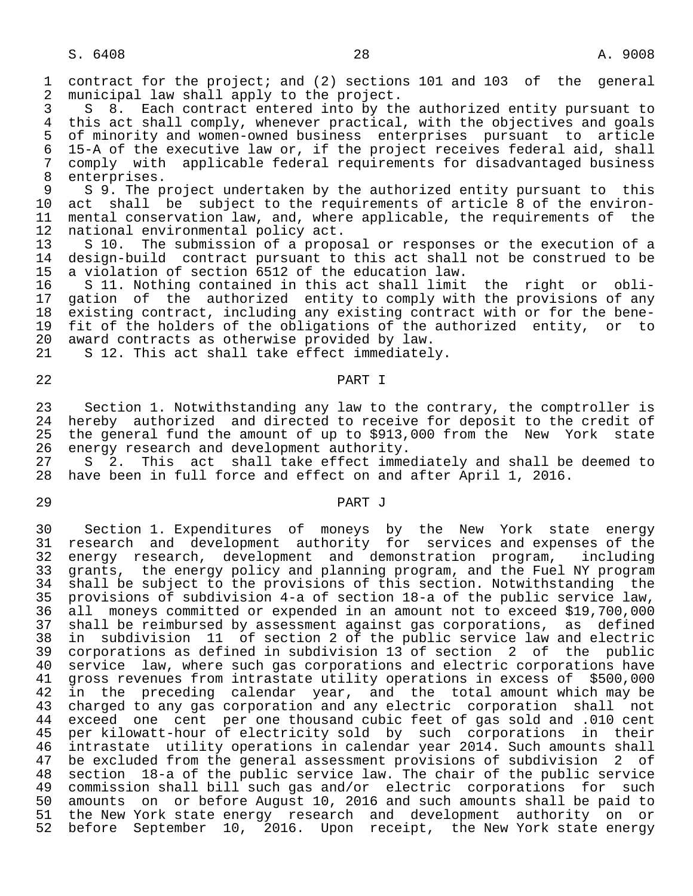contract for the project; and (2) sections 101 and 103 of the general municipal law shall apply to the project.

S 8. Each contract entered into by the authorized entity pursuant to this act shall comply, whenever practical, with the objectives and goals of minority and women-owned business enterprises pursuant to article 15-A of the executive law or, if the project receives federal aid, shall comply with applicable federal requirements for disadvantaged business enterprises.

S 9. The project undertaken by the authorized entity pursuant to this act shall be subject to the requirements of article 8 of the environmental conservation law, and, where applicable, the requirements of the national environmental policy act.

S 10. The submission of a proposal or responses or the execution of a design-build contract pursuant to this act shall not be construed to be a violation of section 6512 of the education law.

S 11. Nothing contained in this act shall limit the right or obligation of the authorized entity to comply with the provisions of any existing contract, including any existing contract with or for the benefit of the holders of the obligations of the authorized entity, or to award contracts as otherwise provided by law.

S 12. This act shall take effect immediately.

## PART I

Section 1. Notwithstanding any law to the contrary, the comptroller is hereby authorized and directed to receive for deposit to the credit of the general fund the amount of up to $913,000 from the New York state energy research and development authority.

S 2. This act shall take effect immediately and shall be deemed to have been in full force and effect on and after April 1, 2016.

## PART J

Section 1. Expenditures of moneys by the New York state energy research and development authority for services and expenses of the energy research, development and demonstration program, including grants, the energy policy and planning program, and the Fuel NY program shall be subject to the provisions of this section. Notwithstanding the provisions of subdivision 4-a of section 18-a of the public service law, all moneys committed or expended in an amount not to exceed $19,700,000 shall be reimbursed by assessment against gas corporations, as defined in subdivision 11 of section 2 of the public service law and electric corporations as defined in subdivision 13 of section 2 of the public service law, where such gas corporations and electric corporations have gross revenues from intrastate utility operations in excess of $500,000 in the preceding calendar year, and the total amount which may be charged to any gas corporation and any electric corporation shall not exceed one cent per one thousand cubic feet of gas sold and .010 cent per kilowatt-hour of electricity sold by such corporations in their intrastate utility operations in calendar year 2014. Such amounts shall be excluded from the general assessment provisions of subdivision 2 of section 18-a of the public service law. The chair of the public service commission shall bill such gas and/or electric corporations for such amounts on or before August 10, 2016 and such amounts shall be paid to the New York state energy research and development authority on or before September 10, 2016. Upon receipt, the New York state energy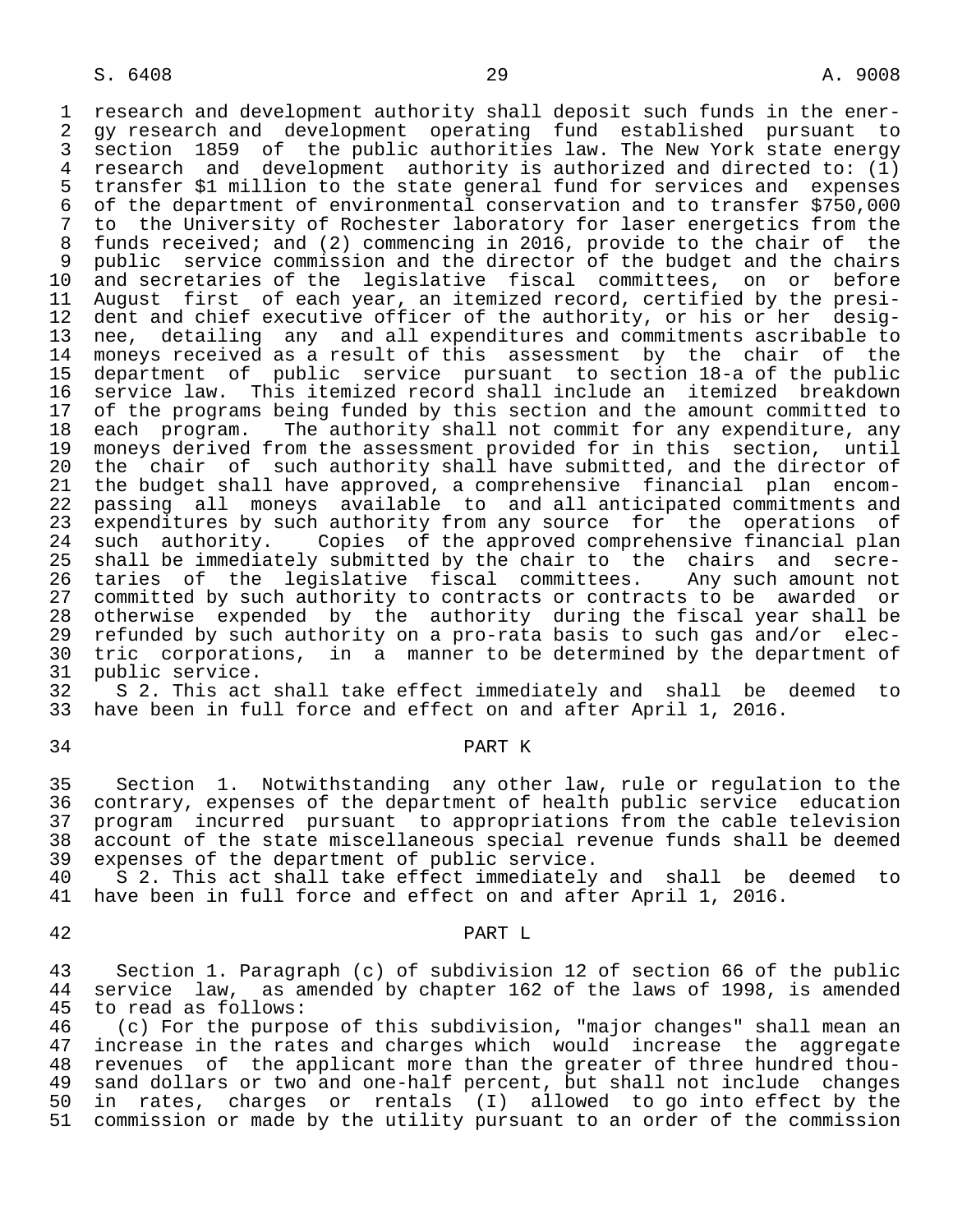research and development authority shall deposit such funds in the energy research and development operating fund established pursuant to section 1859 of the public authorities law. The New York state energy research and development authority is authorized and directed to: (1) transfer $1 million to the state general fund for services and expenses of the department of environmental conservation and to transfer $750,000 to the University of Rochester laboratory for laser energetics from the funds received; and (2) commencing in 2016, provide to the chair of the public service commission and the director of the budget and the chairs and secretaries of the legislative fiscal committees, on or before August first of each year, an itemized record, certified by the president and chief executive officer of the authority, or his or her designee, detailing any and all expenditures and commitments ascribable to moneys received as a result of this assessment by the chair of the department of public service pursuant to section 18-a of the public service law. This itemized record shall include an itemized breakdown of the programs being funded by this section and the amount committed to each program. The authority shall not commit for any expenditure, any moneys derived from the assessment provided for in this section, until the chair of such authority shall have submitted, and the director of the budget shall have approved, a comprehensive financial plan encompassing all moneys available to and all anticipated commitments and expenditures by such authority from any source for the operations of such authority. Copies of the approved comprehensive financial plan shall be immediately submitted by the chair to the chairs and secretaries of the legislative fiscal committees. Any such amount not committed by such authority to contracts or contracts to be awarded or otherwise expended by the authority during the fiscal year shall be refunded by such authority on a pro-rata basis to such gas and/or electric corporations, in a manner to be determined by the department of public service.

S 2. This act shall take effect immediately and shall be deemed to have been in full force and effect on and after April 1, 2016.

PART K

Section 1. Notwithstanding any other law, rule or regulation to the contrary, expenses of the department of health public service education program incurred pursuant to appropriations from the cable television account of the state miscellaneous special revenue funds shall be deemed expenses of the department of public service.

S 2. This act shall take effect immediately and shall be deemed to have been in full force and effect on and after April 1, 2016.

PART L

Section 1. Paragraph (c) of subdivision 12 of section 66 of the public service law, as amended by chapter 162 of the laws of 1998, is amended to read as follows:

(c) For the purpose of this subdivision, "major changes" shall mean an increase in the rates and charges which would increase the aggregate revenues of the applicant more than the greater of three hundred thousand dollars or two and one-half percent, but shall not include changes in rates, charges or rentals (I) allowed to go into effect by the commission or made by the utility pursuant to an order of the commission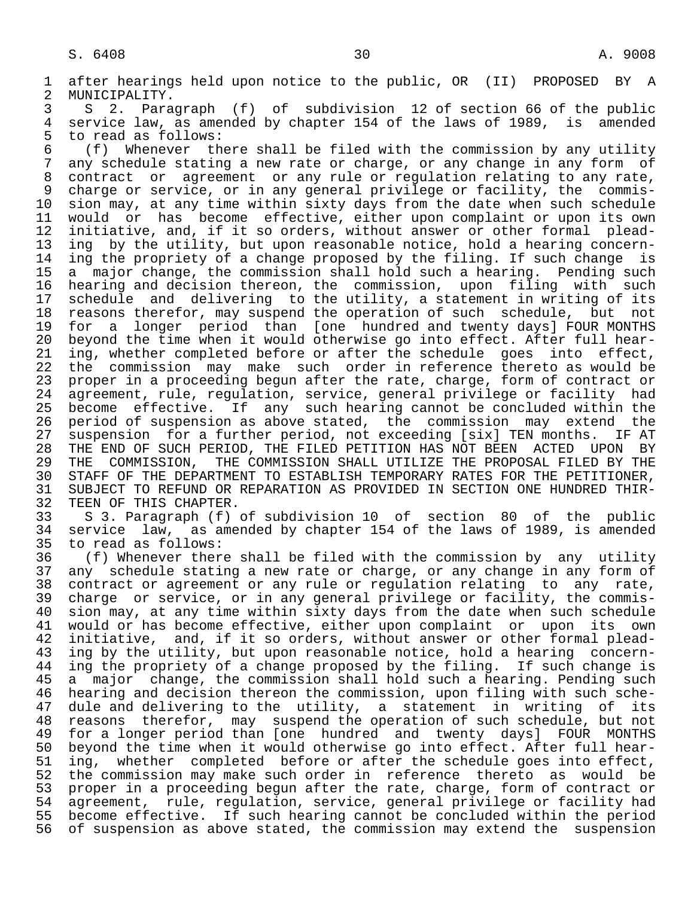after hearings held upon notice to the public, OR (II) PROPOSED BY A MUNICIPALITY.

S 2. Paragraph (f) of subdivision 12 of section 66 of the public service law, as amended by chapter 154 of the laws of 1989, is amended to read as follows:

(f) Whenever there shall be filed with the commission by any utility any schedule stating a new rate or charge, or any change in any form of contract or agreement or any rule or regulation relating to any rate, charge or service, or in any general privilege or facility, the commission may, at any time within sixty days from the date when such schedule would or has become effective, either upon complaint or upon its own initiative, and, if it so orders, without answer or other formal pleading by the utility, but upon reasonable notice, hold a hearing concerning the propriety of a change proposed by the filing. If such change is a major change, the commission shall hold such a hearing. Pending such hearing and decision thereon, the commission, upon filing with such schedule and delivering to the utility, a statement in writing of its reasons therefor, may suspend the operation of such schedule, but not for a longer period than [one hundred and twenty days] FOUR MONTHS beyond the time when it would otherwise go into effect. After full hearing, whether completed before or after the schedule goes into effect, the commission may make such order in reference thereto as would be proper in a proceeding begun after the rate, charge, form of contract or agreement, rule, regulation, service, general privilege or facility had become effective. If any such hearing cannot be concluded within the period of suspension as above stated, the commission may extend the suspension for a further period, not exceeding [six] TEN months. IF AT THE END OF SUCH PERIOD, THE FILED PETITION HAS NOT BEEN ACTED UPON BY THE COMMISSION, THE COMMISSION SHALL UTILIZE THE PROPOSAL FILED BY THE STAFF OF THE DEPARTMENT TO ESTABLISH TEMPORARY RATES FOR THE PETITIONER, SUBJECT TO REFUND OR REPARATION AS PROVIDED IN SECTION ONE HUNDRED THIRTEEN OF THIS CHAPTER.

S 3. Paragraph (f) of subdivision 10 of section 80 of the public service law, as amended by chapter 154 of the laws of 1989, is amended to read as follows:

(f) Whenever there shall be filed with the commission by any utility any schedule stating a new rate or charge, or any change in any form of contract or agreement or any rule or regulation relating to any rate, charge or service, or in any general privilege or facility, the commission may, at any time within sixty days from the date when such schedule would or has become effective, either upon complaint or upon its own initiative, and, if it so orders, without answer or other formal pleading by the utility, but upon reasonable notice, hold a hearing concerning the propriety of a change proposed by the filing. If such change is a major change, the commission shall hold such a hearing. Pending such hearing and decision thereon the commission, upon filing with such schedule and delivering to the utility, a statement in writing of its reasons therefor, may suspend the operation of such schedule, but not for a longer period than [one hundred and twenty days] FOUR MONTHS beyond the time when it would otherwise go into effect. After full hearing, whether completed before or after the schedule goes into effect, the commission may make such order in reference thereto as would be proper in a proceeding begun after the rate, charge, form of contract or agreement, rule, regulation, service, general privilege or facility had become effective. If such hearing cannot be concluded within the period of suspension as above stated, the commission may extend the suspension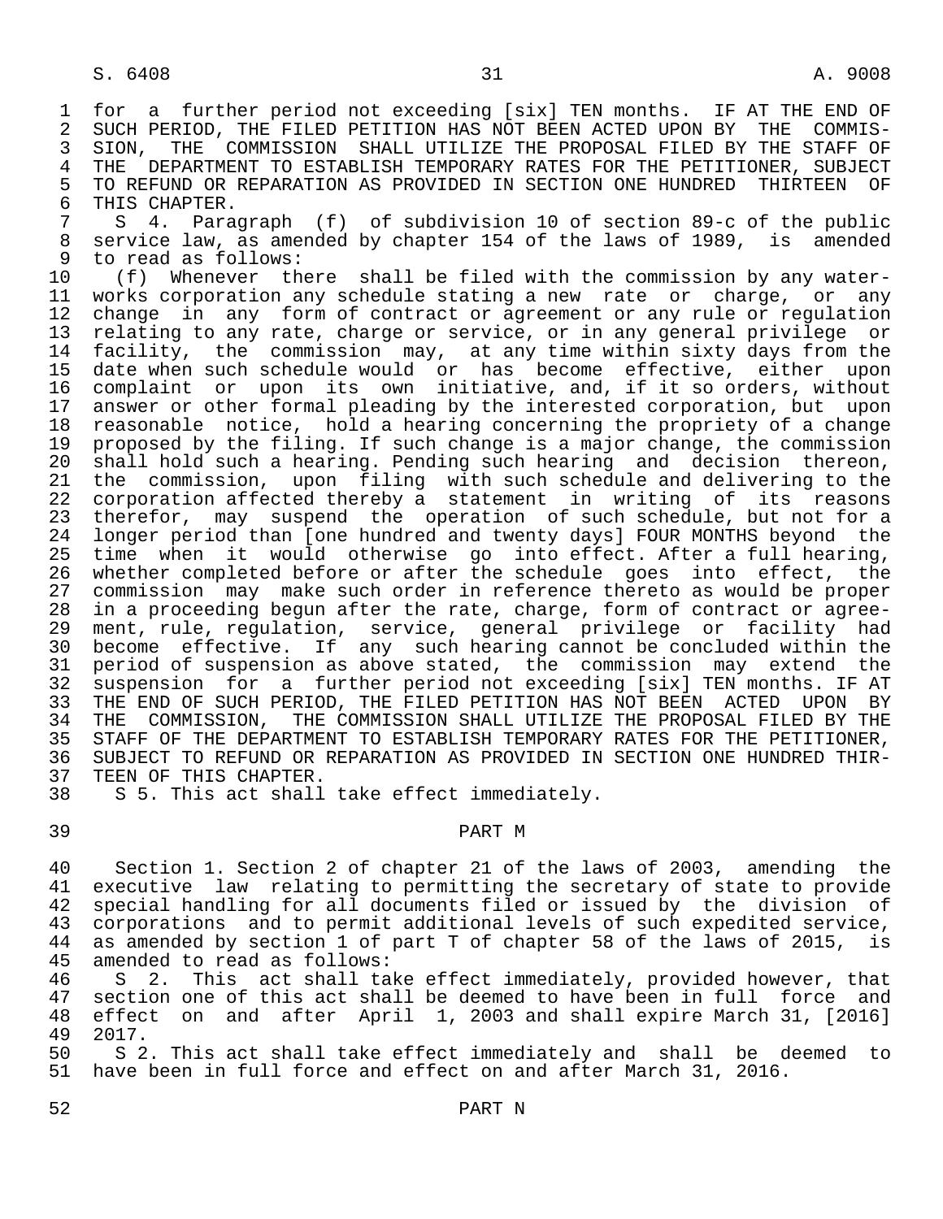for a further period not exceeding [six] TEN months. IF AT THE END OF SUCH PERIOD, THE FILED PETITION HAS NOT BEEN ACTED UPON BY THE COMMISSION, THE COMMISSION SHALL UTILIZE THE PROPOSAL FILED BY THE STAFF OF THE DEPARTMENT TO ESTABLISH TEMPORARY RATES FOR THE PETITIONER, SUBJECT TO REFUND OR REPARATION AS PROVIDED IN SECTION ONE HUNDRED THIRTEEN OF THIS CHAPTER.

S 4. Paragraph (f) of subdivision 10 of section 89-c of the public service law, as amended by chapter 154 of the laws of 1989, is amended to read as follows:

(f) Whenever there shall be filed with the commission by any waterworks corporation any schedule stating a new rate or charge, or any change in any form of contract or agreement or any rule or regulation relating to any rate, charge or service, or in any general privilege or facility, the commission may, at any time within sixty days from the date when such schedule would or has become effective, either upon complaint or upon its own initiative, and, if it so orders, without answer or other formal pleading by the interested corporation, but upon reasonable notice, hold a hearing concerning the propriety of a change proposed by the filing. If such change is a major change, the commission shall hold such a hearing. Pending such hearing and decision thereon, the commission, upon filing with such schedule and delivering to the corporation affected thereby a statement in writing of its reasons therefor, may suspend the operation of such schedule, but not for a longer period than [one hundred and twenty days] FOUR MONTHS beyond the time when it would otherwise go into effect. After a full hearing, whether completed before or after the schedule goes into effect, the commission may make such order in reference thereto as would be proper in a proceeding begun after the rate, charge, form of contract or agreement, rule, regulation, service, general privilege or facility had become effective. If any such hearing cannot be concluded within the period of suspension as above stated, the commission may extend the suspension for a further period not exceeding [six] TEN months. IF AT THE END OF SUCH PERIOD, THE FILED PETITION HAS NOT BEEN ACTED UPON BY THE COMMISSION, THE COMMISSION SHALL UTILIZE THE PROPOSAL FILED BY THE STAFF OF THE DEPARTMENT TO ESTABLISH TEMPORARY RATES FOR THE PETITIONER, SUBJECT TO REFUND OR REPARATION AS PROVIDED IN SECTION ONE HUNDRED THIRTEEN OF THIS CHAPTER.

S 5. This act shall take effect immediately.

PART M

Section 1. Section 2 of chapter 21 of the laws of 2003, amending the executive law relating to permitting the secretary of state to provide special handling for all documents filed or issued by the division of corporations and to permit additional levels of such expedited service, as amended by section 1 of part T of chapter 58 of the laws of 2015, is amended to read as follows:

S 2. This act shall take effect immediately, provided however, that section one of this act shall be deemed to have been in full force and effect on and after April 1, 2003 and shall expire March 31, [2016] 2017.

S 2. This act shall take effect immediately and shall be deemed to have been in full force and effect on and after March 31, 2016.

PART N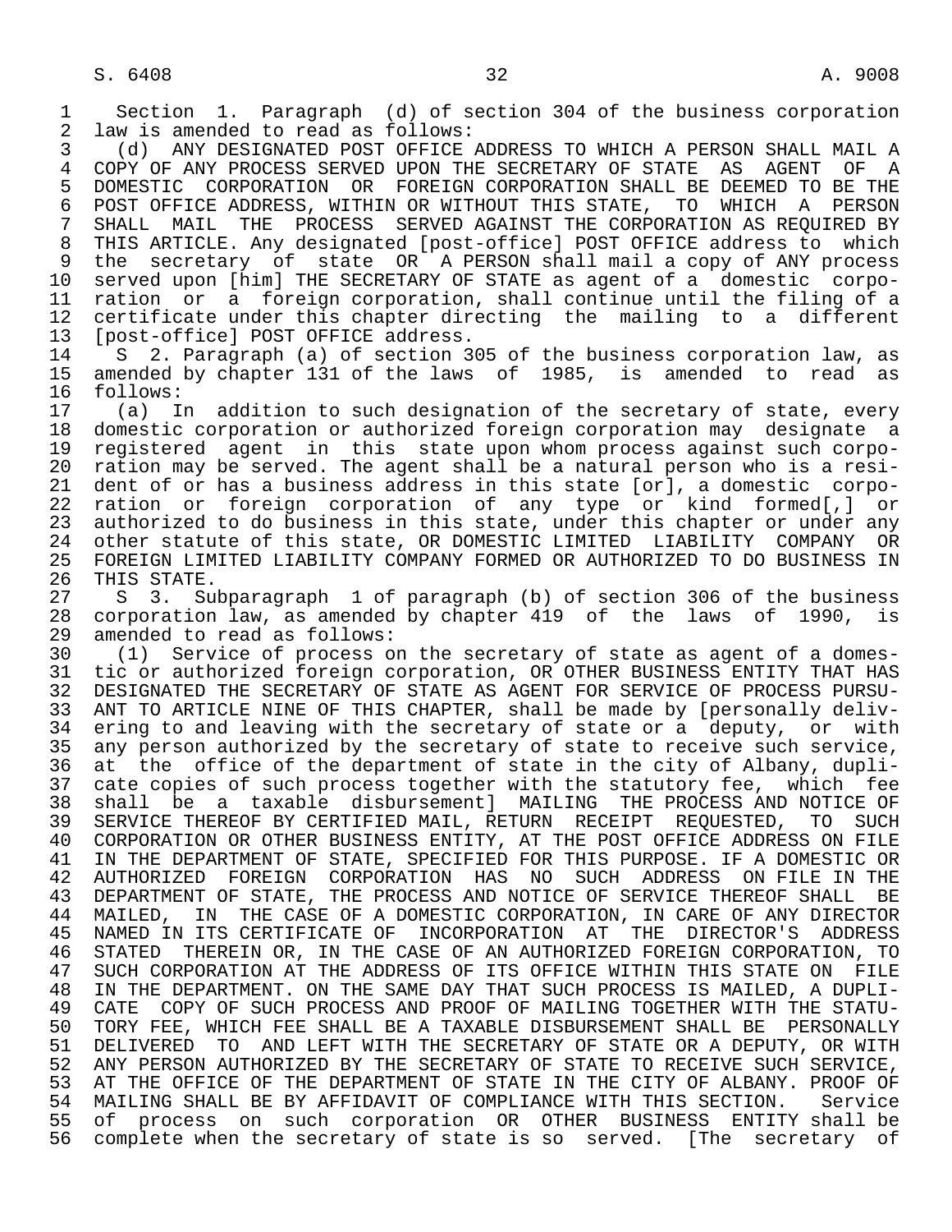Section 1. Paragraph (d) of section 304 of the business corporation law is amended to read as follows:

(d) ANY DESIGNATED POST OFFICE ADDRESS TO WHICH A PERSON SHALL MAIL A COPY OF ANY PROCESS SERVED UPON THE SECRETARY OF STATE AS AGENT OF A DOMESTIC CORPORATION OR FOREIGN CORPORATION SHALL BE DEEMED TO BE THE POST OFFICE ADDRESS, WITHIN OR WITHOUT THIS STATE, TO WHICH A PERSON SHALL MAIL THE PROCESS SERVED AGAINST THE CORPORATION AS REQUIRED BY THIS ARTICLE. Any designated [post-office] POST OFFICE address to which the secretary of state OR A PERSON shall mail a copy of ANY process served upon [him] THE SECRETARY OF STATE as agent of a domestic corporation or a foreign corporation, shall continue until the filing of a certificate under this chapter directing the mailing to a different [post-office] POST OFFICE address.

S 2. Paragraph (a) of section 305 of the business corporation law, as amended by chapter 131 of the laws of 1985, is amended to read as follows:

(a) In addition to such designation of the secretary of state, every domestic corporation or authorized foreign corporation may designate a registered agent in this state upon whom process against such corporation may be served. The agent shall be a natural person who is a resident of or has a business address in this state [or], a domestic corporation or foreign corporation of any type or kind formed[,] or authorized to do business in this state, under this chapter or under any other statute of this state, OR DOMESTIC LIMITED LIABILITY COMPANY OR FOREIGN LIMITED LIABILITY COMPANY FORMED OR AUTHORIZED TO DO BUSINESS IN THIS STATE.

S 3. Subparagraph 1 of paragraph (b) of section 306 of the business corporation law, as amended by chapter 419 of the laws of 1990, is amended to read as follows:

(1) Service of process on the secretary of state as agent of a domestic or authorized foreign corporation, OR OTHER BUSINESS ENTITY THAT HAS DESIGNATED THE SECRETARY OF STATE AS AGENT FOR SERVICE OF PROCESS PURSUANT TO ARTICLE NINE OF THIS CHAPTER, shall be made by [personally delivering to and leaving with the secretary of state or a deputy, or with any person authorized by the secretary of state to receive such service, at the office of the department of state in the city of Albany, duplicate copies of such process together with the statutory fee, which fee shall be a taxable disbursement] MAILING THE PROCESS AND NOTICE OF SERVICE THEREOF BY CERTIFIED MAIL, RETURN RECEIPT REQUESTED, TO SUCH CORPORATION OR OTHER BUSINESS ENTITY, AT THE POST OFFICE ADDRESS ON FILE IN THE DEPARTMENT OF STATE, SPECIFIED FOR THIS PURPOSE. IF A DOMESTIC OR AUTHORIZED FOREIGN CORPORATION HAS NO SUCH ADDRESS ON FILE IN THE DEPARTMENT OF STATE, THE PROCESS AND NOTICE OF SERVICE THEREOF SHALL BE MAILED, IN THE CASE OF A DOMESTIC CORPORATION, IN CARE OF ANY DIRECTOR NAMED IN ITS CERTIFICATE OF INCORPORATION AT THE DIRECTOR'S ADDRESS STATED THEREIN OR, IN THE CASE OF AN AUTHORIZED FOREIGN CORPORATION, TO SUCH CORPORATION AT THE ADDRESS OF ITS OFFICE WITHIN THIS STATE ON FILE IN THE DEPARTMENT. ON THE SAME DAY THAT SUCH PROCESS IS MAILED, A DUPLICATE COPY OF SUCH PROCESS AND PROOF OF MAILING TOGETHER WITH THE STATUTORY FEE, WHICH FEE SHALL BE A TAXABLE DISBURSEMENT SHALL BE PERSONALLY DELIVERED TO AND LEFT WITH THE SECRETARY OF STATE OR A DEPUTY, OR WITH ANY PERSON AUTHORIZED BY THE SECRETARY OF STATE TO RECEIVE SUCH SERVICE, AT THE OFFICE OF THE DEPARTMENT OF STATE IN THE CITY OF ALBANY. PROOF OF MAILING SHALL BE BY AFFIDAVIT OF COMPLIANCE WITH THIS SECTION. Service of process on such corporation OR OTHER BUSINESS ENTITY shall be complete when the secretary of state is so served. [The secretary of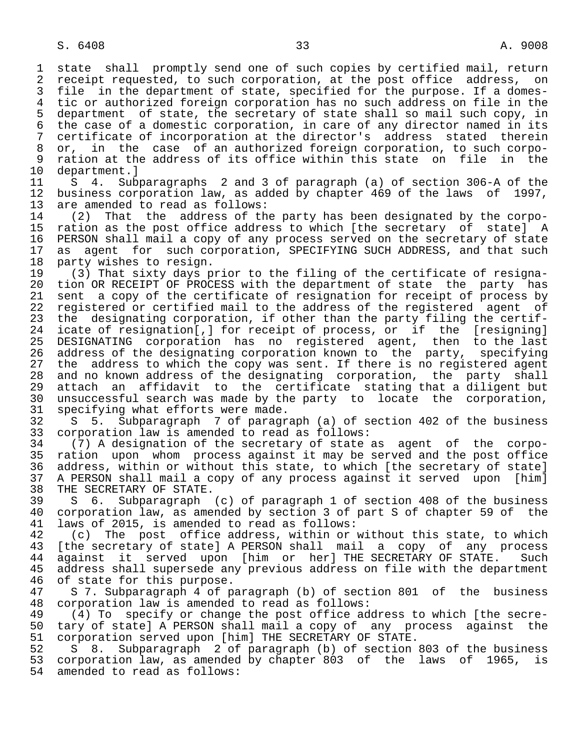state shall promptly send one of such copies by certified mail, return receipt requested, to such corporation, at the post office address, on file in the department of state, specified for the purpose. If a domestic or authorized foreign corporation has no such address on file in the department of state, the secretary of state shall so mail such copy, in the case of a domestic corporation, in care of any director named in its certificate of incorporation at the director's address stated therein or, in the case of an authorized foreign corporation, to such corporation at the address of its office within this state on file in the department.]

S 4. Subparagraphs 2 and 3 of paragraph (a) of section 306-A of the business corporation law, as added by chapter 469 of the laws of 1997, are amended to read as follows:

(2) That the address of the party has been designated by the corporation as the post office address to which [the secretary of state] A PERSON shall mail a copy of any process served on the secretary of state as agent for such corporation, SPECIFYING SUCH ADDRESS, and that such party wishes to resign.

(3) That sixty days prior to the filing of the certificate of resignation OR RECEIPT OF PROCESS with the department of state the party has sent a copy of the certificate of resignation for receipt of process by registered or certified mail to the address of the registered agent of the designating corporation, if other than the party filing the certificate of resignation[,] for receipt of process, or if the [resigning] DESIGNATING corporation has no registered agent, then to the last address of the designating corporation known to the party, specifying the address to which the copy was sent. If there is no registered agent and no known address of the designating corporation, the party shall attach an affidavit to the certificate stating that a diligent but unsuccessful search was made by the party to locate the corporation, specifying what efforts were made.

S 5. Subparagraph 7 of paragraph (a) of section 402 of the business corporation law is amended to read as follows:

(7) A designation of the secretary of state as agent of the corporation upon whom process against it may be served and the post office address, within or without this state, to which [the secretary of state] A PERSON shall mail a copy of any process against it served upon [him] THE SECRETARY OF STATE.

S 6. Subparagraph (c) of paragraph 1 of section 408 of the business corporation law, as amended by section 3 of part S of chapter 59 of the laws of 2015, is amended to read as follows:

(c) The post office address, within or without this state, to which [the secretary of state] A PERSON shall mail a copy of any process against it served upon [him or her] THE SECRETARY OF STATE. Such address shall supersede any previous address on file with the department of state for this purpose.

S 7. Subparagraph 4 of paragraph (b) of section 801 of the business corporation law is amended to read as follows:

(4) To specify or change the post office address to which [the secretary of state] A PERSON shall mail a copy of any process against the corporation served upon [him] THE SECRETARY OF STATE.

S 8. Subparagraph 2 of paragraph (b) of section 803 of the business corporation law, as amended by chapter 803 of the laws of 1965, is amended to read as follows: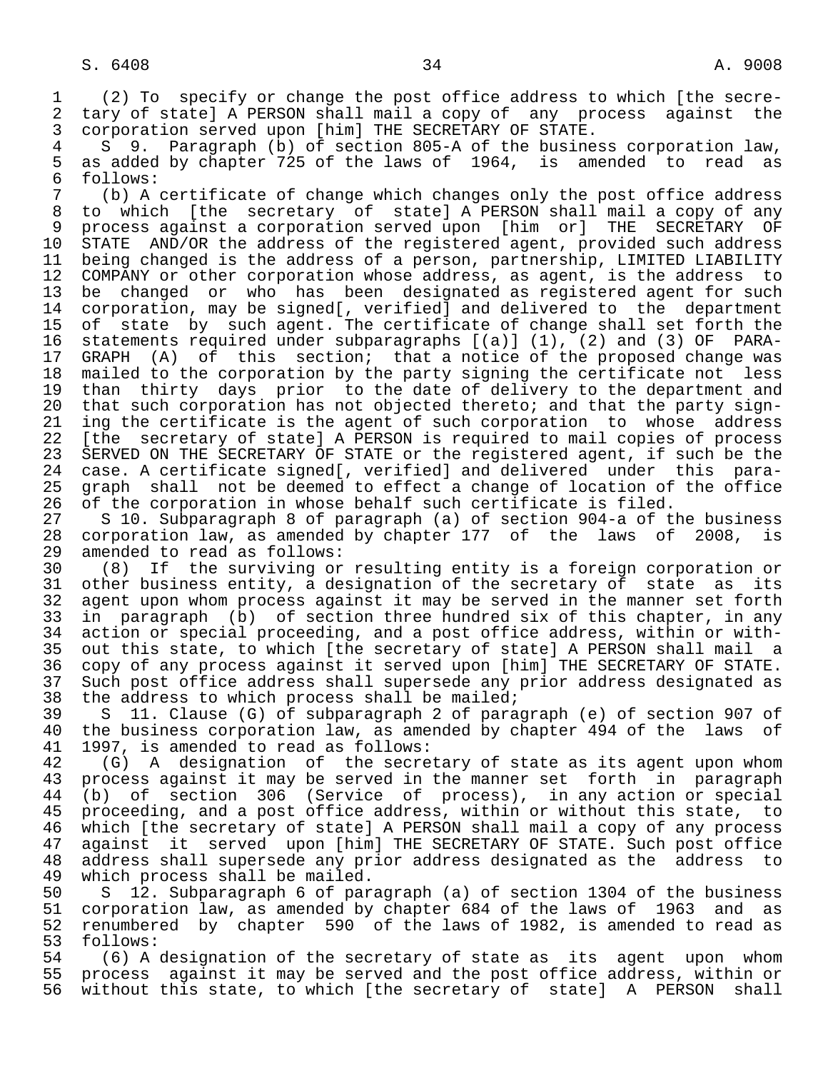(2) To specify or change the post office address to which [the secretary of state] A PERSON shall mail a copy of any process against the corporation served upon [him] THE SECRETARY OF STATE.

S 9. Paragraph (b) of section 805-A of the business corporation law, as added by chapter 725 of the laws of 1964, is amended to read as follows:

(b) A certificate of change which changes only the post office address to which [the secretary of state] A PERSON shall mail a copy of any process against a corporation served upon [him or] THE SECRETARY OF STATE AND/OR the address of the registered agent, provided such address being changed is the address of a person, partnership, LIMITED LIABILITY COMPANY or other corporation whose address, as agent, is the address to be changed or who has been designated as registered agent for such corporation, may be signed[, verified] and delivered to the department of state by such agent. The certificate of change shall set forth the statements required under subparagraphs [(a)] (1), (2) and (3) OF PARAGRAPH (A) of this section; that a notice of the proposed change was mailed to the corporation by the party signing the certificate not less than thirty days prior to the date of delivery to the department and that such corporation has not objected thereto; and that the party signing the certificate is the agent of such corporation to whose address [the secretary of state] A PERSON is required to mail copies of process SERVED ON THE SECRETARY OF STATE or the registered agent, if such be the case. A certificate signed[, verified] and delivered under this paragraph shall not be deemed to effect a change of location of the office of the corporation in whose behalf such certificate is filed.

S 10. Subparagraph 8 of paragraph (a) of section 904-a of the business corporation law, as amended by chapter 177 of the laws of 2008, is amended to read as follows:

(8) If the surviving or resulting entity is a foreign corporation or other business entity, a designation of the secretary of state as its agent upon whom process against it may be served in the manner set forth in paragraph (b) of section three hundred six of this chapter, in any action or special proceeding, and a post office address, within or without this state, to which [the secretary of state] A PERSON shall mail a copy of any process against it served upon [him] THE SECRETARY OF STATE. Such post office address shall supersede any prior address designated as the address to which process shall be mailed;

S 11. Clause (G) of subparagraph 2 of paragraph (e) of section 907 of the business corporation law, as amended by chapter 494 of the laws of 1997, is amended to read as follows:

(G) A designation of the secretary of state as its agent upon whom process against it may be served in the manner set forth in paragraph (b) of section 306 (Service of process), in any action or special proceeding, and a post office address, within or without this state, to which [the secretary of state] A PERSON shall mail a copy of any process against it served upon [him] THE SECRETARY OF STATE. Such post office address shall supersede any prior address designated as the address to which process shall be mailed.

S 12. Subparagraph 6 of paragraph (a) of section 1304 of the business corporation law, as amended by chapter 684 of the laws of 1963 and as renumbered by chapter 590 of the laws of 1982, is amended to read as follows:

(6) A designation of the secretary of state as its agent upon whom process against it may be served and the post office address, within or without this state, to which [the secretary of state] A PERSON shall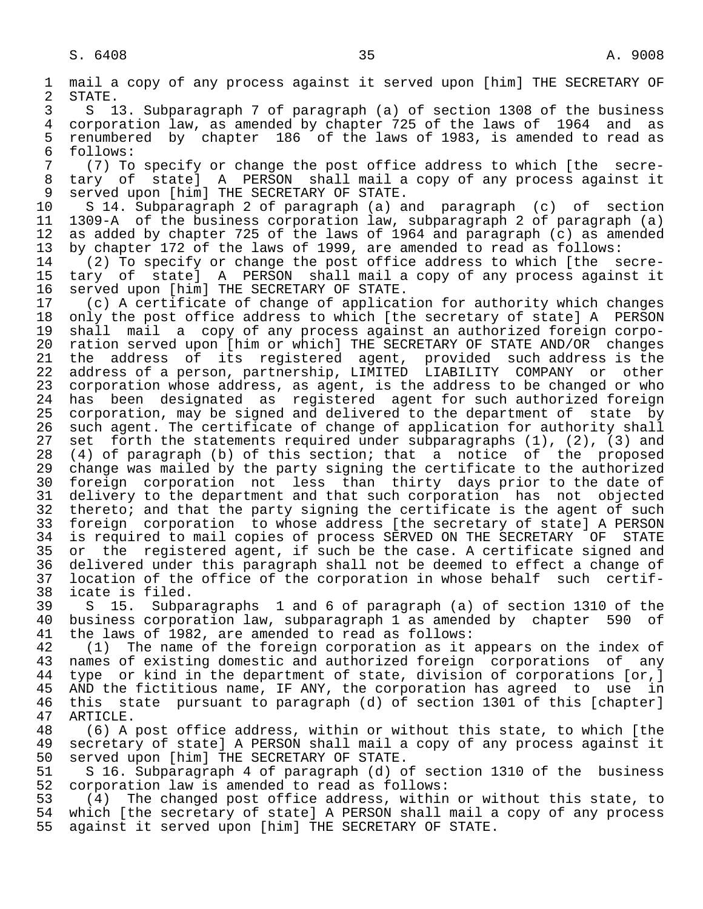mail a copy of any process against it served upon [him] THE SECRETARY OF STATE.

S 13. Subparagraph 7 of paragraph (a) of section 1308 of the business corporation law, as amended by chapter 725 of the laws of 1964 and as renumbered by chapter 186 of the laws of 1983, is amended to read as follows:

(7) To specify or change the post office address to which [the secretary of state] A PERSON shall mail a copy of any process against it served upon [him] THE SECRETARY OF STATE.

S 14. Subparagraph 2 of paragraph (a) and paragraph (c) of section 1309-A of the business corporation law, subparagraph 2 of paragraph (a) as added by chapter 725 of the laws of 1964 and paragraph (c) as amended by chapter 172 of the laws of 1999, are amended to read as follows:

(2) To specify or change the post office address to which [the secretary of state] A PERSON shall mail a copy of any process against it served upon [him] THE SECRETARY OF STATE.

(c) A certificate of change of application for authority which changes only the post office address to which [the secretary of state] A PERSON shall mail a copy of any process against an authorized foreign corporation served upon [him or which] THE SECRETARY OF STATE AND/OR changes the address of its registered agent, provided such address is the address of a person, partnership, LIMITED LIABILITY COMPANY or other corporation whose address, as agent, is the address to be changed or who has been designated as registered agent for such authorized foreign corporation, may be signed and delivered to the department of state by such agent. The certificate of change of application for authority shall set forth the statements required under subparagraphs (1), (2), (3) and (4) of paragraph (b) of this section; that a notice of the proposed change was mailed by the party signing the certificate to the authorized foreign corporation not less than thirty days prior to the date of delivery to the department and that such corporation has not objected thereto; and that the party signing the certificate is the agent of such foreign corporation to whose address [the secretary of state] A PERSON is required to mail copies of process SERVED ON THE SECRETARY OF STATE or the registered agent, if such be the case. A certificate signed and delivered under this paragraph shall not be deemed to effect a change of location of the office of the corporation in whose behalf such certificate is filed.

S 15. Subparagraphs 1 and 6 of paragraph (a) of section 1310 of the business corporation law, subparagraph 1 as amended by chapter 590 of the laws of 1982, are amended to read as follows:

(1) The name of the foreign corporation as it appears on the index of names of existing domestic and authorized foreign corporations of any type or kind in the department of state, division of corporations [or,] AND the fictitious name, IF ANY, the corporation has agreed to use in this state pursuant to paragraph (d) of section 1301 of this [chapter] ARTICLE.

(6) A post office address, within or without this state, to which [the secretary of state] A PERSON shall mail a copy of any process against it served upon [him] THE SECRETARY OF STATE.

S 16. Subparagraph 4 of paragraph (d) of section 1310 of the business corporation law is amended to read as follows:

(4) The changed post office address, within or without this state, to which [the secretary of state] A PERSON shall mail a copy of any process against it served upon [him] THE SECRETARY OF STATE.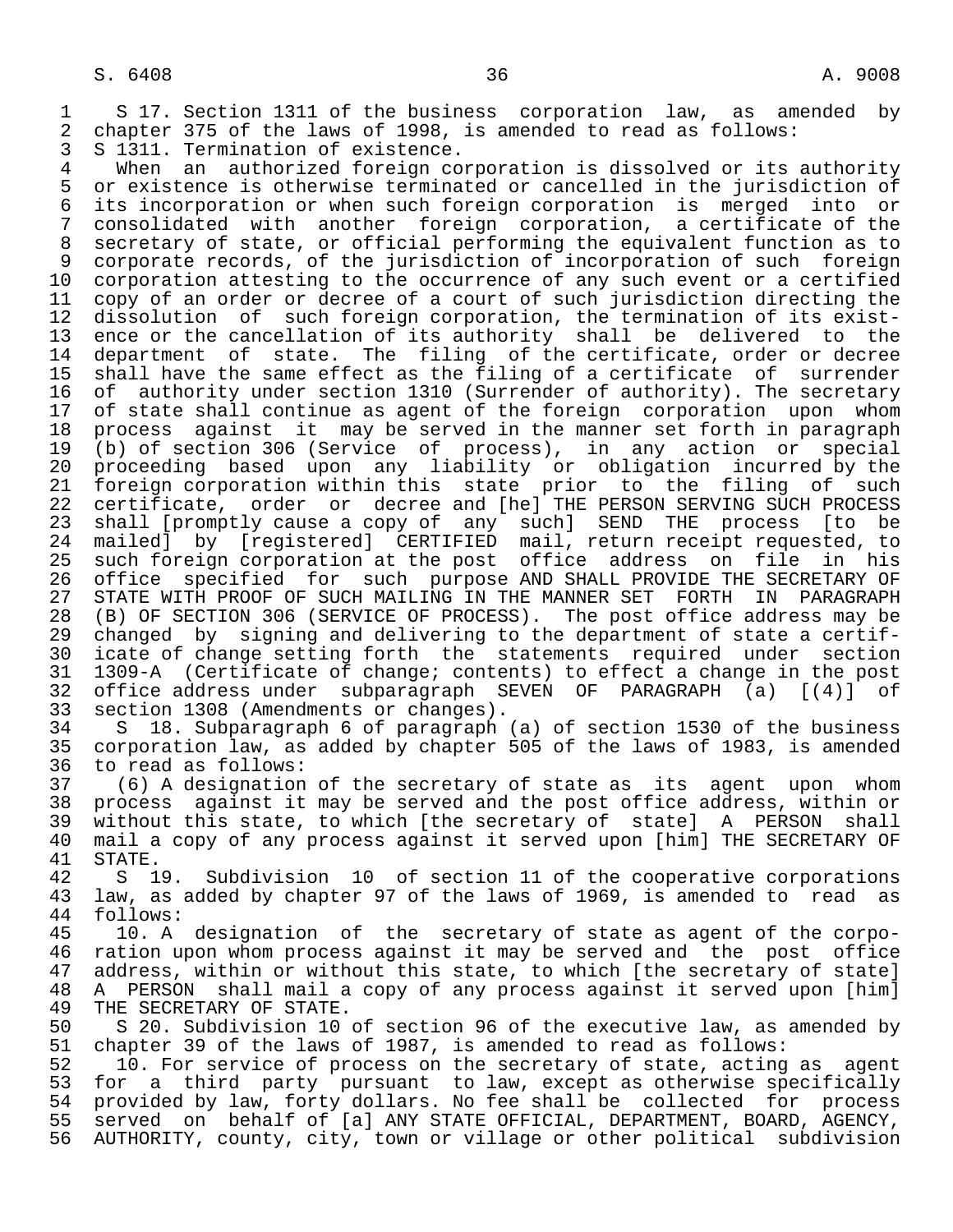S 17. Section 1311 of the business corporation law, as amended by chapter 375 of the laws of 1998, is amended to read as follows:

S 1311. Termination of existence.

When an authorized foreign corporation is dissolved or its authority or existence is otherwise terminated or cancelled in the jurisdiction of its incorporation or when such foreign corporation is merged into or consolidated with another foreign corporation, a certificate of the secretary of state, or official performing the equivalent function as to corporate records, of the jurisdiction of incorporation of such foreign corporation attesting to the occurrence of any such event or a certified copy of an order or decree of a court of such jurisdiction directing the dissolution of such foreign corporation, the termination of its existence or the cancellation of its authority shall be delivered to the department of state. The filing of the certificate, order or decree shall have the same effect as the filing of a certificate of surrender of authority under section 1310 (Surrender of authority). The secretary of state shall continue as agent of the foreign corporation upon whom process against it may be served in the manner set forth in paragraph (b) of section 306 (Service of process), in any action or special proceeding based upon any liability or obligation incurred by the foreign corporation within this state prior to the filing of such certificate, order or decree and [he] THE PERSON SERVING SUCH PROCESS shall [promptly cause a copy of any such] SEND THE process [to be mailed] by [registered] CERTIFIED mail, return receipt requested, to such foreign corporation at the post office address on file in his office specified for such purpose AND SHALL PROVIDE THE SECRETARY OF STATE WITH PROOF OF SUCH MAILING IN THE MANNER SET FORTH IN PARAGRAPH (B) OF SECTION 306 (SERVICE OF PROCESS). The post office address may be changed by signing and delivering to the department of state a certificate of change setting forth the statements required under section 1309-A (Certificate of change; contents) to effect a change in the post office address under subparagraph SEVEN OF PARAGRAPH (a) [(4)] of section 1308 (Amendments or changes).

S 18. Subparagraph 6 of paragraph (a) of section 1530 of the business corporation law, as added by chapter 505 of the laws of 1983, is amended to read as follows:

(6) A designation of the secretary of state as its agent upon whom process against it may be served and the post office address, within or without this state, to which [the secretary of state] A PERSON shall mail a copy of any process against it served upon [him] THE SECRETARY OF STATE.

S 19. Subdivision 10 of section 11 of the cooperative corporations law, as added by chapter 97 of the laws of 1969, is amended to read as follows:

10. A designation of the secretary of state as agent of the corporation upon whom process against it may be served and the post office address, within or without this state, to which [the secretary of state] A PERSON shall mail a copy of any process against it served upon [him] THE SECRETARY OF STATE.

S 20. Subdivision 10 of section 96 of the executive law, as amended by chapter 39 of the laws of 1987, is amended to read as follows:

10. For service of process on the secretary of state, acting as agent for a third party pursuant to law, except as otherwise specifically provided by law, forty dollars. No fee shall be collected for process served on behalf of [a] ANY STATE OFFICIAL, DEPARTMENT, BOARD, AGENCY, AUTHORITY, county, city, town or village or other political subdivision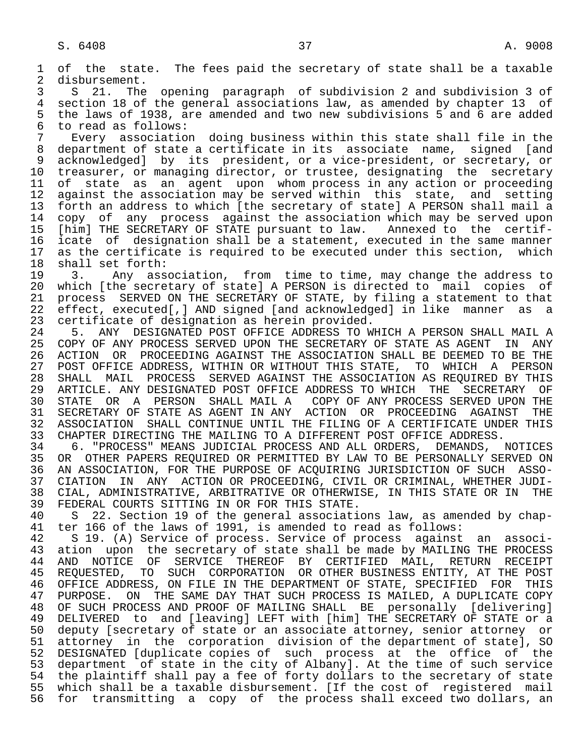of the state. The fees paid the secretary of state shall be a taxable disbursement.

S 21. The opening paragraph of subdivision 2 and subdivision 3 of section 18 of the general associations law, as amended by chapter 13 of the laws of 1938, are amended and two new subdivisions 5 and 6 are added to read as follows:

Every association doing business within this state shall file in the department of state a certificate in its associate name, signed [and acknowledged] by its president, or a vice-president, or secretary, or treasurer, or managing director, or trustee, designating the secretary of state as an agent upon whom process in any action or proceeding against the association may be served within this state, and setting forth an address to which [the secretary of state] A PERSON shall mail a copy of any process against the association which may be served upon [him] THE SECRETARY OF STATE pursuant to law. Annexed to the certificate of designation shall be a statement, executed in the same manner as the certificate is required to be executed under this section, which shall set forth:

3. Any association, from time to time, may change the address to which [the secretary of state] A PERSON is directed to mail copies of process SERVED ON THE SECRETARY OF STATE, by filing a statement to that effect, executed[,] AND signed [and acknowledged] in like manner as a certificate of designation as herein provided.

5. ANY DESIGNATED POST OFFICE ADDRESS TO WHICH A PERSON SHALL MAIL A COPY OF ANY PROCESS SERVED UPON THE SECRETARY OF STATE AS AGENT IN ANY ACTION OR PROCEEDING AGAINST THE ASSOCIATION SHALL BE DEEMED TO BE THE POST OFFICE ADDRESS, WITHIN OR WITHOUT THIS STATE, TO WHICH A PERSON SHALL MAIL PROCESS SERVED AGAINST THE ASSOCIATION AS REQUIRED BY THIS ARTICLE. ANY DESIGNATED POST OFFICE ADDRESS TO WHICH THE SECRETARY OF STATE OR A PERSON SHALL MAIL A COPY OF ANY PROCESS SERVED UPON THE SECRETARY OF STATE AS AGENT IN ANY ACTION OR PROCEEDING AGAINST THE ASSOCIATION SHALL CONTINUE UNTIL THE FILING OF A CERTIFICATE UNDER THIS CHAPTER DIRECTING THE MAILING TO A DIFFERENT POST OFFICE ADDRESS.

6. "PROCESS" MEANS JUDICIAL PROCESS AND ALL ORDERS, DEMANDS, NOTICES OR OTHER PAPERS REQUIRED OR PERMITTED BY LAW TO BE PERSONALLY SERVED ON AN ASSOCIATION, FOR THE PURPOSE OF ACQUIRING JURISDICTION OF SUCH ASSOCIATION IN ANY ACTION OR PROCEEDING, CIVIL OR CRIMINAL, WHETHER JUDICIAL, ADMINISTRATIVE, ARBITRATIVE OR OTHERWISE, IN THIS STATE OR IN THE FEDERAL COURTS SITTING IN OR FOR THIS STATE.

S 22. Section 19 of the general associations law, as amended by chapter 166 of the laws of 1991, is amended to read as follows:

S 19. (A) Service of process. Service of process against an association upon the secretary of state shall be made by MAILING THE PROCESS AND NOTICE OF SERVICE THEREOF BY CERTIFIED MAIL, RETURN RECEIPT REQUESTED, TO SUCH CORPORATION OR OTHER BUSINESS ENTITY, AT THE POST OFFICE ADDRESS, ON FILE IN THE DEPARTMENT OF STATE, SPECIFIED FOR THIS PURPOSE. ON THE SAME DAY THAT SUCH PROCESS IS MAILED, A DUPLICATE COPY OF SUCH PROCESS AND PROOF OF MAILING SHALL BE personally [delivering] DELIVERED to and [leaving] LEFT with [him] THE SECRETARY OF STATE or a deputy [secretary of state or an associate attorney, senior attorney or attorney in the corporation division of the department of state], SO DESIGNATED [duplicate copies of such process at the office of the department of state in the city of Albany]. At the time of such service the plaintiff shall pay a fee of forty dollars to the secretary of state which shall be a taxable disbursement. [If the cost of registered mail for transmitting a copy of the process shall exceed two dollars, an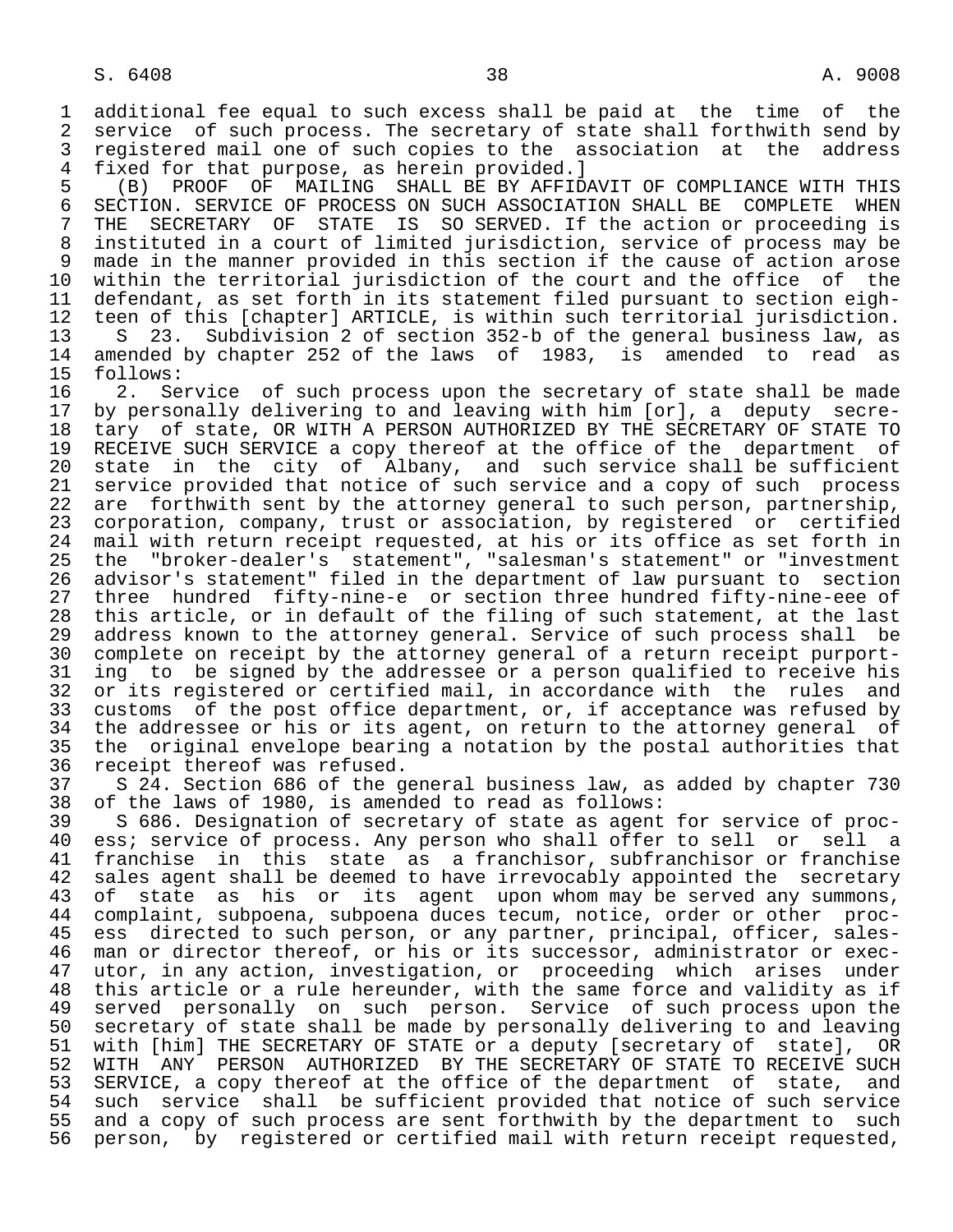additional fee equal to such excess shall be paid at the time of the service of such process. The secretary of state shall forthwith send by registered mail one of such copies to the association at the address fixed for that purpose, as herein provided.]

(B) PROOF OF MAILING SHALL BE BY AFFIDAVIT OF COMPLIANCE WITH THIS SECTION. SERVICE OF PROCESS ON SUCH ASSOCIATION SHALL BE COMPLETE WHEN THE SECRETARY OF STATE IS SO SERVED. If the action or proceeding is instituted in a court of limited jurisdiction, service of process may be made in the manner provided in this section if the cause of action arose within the territorial jurisdiction of the court and the office of the defendant, as set forth in its statement filed pursuant to section eighteen of this [chapter] ARTICLE, is within such territorial jurisdiction.

S 23. Subdivision 2 of section 352-b of the general business law, as amended by chapter 252 of the laws of 1983, is amended to read as follows:

2. Service of such process upon the secretary of state shall be made by personally delivering to and leaving with him [or], a deputy secretary of state, OR WITH A PERSON AUTHORIZED BY THE SECRETARY OF STATE TO RECEIVE SUCH SERVICE a copy thereof at the office of the department of state in the city of Albany, and such service shall be sufficient service provided that notice of such service and a copy of such process are forthwith sent by the attorney general to such person, partnership, corporation, company, trust or association, by registered or certified mail with return receipt requested, at his or its office as set forth in the "broker-dealer's statement", "salesman's statement" or "investment advisor's statement" filed in the department of law pursuant to section three hundred fifty-nine-e or section three hundred fifty-nine-eee of this article, or in default of the filing of such statement, at the last address known to the attorney general. Service of such process shall be complete on receipt by the attorney general of a return receipt purporting to be signed by the addressee or a person qualified to receive his or its registered or certified mail, in accordance with the rules and customs of the post office department, or, if acceptance was refused by the addressee or his or its agent, on return to the attorney general of the original envelope bearing a notation by the postal authorities that receipt thereof was refused.

S 24. Section 686 of the general business law, as added by chapter 730 of the laws of 1980, is amended to read as follows:

S 686. Designation of secretary of state as agent for service of process; service of process. Any person who shall offer to sell or sell a franchise in this state as a franchisor, subfranchisor or franchise sales agent shall be deemed to have irrevocably appointed the secretary of state as his or its agent upon whom may be served any summons, complaint, subpoena, subpoena duces tecum, notice, order or other process directed to such person, or any partner, principal, officer, salesman or director thereof, or his or its successor, administrator or executor, in any action, investigation, or proceeding which arises under this article or a rule hereunder, with the same force and validity as if served personally on such person. Service of such process upon the secretary of state shall be made by personally delivering to and leaving with [him] THE SECRETARY OF STATE or a deputy [secretary of state], OR WITH ANY PERSON AUTHORIZED BY THE SECRETARY OF STATE TO RECEIVE SUCH SERVICE, a copy thereof at the office of the department of state, and such service shall be sufficient provided that notice of such service and a copy of such process are sent forthwith by the department to such person, by registered or certified mail with return receipt requested,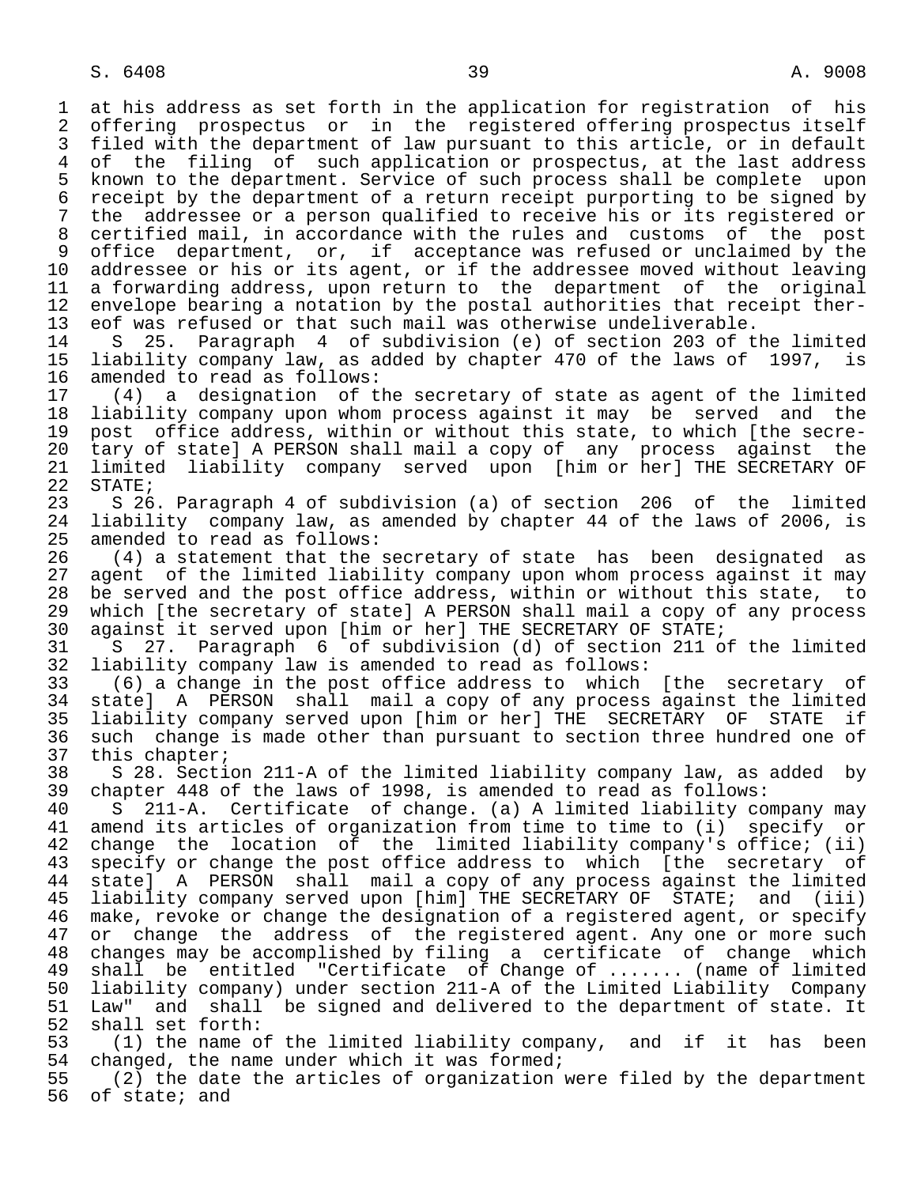at his address as set forth in the application for registration of his offering prospectus or in the registered offering prospectus itself filed with the department of law pursuant to this article, or in default of the filing of such application or prospectus, at the last address known to the department. Service of such process shall be complete upon receipt by the department of a return receipt purporting to be signed by the addressee or a person qualified to receive his or its registered or certified mail, in accordance with the rules and customs of the post office department, or, if acceptance was refused or unclaimed by the addressee or his or its agent, or if the addressee moved without leaving a forwarding address, upon return to the department of the original envelope bearing a notation by the postal authorities that receipt thereof was refused or that such mail was otherwise undeliverable.

S 25. Paragraph 4 of subdivision (e) of section 203 of the limited liability company law, as added by chapter 470 of the laws of 1997, is amended to read as follows:

(4) a designation of the secretary of state as agent of the limited liability company upon whom process against it may be served and the post office address, within or without this state, to which [the secretary of state] A PERSON shall mail a copy of any process against the limited liability company served upon [him or her] THE SECRETARY OF STATE;

S 26. Paragraph 4 of subdivision (a) of section 206 of the limited liability company law, as amended by chapter 44 of the laws of 2006, is amended to read as follows:

(4) a statement that the secretary of state has been designated as agent of the limited liability company upon whom process against it may be served and the post office address, within or without this state, to which [the secretary of state] A PERSON shall mail a copy of any process against it served upon [him or her] THE SECRETARY OF STATE;

S 27. Paragraph 6 of subdivision (d) of section 211 of the limited liability company law is amended to read as follows:

(6) a change in the post office address to which [the secretary of state] A PERSON shall mail a copy of any process against the limited liability company served upon [him or her] THE SECRETARY OF STATE if such change is made other than pursuant to section three hundred one of this chapter;

S 28. Section 211-A of the limited liability company law, as added by chapter 448 of the laws of 1998, is amended to read as follows:

S 211-A. Certificate of change. (a) A limited liability company may amend its articles of organization from time to time to (i) specify or change the location of the limited liability company's office; (ii) specify or change the post office address to which [the secretary of state] A PERSON shall mail a copy of any process against the limited liability company served upon [him] THE SECRETARY OF STATE; and (iii) make, revoke or change the designation of a registered agent, or specify or change the address of the registered agent. Any one or more such changes may be accomplished by filing a certificate of change which shall be entitled "Certificate of Change of ....... (name of limited liability company) under section 211-A of the Limited Liability Company Law" and shall be signed and delivered to the department of state. It shall set forth:

(1) the name of the limited liability company, and if it has been changed, the name under which it was formed;

(2) the date the articles of organization were filed by the department of state; and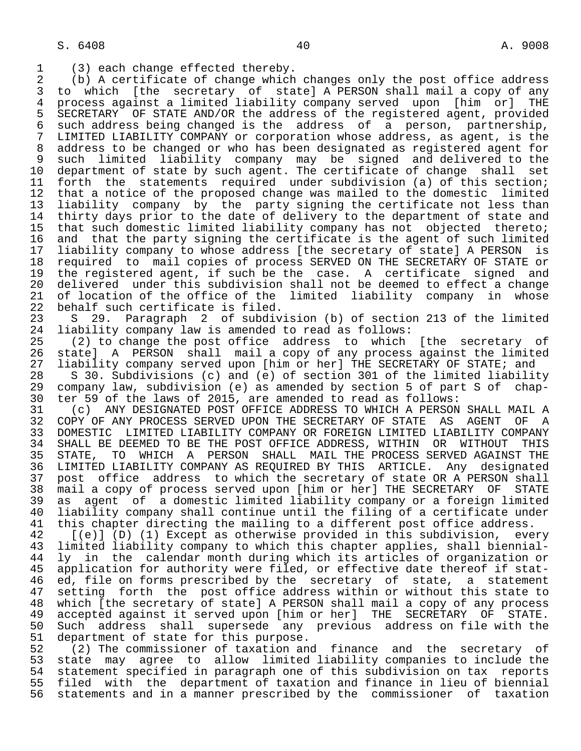(3) each change effected thereby.

(b) A certificate of change which changes only the post office address to which [the secretary of state] A PERSON shall mail a copy of any process against a limited liability company served upon [him or] THE SECRETARY OF STATE AND/OR the address of the registered agent, provided such address being changed is the address of a person, partnership, LIMITED LIABILITY COMPANY or corporation whose address, as agent, is the address to be changed or who has been designated as registered agent for such limited liability company may be signed and delivered to the department of state by such agent. The certificate of change shall set forth the statements required under subdivision (a) of this section; that a notice of the proposed change was mailed to the domestic limited liability company by the party signing the certificate not less than thirty days prior to the date of delivery to the department of state and that such domestic limited liability company has not objected thereto; and that the party signing the certificate is the agent of such limited liability company to whose address [the secretary of state] A PERSON is required to mail copies of process SERVED ON THE SECRETARY OF STATE or the registered agent, if such be the case. A certificate signed and delivered under this subdivision shall not be deemed to effect a change of location of the office of the limited liability company in whose behalf such certificate is filed.

S 29. Paragraph 2 of subdivision (b) of section 213 of the limited liability company law is amended to read as follows:

(2) to change the post office address to which [the secretary of state] A PERSON shall mail a copy of any process against the limited liability company served upon [him or her] THE SECRETARY OF STATE; and

S 30. Subdivisions (c) and (e) of section 301 of the limited liability company law, subdivision (e) as amended by section 5 of part S of chapter 59 of the laws of 2015, are amended to read as follows:

(c) ANY DESIGNATED POST OFFICE ADDRESS TO WHICH A PERSON SHALL MAIL A COPY OF ANY PROCESS SERVED UPON THE SECRETARY OF STATE AS AGENT OF A DOMESTIC LIMITED LIABILITY COMPANY OR FOREIGN LIMITED LIABILITY COMPANY SHALL BE DEEMED TO BE THE POST OFFICE ADDRESS, WITHIN OR WITHOUT THIS STATE, TO WHICH A PERSON SHALL MAIL THE PROCESS SERVED AGAINST THE LIMITED LIABILITY COMPANY AS REQUIRED BY THIS ARTICLE. Any designated post office address to which the secretary of state OR A PERSON shall mail a copy of process served upon [him or her] THE SECRETARY OF STATE as agent of a domestic limited liability company or a foreign limited liability company shall continue until the filing of a certificate under this chapter directing the mailing to a different post office address.

[(e)] (D) (1) Except as otherwise provided in this subdivision, every limited liability company to which this chapter applies, shall biennially in the calendar month during which its articles of organization or application for authority were filed, or effective date thereof if stated, file on forms prescribed by the secretary of state, a statement setting forth the post office address within or without this state to which [the secretary of state] A PERSON shall mail a copy of any process accepted against it served upon [him or her] THE SECRETARY OF STATE. Such address shall supersede any previous address on file with the department of state for this purpose.

(2) The commissioner of taxation and finance and the secretary of state may agree to allow limited liability companies to include the statement specified in paragraph one of this subdivision on tax reports filed with the department of taxation and finance in lieu of biennial statements and in a manner prescribed by the commissioner of taxation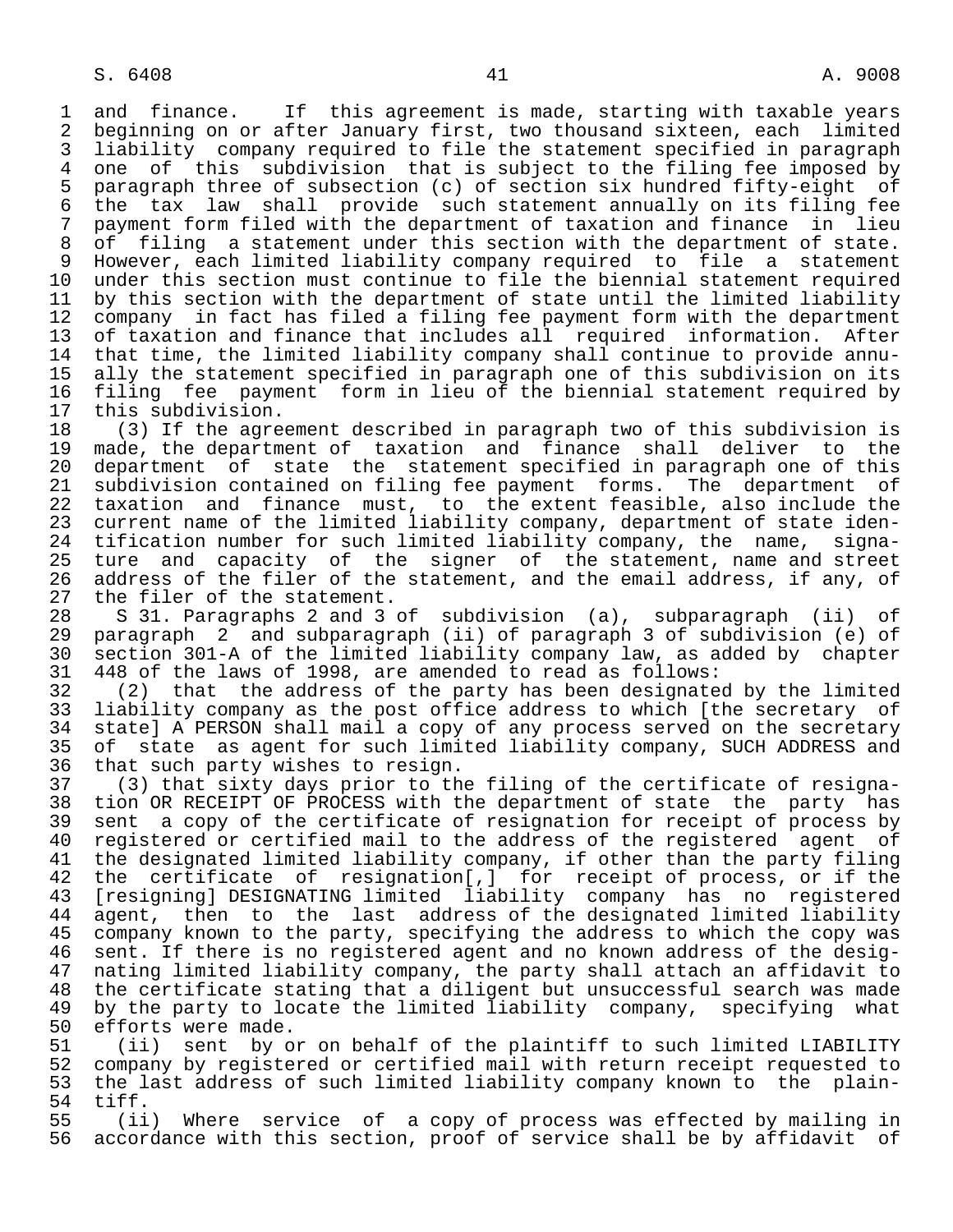and finance. If this agreement is made, starting with taxable years beginning on or after January first, two thousand sixteen, each limited liability company required to file the statement specified in paragraph one of this subdivision that is subject to the filing fee imposed by paragraph three of subsection (c) of section six hundred fifty-eight of the tax law shall provide such statement annually on its filing fee payment form filed with the department of taxation and finance in lieu of filing a statement under this section with the department of state. However, each limited liability company required to file a statement under this section must continue to file the biennial statement required by this section with the department of state until the limited liability company in fact has filed a filing fee payment form with the department of taxation and finance that includes all required information. After that time, the limited liability company shall continue to provide annually the statement specified in paragraph one of this subdivision on its filing fee payment form in lieu of the biennial statement required by this subdivision.

(3) If the agreement described in paragraph two of this subdivision is made, the department of taxation and finance shall deliver to the department of state the statement specified in paragraph one of this subdivision contained on filing fee payment forms. The department of taxation and finance must, to the extent feasible, also include the current name of the limited liability company, department of state identification number for such limited liability company, the name, signature and capacity of the signer of the statement, name and street address of the filer of the statement, and the email address, if any, of the filer of the statement.

S 31. Paragraphs 2 and 3 of subdivision (a), subparagraph (ii) of paragraph 2 and subparagraph (ii) of paragraph 3 of subdivision (e) of section 301-A of the limited liability company law, as added by chapter 448 of the laws of 1998, are amended to read as follows:

(2) that the address of the party has been designated by the limited liability company as the post office address to which [the secretary of state] A PERSON shall mail a copy of any process served on the secretary of state as agent for such limited liability company, SUCH ADDRESS and that such party wishes to resign.

(3) that sixty days prior to the filing of the certificate of resignation OR RECEIPT OF PROCESS with the department of state the party has sent a copy of the certificate of resignation for receipt of process by registered or certified mail to the address of the registered agent of the designated limited liability company, if other than the party filing the certificate of resignation[,] for receipt of process, or if the [resigning] DESIGNATING limited liability company has no registered agent, then to the last address of the designated limited liability company known to the party, specifying the address to which the copy was sent. If there is no registered agent and no known address of the designating limited liability company, the party shall attach an affidavit to the certificate stating that a diligent but unsuccessful search was made by the party to locate the limited liability company, specifying what efforts were made.

(ii) sent by or on behalf of the plaintiff to such limited LIABILITY company by registered or certified mail with return receipt requested to the last address of such limited liability company known to the plaintiff.

(ii) Where service of a copy of process was effected by mailing in accordance with this section, proof of service shall be by affidavit of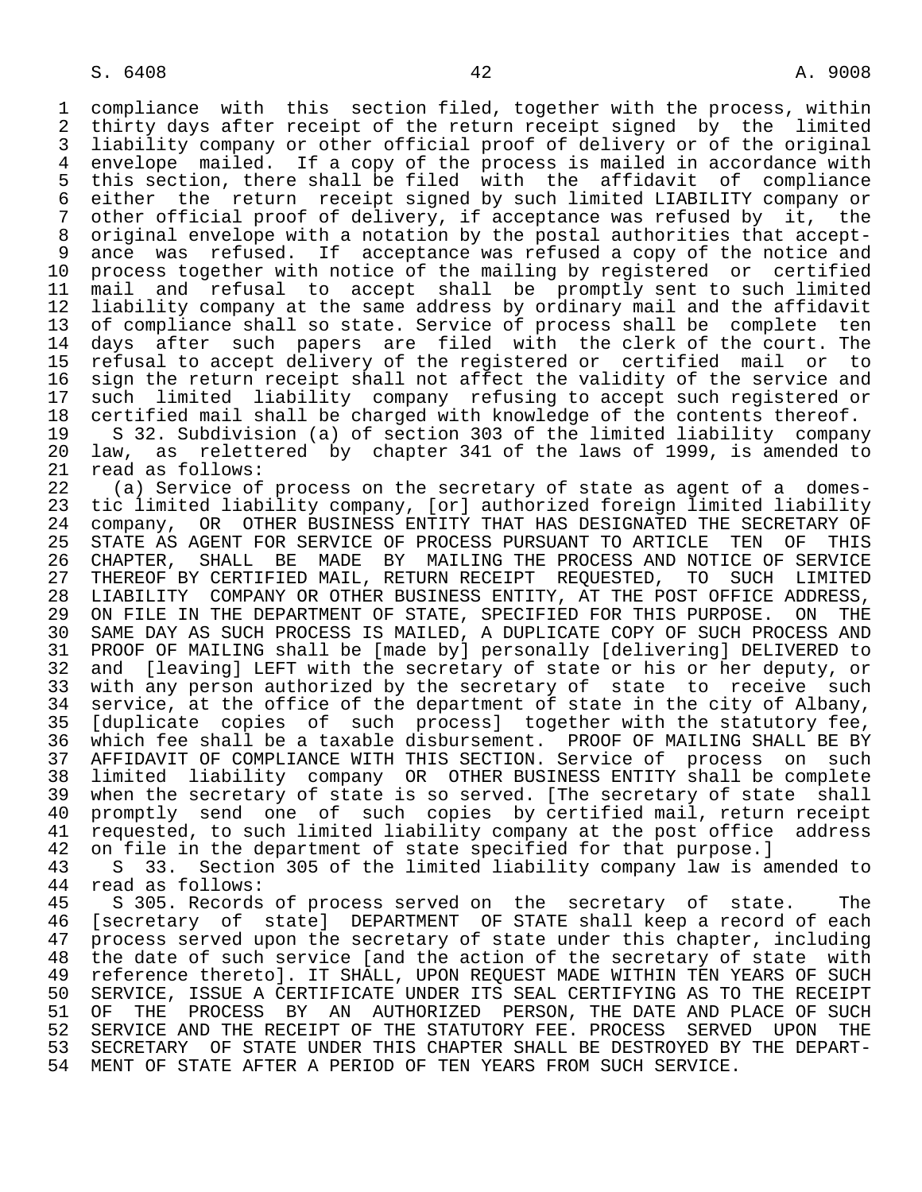compliance with this section filed, together with the process, within thirty days after receipt of the return receipt signed by the limited liability company or other official proof of delivery or of the original envelope mailed. If a copy of the process is mailed in accordance with this section, there shall be filed with the affidavit of compliance either the return receipt signed by such limited LIABILITY company or other official proof of delivery, if acceptance was refused by it, the original envelope with a notation by the postal authorities that acceptance was refused. If acceptance was refused a copy of the notice and process together with notice of the mailing by registered or certified mail and refusal to accept shall be promptly sent to such limited liability company at the same address by ordinary mail and the affidavit of compliance shall so state. Service of process shall be complete ten days after such papers are filed with the clerk of the court. The refusal to accept delivery of the registered or certified mail or to sign the return receipt shall not affect the validity of the service and such limited liability company refusing to accept such registered or certified mail shall be charged with knowledge of the contents thereof.

S 32. Subdivision (a) of section 303 of the limited liability company law, as relettered by chapter 341 of the laws of 1999, is amended to read as follows:

(a) Service of process on the secretary of state as agent of a domestic limited liability company, [or] authorized foreign limited liability company, OR OTHER BUSINESS ENTITY THAT HAS DESIGNATED THE SECRETARY OF STATE AS AGENT FOR SERVICE OF PROCESS PURSUANT TO ARTICLE TEN OF THIS CHAPTER, SHALL BE MADE BY MAILING THE PROCESS AND NOTICE OF SERVICE THEREOF BY CERTIFIED MAIL, RETURN RECEIPT REQUESTED, TO SUCH LIMITED LIABILITY COMPANY OR OTHER BUSINESS ENTITY, AT THE POST OFFICE ADDRESS, ON FILE IN THE DEPARTMENT OF STATE, SPECIFIED FOR THIS PURPOSE. ON THE SAME DAY AS SUCH PROCESS IS MAILED, A DUPLICATE COPY OF SUCH PROCESS AND PROOF OF MAILING shall be [made by] personally [delivering] DELIVERED to and [leaving] LEFT with the secretary of state or his or her deputy, or with any person authorized by the secretary of state to receive such service, at the office of the department of state in the city of Albany, [duplicate copies of such process] together with the statutory fee, which fee shall be a taxable disbursement. PROOF OF MAILING SHALL BE BY AFFIDAVIT OF COMPLIANCE WITH THIS SECTION. Service of process on such limited liability company OR OTHER BUSINESS ENTITY shall be complete when the secretary of state is so served. [The secretary of state shall promptly send one of such copies by certified mail, return receipt requested, to such limited liability company at the post office address on file in the department of state specified for that purpose.]

S 33. Section 305 of the limited liability company law is amended to read as follows:

S 305. Records of process served on the secretary of state. The [secretary of state] DEPARTMENT OF STATE shall keep a record of each process served upon the secretary of state under this chapter, including the date of such service [and the action of the secretary of state with reference thereto]. IT SHALL, UPON REQUEST MADE WITHIN TEN YEARS OF SUCH SERVICE, ISSUE A CERTIFICATE UNDER ITS SEAL CERTIFYING AS TO THE RECEIPT OF THE PROCESS BY AN AUTHORIZED PERSON, THE DATE AND PLACE OF SUCH SERVICE AND THE RECEIPT OF THE STATUTORY FEE. PROCESS SERVED UPON THE SECRETARY OF STATE UNDER THIS CHAPTER SHALL BE DESTROYED BY THE DEPARTMENT OF STATE AFTER A PERIOD OF TEN YEARS FROM SUCH SERVICE.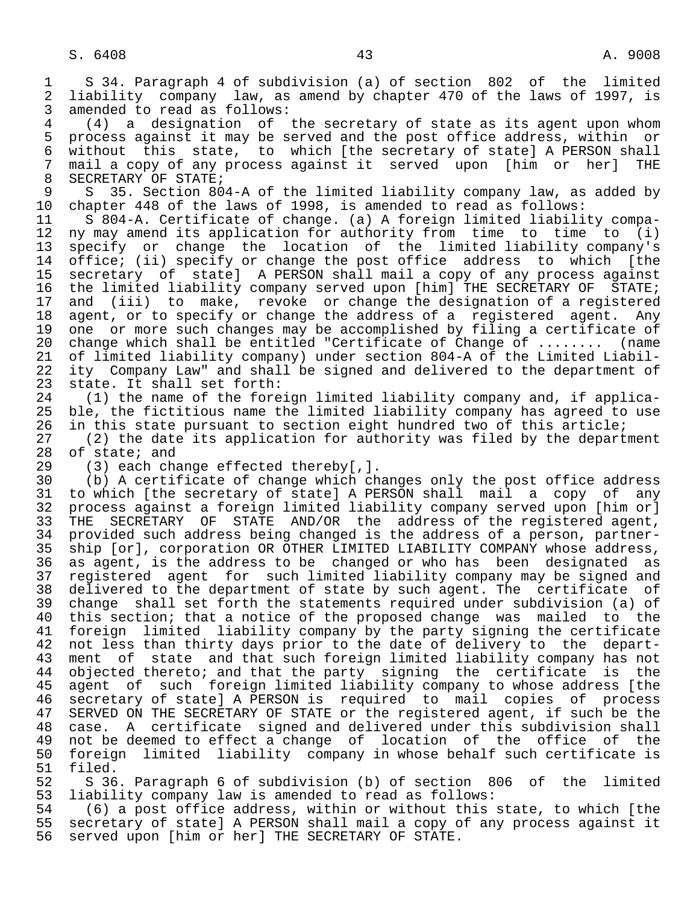S 34. Paragraph 4 of subdivision (a) of section 802 of the limited liability company law, as amend by chapter 470 of the laws of 1997, is amended to read as follows:

(4) a designation of the secretary of state as its agent upon whom process against it may be served and the post office address, within or without this state, to which [the secretary of state] A PERSON shall mail a copy of any process against it served upon [him or her] THE SECRETARY OF STATE;

S 35. Section 804-A of the limited liability company law, as added by chapter 448 of the laws of 1998, is amended to read as follows:

S 804-A. Certificate of change. (a) A foreign limited liability company may amend its application for authority from time to time to (i) specify or change the location of the limited liability company's office; (ii) specify or change the post office address to which [the secretary of state] A PERSON shall mail a copy of any process against the limited liability company served upon [him] THE SECRETARY OF STATE; and (iii) to make, revoke or change the designation of a registered agent, or to specify or change the address of a registered agent. Any one or more such changes may be accomplished by filing a certificate of change which shall be entitled "Certificate of Change of ........ (name of limited liability company) under section 804-A of the Limited Liability Company Law" and shall be signed and delivered to the department of state. It shall set forth:

(1) the name of the foreign limited liability company and, if applicable, the fictitious name the limited liability company has agreed to use in this state pursuant to section eight hundred two of this article;

(2) the date its application for authority was filed by the department of state; and

(3) each change effected thereby[,].

(b) A certificate of change which changes only the post office address to which [the secretary of state] A PERSON shall mail a copy of any process against a foreign limited liability company served upon [him or] THE SECRETARY OF STATE AND/OR the address of the registered agent, provided such address being changed is the address of a person, partnership [or], corporation OR OTHER LIMITED LIABILITY COMPANY whose address, as agent, is the address to be changed or who has been designated as registered agent for such limited liability company may be signed and delivered to the department of state by such agent. The certificate of change shall set forth the statements required under subdivision (a) of this section; that a notice of the proposed change was mailed to the foreign limited liability company by the party signing the certificate not less than thirty days prior to the date of delivery to the department of state and that such foreign limited liability company has not objected thereto; and that the party signing the certificate is the agent of such foreign limited liability company to whose address [the secretary of state] A PERSON is required to mail copies of process SERVED ON THE SECRETARY OF STATE or the registered agent, if such be the case. A certificate signed and delivered under this subdivision shall not be deemed to effect a change of location of the office of the foreign limited liability company in whose behalf such certificate is filed.

S 36. Paragraph 6 of subdivision (b) of section 806 of the limited liability company law is amended to read as follows:

(6) a post office address, within or without this state, to which [the secretary of state] A PERSON shall mail a copy of any process against it served upon [him or her] THE SECRETARY OF STATE.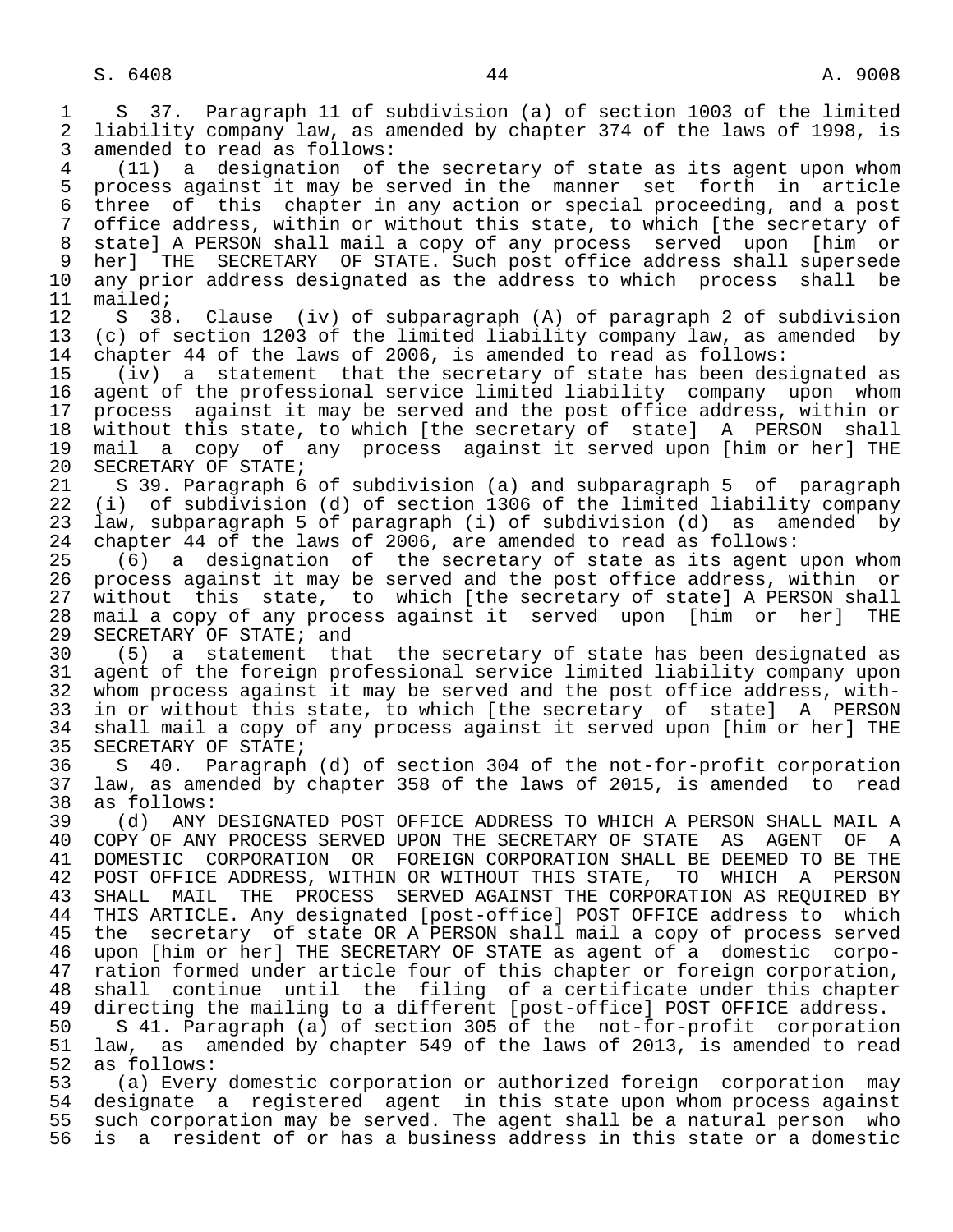S 37. Paragraph 11 of subdivision (a) of section 1003 of the limited liability company law, as amended by chapter 374 of the laws of 1998, is amended to read as follows:

(11) a designation of the secretary of state as its agent upon whom process against it may be served in the manner set forth in article three of this chapter in any action or special proceeding, and a post office address, within or without this state, to which [the secretary of state] A PERSON shall mail a copy of any process served upon [him or her] THE SECRETARY OF STATE. Such post office address shall supersede any prior address designated as the address to which process shall be mailed;

S 38. Clause (iv) of subparagraph (A) of paragraph 2 of subdivision (c) of section 1203 of the limited liability company law, as amended by chapter 44 of the laws of 2006, is amended to read as follows:

(iv) a statement that the secretary of state has been designated as agent of the professional service limited liability company upon whom process against it may be served and the post office address, within or without this state, to which [the secretary of state] A PERSON shall mail a copy of any process against it served upon [him or her] THE SECRETARY OF STATE;

S 39. Paragraph 6 of subdivision (a) and subparagraph 5 of paragraph (i) of subdivision (d) of section 1306 of the limited liability company law, subparagraph 5 of paragraph (i) of subdivision (d) as amended by chapter 44 of the laws of 2006, are amended to read as follows:

(6) a designation of the secretary of state as its agent upon whom process against it may be served and the post office address, within or without this state, to which [the secretary of state] A PERSON shall mail a copy of any process against it served upon [him or her] THE SECRETARY OF STATE; and

(5) a statement that the secretary of state has been designated as agent of the foreign professional service limited liability company upon whom process against it may be served and the post office address, within or without this state, to which [the secretary of state] A PERSON shall mail a copy of any process against it served upon [him or her] THE SECRETARY OF STATE;

S 40. Paragraph (d) of section 304 of the not-for-profit corporation law, as amended by chapter 358 of the laws of 2015, is amended to read as follows:

(d) ANY DESIGNATED POST OFFICE ADDRESS TO WHICH A PERSON SHALL MAIL A COPY OF ANY PROCESS SERVED UPON THE SECRETARY OF STATE AS AGENT OF A DOMESTIC CORPORATION OR FOREIGN CORPORATION SHALL BE DEEMED TO BE THE POST OFFICE ADDRESS, WITHIN OR WITHOUT THIS STATE, TO WHICH A PERSON SHALL MAIL THE PROCESS SERVED AGAINST THE CORPORATION AS REQUIRED BY THIS ARTICLE. Any designated [post-office] POST OFFICE address to which the secretary of state OR A PERSON shall mail a copy of process served upon [him or her] THE SECRETARY OF STATE as agent of a domestic corporation formed under article four of this chapter or foreign corporation, shall continue until the filing of a certificate under this chapter directing the mailing to a different [post-office] POST OFFICE address.

S 41. Paragraph (a) of section 305 of the not-for-profit corporation law, as amended by chapter 549 of the laws of 2013, is amended to read as follows:

(a) Every domestic corporation or authorized foreign corporation may designate a registered agent in this state upon whom process against such corporation may be served. The agent shall be a natural person who is a resident of or has a business address in this state or a domestic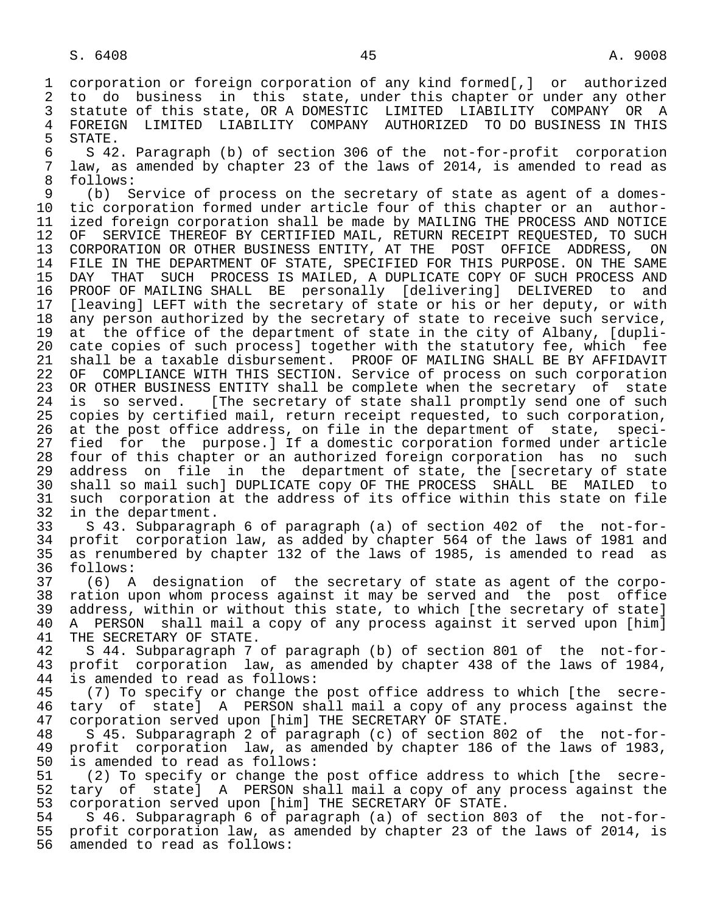corporation or foreign corporation of any kind formed[,] or authorized to do business in this state, under this chapter or under any other statute of this state, OR A DOMESTIC LIMITED LIABILITY COMPANY OR A FOREIGN LIMITED LIABILITY COMPANY AUTHORIZED TO DO BUSINESS IN THIS STATE.

S 42. Paragraph (b) of section 306 of the not-for-profit corporation law, as amended by chapter 23 of the laws of 2014, is amended to read as follows:

(b) Service of process on the secretary of state as agent of a domestic corporation formed under article four of this chapter or an authorized foreign corporation shall be made by MAILING THE PROCESS AND NOTICE OF SERVICE THEREOF BY CERTIFIED MAIL, RETURN RECEIPT REQUESTED, TO SUCH CORPORATION OR OTHER BUSINESS ENTITY, AT THE POST OFFICE ADDRESS, ON FILE IN THE DEPARTMENT OF STATE, SPECIFIED FOR THIS PURPOSE. ON THE SAME DAY THAT SUCH PROCESS IS MAILED, A DUPLICATE COPY OF SUCH PROCESS AND PROOF OF MAILING SHALL BE personally [delivering] DELIVERED to and [leaving] LEFT with the secretary of state or his or her deputy, or with any person authorized by the secretary of state to receive such service, at the office of the department of state in the city of Albany, [duplicate copies of such process] together with the statutory fee, which fee shall be a taxable disbursement. PROOF OF MAILING SHALL BE BY AFFIDAVIT OF COMPLIANCE WITH THIS SECTION. Service of process on such corporation OR OTHER BUSINESS ENTITY shall be complete when the secretary of state is so served. [The secretary of state shall promptly send one of such copies by certified mail, return receipt requested, to such corporation, at the post office address, on file in the department of state, specified for the purpose.] If a domestic corporation formed under article four of this chapter or an authorized foreign corporation has no such address on file in the department of state, the [secretary of state shall so mail such] DUPLICATE copy OF THE PROCESS SHALL BE MAILED to such corporation at the address of its office within this state on file in the department.

S 43. Subparagraph 6 of paragraph (a) of section 402 of the not-for-profit corporation law, as added by chapter 564 of the laws of 1981 and as renumbered by chapter 132 of the laws of 1985, is amended to read as follows:

(6) A designation of the secretary of state as agent of the corporation upon whom process against it may be served and the post office address, within or without this state, to which [the secretary of state] A PERSON shall mail a copy of any process against it served upon [him] THE SECRETARY OF STATE.

S 44. Subparagraph 7 of paragraph (b) of section 801 of the not-for-profit corporation law, as amended by chapter 438 of the laws of 1984, is amended to read as follows:

(7) To specify or change the post office address to which [the secretary of state] A PERSON shall mail a copy of any process against the corporation served upon [him] THE SECRETARY OF STATE.

S 45. Subparagraph 2 of paragraph (c) of section 802 of the not-for-profit corporation law, as amended by chapter 186 of the laws of 1983, is amended to read as follows:

(2) To specify or change the post office address to which [the secretary of state] A PERSON shall mail a copy of any process against the corporation served upon [him] THE SECRETARY OF STATE.

S 46. Subparagraph 6 of paragraph (a) of section 803 of the not-for-profit corporation law, as amended by chapter 23 of the laws of 2014, is amended to read as follows: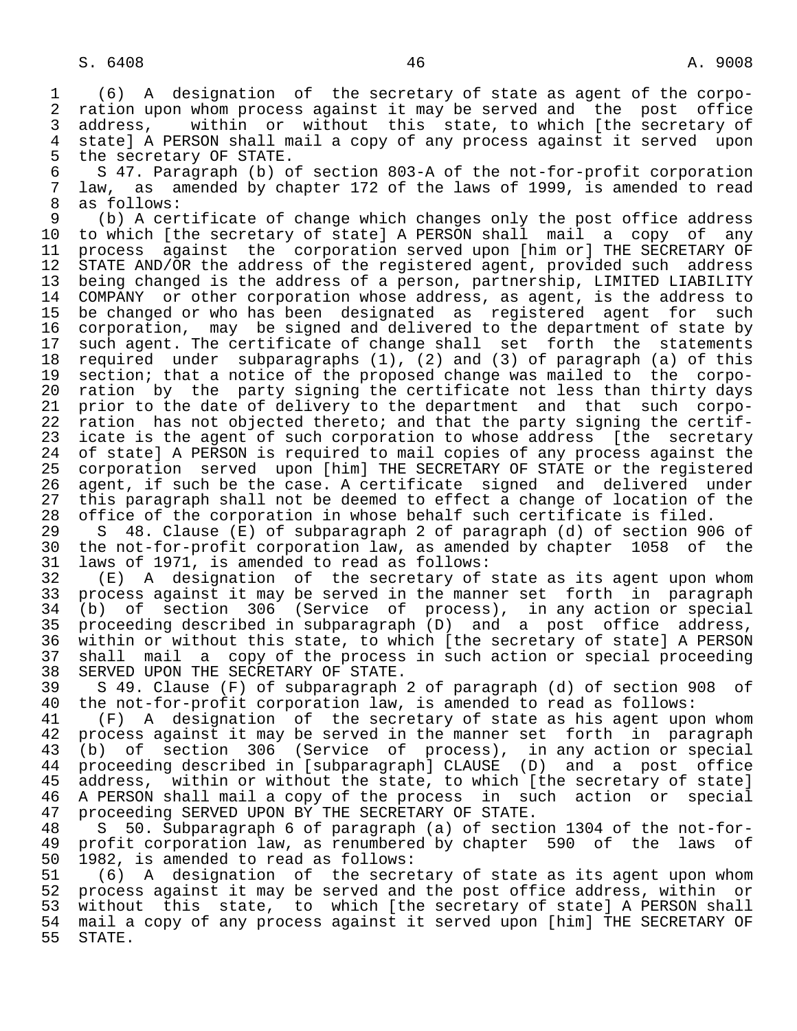(6) A designation of the secretary of state as agent of the corporation upon whom process against it may be served and the post office address, within or without this state, to which [the secretary of state] A PERSON shall mail a copy of any process against it served upon the secretary OF STATE.

S 47. Paragraph (b) of section 803-A of the not-for-profit corporation law, as amended by chapter 172 of the laws of 1999, is amended to read as follows:

(b) A certificate of change which changes only the post office address to which [the secretary of state] A PERSON shall mail a copy of any process against the corporation served upon [him or] THE SECRETARY OF STATE AND/OR the address of the registered agent, provided such address being changed is the address of a person, partnership, LIMITED LIABILITY COMPANY or other corporation whose address, as agent, is the address to be changed or who has been designated as registered agent for such corporation, may be signed and delivered to the department of state by such agent. The certificate of change shall set forth the statements required under subparagraphs (1), (2) and (3) of paragraph (a) of this section; that a notice of the proposed change was mailed to the corporation by the party signing the certificate not less than thirty days prior to the date of delivery to the department and that such corporation has not objected thereto; and that the party signing the certificate is the agent of such corporation to whose address [the secretary of state] A PERSON is required to mail copies of any process against the corporation served upon [him] THE SECRETARY OF STATE or the registered agent, if such be the case. A certificate signed and delivered under this paragraph shall not be deemed to effect a change of location of the office of the corporation in whose behalf such certificate is filed.

S 48. Clause (E) of subparagraph 2 of paragraph (d) of section 906 of the not-for-profit corporation law, as amended by chapter 1058 of the laws of 1971, is amended to read as follows:

(E) A designation of the secretary of state as its agent upon whom process against it may be served in the manner set forth in paragraph (b) of section 306 (Service of process), in any action or special proceeding described in subparagraph (D) and a post office address, within or without this state, to which [the secretary of state] A PERSON shall mail a copy of the process in such action or special proceeding SERVED UPON THE SECRETARY OF STATE.

S 49. Clause (F) of subparagraph 2 of paragraph (d) of section 908 of the not-for-profit corporation law, is amended to read as follows:

(F) A designation of the secretary of state as his agent upon whom process against it may be served in the manner set forth in paragraph (b) of section 306 (Service of process), in any action or special proceeding described in [subparagraph] CLAUSE (D) and a post office address, within or without the state, to which [the secretary of state] A PERSON shall mail a copy of the process in such action or special proceeding SERVED UPON BY THE SECRETARY OF STATE.

S 50. Subparagraph 6 of paragraph (a) of section 1304 of the not-for-profit corporation law, as renumbered by chapter 590 of the laws of 1982, is amended to read as follows:

(6) A designation of the secretary of state as its agent upon whom process against it may be served and the post office address, within or without this state, to which [the secretary of state] A PERSON shall mail a copy of any process against it served upon [him] THE SECRETARY OF STATE.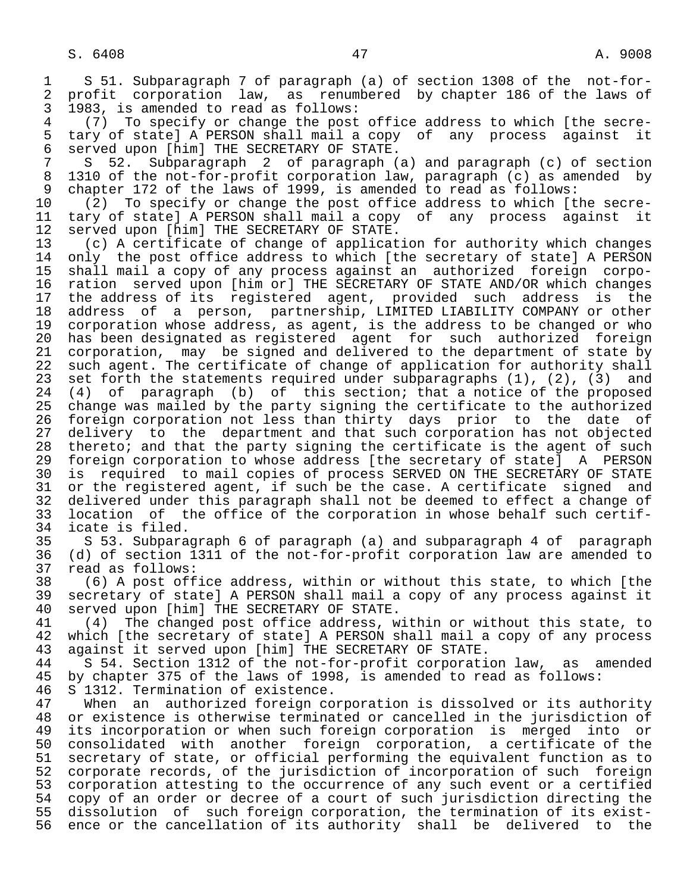S 51. Subparagraph 7 of paragraph (a) of section 1308 of the not-for-profit corporation law, as renumbered by chapter 186 of the laws of 1983, is amended to read as follows:

(7) To specify or change the post office address to which [the secretary of state] A PERSON shall mail a copy of any process against it served upon [him] THE SECRETARY OF STATE.

S 52. Subparagraph 2 of paragraph (a) and paragraph (c) of section 1310 of the not-for-profit corporation law, paragraph (c) as amended by chapter 172 of the laws of 1999, is amended to read as follows:

(2) To specify or change the post office address to which [the secretary of state] A PERSON shall mail a copy of any process against it served upon [him] THE SECRETARY OF STATE.

(c) A certificate of change of application for authority which changes only the post office address to which [the secretary of state] A PERSON shall mail a copy of any process against an authorized foreign corporation served upon [him or] THE SECRETARY OF STATE AND/OR which changes the address of its registered agent, provided such address is the address of a person, partnership, LIMITED LIABILITY COMPANY or other corporation whose address, as agent, is the address to be changed or who has been designated as registered agent for such authorized foreign corporation, may be signed and delivered to the department of state by such agent. The certificate of change of application for authority shall set forth the statements required under subparagraphs (1), (2), (3) and (4) of paragraph (b) of this section; that a notice of the proposed change was mailed by the party signing the certificate to the authorized foreign corporation not less than thirty days prior to the date of delivery to the department and that such corporation has not objected thereto; and that the party signing the certificate is the agent of such foreign corporation to whose address [the secretary of state] A PERSON is required to mail copies of process SERVED ON THE SECRETARY OF STATE or the registered agent, if such be the case. A certificate signed and delivered under this paragraph shall not be deemed to effect a change of location of the office of the corporation in whose behalf such certificate is filed.

S 53. Subparagraph 6 of paragraph (a) and subparagraph 4 of paragraph (d) of section 1311 of the not-for-profit corporation law are amended to read as follows:

(6) A post office address, within or without this state, to which [the secretary of state] A PERSON shall mail a copy of any process against it served upon [him] THE SECRETARY OF STATE.

(4) The changed post office address, within or without this state, to which [the secretary of state] A PERSON shall mail a copy of any process against it served upon [him] THE SECRETARY OF STATE.

S 54. Section 1312 of the not-for-profit corporation law, as amended by chapter 375 of the laws of 1998, is amended to read as follows:

S 1312. Termination of existence.

When an authorized foreign corporation is dissolved or its authority or existence is otherwise terminated or cancelled in the jurisdiction of its incorporation or when such foreign corporation is merged into or consolidated with another foreign corporation, a certificate of the secretary of state, or official performing the equivalent function as to corporate records, of the jurisdiction of incorporation of such foreign corporation attesting to the occurrence of any such event or a certified copy of an order or decree of a court of such jurisdiction directing the dissolution of such foreign corporation, the termination of its existence or the cancellation of its authority shall be delivered to the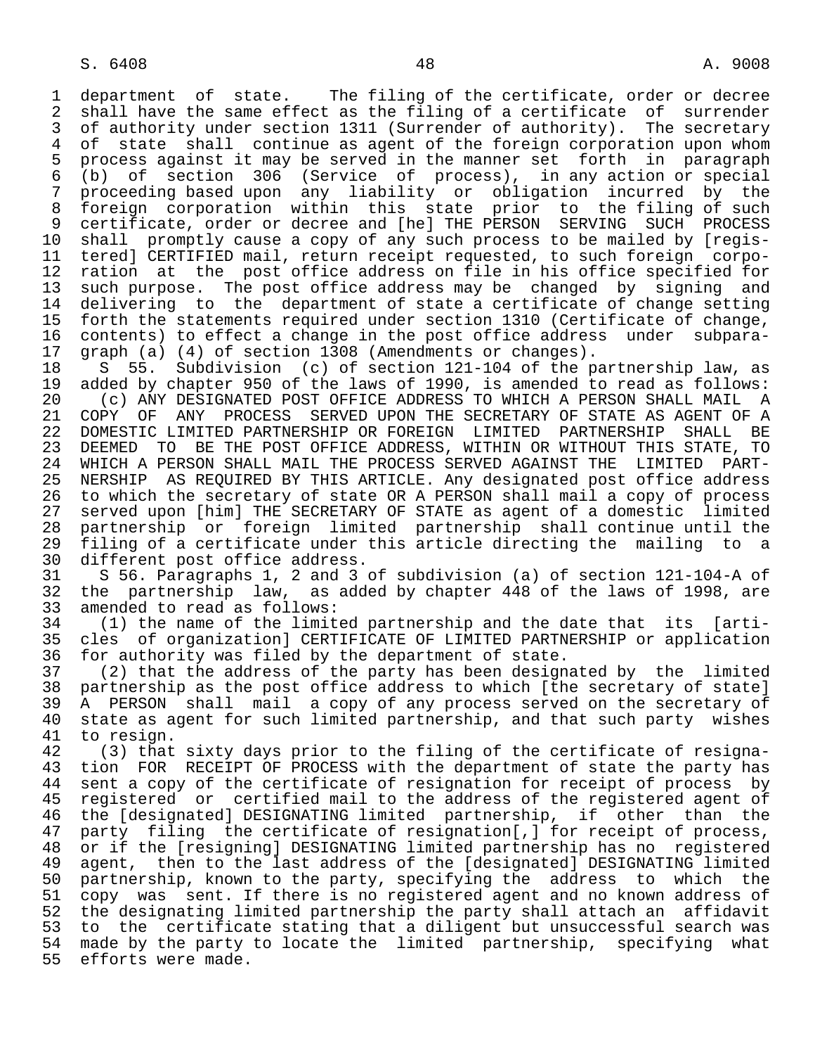department of state. The filing of the certificate, order or decree shall have the same effect as the filing of a certificate of surrender of authority under section 1311 (Surrender of authority). The secretary of state shall continue as agent of the foreign corporation upon whom process against it may be served in the manner set forth in paragraph (b) of section 306 (Service of process), in any action or special proceeding based upon any liability or obligation incurred by the foreign corporation within this state prior to the filing of such certificate, order or decree and [he] THE PERSON SERVING SUCH PROCESS shall promptly cause a copy of any such process to be mailed by [registered] CERTIFIED mail, return receipt requested, to such foreign corporation at the post office address on file in his office specified for such purpose. The post office address may be changed by signing and delivering to the department of state a certificate of change setting forth the statements required under section 1310 (Certificate of change, contents) to effect a change in the post office address under subparagraph (a) (4) of section 1308 (Amendments or changes).

S 55. Subdivision (c) of section 121-104 of the partnership law, as added by chapter 950 of the laws of 1990, is amended to read as follows:

(c) ANY DESIGNATED POST OFFICE ADDRESS TO WHICH A PERSON SHALL MAIL A COPY OF ANY PROCESS SERVED UPON THE SECRETARY OF STATE AS AGENT OF A DOMESTIC LIMITED PARTNERSHIP OR FOREIGN LIMITED PARTNERSHIP SHALL BE DEEMED TO BE THE POST OFFICE ADDRESS, WITHIN OR WITHOUT THIS STATE, TO WHICH A PERSON SHALL MAIL THE PROCESS SERVED AGAINST THE LIMITED PARTNERSHIP AS REQUIRED BY THIS ARTICLE. Any designated post office address to which the secretary of state OR A PERSON shall mail a copy of process served upon [him] THE SECRETARY OF STATE as agent of a domestic limited partnership or foreign limited partnership shall continue until the filing of a certificate under this article directing the mailing to a different post office address.

S 56. Paragraphs 1, 2 and 3 of subdivision (a) of section 121-104-A of the partnership law, as added by chapter 448 of the laws of 1998, are amended to read as follows:

(1) the name of the limited partnership and the date that its [articles of organization] CERTIFICATE OF LIMITED PARTNERSHIP or application for authority was filed by the department of state.

(2) that the address of the party has been designated by the limited partnership as the post office address to which [the secretary of state] A PERSON shall mail a copy of any process served on the secretary of state as agent for such limited partnership, and that such party wishes to resign.

(3) that sixty days prior to the filing of the certificate of resignation FOR RECEIPT OF PROCESS with the department of state the party has sent a copy of the certificate of resignation for receipt of process by registered or certified mail to the address of the registered agent of the [designated] DESIGNATING limited partnership, if other than the party filing the certificate of resignation[,] for receipt of process, or if the [resigning] DESIGNATING limited partnership has no registered agent, then to the last address of the [designated] DESIGNATING limited partnership, known to the party, specifying the address to which the copy was sent. If there is no registered agent and no known address of the designating limited partnership the party shall attach an affidavit to the certificate stating that a diligent but unsuccessful search was made by the party to locate the limited partnership, specifying what efforts were made.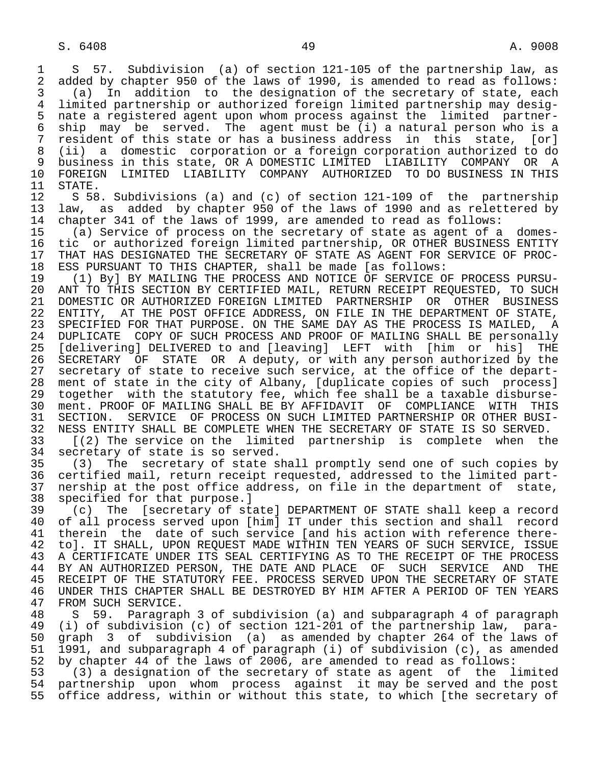S 57. Subdivision (a) of section 121-105 of the partnership law, as added by chapter 950 of the laws of 1990, is amended to read as follows:

(a) In addition to the designation of the secretary of state, each limited partnership or authorized foreign limited partnership may designate a registered agent upon whom process against the limited partnership may be served. The agent must be (i) a natural person who is a resident of this state or has a business address in this state, [or] (ii) a domestic corporation or a foreign corporation authorized to do business in this state, OR A DOMESTIC LIMITED LIABILITY COMPANY OR A FOREIGN LIMITED LIABILITY COMPANY AUTHORIZED TO DO BUSINESS IN THIS STATE.

S 58. Subdivisions (a) and (c) of section 121-109 of the partnership law, as added by chapter 950 of the laws of 1990 and as relettered by chapter 341 of the laws of 1999, are amended to read as follows:

(a) Service of process on the secretary of state as agent of a domestic or authorized foreign limited partnership, OR OTHER BUSINESS ENTITY THAT HAS DESIGNATED THE SECRETARY OF STATE AS AGENT FOR SERVICE OF PROCESS PURSUANT TO THIS CHAPTER, shall be made [as follows:

(1) By] BY MAILING THE PROCESS AND NOTICE OF SERVICE OF PROCESS PURSUANT TO THIS SECTION BY CERTIFIED MAIL, RETURN RECEIPT REQUESTED, TO SUCH DOMESTIC OR AUTHORIZED FOREIGN LIMITED PARTNERSHIP OR OTHER BUSINESS ENTITY, AT THE POST OFFICE ADDRESS, ON FILE IN THE DEPARTMENT OF STATE, SPECIFIED FOR THAT PURPOSE. ON THE SAME DAY AS THE PROCESS IS MAILED, A DUPLICATE COPY OF SUCH PROCESS AND PROOF OF MAILING SHALL BE personally [delivering] DELIVERED to and [leaving] LEFT with [him or his] THE SECRETARY OF STATE OR A deputy, or with any person authorized by the secretary of state to receive such service, at the office of the department of state in the city of Albany, [duplicate copies of such process] together with the statutory fee, which fee shall be a taxable disbursement. PROOF OF MAILING SHALL BE BY AFFIDAVIT OF COMPLIANCE WITH THIS SECTION. SERVICE OF PROCESS ON SUCH LIMITED PARTNERSHIP OR OTHER BUSINESS ENTITY SHALL BE COMPLETE WHEN THE SECRETARY OF STATE IS SO SERVED.

[(2) The service on the limited partnership is complete when the secretary of state is so served.

(3) The secretary of state shall promptly send one of such copies by certified mail, return receipt requested, addressed to the limited partnership at the post office address, on file in the department of state, specified for that purpose.]

(c) The [secretary of state] DEPARTMENT OF STATE shall keep a record of all process served upon [him] IT under this section and shall record therein the date of such service [and his action with reference thereto]. IT SHALL, UPON REQUEST MADE WITHIN TEN YEARS OF SUCH SERVICE, ISSUE A CERTIFICATE UNDER ITS SEAL CERTIFYING AS TO THE RECEIPT OF THE PROCESS BY AN AUTHORIZED PERSON, THE DATE AND PLACE OF SUCH SERVICE AND THE RECEIPT OF THE STATUTORY FEE. PROCESS SERVED UPON THE SECRETARY OF STATE UNDER THIS CHAPTER SHALL BE DESTROYED BY HIM AFTER A PERIOD OF TEN YEARS FROM SUCH SERVICE.

S 59. Paragraph 3 of subdivision (a) and subparagraph 4 of paragraph (i) of subdivision (c) of section 121-201 of the partnership law, paragraph 3 of subdivision (a) as amended by chapter 264 of the laws of 1991, and subparagraph 4 of paragraph (i) of subdivision (c), as amended by chapter 44 of the laws of 2006, are amended to read as follows:

(3) a designation of the secretary of state as agent of the limited partnership upon whom process against it may be served and the post office address, within or without this state, to which [the secretary of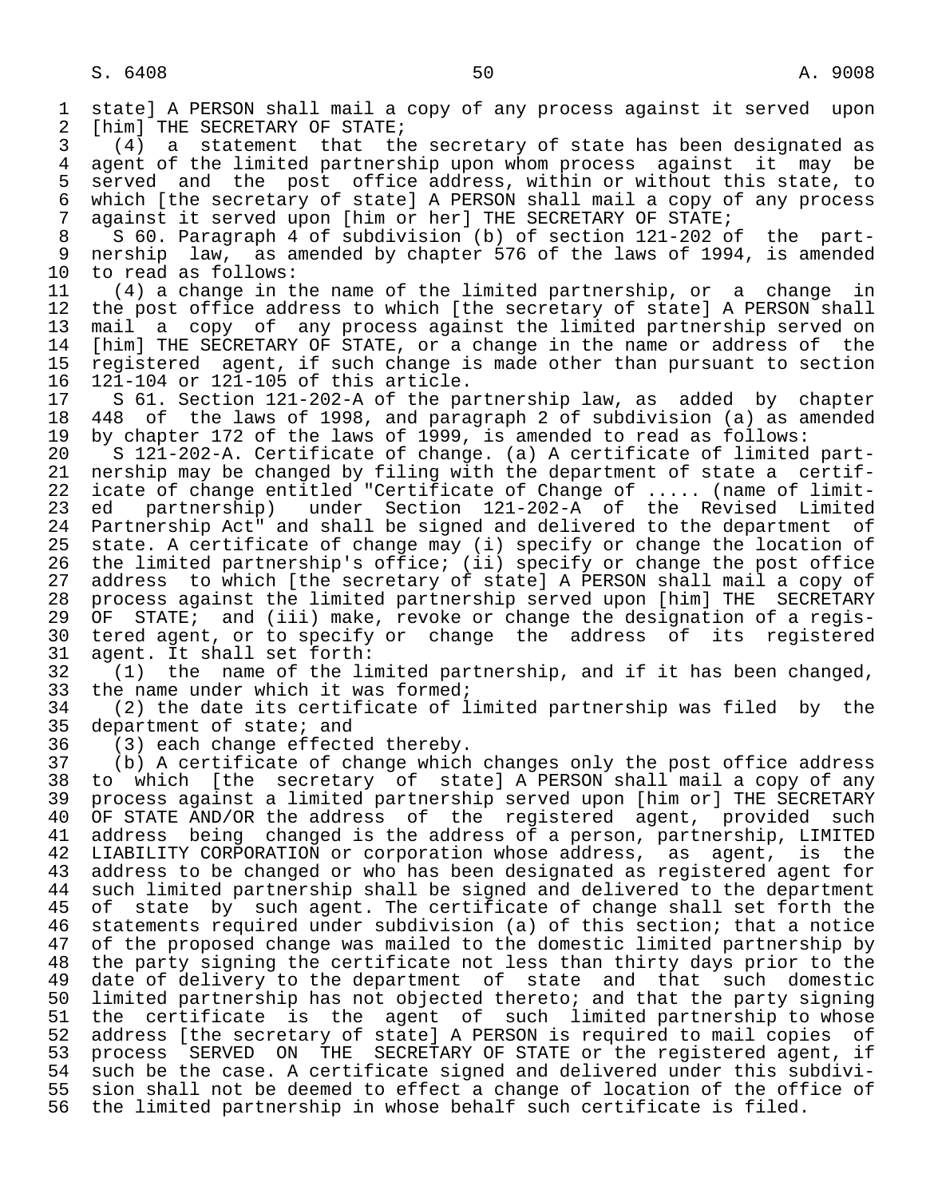state] A PERSON shall mail a copy of any process against it served upon [him] THE SECRETARY OF STATE;

(4) a statement that the secretary of state has been designated as agent of the limited partnership upon whom process against it may be served and the post office address, within or without this state, to which [the secretary of state] A PERSON shall mail a copy of any process against it served upon [him or her] THE SECRETARY OF STATE;

S 60. Paragraph 4 of subdivision (b) of section 121-202 of the partnership law, as amended by chapter 576 of the laws of 1994, is amended to read as follows:

(4) a change in the name of the limited partnership, or a change in the post office address to which [the secretary of state] A PERSON shall mail a copy of any process against the limited partnership served on [him] THE SECRETARY OF STATE, or a change in the name or address of the registered agent, if such change is made other than pursuant to section 121-104 or 121-105 of this article.

S 61. Section 121-202-A of the partnership law, as added by chapter 448 of the laws of 1998, and paragraph 2 of subdivision (a) as amended by chapter 172 of the laws of 1999, is amended to read as follows:

S 121-202-A. Certificate of change. (a) A certificate of limited partnership may be changed by filing with the department of state a certificate of change entitled "Certificate of Change of ..... (name of limited partnership) under Section 121-202-A of the Revised Limited Partnership Act" and shall be signed and delivered to the department of state. A certificate of change may (i) specify or change the location of the limited partnership's office; (ii) specify or change the post office address to which [the secretary of state] A PERSON shall mail a copy of process against the limited partnership served upon [him] THE SECRETARY OF STATE; and (iii) make, revoke or change the designation of a registered agent, or to specify or change the address of its registered agent. It shall set forth:

(1) the name of the limited partnership, and if it has been changed, the name under which it was formed;

(2) the date its certificate of limited partnership was filed by the department of state; and

(3) each change effected thereby.

(b) A certificate of change which changes only the post office address to which [the secretary of state] A PERSON shall mail a copy of any process against a limited partnership served upon [him or] THE SECRETARY OF STATE AND/OR the address of the registered agent, provided such address being changed is the address of a person, partnership, LIMITED LIABILITY CORPORATION or corporation whose address, as agent, is the address to be changed or who has been designated as registered agent for such limited partnership shall be signed and delivered to the department of state by such agent. The certificate of change shall set forth the statements required under subdivision (a) of this section; that a notice of the proposed change was mailed to the domestic limited partnership by the party signing the certificate not less than thirty days prior to the date of delivery to the department of state and that such domestic limited partnership has not objected thereto; and that the party signing the certificate is the agent of such limited partnership to whose address [the secretary of state] A PERSON is required to mail copies of process SERVED ON THE SECRETARY OF STATE or the registered agent, if such be the case. A certificate signed and delivered under this subdivision shall not be deemed to effect a change of location of the office of the limited partnership in whose behalf such certificate is filed.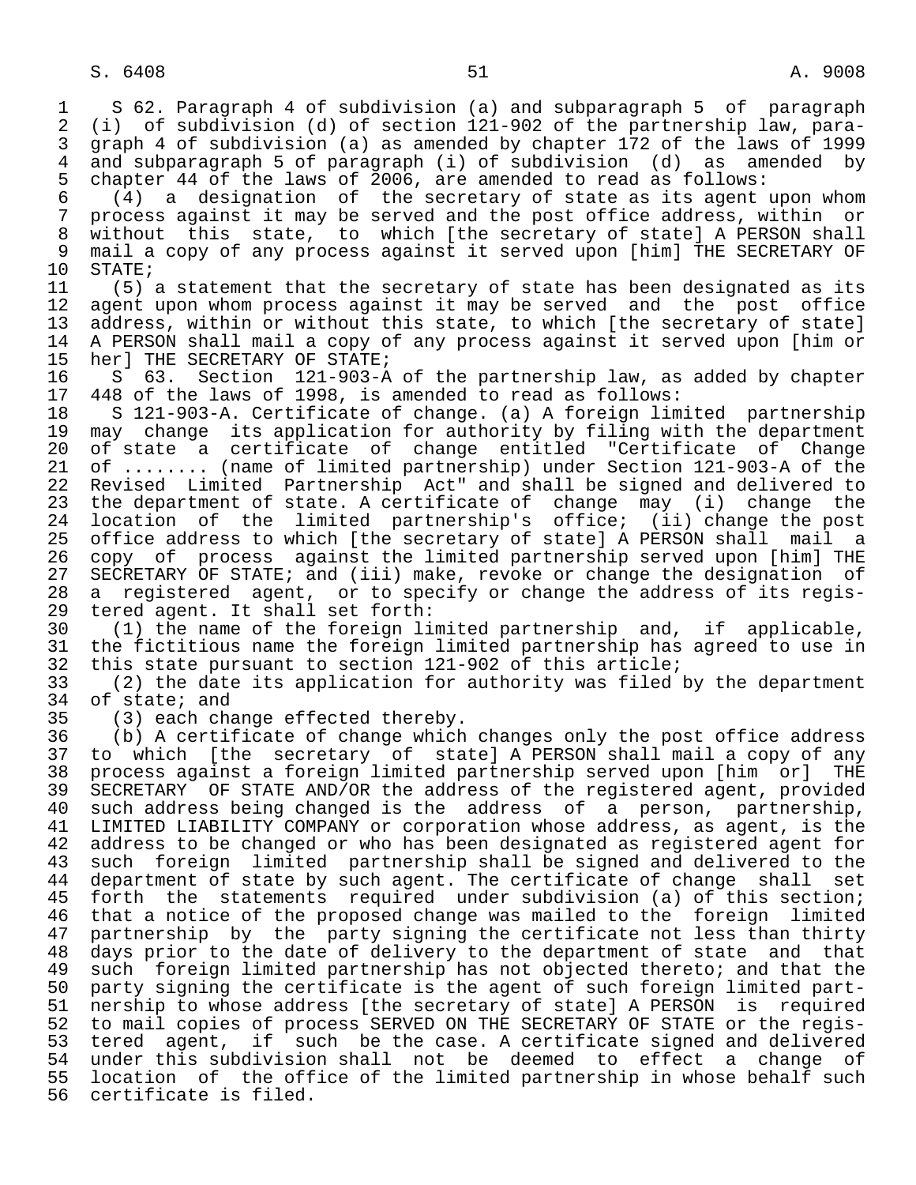S 62. Paragraph 4 of subdivision (a) and subparagraph 5 of paragraph (i) of subdivision (d) of section 121-902 of the partnership law, paragraph 4 of subdivision (a) as amended by chapter 172 of the laws of 1999 and subparagraph 5 of paragraph (i) of subdivision (d) as amended by chapter 44 of the laws of 2006, are amended to read as follows:

(4) a designation of the secretary of state as its agent upon whom process against it may be served and the post office address, within or without this state, to which [the secretary of state] A PERSON shall mail a copy of any process against it served upon [him] THE SECRETARY OF STATE;

(5) a statement that the secretary of state has been designated as its agent upon whom process against it may be served and the post office address, within or without this state, to which [the secretary of state] A PERSON shall mail a copy of any process against it served upon [him or her] THE SECRETARY OF STATE;

S 63. Section 121-903-A of the partnership law, as added by chapter 448 of the laws of 1998, is amended to read as follows:

S 121-903-A. Certificate of change. (a) A foreign limited partnership may change its application for authority by filing with the department of state a certificate of change entitled "Certificate of Change of ........ (name of limited partnership) under Section 121-903-A of the Revised Limited Partnership Act" and shall be signed and delivered to the department of state. A certificate of change may (i) change the location of the limited partnership's office; (ii) change the post office address to which [the secretary of state] A PERSON shall mail a copy of process against the limited partnership served upon [him] THE SECRETARY OF STATE; and (iii) make, revoke or change the designation of a registered agent, or to specify or change the address of its registered agent. It shall set forth:

(1) the name of the foreign limited partnership and, if applicable, the fictitious name the foreign limited partnership has agreed to use in this state pursuant to section 121-902 of this article;

(2) the date its application for authority was filed by the department of state; and

(3) each change effected thereby.

(b) A certificate of change which changes only the post office address to which [the secretary of state] A PERSON shall mail a copy of any process against a foreign limited partnership served upon [him or] THE SECRETARY OF STATE AND/OR the address of the registered agent, provided such address being changed is the address of a person, partnership, LIMITED LIABILITY COMPANY or corporation whose address, as agent, is the address to be changed or who has been designated as registered agent for such foreign limited partnership shall be signed and delivered to the department of state by such agent. The certificate of change shall set forth the statements required under subdivision (a) of this section; that a notice of the proposed change was mailed to the foreign limited partnership by the party signing the certificate not less than thirty days prior to the date of delivery to the department of state and that such foreign limited partnership has not objected thereto; and that the party signing the certificate is the agent of such foreign limited partnership to whose address [the secretary of state] A PERSON is required to mail copies of process SERVED ON THE SECRETARY OF STATE or the registered agent, if such be the case. A certificate signed and delivered under this subdivision shall not be deemed to effect a change of location of the office of the limited partnership in whose behalf such certificate is filed.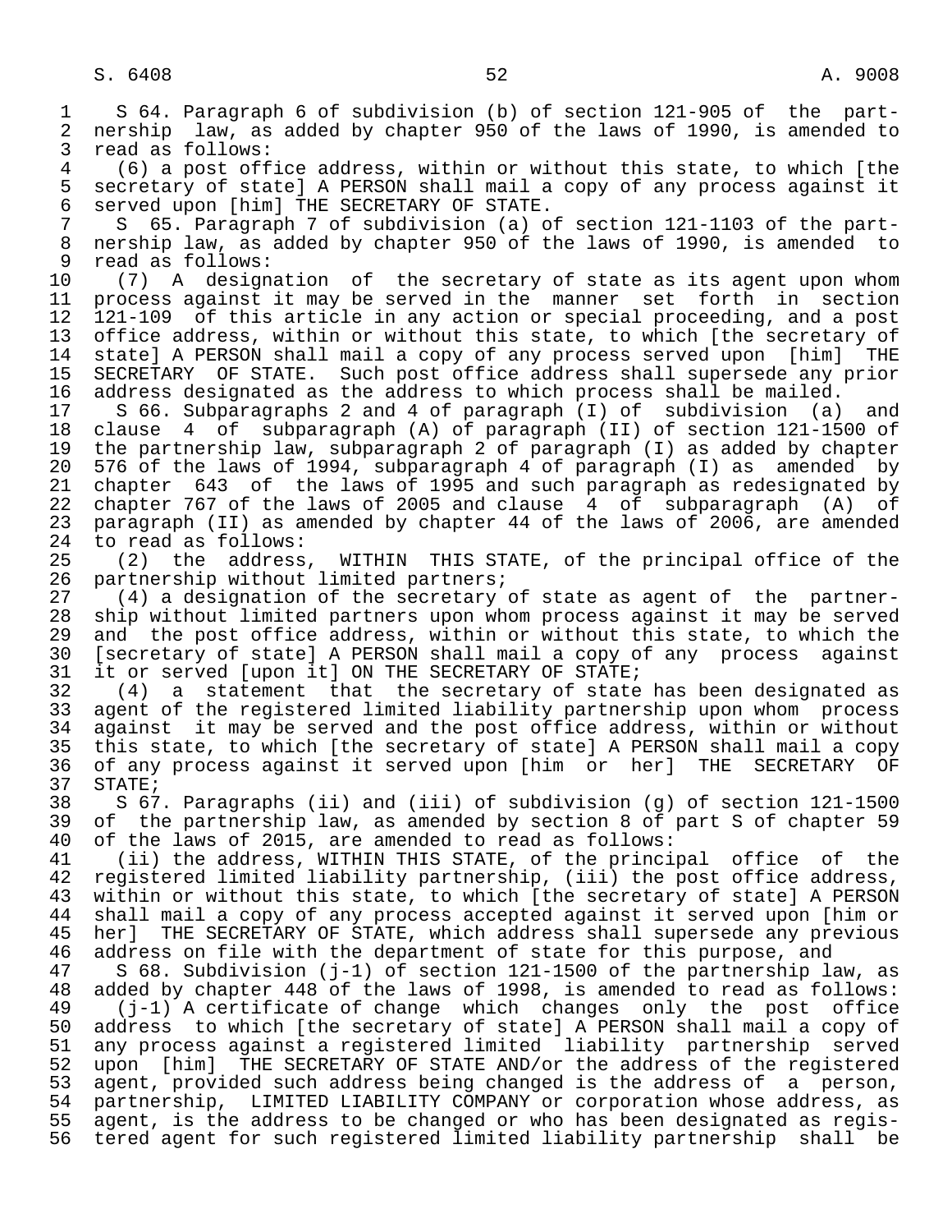S 64. Paragraph 6 of subdivision (b) of section 121-905 of the partnership law, as added by chapter 950 of the laws of 1990, is amended to read as follows:

(6) a post office address, within or without this state, to which [the secretary of state] A PERSON shall mail a copy of any process against it served upon [him] THE SECRETARY OF STATE.

S 65. Paragraph 7 of subdivision (a) of section 121-1103 of the partnership law, as added by chapter 950 of the laws of 1990, is amended to read as follows:

(7) A designation of the secretary of state as its agent upon whom process against it may be served in the manner set forth in section 121-109 of this article in any action or special proceeding, and a post office address, within or without this state, to which [the secretary of state] A PERSON shall mail a copy of any process served upon [him] THE SECRETARY OF STATE. Such post office address shall supersede any prior address designated as the address to which process shall be mailed.

S 66. Subparagraphs 2 and 4 of paragraph (I) of subdivision (a) and clause 4 of subparagraph (A) of paragraph (II) of section 121-1500 of the partnership law, subparagraph 2 of paragraph (I) as added by chapter 576 of the laws of 1994, subparagraph 4 of paragraph (I) as amended by chapter 643 of the laws of 1995 and such paragraph as redesignated by chapter 767 of the laws of 2005 and clause 4 of subparagraph (A) of paragraph (II) as amended by chapter 44 of the laws of 2006, are amended to read as follows:

(2) the address, WITHIN THIS STATE, of the principal office of the partnership without limited partners;

(4) a designation of the secretary of state as agent of the partnership without limited partners upon whom process against it may be served and the post office address, within or without this state, to which the [secretary of state] A PERSON shall mail a copy of any process against it or served [upon it] ON THE SECRETARY OF STATE;

(4) a statement that the secretary of state has been designated as agent of the registered limited liability partnership upon whom process against it may be served and the post office address, within or without this state, to which [the secretary of state] A PERSON shall mail a copy of any process against it served upon [him or her] THE SECRETARY OF STATE;

S 67. Paragraphs (ii) and (iii) of subdivision (g) of section 121-1500 of the partnership law, as amended by section 8 of part S of chapter 59 of the laws of 2015, are amended to read as follows:

(ii) the address, WITHIN THIS STATE, of the principal office of the registered limited liability partnership, (iii) the post office address, within or without this state, to which [the secretary of state] A PERSON shall mail a copy of any process accepted against it served upon [him or her] THE SECRETARY OF STATE, which address shall supersede any previous address on file with the department of state for this purpose, and

S 68. Subdivision (j-1) of section 121-1500 of the partnership law, as added by chapter 448 of the laws of 1998, is amended to read as follows:

(j-1) A certificate of change which changes only the post office address to which [the secretary of state] A PERSON shall mail a copy of any process against a registered limited liability partnership served upon [him] THE SECRETARY OF STATE AND/or the address of the registered agent, provided such address being changed is the address of a person, partnership, LIMITED LIABILITY COMPANY or corporation whose address, as agent, is the address to be changed or who has been designated as registered agent for such registered limited liability partnership shall be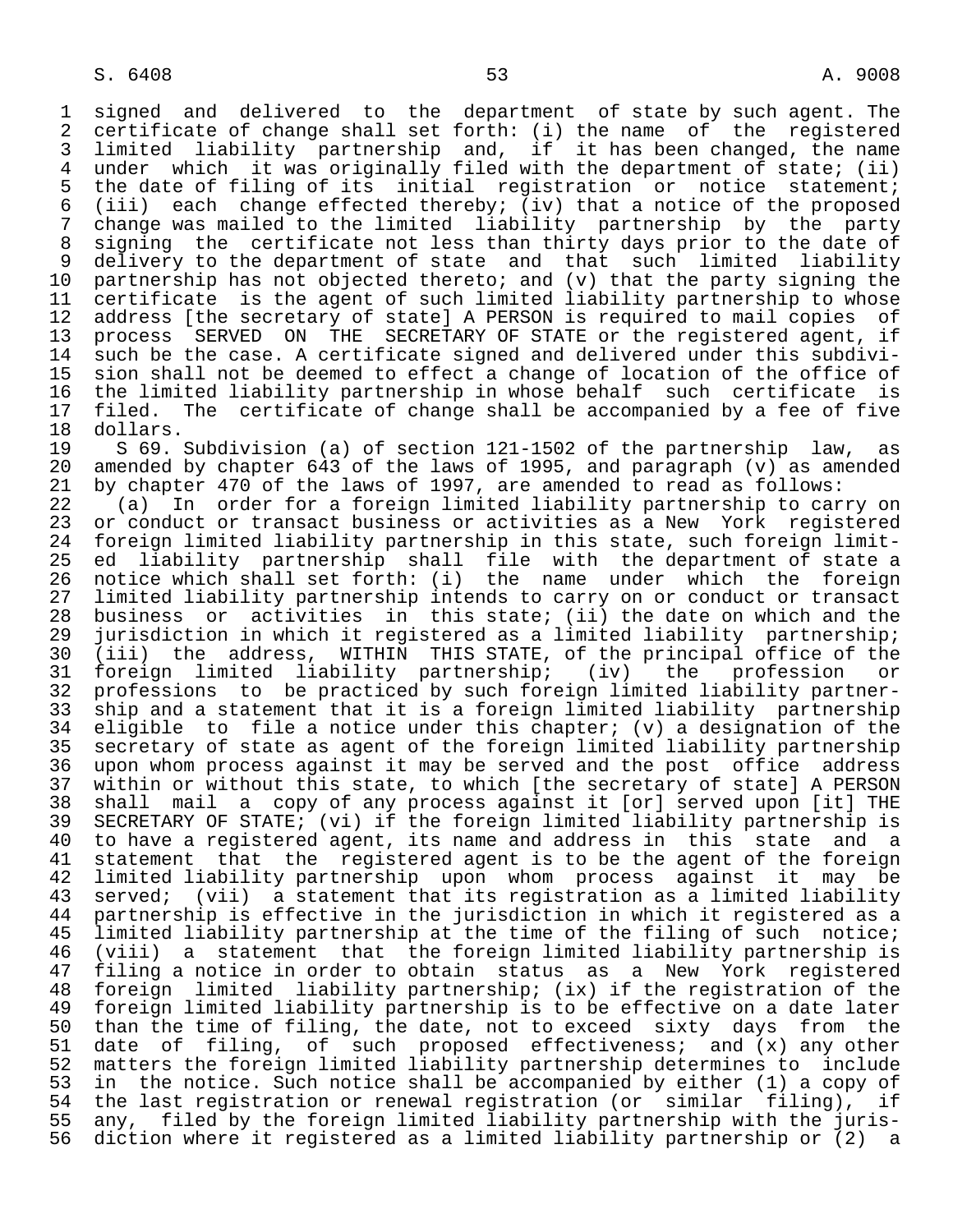signed and delivered to the department of state by such agent. The certificate of change shall set forth: (i) the name of the registered limited liability partnership and, if it has been changed, the name under which it was originally filed with the department of state; (ii) the date of filing of its initial registration or notice statement; (iii) each change effected thereby; (iv) that a notice of the proposed change was mailed to the limited liability partnership by the party signing the certificate not less than thirty days prior to the date of delivery to the department of state and that such limited liability partnership has not objected thereto; and (v) that the party signing the certificate is the agent of such limited liability partnership to whose address [the secretary of state] A PERSON is required to mail copies of process SERVED ON THE SECRETARY OF STATE or the registered agent, if such be the case. A certificate signed and delivered under this subdivision shall not be deemed to effect a change of location of the office of the limited liability partnership in whose behalf such certificate is filed. The certificate of change shall be accompanied by a fee of five dollars.

S 69. Subdivision (a) of section 121-1502 of the partnership law, as amended by chapter 643 of the laws of 1995, and paragraph (v) as amended by chapter 470 of the laws of 1997, are amended to read as follows:

(a) In order for a foreign limited liability partnership to carry on or conduct or transact business or activities as a New York registered foreign limited liability partnership in this state, such foreign limited liability partnership shall file with the department of state a notice which shall set forth: (i) the name under which the foreign limited liability partnership intends to carry on or conduct or transact business or activities in this state; (ii) the date on which and the jurisdiction in which it registered as a limited liability partnership; (iii) the address, WITHIN THIS STATE, of the principal office of the foreign limited liability partnership; (iv) the profession or professions to be practiced by such foreign limited liability partnership and a statement that it is a foreign limited liability partnership eligible to file a notice under this chapter; (v) a designation of the secretary of state as agent of the foreign limited liability partnership upon whom process against it may be served and the post office address within or without this state, to which [the secretary of state] A PERSON shall mail a copy of any process against it [or] served upon [it] THE SECRETARY OF STATE; (vi) if the foreign limited liability partnership is to have a registered agent, its name and address in this state and a statement that the registered agent is to be the agent of the foreign limited liability partnership upon whom process against it may be served; (vii) a statement that its registration as a limited liability partnership is effective in the jurisdiction in which it registered as a limited liability partnership at the time of the filing of such notice; (viii) a statement that the foreign limited liability partnership is filing a notice in order to obtain status as a New York registered foreign limited liability partnership; (ix) if the registration of the foreign limited liability partnership is to be effective on a date later than the time of filing, the date, not to exceed sixty days from the date of filing, of such proposed effectiveness; and (x) any other matters the foreign limited liability partnership determines to include in the notice. Such notice shall be accompanied by either (1) a copy of the last registration or renewal registration (or similar filing), if any, filed by the foreign limited liability partnership with the jurisdiction where it registered as a limited liability partnership or (2) a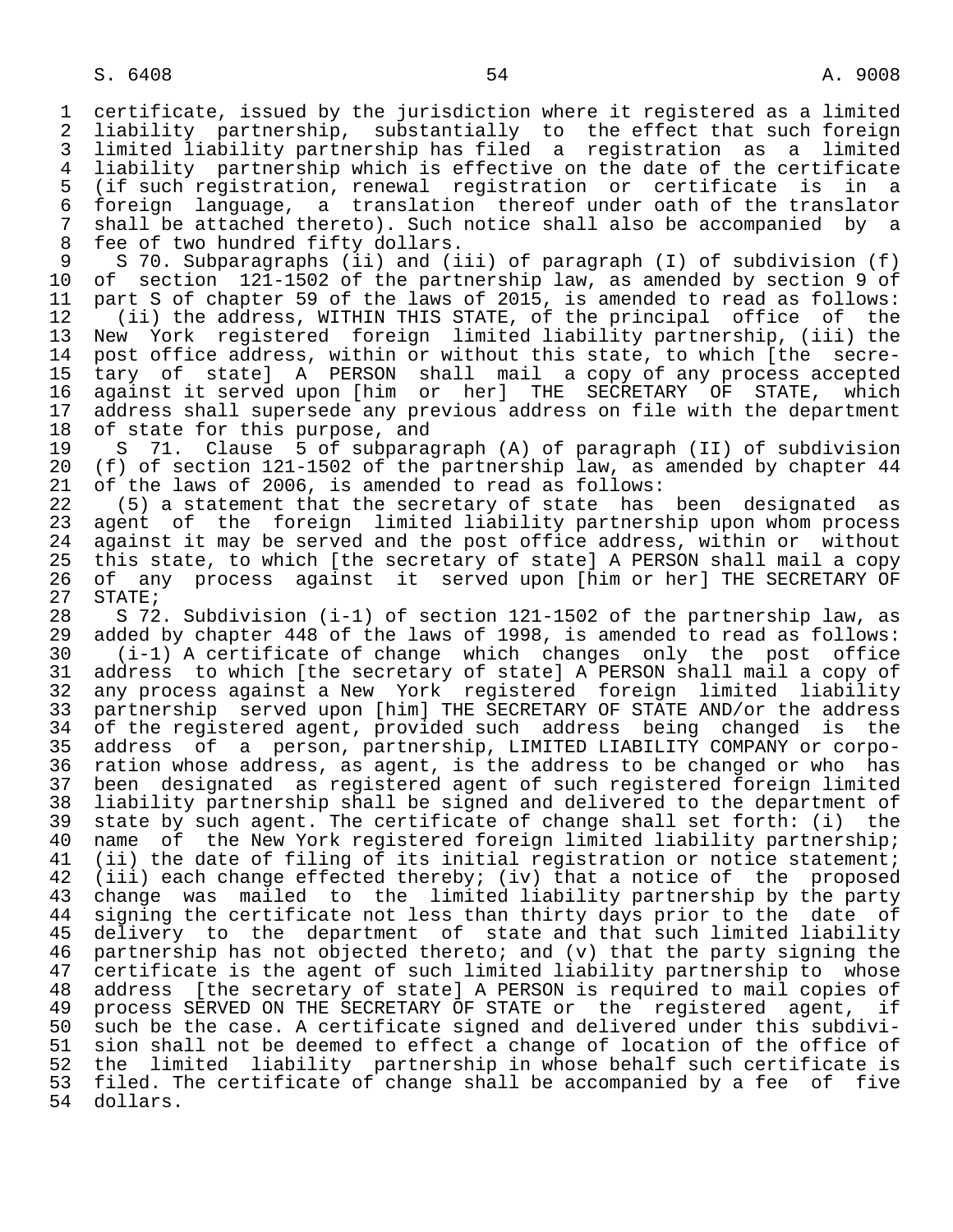certificate, issued by the jurisdiction where it registered as a limited liability partnership, substantially to the effect that such foreign limited liability partnership has filed a registration as a limited liability partnership which is effective on the date of the certificate (if such registration, renewal registration or certificate is in a foreign language, a translation thereof under oath of the translator shall be attached thereto). Such notice shall also be accompanied by a fee of two hundred fifty dollars.

S 70. Subparagraphs (ii) and (iii) of paragraph (I) of subdivision (f) of section 121-1502 of the partnership law, as amended by section 9 of part S of chapter 59 of the laws of 2015, is amended to read as follows:

(ii) the address, WITHIN THIS STATE, of the principal office of the New York registered foreign limited liability partnership, (iii) the post office address, within or without this state, to which [the secretary of state] A PERSON shall mail a copy of any process accepted against it served upon [him or her] THE SECRETARY OF STATE, which address shall supersede any previous address on file with the department of state for this purpose, and

S 71. Clause 5 of subparagraph (A) of paragraph (II) of subdivision (f) of section 121-1502 of the partnership law, as amended by chapter 44 of the laws of 2006, is amended to read as follows:

(5) a statement that the secretary of state has been designated as agent of the foreign limited liability partnership upon whom process against it may be served and the post office address, within or without this state, to which [the secretary of state] A PERSON shall mail a copy of any process against it served upon [him or her] THE SECRETARY OF STATE;

S 72. Subdivision (i-1) of section 121-1502 of the partnership law, as added by chapter 448 of the laws of 1998, is amended to read as follows:

(i-1) A certificate of change which changes only the post office address to which [the secretary of state] A PERSON shall mail a copy of any process against a New York registered foreign limited liability partnership served upon [him] THE SECRETARY OF STATE AND/or the address of the registered agent, provided such address being changed is the address of a person, partnership, LIMITED LIABILITY COMPANY or corporation whose address, as agent, is the address to be changed or who has been designated as registered agent of such registered foreign limited liability partnership shall be signed and delivered to the department of state by such agent. The certificate of change shall set forth: (i) the name of the New York registered foreign limited liability partnership; (ii) the date of filing of its initial registration or notice statement; (iii) each change effected thereby; (iv) that a notice of the proposed change was mailed to the limited liability partnership by the party signing the certificate not less than thirty days prior to the date of delivery to the department of state and that such limited liability partnership has not objected thereto; and (v) that the party signing the certificate is the agent of such limited liability partnership to whose address [the secretary of state] A PERSON is required to mail copies of process SERVED ON THE SECRETARY OF STATE or the registered agent, if such be the case. A certificate signed and delivered under this subdivision shall not be deemed to effect a change of location of the office of the limited liability partnership in whose behalf such certificate is filed. The certificate of change shall be accompanied by a fee of five dollars.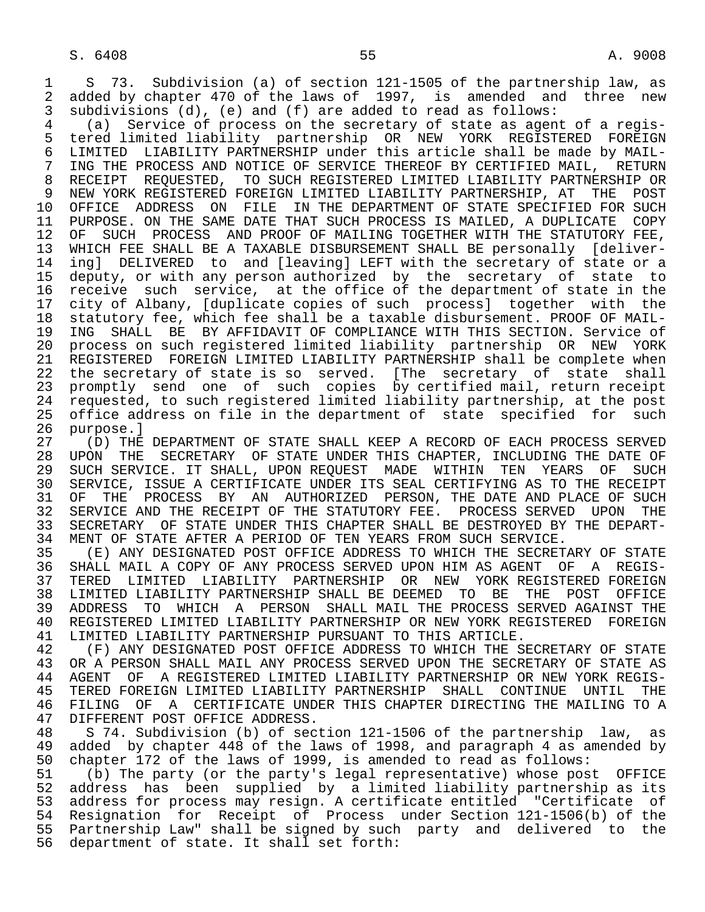S 73. Subdivision (a) of section 121-1505 of the partnership law, as added by chapter 470 of the laws of 1997, is amended and three new subdivisions (d), (e) and (f) are added to read as follows:

(a) Service of process on the secretary of state as agent of a registered limited liability partnership OR NEW YORK REGISTERED FOREIGN LIMITED LIABILITY PARTNERSHIP under this article shall be made by MAILING THE PROCESS AND NOTICE OF SERVICE THEREOF BY CERTIFIED MAIL, RETURN RECEIPT REQUESTED, TO SUCH REGISTERED LIMITED LIABILITY PARTNERSHIP OR NEW YORK REGISTERED FOREIGN LIMITED LIABILITY PARTNERSHIP, AT THE POST OFFICE ADDRESS ON FILE IN THE DEPARTMENT OF STATE SPECIFIED FOR SUCH PURPOSE. ON THE SAME DATE THAT SUCH PROCESS IS MAILED, A DUPLICATE COPY OF SUCH PROCESS AND PROOF OF MAILING TOGETHER WITH THE STATUTORY FEE, WHICH FEE SHALL BE A TAXABLE DISBURSEMENT SHALL BE personally [delivering] DELIVERED to and [leaving] LEFT with the secretary of state or a deputy, or with any person authorized by the secretary of state to receive such service, at the office of the department of state in the city of Albany, [duplicate copies of such process] together with the statutory fee, which fee shall be a taxable disbursement. PROOF OF MAILING SHALL BE BY AFFIDAVIT OF COMPLIANCE WITH THIS SECTION. Service of process on such registered limited liability partnership OR NEW YORK REGISTERED FOREIGN LIMITED LIABILITY PARTNERSHIP shall be complete when the secretary of state is so served. [The secretary of state shall promptly send one of such copies by certified mail, return receipt requested, to such registered limited liability partnership, at the post office address on file in the department of state specified for such purpose.]

(D) THE DEPARTMENT OF STATE SHALL KEEP A RECORD OF EACH PROCESS SERVED UPON THE SECRETARY OF STATE UNDER THIS CHAPTER, INCLUDING THE DATE OF SUCH SERVICE. IT SHALL, UPON REQUEST MADE WITHIN TEN YEARS OF SUCH SERVICE, ISSUE A CERTIFICATE UNDER ITS SEAL CERTIFYING AS TO THE RECEIPT OF THE PROCESS BY AN AUTHORIZED PERSON, THE DATE AND PLACE OF SUCH SERVICE AND THE RECEIPT OF THE STATUTORY FEE. PROCESS SERVED UPON THE SECRETARY OF STATE UNDER THIS CHAPTER SHALL BE DESTROYED BY THE DEPARTMENT OF STATE AFTER A PERIOD OF TEN YEARS FROM SUCH SERVICE.

(E) ANY DESIGNATED POST OFFICE ADDRESS TO WHICH THE SECRETARY OF STATE SHALL MAIL A COPY OF ANY PROCESS SERVED UPON HIM AS AGENT OF A REGISTERED LIMITED LIABILITY PARTNERSHIP OR NEW YORK REGISTERED FOREIGN LIMITED LIABILITY PARTNERSHIP SHALL BE DEEMED TO BE THE POST OFFICE ADDRESS TO WHICH A PERSON SHALL MAIL THE PROCESS SERVED AGAINST THE REGISTERED LIMITED LIABILITY PARTNERSHIP OR NEW YORK REGISTERED FOREIGN LIMITED LIABILITY PARTNERSHIP PURSUANT TO THIS ARTICLE.

(F) ANY DESIGNATED POST OFFICE ADDRESS TO WHICH THE SECRETARY OF STATE OR A PERSON SHALL MAIL ANY PROCESS SERVED UPON THE SECRETARY OF STATE AS AGENT OF A REGISTERED LIMITED LIABILITY PARTNERSHIP OR NEW YORK REGISTERED FOREIGN LIMITED LIABILITY PARTNERSHIP SHALL CONTINUE UNTIL THE FILING OF A CERTIFICATE UNDER THIS CHAPTER DIRECTING THE MAILING TO A DIFFERENT POST OFFICE ADDRESS.

S 74. Subdivision (b) of section 121-1506 of the partnership law, as added by chapter 448 of the laws of 1998, and paragraph 4 as amended by chapter 172 of the laws of 1999, is amended to read as follows:

(b) The party (or the party's legal representative) whose post OFFICE address has been supplied by a limited liability partnership as its address for process may resign. A certificate entitled "Certificate of Resignation for Receipt of Process under Section 121-1506(b) of the Partnership Law" shall be signed by such party and delivered to the department of state. It shall set forth: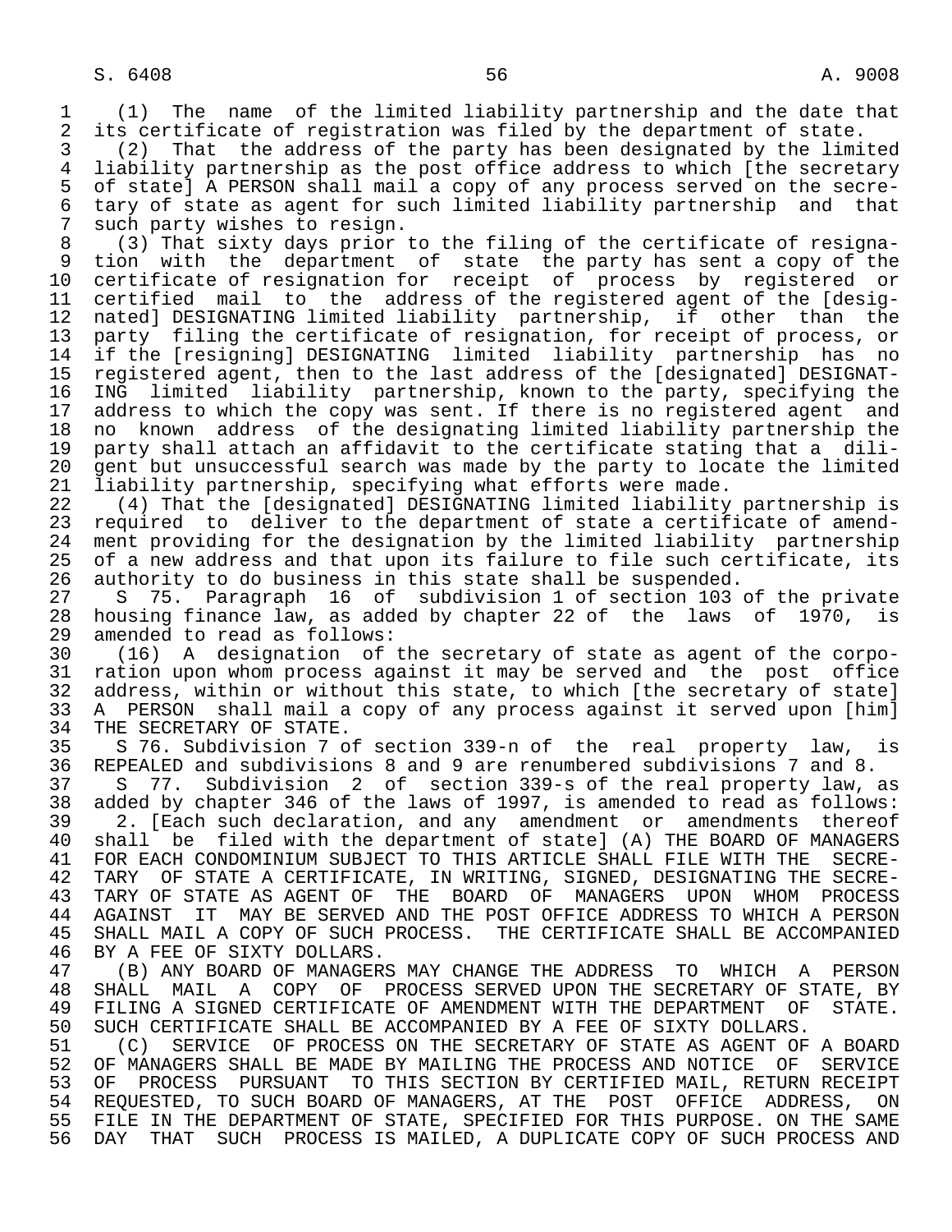(1) The name of the limited liability partnership and the date that its certificate of registration was filed by the department of state.

(2) That the address of the party has been designated by the limited liability partnership as the post office address to which [the secretary of state] A PERSON shall mail a copy of any process served on the secretary of state as agent for such limited liability partnership and that such party wishes to resign.

(3) That sixty days prior to the filing of the certificate of resignation with the department of state the party has sent a copy of the certificate of resignation for receipt of process by registered or certified mail to the address of the registered agent of the [designated] DESIGNATING limited liability partnership, if other than the party filing the certificate of resignation, for receipt of process, or if the [resigning] DESIGNATING limited liability partnership has no registered agent, then to the last address of the [designated] DESIGNATING limited liability partnership, known to the party, specifying the address to which the copy was sent. If there is no registered agent and no known address of the designating limited liability partnership the party shall attach an affidavit to the certificate stating that a diligent but unsuccessful search was made by the party to locate the limited liability partnership, specifying what efforts were made.

(4) That the [designated] DESIGNATING limited liability partnership is required to deliver to the department of state a certificate of amendment providing for the designation by the limited liability partnership of a new address and that upon its failure to file such certificate, its authority to do business in this state shall be suspended.

S 75. Paragraph 16 of subdivision 1 of section 103 of the private housing finance law, as added by chapter 22 of the laws of 1970, is amended to read as follows:

(16) A designation of the secretary of state as agent of the corporation upon whom process against it may be served and the post office address, within or without this state, to which [the secretary of state] A PERSON shall mail a copy of any process against it served upon [him] THE SECRETARY OF STATE.

S 76. Subdivision 7 of section 339-n of the real property law, is REPEALED and subdivisions 8 and 9 are renumbered subdivisions 7 and 8.

S 77. Subdivision 2 of section 339-s of the real property law, as added by chapter 346 of the laws of 1997, is amended to read as follows:

2. [Each such declaration, and any amendment or amendments thereof shall be filed with the department of state] (A) THE BOARD OF MANAGERS FOR EACH CONDOMINIUM SUBJECT TO THIS ARTICLE SHALL FILE WITH THE SECRETARY OF STATE A CERTIFICATE, IN WRITING, SIGNED, DESIGNATING THE SECRETARY OF STATE AS AGENT OF THE BOARD OF MANAGERS UPON WHOM PROCESS AGAINST IT MAY BE SERVED AND THE POST OFFICE ADDRESS TO WHICH A PERSON SHALL MAIL A COPY OF SUCH PROCESS. THE CERTIFICATE SHALL BE ACCOMPANIED BY A FEE OF SIXTY DOLLARS.

(B) ANY BOARD OF MANAGERS MAY CHANGE THE ADDRESS TO WHICH A PERSON SHALL MAIL A COPY OF PROCESS SERVED UPON THE SECRETARY OF STATE, BY FILING A SIGNED CERTIFICATE OF AMENDMENT WITH THE DEPARTMENT OF STATE. SUCH CERTIFICATE SHALL BE ACCOMPANIED BY A FEE OF SIXTY DOLLARS.

(C) SERVICE OF PROCESS ON THE SECRETARY OF STATE AS AGENT OF A BOARD OF MANAGERS SHALL BE MADE BY MAILING THE PROCESS AND NOTICE OF SERVICE OF PROCESS PURSUANT TO THIS SECTION BY CERTIFIED MAIL, RETURN RECEIPT REQUESTED, TO SUCH BOARD OF MANAGERS, AT THE POST OFFICE ADDRESS, ON FILE IN THE DEPARTMENT OF STATE, SPECIFIED FOR THIS PURPOSE. ON THE SAME DAY THAT SUCH PROCESS IS MAILED, A DUPLICATE COPY OF SUCH PROCESS AND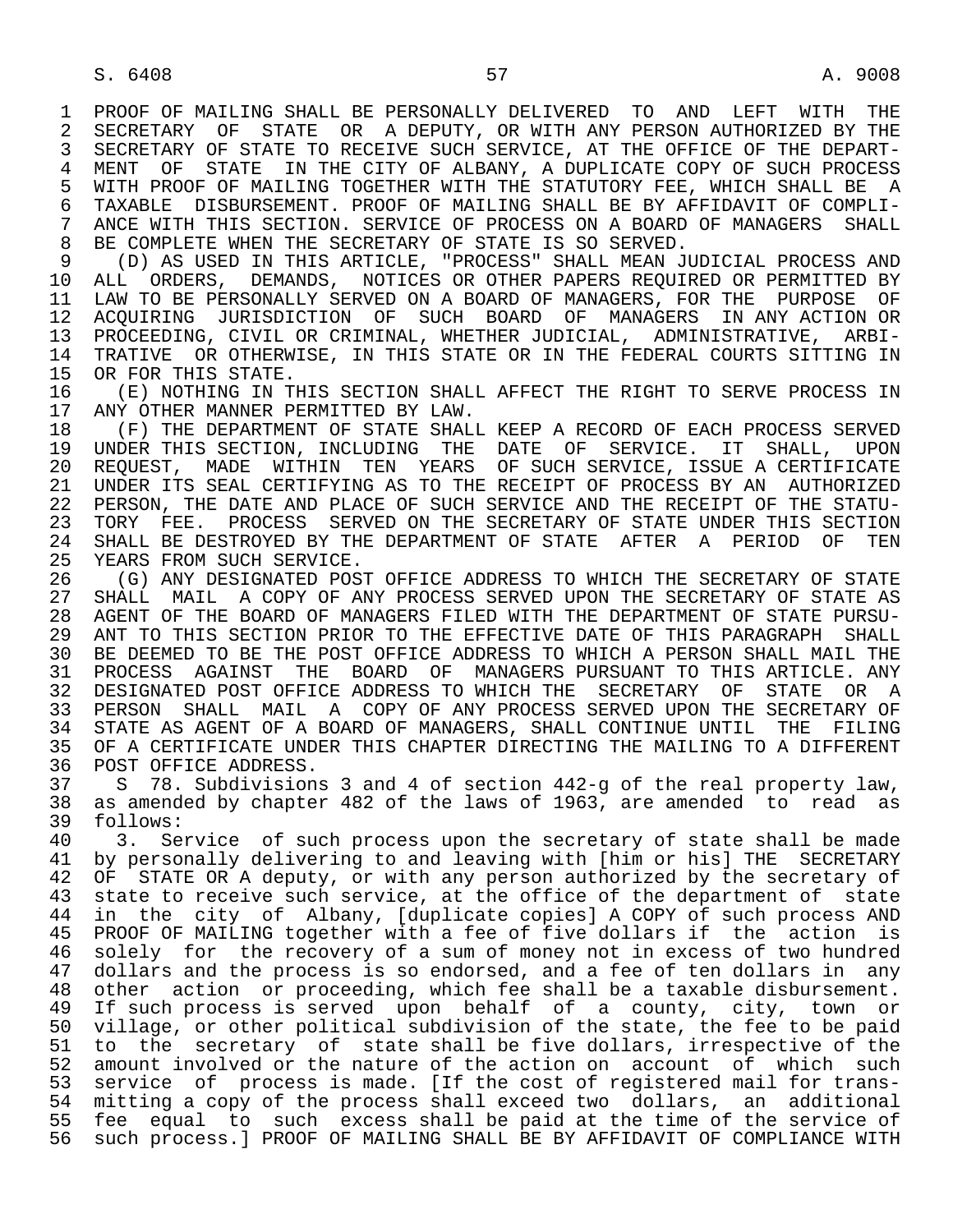PROOF OF MAILING SHALL BE PERSONALLY DELIVERED TO AND LEFT WITH THE SECRETARY OF STATE OR A DEPUTY, OR WITH ANY PERSON AUTHORIZED BY THE SECRETARY OF STATE TO RECEIVE SUCH SERVICE, AT THE OFFICE OF THE DEPARTMENT OF STATE IN THE CITY OF ALBANY, A DUPLICATE COPY OF SUCH PROCESS WITH PROOF OF MAILING TOGETHER WITH THE STATUTORY FEE, WHICH SHALL BE A TAXABLE DISBURSEMENT. PROOF OF MAILING SHALL BE BY AFFIDAVIT OF COMPLIANCE WITH THIS SECTION. SERVICE OF PROCESS ON A BOARD OF MANAGERS SHALL BE COMPLETE WHEN THE SECRETARY OF STATE IS SO SERVED.

(D) AS USED IN THIS ARTICLE, "PROCESS" SHALL MEAN JUDICIAL PROCESS AND ALL ORDERS, DEMANDS, NOTICES OR OTHER PAPERS REQUIRED OR PERMITTED BY LAW TO BE PERSONALLY SERVED ON A BOARD OF MANAGERS, FOR THE PURPOSE OF ACQUIRING JURISDICTION OF SUCH BOARD OF MANAGERS IN ANY ACTION OR PROCEEDING, CIVIL OR CRIMINAL, WHETHER JUDICIAL, ADMINISTRATIVE, ARBITRATIVE OR OTHERWISE, IN THIS STATE OR IN THE FEDERAL COURTS SITTING IN OR FOR THIS STATE.

(E) NOTHING IN THIS SECTION SHALL AFFECT THE RIGHT TO SERVE PROCESS IN ANY OTHER MANNER PERMITTED BY LAW.

(F) THE DEPARTMENT OF STATE SHALL KEEP A RECORD OF EACH PROCESS SERVED UNDER THIS SECTION, INCLUDING THE DATE OF SERVICE. IT SHALL, UPON REQUEST, MADE WITHIN TEN YEARS OF SUCH SERVICE, ISSUE A CERTIFICATE UNDER ITS SEAL CERTIFYING AS TO THE RECEIPT OF PROCESS BY AN AUTHORIZED PERSON, THE DATE AND PLACE OF SUCH SERVICE AND THE RECEIPT OF THE STATUTORY FEE. PROCESS SERVED ON THE SECRETARY OF STATE UNDER THIS SECTION SHALL BE DESTROYED BY THE DEPARTMENT OF STATE AFTER A PERIOD OF TEN YEARS FROM SUCH SERVICE.

(G) ANY DESIGNATED POST OFFICE ADDRESS TO WHICH THE SECRETARY OF STATE SHALL MAIL A COPY OF ANY PROCESS SERVED UPON THE SECRETARY OF STATE AS AGENT OF THE BOARD OF MANAGERS FILED WITH THE DEPARTMENT OF STATE PURSUANT TO THIS SECTION PRIOR TO THE EFFECTIVE DATE OF THIS PARAGRAPH SHALL BE DEEMED TO BE THE POST OFFICE ADDRESS TO WHICH A PERSON SHALL MAIL THE PROCESS AGAINST THE BOARD OF MANAGERS PURSUANT TO THIS ARTICLE. ANY DESIGNATED POST OFFICE ADDRESS TO WHICH THE SECRETARY OF STATE OR A PERSON SHALL MAIL A COPY OF ANY PROCESS SERVED UPON THE SECRETARY OF STATE AS AGENT OF A BOARD OF MANAGERS, SHALL CONTINUE UNTIL THE FILING OF A CERTIFICATE UNDER THIS CHAPTER DIRECTING THE MAILING TO A DIFFERENT POST OFFICE ADDRESS.

S 78. Subdivisions 3 and 4 of section 442-g of the real property law, as amended by chapter 482 of the laws of 1963, are amended to read as follows:

3. Service of such process upon the secretary of state shall be made by personally delivering to and leaving with [him or his] THE SECRETARY OF STATE OR A deputy, or with any person authorized by the secretary of state to receive such service, at the office of the department of state in the city of Albany, [duplicate copies] A COPY of such process AND PROOF OF MAILING together with a fee of five dollars if the action is solely for the recovery of a sum of money not in excess of two hundred dollars and the process is so endorsed, and a fee of ten dollars in any other action or proceeding, which fee shall be a taxable disbursement. If such process is served upon behalf of a county, city, town or village, or other political subdivision of the state, the fee to be paid to the secretary of state shall be five dollars, irrespective of the amount involved or the nature of the action on account of which such service of process is made. [If the cost of registered mail for transmitting a copy of the process shall exceed two dollars, an additional fee equal to such excess shall be paid at the time of the service of such process.] PROOF OF MAILING SHALL BE BY AFFIDAVIT OF COMPLIANCE WITH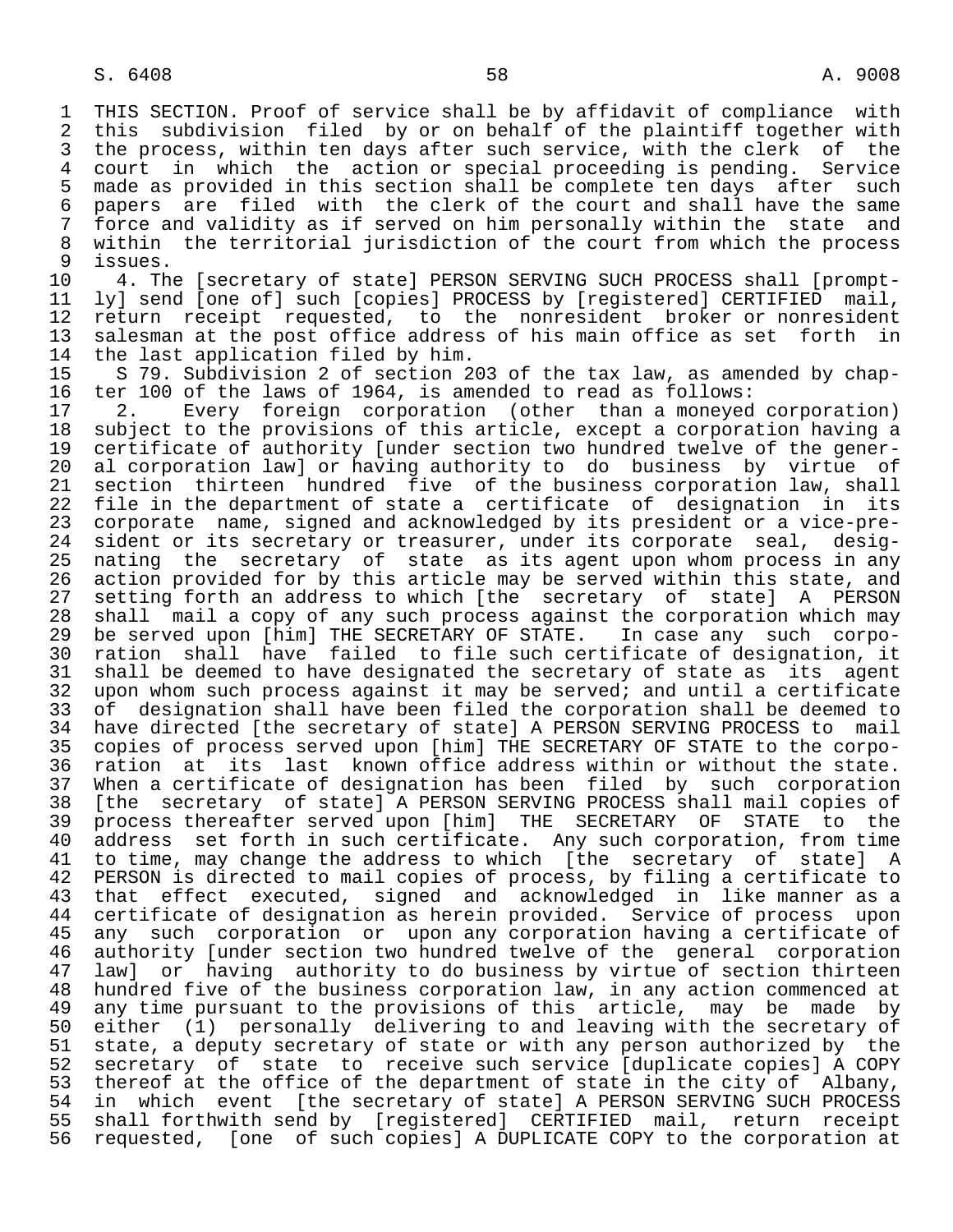THIS SECTION. Proof of service shall be by affidavit of compliance with this subdivision filed by or on behalf of the plaintiff together with the process, within ten days after such service, with the clerk of the court in which the action or special proceeding is pending. Service made as provided in this section shall be complete ten days after such papers are filed with the clerk of the court and shall have the same force and validity as if served on him personally within the state and within the territorial jurisdiction of the court from which the process issues.

4. The [secretary of state] PERSON SERVING SUCH PROCESS shall [promptly] send [one of] such [copies] PROCESS by [registered] CERTIFIED mail, return receipt requested, to the nonresident broker or nonresident salesman at the post office address of his main office as set forth in the last application filed by him.

S 79. Subdivision 2 of section 203 of the tax law, as amended by chapter 100 of the laws of 1964, is amended to read as follows:

2. Every foreign corporation (other than a moneyed corporation) subject to the provisions of this article, except a corporation having a certificate of authority [under section two hundred twelve of the general corporation law] or having authority to do business by virtue of section thirteen hundred five of the business corporation law, shall file in the department of state a certificate of designation in its corporate name, signed and acknowledged by its president or a vice-president or its secretary or treasurer, under its corporate seal, designating the secretary of state as its agent upon whom process in any action provided for by this article may be served within this state, and setting forth an address to which [the secretary of state] A PERSON shall mail a copy of any such process against the corporation which may be served upon [him] THE SECRETARY OF STATE. In case any such corporation shall have failed to file such certificate of designation, it shall be deemed to have designated the secretary of state as its agent upon whom such process against it may be served; and until a certificate of designation shall have been filed the corporation shall be deemed to have directed [the secretary of state] A PERSON SERVING PROCESS to mail copies of process served upon [him] THE SECRETARY OF STATE to the corporation at its last known office address within or without the state. When a certificate of designation has been filed by such corporation [the secretary of state] A PERSON SERVING PROCESS shall mail copies of process thereafter served upon [him] THE SECRETARY OF STATE to the address set forth in such certificate. Any such corporation, from time to time, may change the address to which [the secretary of state] A PERSON is directed to mail copies of process, by filing a certificate to that effect executed, signed and acknowledged in like manner as a certificate of designation as herein provided. Service of process upon any such corporation or upon any corporation having a certificate of authority [under section two hundred twelve of the general corporation law] or having authority to do business by virtue of section thirteen hundred five of the business corporation law, in any action commenced at any time pursuant to the provisions of this article, may be made by either (1) personally delivering to and leaving with the secretary of state, a deputy secretary of state or with any person authorized by the secretary of state to receive such service [duplicate copies] A COPY thereof at the office of the department of state in the city of Albany, in which event [the secretary of state] A PERSON SERVING SUCH PROCESS shall forthwith send by [registered] CERTIFIED mail, return receipt requested, [one of such copies] A DUPLICATE COPY to the corporation at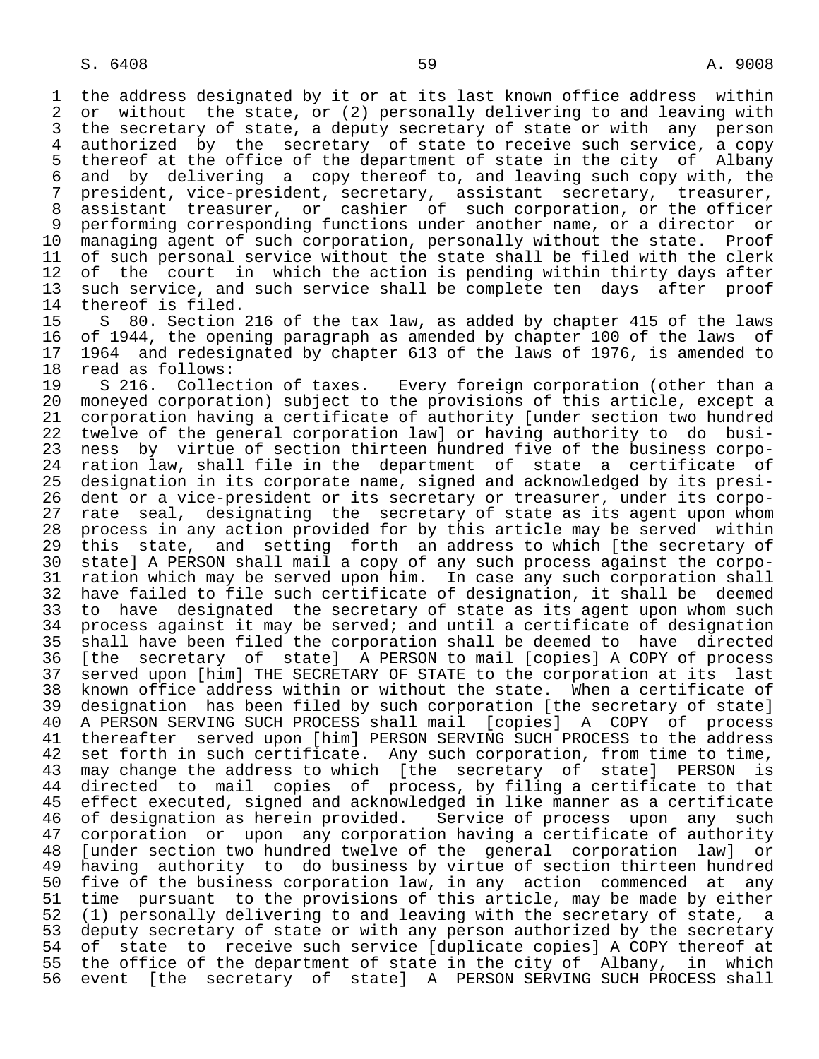the address designated by it or at its last known office address within or without the state, or (2) personally delivering to and leaving with the secretary of state, a deputy secretary of state or with any person authorized by the secretary of state to receive such service, a copy thereof at the office of the department of state in the city of Albany and by delivering a copy thereof to, and leaving such copy with, the president, vice-president, secretary, assistant secretary, treasurer, assistant treasurer, or cashier of such corporation, or the officer performing corresponding functions under another name, or a director or managing agent of such corporation, personally without the state. Proof of such personal service without the state shall be filed with the clerk of the court in which the action is pending within thirty days after such service, and such service shall be complete ten days after proof thereof is filed.

S 80. Section 216 of the tax law, as added by chapter 415 of the laws of 1944, the opening paragraph as amended by chapter 100 of the laws of 1964 and redesignated by chapter 613 of the laws of 1976, is amended to read as follows:

S 216. Collection of taxes. Every foreign corporation (other than a moneyed corporation) subject to the provisions of this article, except a corporation having a certificate of authority [under section two hundred twelve of the general corporation law] or having authority to do business by virtue of section thirteen hundred five of the business corporation law, shall file in the department of state a certificate of designation in its corporate name, signed and acknowledged by its president or a vice-president or its secretary or treasurer, under its corporate seal, designating the secretary of state as its agent upon whom process in any action provided for by this article may be served within this state, and setting forth an address to which [the secretary of state] A PERSON shall mail a copy of any such process against the corporation which may be served upon him. In case any such corporation shall have failed to file such certificate of designation, it shall be deemed to have designated the secretary of state as its agent upon whom such process against it may be served; and until a certificate of designation shall have been filed the corporation shall be deemed to have directed [the secretary of state] A PERSON to mail [copies] A COPY of process served upon [him] THE SECRETARY OF STATE to the corporation at its last known office address within or without the state. When a certificate of designation has been filed by such corporation [the secretary of state] A PERSON SERVING SUCH PROCESS shall mail [copies] A COPY of process thereafter served upon [him] PERSON SERVING SUCH PROCESS to the address set forth in such certificate. Any such corporation, from time to time, may change the address to which [the secretary of state] PERSON is directed to mail copies of process, by filing a certificate to that effect executed, signed and acknowledged in like manner as a certificate of designation as herein provided. Service of process upon any such corporation or upon any corporation having a certificate of authority [under section two hundred twelve of the general corporation law] or having authority to do business by virtue of section thirteen hundred five of the business corporation law, in any action commenced at any time pursuant to the provisions of this article, may be made by either (1) personally delivering to and leaving with the secretary of state, a deputy secretary of state or with any person authorized by the secretary of state to receive such service [duplicate copies] A COPY thereof at the office of the department of state in the city of Albany, in which event [the secretary of state] A PERSON SERVING SUCH PROCESS shall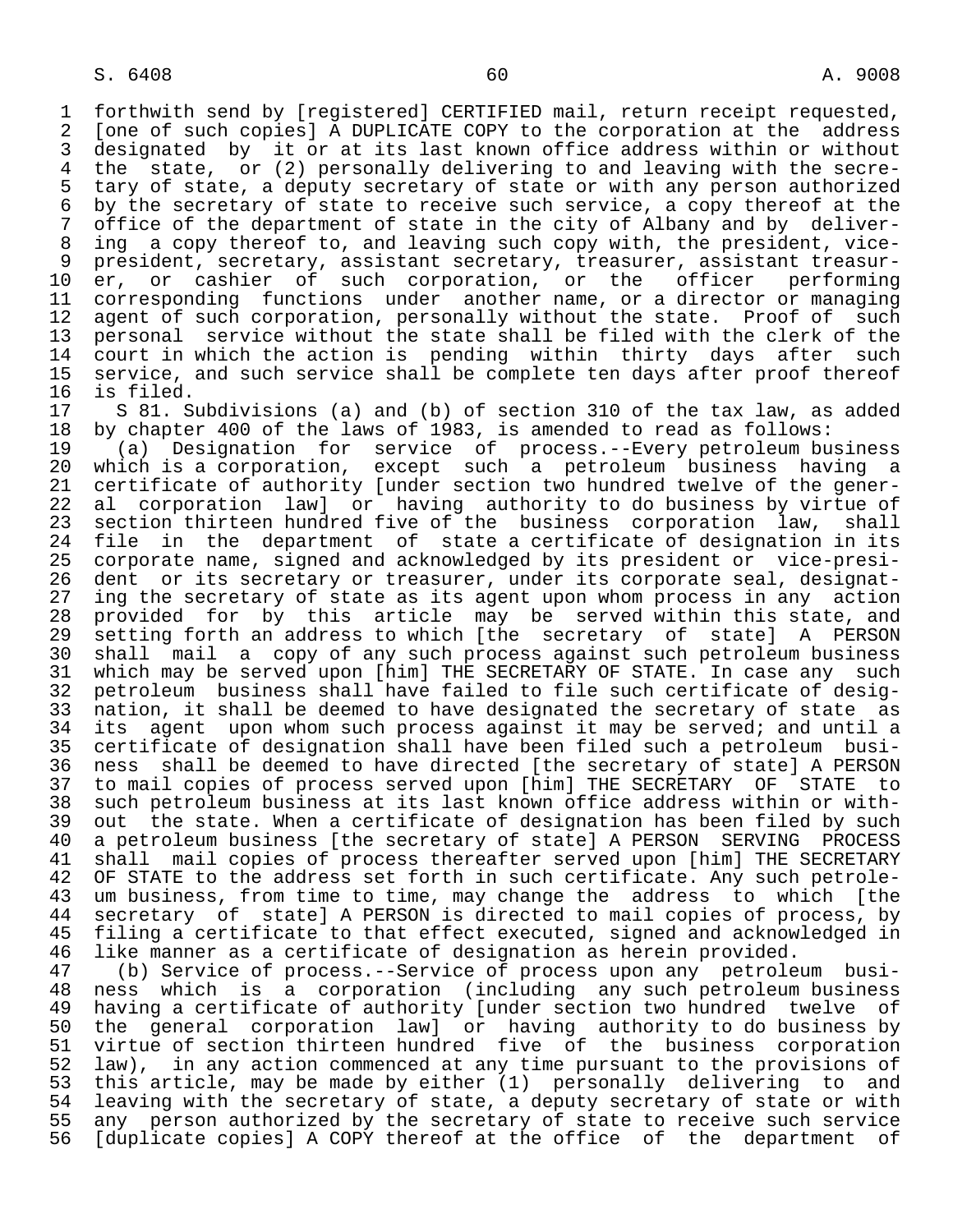forthwith send by [registered] CERTIFIED mail, return receipt requested, [one of such copies] A DUPLICATE COPY to the corporation at the address designated by it or at its last known office address within or without the state, or (2) personally delivering to and leaving with the secretary of state, a deputy secretary of state or with any person authorized by the secretary of state to receive such service, a copy thereof at the office of the department of state in the city of Albany and by delivering a copy thereof to, and leaving such copy with, the president, vice-president, secretary, assistant secretary, treasurer, assistant treasurer, or cashier of such corporation, or the officer performing corresponding functions under another name, or a director or managing agent of such corporation, personally without the state. Proof of such personal service without the state shall be filed with the clerk of the court in which the action is pending within thirty days after such service, and such service shall be complete ten days after proof thereof is filed.

S 81. Subdivisions (a) and (b) of section 310 of the tax law, as added by chapter 400 of the laws of 1983, is amended to read as follows:

(a) Designation for service of process.--Every petroleum business which is a corporation, except such a petroleum business having a certificate of authority [under section two hundred twelve of the general corporation law] or having authority to do business by virtue of section thirteen hundred five of the business corporation law, shall file in the department of state a certificate of designation in its corporate name, signed and acknowledged by its president or vice-president or its secretary or treasurer, under its corporate seal, designating the secretary of state as its agent upon whom process in any action provided for by this article may be served within this state, and setting forth an address to which [the secretary of state] A PERSON shall mail a copy of any such process against such petroleum business which may be served upon [him] THE SECRETARY OF STATE. In case any such petroleum business shall have failed to file such certificate of designation, it shall be deemed to have designated the secretary of state as its agent upon whom such process against it may be served; and until a certificate of designation shall have been filed such a petroleum business shall be deemed to have directed [the secretary of state] A PERSON to mail copies of process served upon [him] THE SECRETARY OF STATE to such petroleum business at its last known office address within or without the state. When a certificate of designation has been filed by such a petroleum business [the secretary of state] A PERSON SERVING PROCESS shall mail copies of process thereafter served upon [him] THE SECRETARY OF STATE to the address set forth in such certificate. Any such petroleum business, from time to time, may change the address to which [the secretary of state] A PERSON is directed to mail copies of process, by filing a certificate to that effect executed, signed and acknowledged in like manner as a certificate of designation as herein provided.

(b) Service of process.--Service of process upon any petroleum business which is a corporation (including any such petroleum business having a certificate of authority [under section two hundred twelve of the general corporation law] or having authority to do business by virtue of section thirteen hundred five of the business corporation law), in any action commenced at any time pursuant to the provisions of this article, may be made by either (1) personally delivering to and leaving with the secretary of state, a deputy secretary of state or with any person authorized by the secretary of state to receive such service [duplicate copies] A COPY thereof at the office of the department of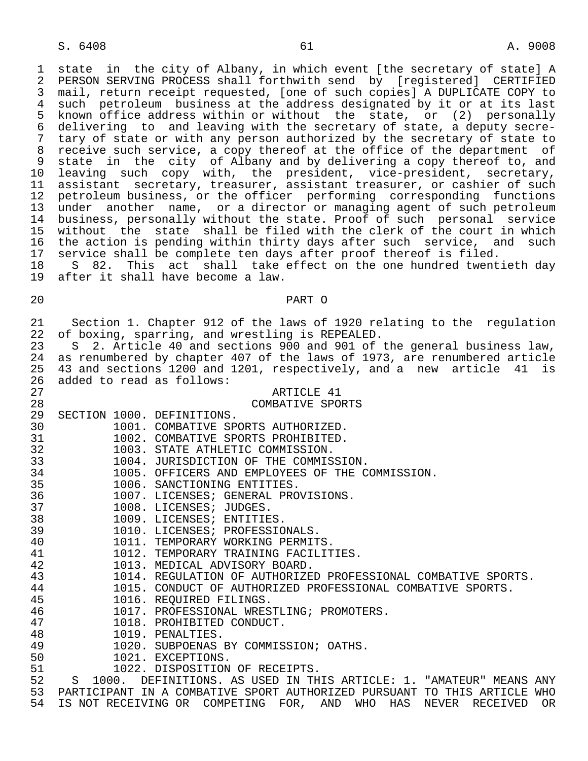state in the city of Albany, in which event [the secretary of state] A PERSON SERVING PROCESS shall forthwith send by [registered] CERTIFIED mail, return receipt requested, [one of such copies] A DUPLICATE COPY to such petroleum business at the address designated by it or at its last known office address within or without the state, or (2) personally delivering to and leaving with the secretary of state, a deputy secretary of state or with any person authorized by the secretary of state to receive such service, a copy thereof at the office of the department of state in the city of Albany and by delivering a copy thereof to, and leaving such copy with, the president, vice-president, secretary, assistant secretary, treasurer, assistant treasurer, or cashier of such petroleum business, or the officer performing corresponding functions under another name, or a director or managing agent of such petroleum business, personally without the state. Proof of such personal service without the state shall be filed with the clerk of the court in which the action is pending within thirty days after such service, and such service shall be complete ten days after proof thereof is filed.

S 82. This act shall take effect on the one hundred twentieth day after it shall have become a law.

## PART O

Section 1. Chapter 912 of the laws of 1920 relating to the regulation of boxing, sparring, and wrestling is REPEALED.

S 2. Article 40 and sections 900 and 901 of the general business law, as renumbered by chapter 407 of the laws of 1973, are renumbered article 43 and sections 1200 and 1201, respectively, and a new article 41 is added to read as follows:

### ARTICLE 41
### COMBATIVE SPORTS

SECTION 1000. DEFINITIONS.
1001. COMBATIVE SPORTS AUTHORIZED.
1002. COMBATIVE SPORTS PROHIBITED.
1003. STATE ATHLETIC COMMISSION.
1004. JURISDICTION OF THE COMMISSION.
1005. OFFICERS AND EMPLOYEES OF THE COMMISSION.
1006. SANCTIONING ENTITIES.
1007. LICENSES; GENERAL PROVISIONS.
1008. LICENSES; JUDGES.
1009. LICENSES; ENTITIES.
1010. LICENSES; PROFESSIONALS.
1011. TEMPORARY WORKING PERMITS.
1012. TEMPORARY TRAINING FACILITIES.
1013. MEDICAL ADVISORY BOARD.
1014. REGULATION OF AUTHORIZED PROFESSIONAL COMBATIVE SPORTS.
1015. CONDUCT OF AUTHORIZED PROFESSIONAL COMBATIVE SPORTS.
1016. REQUIRED FILINGS.
1017. PROFESSIONAL WRESTLING; PROMOTERS.
1018. PROHIBITED CONDUCT.
1019. PENALTIES.
1020. SUBPOENAS BY COMMISSION; OATHS.
1021. EXCEPTIONS.
1022. DISPOSITION OF RECEIPTS.

S 1000. DEFINITIONS. AS USED IN THIS ARTICLE: 1. "AMATEUR" MEANS ANY PARTICIPANT IN A COMBATIVE SPORT AUTHORIZED PURSUANT TO THIS ARTICLE WHO IS NOT RECEIVING OR COMPETING FOR, AND WHO HAS NEVER RECEIVED OR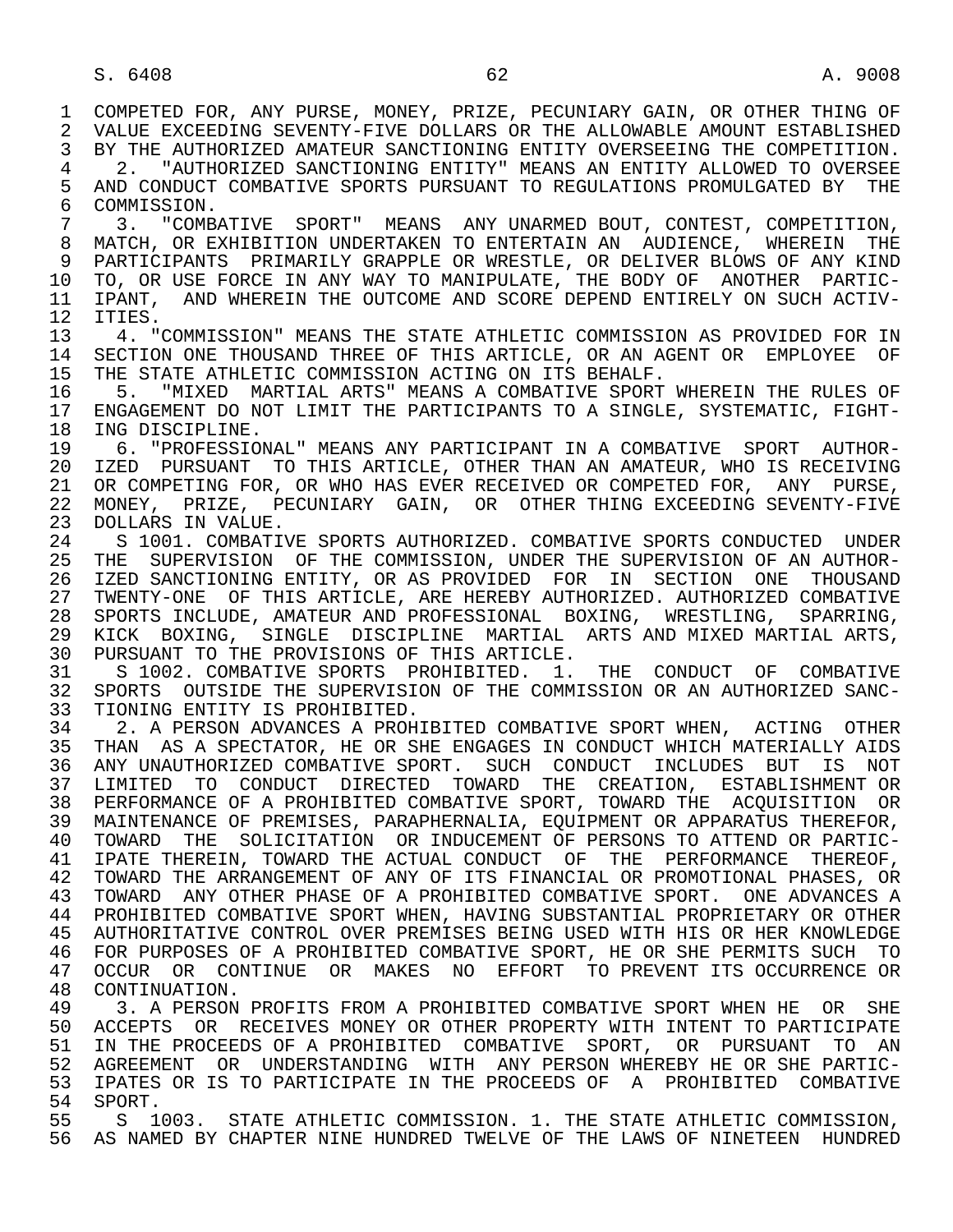COMPETED FOR, ANY PURSE, MONEY, PRIZE, PECUNIARY GAIN, OR OTHER THING OF VALUE EXCEEDING SEVENTY-FIVE DOLLARS OR THE ALLOWABLE AMOUNT ESTABLISHED BY THE AUTHORIZED AMATEUR SANCTIONING ENTITY OVERSEEING THE COMPETITION.

2. "AUTHORIZED SANCTIONING ENTITY" MEANS AN ENTITY ALLOWED TO OVERSEE AND CONDUCT COMBATIVE SPORTS PURSUANT TO REGULATIONS PROMULGATED BY THE COMMISSION.

3. "COMBATIVE SPORT" MEANS ANY UNARMED BOUT, CONTEST, COMPETITION, MATCH, OR EXHIBITION UNDERTAKEN TO ENTERTAIN AN AUDIENCE, WHEREIN THE PARTICIPANTS PRIMARILY GRAPPLE OR WRESTLE, OR DELIVER BLOWS OF ANY KIND TO, OR USE FORCE IN ANY WAY TO MANIPULATE, THE BODY OF ANOTHER PARTICIPANT, AND WHEREIN THE OUTCOME AND SCORE DEPEND ENTIRELY ON SUCH ACTIVITIES.

4. "COMMISSION" MEANS THE STATE ATHLETIC COMMISSION AS PROVIDED FOR IN SECTION ONE THOUSAND THREE OF THIS ARTICLE, OR AN AGENT OR EMPLOYEE OF THE STATE ATHLETIC COMMISSION ACTING ON ITS BEHALF.

5. "MIXED MARTIAL ARTS" MEANS A COMBATIVE SPORT WHEREIN THE RULES OF ENGAGEMENT DO NOT LIMIT THE PARTICIPANTS TO A SINGLE, SYSTEMATIC, FIGHTING DISCIPLINE.

6. "PROFESSIONAL" MEANS ANY PARTICIPANT IN A COMBATIVE SPORT AUTHORIZED PURSUANT TO THIS ARTICLE, OTHER THAN AN AMATEUR, WHO IS RECEIVING OR COMPETING FOR, OR WHO HAS EVER RECEIVED OR COMPETED FOR, ANY PURSE, MONEY, PRIZE, PECUNIARY GAIN, OR OTHER THING EXCEEDING SEVENTY-FIVE DOLLARS IN VALUE.

S 1001. COMBATIVE SPORTS AUTHORIZED. COMBATIVE SPORTS CONDUCTED UNDER THE SUPERVISION OF THE COMMISSION, UNDER THE SUPERVISION OF AN AUTHORIZED SANCTIONING ENTITY, OR AS PROVIDED FOR IN SECTION ONE THOUSAND TWENTY-ONE OF THIS ARTICLE, ARE HEREBY AUTHORIZED. AUTHORIZED COMBATIVE SPORTS INCLUDE, AMATEUR AND PROFESSIONAL BOXING, WRESTLING, SPARRING, KICK BOXING, SINGLE DISCIPLINE MARTIAL ARTS AND MIXED MARTIAL ARTS, PURSUANT TO THE PROVISIONS OF THIS ARTICLE.

S 1002. COMBATIVE SPORTS PROHIBITED. 1. THE CONDUCT OF COMBATIVE SPORTS OUTSIDE THE SUPERVISION OF THE COMMISSION OR AN AUTHORIZED SANCTIONING ENTITY IS PROHIBITED.

2. A PERSON ADVANCES A PROHIBITED COMBATIVE SPORT WHEN, ACTING OTHER THAN AS A SPECTATOR, HE OR SHE ENGAGES IN CONDUCT WHICH MATERIALLY AIDS ANY UNAUTHORIZED COMBATIVE SPORT. SUCH CONDUCT INCLUDES BUT IS NOT LIMITED TO CONDUCT DIRECTED TOWARD THE CREATION, ESTABLISHMENT OR PERFORMANCE OF A PROHIBITED COMBATIVE SPORT, TOWARD THE ACQUISITION OR MAINTENANCE OF PREMISES, PARAPHERNALIA, EQUIPMENT OR APPARATUS THEREFOR, TOWARD THE SOLICITATION OR INDUCEMENT OF PERSONS TO ATTEND OR PARTICIPATE THEREIN, TOWARD THE ACTUAL CONDUCT OF THE PERFORMANCE THEREOF, TOWARD THE ARRANGEMENT OF ANY OF ITS FINANCIAL OR PROMOTIONAL PHASES, OR TOWARD ANY OTHER PHASE OF A PROHIBITED COMBATIVE SPORT. ONE ADVANCES A PROHIBITED COMBATIVE SPORT WHEN, HAVING SUBSTANTIAL PROPRIETARY OR OTHER AUTHORITATIVE CONTROL OVER PREMISES BEING USED WITH HIS OR HER KNOWLEDGE FOR PURPOSES OF A PROHIBITED COMBATIVE SPORT, HE OR SHE PERMITS SUCH TO OCCUR OR CONTINUE OR MAKES NO EFFORT TO PREVENT ITS OCCURRENCE OR CONTINUATION.

3. A PERSON PROFITS FROM A PROHIBITED COMBATIVE SPORT WHEN HE OR SHE ACCEPTS OR RECEIVES MONEY OR OTHER PROPERTY WITH INTENT TO PARTICIPATE IN THE PROCEEDS OF A PROHIBITED COMBATIVE SPORT, OR PURSUANT TO AN AGREEMENT OR UNDERSTANDING WITH ANY PERSON WHEREBY HE OR SHE PARTICIPATES OR IS TO PARTICIPATE IN THE PROCEEDS OF A PROHIBITED COMBATIVE SPORT.

S 1003. STATE ATHLETIC COMMISSION. 1. THE STATE ATHLETIC COMMISSION, AS NAMED BY CHAPTER NINE HUNDRED TWELVE OF THE LAWS OF NINETEEN HUNDRED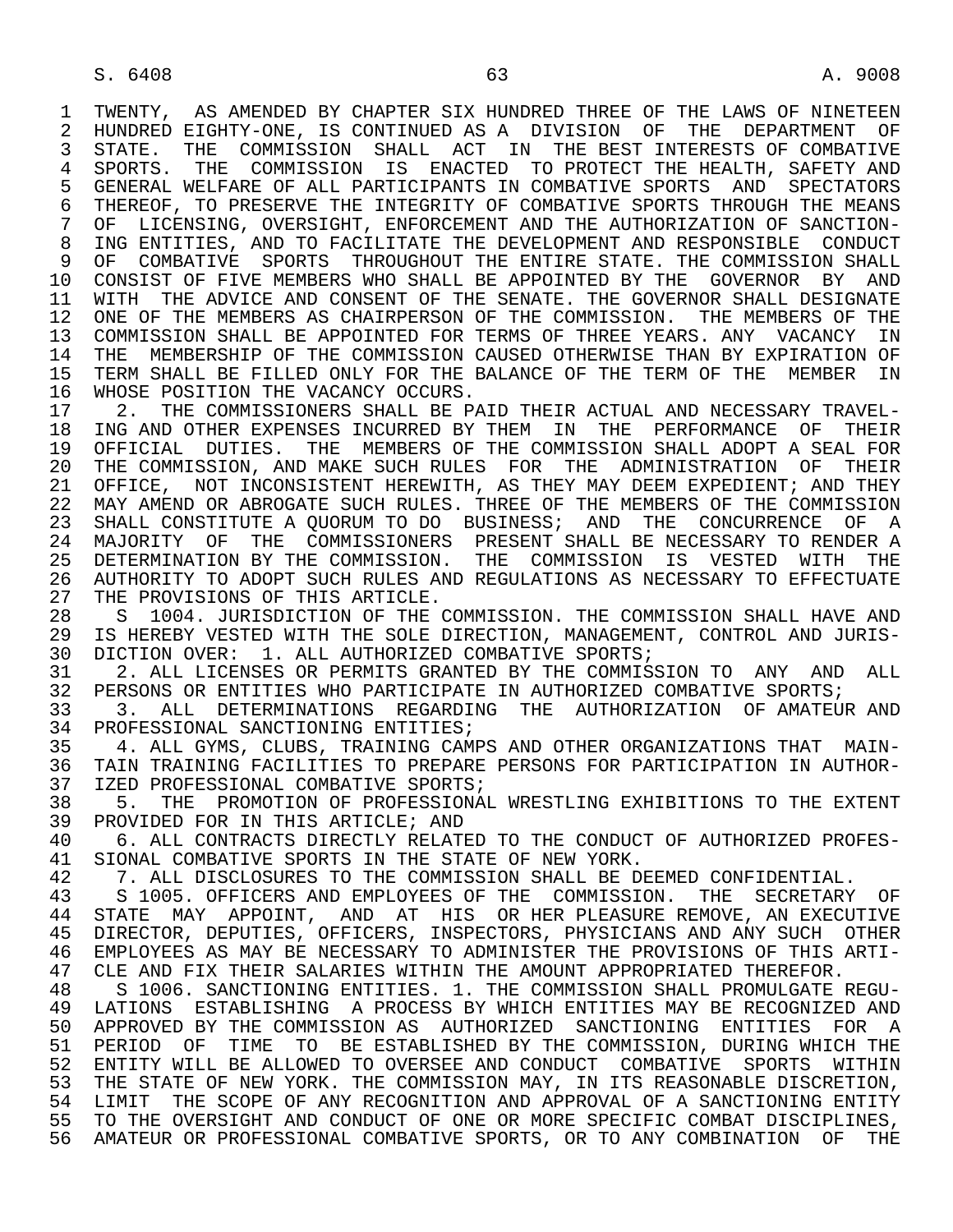TWENTY, AS AMENDED BY CHAPTER SIX HUNDRED THREE OF THE LAWS OF NINETEEN HUNDRED EIGHTY-ONE, IS CONTINUED AS A DIVISION OF THE DEPARTMENT OF STATE. THE COMMISSION SHALL ACT IN THE BEST INTERESTS OF COMBATIVE SPORTS. THE COMMISSION IS ENACTED TO PROTECT THE HEALTH, SAFETY AND GENERAL WELFARE OF ALL PARTICIPANTS IN COMBATIVE SPORTS AND SPECTATORS THEREOF, TO PRESERVE THE INTEGRITY OF COMBATIVE SPORTS THROUGH THE MEANS OF LICENSING, OVERSIGHT, ENFORCEMENT AND THE AUTHORIZATION OF SANCTIONING ENTITIES, AND TO FACILITATE THE DEVELOPMENT AND RESPONSIBLE CONDUCT OF COMBATIVE SPORTS THROUGHOUT THE ENTIRE STATE. THE COMMISSION SHALL CONSIST OF FIVE MEMBERS WHO SHALL BE APPOINTED BY THE GOVERNOR BY AND WITH THE ADVICE AND CONSENT OF THE SENATE. THE GOVERNOR SHALL DESIGNATE ONE OF THE MEMBERS AS CHAIRPERSON OF THE COMMISSION. THE MEMBERS OF THE COMMISSION SHALL BE APPOINTED FOR TERMS OF THREE YEARS. ANY VACANCY IN THE MEMBERSHIP OF THE COMMISSION CAUSED OTHERWISE THAN BY EXPIRATION OF TERM SHALL BE FILLED ONLY FOR THE BALANCE OF THE TERM OF THE MEMBER IN WHOSE POSITION THE VACANCY OCCURS.

2. THE COMMISSIONERS SHALL BE PAID THEIR ACTUAL AND NECESSARY TRAVELING AND OTHER EXPENSES INCURRED BY THEM IN THE PERFORMANCE OF THEIR OFFICIAL DUTIES. THE MEMBERS OF THE COMMISSION SHALL ADOPT A SEAL FOR THE COMMISSION, AND MAKE SUCH RULES FOR THE ADMINISTRATION OF THEIR OFFICE, NOT INCONSISTENT HEREWITH, AS THEY MAY DEEM EXPEDIENT; AND THEY MAY AMEND OR ABROGATE SUCH RULES. THREE OF THE MEMBERS OF THE COMMISSION SHALL CONSTITUTE A QUORUM TO DO BUSINESS; AND THE CONCURRENCE OF A MAJORITY OF THE COMMISSIONERS PRESENT SHALL BE NECESSARY TO RENDER A DETERMINATION BY THE COMMISSION. THE COMMISSION IS VESTED WITH THE AUTHORITY TO ADOPT SUCH RULES AND REGULATIONS AS NECESSARY TO EFFECTUATE THE PROVISIONS OF THIS ARTICLE.

S 1004. JURISDICTION OF THE COMMISSION. THE COMMISSION SHALL HAVE AND IS HEREBY VESTED WITH THE SOLE DIRECTION, MANAGEMENT, CONTROL AND JURISDICTION OVER: 1. ALL AUTHORIZED COMBATIVE SPORTS;

2. ALL LICENSES OR PERMITS GRANTED BY THE COMMISSION TO ANY AND ALL PERSONS OR ENTITIES WHO PARTICIPATE IN AUTHORIZED COMBATIVE SPORTS;

3. ALL DETERMINATIONS REGARDING THE AUTHORIZATION OF AMATEUR AND PROFESSIONAL SANCTIONING ENTITIES;

4. ALL GYMS, CLUBS, TRAINING CAMPS AND OTHER ORGANIZATIONS THAT MAINTAIN TRAINING FACILITIES TO PREPARE PERSONS FOR PARTICIPATION IN AUTHORIZED PROFESSIONAL COMBATIVE SPORTS;

5. THE PROMOTION OF PROFESSIONAL WRESTLING EXHIBITIONS TO THE EXTENT PROVIDED FOR IN THIS ARTICLE; AND

6. ALL CONTRACTS DIRECTLY RELATED TO THE CONDUCT OF AUTHORIZED PROFESSIONAL COMBATIVE SPORTS IN THE STATE OF NEW YORK.

7. ALL DISCLOSURES TO THE COMMISSION SHALL BE DEEMED CONFIDENTIAL.

S 1005. OFFICERS AND EMPLOYEES OF THE COMMISSION. THE SECRETARY OF STATE MAY APPOINT, AND AT HIS OR HER PLEASURE REMOVE, AN EXECUTIVE DIRECTOR, DEPUTIES, OFFICERS, INSPECTORS, PHYSICIANS AND ANY SUCH OTHER EMPLOYEES AS MAY BE NECESSARY TO ADMINISTER THE PROVISIONS OF THIS ARTICLE AND FIX THEIR SALARIES WITHIN THE AMOUNT APPROPRIATED THEREFOR.

S 1006. SANCTIONING ENTITIES. 1. THE COMMISSION SHALL PROMULGATE REGULATIONS ESTABLISHING A PROCESS BY WHICH ENTITIES MAY BE RECOGNIZED AND APPROVED BY THE COMMISSION AS AUTHORIZED SANCTIONING ENTITIES FOR A PERIOD OF TIME TO BE ESTABLISHED BY THE COMMISSION, DURING WHICH THE ENTITY WILL BE ALLOWED TO OVERSEE AND CONDUCT COMBATIVE SPORTS WITHIN THE STATE OF NEW YORK. THE COMMISSION MAY, IN ITS REASONABLE DISCRETION, LIMIT THE SCOPE OF ANY RECOGNITION AND APPROVAL OF A SANCTIONING ENTITY TO THE OVERSIGHT AND CONDUCT OF ONE OR MORE SPECIFIC COMBAT DISCIPLINES, AMATEUR OR PROFESSIONAL COMBATIVE SPORTS, OR TO ANY COMBINATION OF THE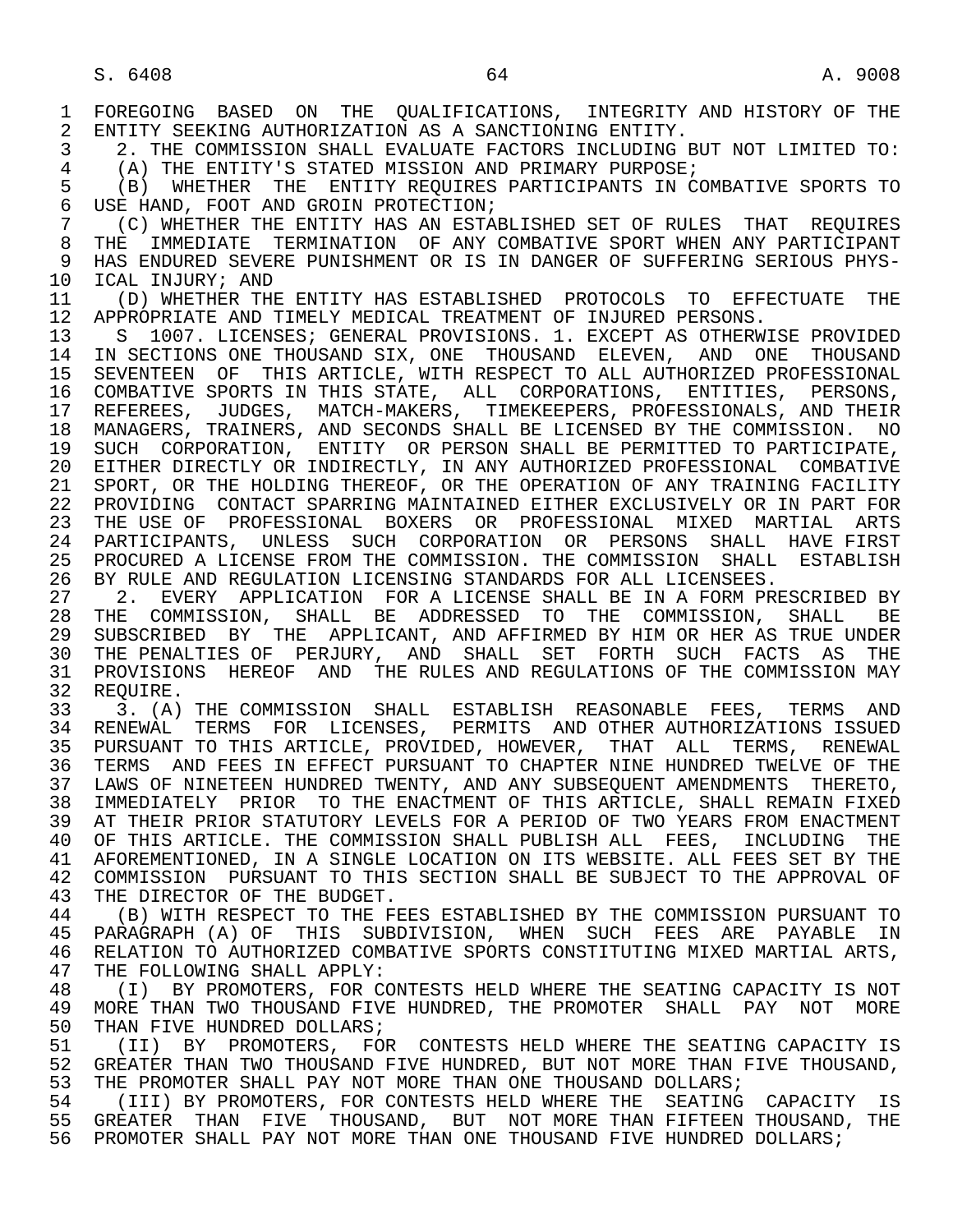FOREGOING BASED ON THE QUALIFICATIONS, INTEGRITY AND HISTORY OF THE ENTITY SEEKING AUTHORIZATION AS A SANCTIONING ENTITY.

2. THE COMMISSION SHALL EVALUATE FACTORS INCLUDING BUT NOT LIMITED TO:

(A) THE ENTITY'S STATED MISSION AND PRIMARY PURPOSE;

(B) WHETHER THE ENTITY REQUIRES PARTICIPANTS IN COMBATIVE SPORTS TO USE HAND, FOOT AND GROIN PROTECTION;

(C) WHETHER THE ENTITY HAS AN ESTABLISHED SET OF RULES THAT REQUIRES THE IMMEDIATE TERMINATION OF ANY COMBATIVE SPORT WHEN ANY PARTICIPANT HAS ENDURED SEVERE PUNISHMENT OR IS IN DANGER OF SUFFERING SERIOUS PHYSICAL INJURY; AND

(D) WHETHER THE ENTITY HAS ESTABLISHED PROTOCOLS TO EFFECTUATE THE APPROPRIATE AND TIMELY MEDICAL TREATMENT OF INJURED PERSONS.

S 1007. LICENSES; GENERAL PROVISIONS. 1. EXCEPT AS OTHERWISE PROVIDED IN SECTIONS ONE THOUSAND SIX, ONE THOUSAND ELEVEN, AND ONE THOUSAND SEVENTEEN OF THIS ARTICLE, WITH RESPECT TO ALL AUTHORIZED PROFESSIONAL COMBATIVE SPORTS IN THIS STATE, ALL CORPORATIONS, ENTITIES, PERSONS, REFEREES, JUDGES, MATCH-MAKERS, TIMEKEEPERS, PROFESSIONALS, AND THEIR MANAGERS, TRAINERS, AND SECONDS SHALL BE LICENSED BY THE COMMISSION. NO SUCH CORPORATION, ENTITY OR PERSON SHALL BE PERMITTED TO PARTICIPATE, EITHER DIRECTLY OR INDIRECTLY, IN ANY AUTHORIZED PROFESSIONAL COMBATIVE SPORT, OR THE HOLDING THEREOF, OR THE OPERATION OF ANY TRAINING FACILITY PROVIDING CONTACT SPARRING MAINTAINED EITHER EXCLUSIVELY OR IN PART FOR THE USE OF PROFESSIONAL BOXERS OR PROFESSIONAL MIXED MARTIAL ARTS PARTICIPANTS, UNLESS SUCH CORPORATION OR PERSONS SHALL HAVE FIRST PROCURED A LICENSE FROM THE COMMISSION. THE COMMISSION SHALL ESTABLISH BY RULE AND REGULATION LICENSING STANDARDS FOR ALL LICENSEES.

2. EVERY APPLICATION FOR A LICENSE SHALL BE IN A FORM PRESCRIBED BY THE COMMISSION, SHALL BE ADDRESSED TO THE COMMISSION, SHALL BE SUBSCRIBED BY THE APPLICANT, AND AFFIRMED BY HIM OR HER AS TRUE UNDER THE PENALTIES OF PERJURY, AND SHALL SET FORTH SUCH FACTS AS THE PROVISIONS HEREOF AND THE RULES AND REGULATIONS OF THE COMMISSION MAY REQUIRE.

3. (A) THE COMMISSION SHALL ESTABLISH REASONABLE FEES, TERMS AND RENEWAL TERMS FOR LICENSES, PERMITS AND OTHER AUTHORIZATIONS ISSUED PURSUANT TO THIS ARTICLE, PROVIDED, HOWEVER, THAT ALL TERMS, RENEWAL TERMS AND FEES IN EFFECT PURSUANT TO CHAPTER NINE HUNDRED TWELVE OF THE LAWS OF NINETEEN HUNDRED TWENTY, AND ANY SUBSEQUENT AMENDMENTS THERETO, IMMEDIATELY PRIOR TO THE ENACTMENT OF THIS ARTICLE, SHALL REMAIN FIXED AT THEIR PRIOR STATUTORY LEVELS FOR A PERIOD OF TWO YEARS FROM ENACTMENT OF THIS ARTICLE. THE COMMISSION SHALL PUBLISH ALL FEES, INCLUDING THE AFOREMENTIONED, IN A SINGLE LOCATION ON ITS WEBSITE. ALL FEES SET BY THE COMMISSION PURSUANT TO THIS SECTION SHALL BE SUBJECT TO THE APPROVAL OF THE DIRECTOR OF THE BUDGET.

(B) WITH RESPECT TO THE FEES ESTABLISHED BY THE COMMISSION PURSUANT TO PARAGRAPH (A) OF THIS SUBDIVISION, WHEN SUCH FEES ARE PAYABLE IN RELATION TO AUTHORIZED COMBATIVE SPORTS CONSTITUTING MIXED MARTIAL ARTS, THE FOLLOWING SHALL APPLY:

(I) BY PROMOTERS, FOR CONTESTS HELD WHERE THE SEATING CAPACITY IS NOT MORE THAN TWO THOUSAND FIVE HUNDRED, THE PROMOTER SHALL PAY NOT MORE THAN FIVE HUNDRED DOLLARS;

(II) BY PROMOTERS, FOR CONTESTS HELD WHERE THE SEATING CAPACITY IS GREATER THAN TWO THOUSAND FIVE HUNDRED, BUT NOT MORE THAN FIVE THOUSAND, THE PROMOTER SHALL PAY NOT MORE THAN ONE THOUSAND DOLLARS;

(III) BY PROMOTERS, FOR CONTESTS HELD WHERE THE SEATING CAPACITY IS GREATER THAN FIVE THOUSAND, BUT NOT MORE THAN FIFTEEN THOUSAND, THE PROMOTER SHALL PAY NOT MORE THAN ONE THOUSAND FIVE HUNDRED DOLLARS;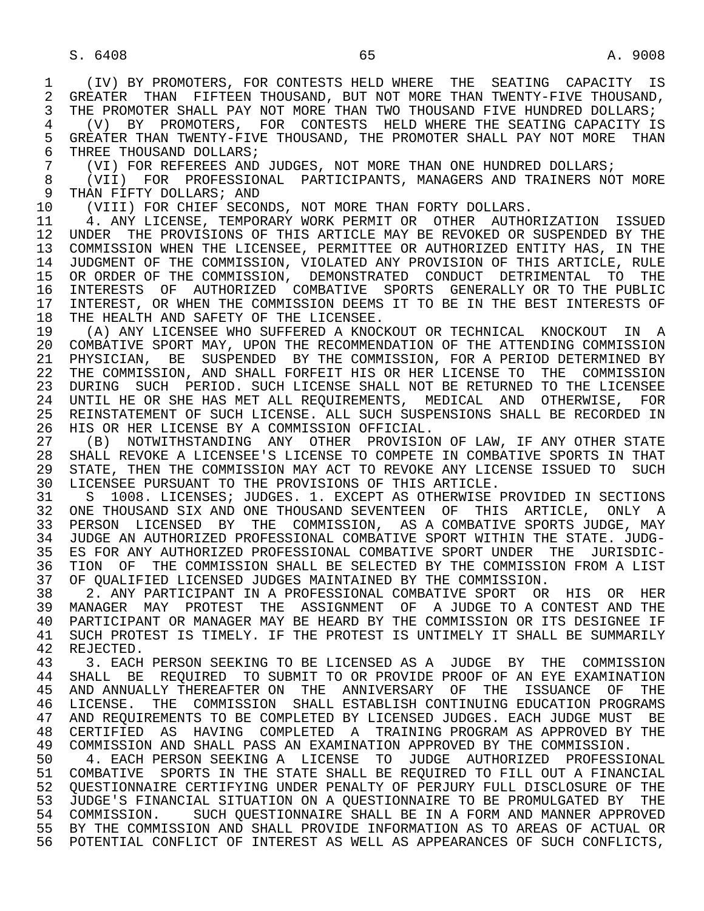(IV) BY PROMOTERS, FOR CONTESTS HELD WHERE THE SEATING CAPACITY IS GREATER THAN FIFTEEN THOUSAND, BUT NOT MORE THAN TWENTY-FIVE THOUSAND, THE PROMOTER SHALL PAY NOT MORE THAN TWO THOUSAND FIVE HUNDRED DOLLARS;

(V) BY PROMOTERS, FOR CONTESTS HELD WHERE THE SEATING CAPACITY IS GREATER THAN TWENTY-FIVE THOUSAND, THE PROMOTER SHALL PAY NOT MORE THAN THREE THOUSAND DOLLARS;

(VI) FOR REFEREES AND JUDGES, NOT MORE THAN ONE HUNDRED DOLLARS;

(VII) FOR PROFESSIONAL PARTICIPANTS, MANAGERS AND TRAINERS NOT MORE THAN FIFTY DOLLARS; AND

(VIII) FOR CHIEF SECONDS, NOT MORE THAN FORTY DOLLARS.

4. ANY LICENSE, TEMPORARY WORK PERMIT OR OTHER AUTHORIZATION ISSUED UNDER THE PROVISIONS OF THIS ARTICLE MAY BE REVOKED OR SUSPENDED BY THE COMMISSION WHEN THE LICENSEE, PERMITTEE OR AUTHORIZED ENTITY HAS, IN THE JUDGMENT OF THE COMMISSION, VIOLATED ANY PROVISION OF THIS ARTICLE, RULE OR ORDER OF THE COMMISSION, DEMONSTRATED CONDUCT DETRIMENTAL TO THE INTERESTS OF AUTHORIZED COMBATIVE SPORTS GENERALLY OR TO THE PUBLIC INTEREST, OR WHEN THE COMMISSION DEEMS IT TO BE IN THE BEST INTERESTS OF THE HEALTH AND SAFETY OF THE LICENSEE.

(A) ANY LICENSEE WHO SUFFERED A KNOCKOUT OR TECHNICAL KNOCKOUT IN A COMBATIVE SPORT MAY, UPON THE RECOMMENDATION OF THE ATTENDING COMMISSION PHYSICIAN, BE SUSPENDED BY THE COMMISSION, FOR A PERIOD DETERMINED BY THE COMMISSION, AND SHALL FORFEIT HIS OR HER LICENSE TO THE COMMISSION DURING SUCH PERIOD. SUCH LICENSE SHALL NOT BE RETURNED TO THE LICENSEE UNTIL HE OR SHE HAS MET ALL REQUIREMENTS, MEDICAL AND OTHERWISE, FOR REINSTATEMENT OF SUCH LICENSE. ALL SUCH SUSPENSIONS SHALL BE RECORDED IN HIS OR HER LICENSE BY A COMMISSION OFFICIAL.

(B) NOTWITHSTANDING ANY OTHER PROVISION OF LAW, IF ANY OTHER STATE SHALL REVOKE A LICENSEE'S LICENSE TO COMPETE IN COMBATIVE SPORTS IN THAT STATE, THEN THE COMMISSION MAY ACT TO REVOKE ANY LICENSE ISSUED TO SUCH LICENSEE PURSUANT TO THE PROVISIONS OF THIS ARTICLE.

S 1008. LICENSES; JUDGES. 1. EXCEPT AS OTHERWISE PROVIDED IN SECTIONS ONE THOUSAND SIX AND ONE THOUSAND SEVENTEEN OF THIS ARTICLE, ONLY A PERSON LICENSED BY THE COMMISSION, AS A COMBATIVE SPORTS JUDGE, MAY JUDGE AN AUTHORIZED PROFESSIONAL COMBATIVE SPORT WITHIN THE STATE. JUDGES FOR ANY AUTHORIZED PROFESSIONAL COMBATIVE SPORT UNDER THE JURISDICTION OF THE COMMISSION SHALL BE SELECTED BY THE COMMISSION FROM A LIST OF QUALIFIED LICENSED JUDGES MAINTAINED BY THE COMMISSION.

2. ANY PARTICIPANT IN A PROFESSIONAL COMBATIVE SPORT OR HIS OR HER MANAGER MAY PROTEST THE ASSIGNMENT OF A JUDGE TO A CONTEST AND THE PARTICIPANT OR MANAGER MAY BE HEARD BY THE COMMISSION OR ITS DESIGNEE IF SUCH PROTEST IS TIMELY. IF THE PROTEST IS UNTIMELY IT SHALL BE SUMMARILY REJECTED.

3. EACH PERSON SEEKING TO BE LICENSED AS A JUDGE BY THE COMMISSION SHALL BE REQUIRED TO SUBMIT TO OR PROVIDE PROOF OF AN EYE EXAMINATION AND ANNUALLY THEREAFTER ON THE ANNIVERSARY OF THE ISSUANCE OF THE LICENSE. THE COMMISSION SHALL ESTABLISH CONTINUING EDUCATION PROGRAMS AND REQUIREMENTS TO BE COMPLETED BY LICENSED JUDGES. EACH JUDGE MUST BE CERTIFIED AS HAVING COMPLETED A TRAINING PROGRAM AS APPROVED BY THE COMMISSION AND SHALL PASS AN EXAMINATION APPROVED BY THE COMMISSION.

4. EACH PERSON SEEKING A LICENSE TO JUDGE AUTHORIZED PROFESSIONAL COMBATIVE SPORTS IN THE STATE SHALL BE REQUIRED TO FILL OUT A FINANCIAL QUESTIONNAIRE CERTIFYING UNDER PENALTY OF PERJURY FULL DISCLOSURE OF THE JUDGE'S FINANCIAL SITUATION ON A QUESTIONNAIRE TO BE PROMULGATED BY THE COMMISSION. SUCH QUESTIONNAIRE SHALL BE IN A FORM AND MANNER APPROVED BY THE COMMISSION AND SHALL PROVIDE INFORMATION AS TO AREAS OF ACTUAL OR POTENTIAL CONFLICT OF INTEREST AS WELL AS APPEARANCES OF SUCH CONFLICTS,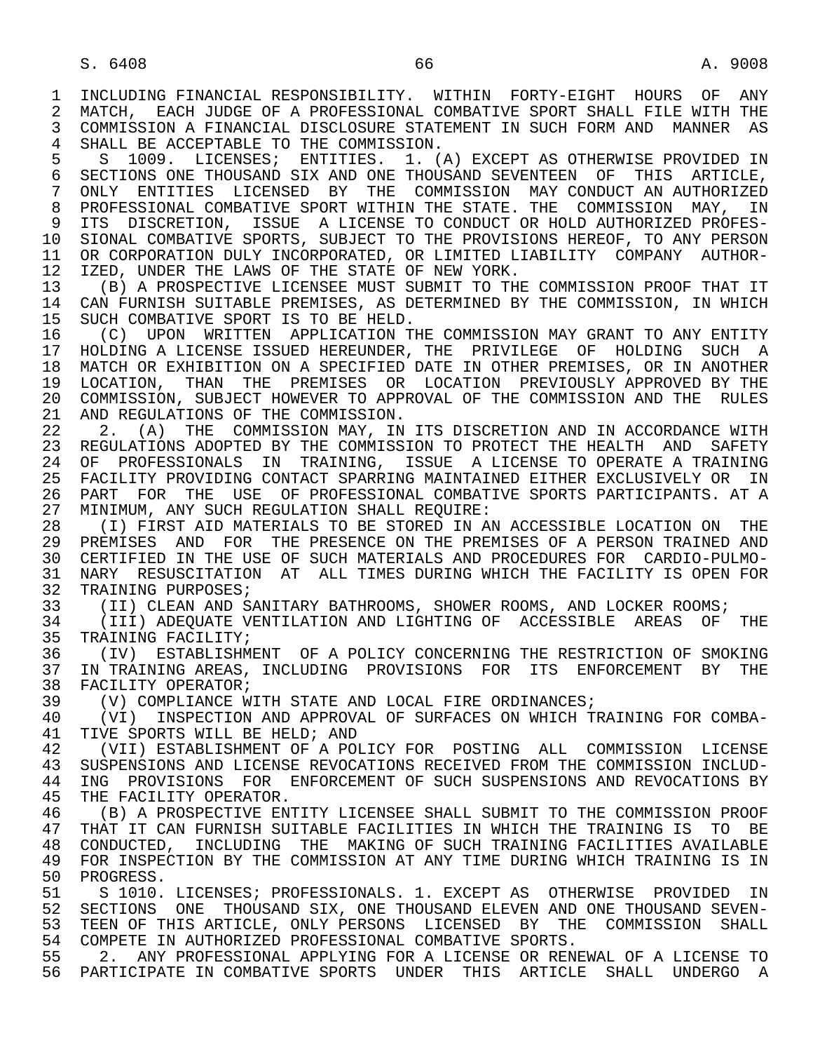INCLUDING FINANCIAL RESPONSIBILITY. WITHIN FORTY-EIGHT HOURS OF ANY MATCH, EACH JUDGE OF A PROFESSIONAL COMBATIVE SPORT SHALL FILE WITH THE COMMISSION A FINANCIAL DISCLOSURE STATEMENT IN SUCH FORM AND MANNER AS SHALL BE ACCEPTABLE TO THE COMMISSION.

S 1009. LICENSES; ENTITIES. 1. (A) EXCEPT AS OTHERWISE PROVIDED IN SECTIONS ONE THOUSAND SIX AND ONE THOUSAND SEVENTEEN OF THIS ARTICLE, ONLY ENTITIES LICENSED BY THE COMMISSION MAY CONDUCT AN AUTHORIZED PROFESSIONAL COMBATIVE SPORT WITHIN THE STATE. THE COMMISSION MAY, IN ITS DISCRETION, ISSUE A LICENSE TO CONDUCT OR HOLD AUTHORIZED PROFESSIONAL COMBATIVE SPORTS, SUBJECT TO THE PROVISIONS HEREOF, TO ANY PERSON OR CORPORATION DULY INCORPORATED, OR LIMITED LIABILITY COMPANY AUTHORIZED, UNDER THE LAWS OF THE STATE OF NEW YORK.

(B) A PROSPECTIVE LICENSEE MUST SUBMIT TO THE COMMISSION PROOF THAT IT CAN FURNISH SUITABLE PREMISES, AS DETERMINED BY THE COMMISSION, IN WHICH SUCH COMBATIVE SPORT IS TO BE HELD.

(C) UPON WRITTEN APPLICATION THE COMMISSION MAY GRANT TO ANY ENTITY HOLDING A LICENSE ISSUED HEREUNDER, THE PRIVILEGE OF HOLDING SUCH A MATCH OR EXHIBITION ON A SPECIFIED DATE IN OTHER PREMISES, OR IN ANOTHER LOCATION, THAN THE PREMISES OR LOCATION PREVIOUSLY APPROVED BY THE COMMISSION, SUBJECT HOWEVER TO APPROVAL OF THE COMMISSION AND THE RULES AND REGULATIONS OF THE COMMISSION.

2. (A) THE COMMISSION MAY, IN ITS DISCRETION AND IN ACCORDANCE WITH REGULATIONS ADOPTED BY THE COMMISSION TO PROTECT THE HEALTH AND SAFETY OF PROFESSIONALS IN TRAINING, ISSUE A LICENSE TO OPERATE A TRAINING FACILITY PROVIDING CONTACT SPARRING MAINTAINED EITHER EXCLUSIVELY OR IN PART FOR THE USE OF PROFESSIONAL COMBATIVE SPORTS PARTICIPANTS. AT A MINIMUM, ANY SUCH REGULATION SHALL REQUIRE:

(I) FIRST AID MATERIALS TO BE STORED IN AN ACCESSIBLE LOCATION ON THE PREMISES AND FOR THE PRESENCE ON THE PREMISES OF A PERSON TRAINED AND CERTIFIED IN THE USE OF SUCH MATERIALS AND PROCEDURES FOR CARDIO-PULMONARY RESUSCITATION AT ALL TIMES DURING WHICH THE FACILITY IS OPEN FOR TRAINING PURPOSES;

(II) CLEAN AND SANITARY BATHROOMS, SHOWER ROOMS, AND LOCKER ROOMS;

(III) ADEQUATE VENTILATION AND LIGHTING OF ACCESSIBLE AREAS OF THE TRAINING FACILITY;

(IV) ESTABLISHMENT OF A POLICY CONCERNING THE RESTRICTION OF SMOKING IN TRAINING AREAS, INCLUDING PROVISIONS FOR ITS ENFORCEMENT BY THE FACILITY OPERATOR;

(V) COMPLIANCE WITH STATE AND LOCAL FIRE ORDINANCES;

(VI) INSPECTION AND APPROVAL OF SURFACES ON WHICH TRAINING FOR COMBATIVE SPORTS WILL BE HELD; AND

(VII) ESTABLISHMENT OF A POLICY FOR POSTING ALL COMMISSION LICENSE SUSPENSIONS AND LICENSE REVOCATIONS RECEIVED FROM THE COMMISSION INCLUDING PROVISIONS FOR ENFORCEMENT OF SUCH SUSPENSIONS AND REVOCATIONS BY THE FACILITY OPERATOR.

(B) A PROSPECTIVE ENTITY LICENSEE SHALL SUBMIT TO THE COMMISSION PROOF THAT IT CAN FURNISH SUITABLE FACILITIES IN WHICH THE TRAINING IS TO BE CONDUCTED, INCLUDING THE MAKING OF SUCH TRAINING FACILITIES AVAILABLE FOR INSPECTION BY THE COMMISSION AT ANY TIME DURING WHICH TRAINING IS IN PROGRESS.

S 1010. LICENSES; PROFESSIONALS. 1. EXCEPT AS OTHERWISE PROVIDED IN SECTIONS ONE THOUSAND SIX, ONE THOUSAND ELEVEN AND ONE THOUSAND SEVENTEEN OF THIS ARTICLE, ONLY PERSONS LICENSED BY THE COMMISSION SHALL COMPETE IN AUTHORIZED PROFESSIONAL COMBATIVE SPORTS.

2. ANY PROFESSIONAL APPLYING FOR A LICENSE OR RENEWAL OF A LICENSE TO PARTICIPATE IN COMBATIVE SPORTS UNDER THIS ARTICLE SHALL UNDERGO A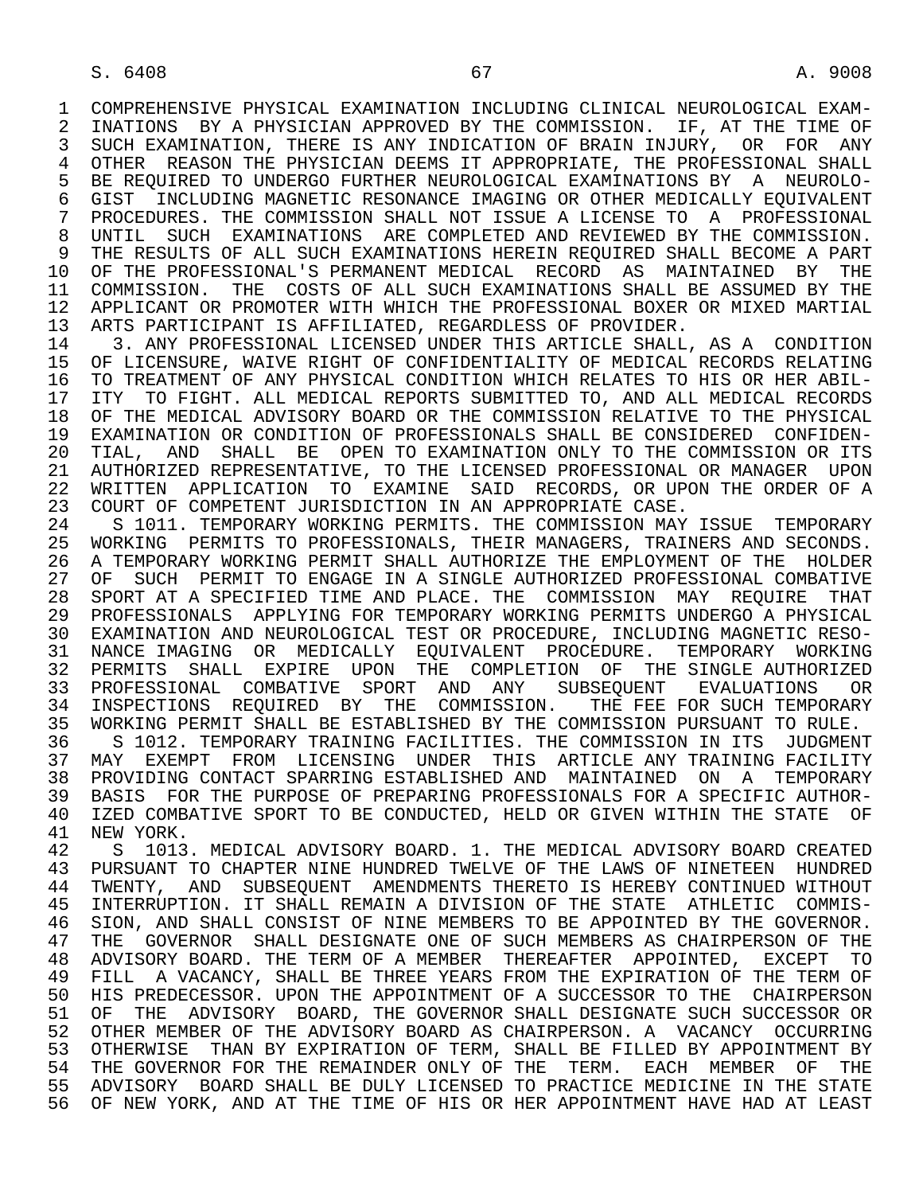COMPREHENSIVE PHYSICAL EXAMINATION INCLUDING CLINICAL NEUROLOGICAL EXAMINATIONS BY A PHYSICIAN APPROVED BY THE COMMISSION. IF, AT THE TIME OF SUCH EXAMINATION, THERE IS ANY INDICATION OF BRAIN INJURY, OR FOR ANY OTHER REASON THE PHYSICIAN DEEMS IT APPROPRIATE, THE PROFESSIONAL SHALL BE REQUIRED TO UNDERGO FURTHER NEUROLOGICAL EXAMINATIONS BY A NEUROLOGIST INCLUDING MAGNETIC RESONANCE IMAGING OR OTHER MEDICALLY EQUIVALENT PROCEDURES. THE COMMISSION SHALL NOT ISSUE A LICENSE TO A PROFESSIONAL UNTIL SUCH EXAMINATIONS ARE COMPLETED AND REVIEWED BY THE COMMISSION. THE RESULTS OF ALL SUCH EXAMINATIONS HEREIN REQUIRED SHALL BECOME A PART OF THE PROFESSIONAL'S PERMANENT MEDICAL RECORD AS MAINTAINED BY THE COMMISSION. THE COSTS OF ALL SUCH EXAMINATIONS SHALL BE ASSUMED BY THE APPLICANT OR PROMOTER WITH WHICH THE PROFESSIONAL BOXER OR MIXED MARTIAL ARTS PARTICIPANT IS AFFILIATED, REGARDLESS OF PROVIDER.

3. ANY PROFESSIONAL LICENSED UNDER THIS ARTICLE SHALL, AS A CONDITION OF LICENSURE, WAIVE RIGHT OF CONFIDENTIALITY OF MEDICAL RECORDS RELATING TO TREATMENT OF ANY PHYSICAL CONDITION WHICH RELATES TO HIS OR HER ABILITY TO FIGHT. ALL MEDICAL REPORTS SUBMITTED TO, AND ALL MEDICAL RECORDS OF THE MEDICAL ADVISORY BOARD OR THE COMMISSION RELATIVE TO THE PHYSICAL EXAMINATION OR CONDITION OF PROFESSIONALS SHALL BE CONSIDERED CONFIDENTIAL, AND SHALL BE OPEN TO EXAMINATION ONLY TO THE COMMISSION OR ITS AUTHORIZED REPRESENTATIVE, TO THE LICENSED PROFESSIONAL OR MANAGER UPON WRITTEN APPLICATION TO EXAMINE SAID RECORDS, OR UPON THE ORDER OF A COURT OF COMPETENT JURISDICTION IN AN APPROPRIATE CASE.

S 1011. TEMPORARY WORKING PERMITS. THE COMMISSION MAY ISSUE TEMPORARY WORKING PERMITS TO PROFESSIONALS, THEIR MANAGERS, TRAINERS AND SECONDS. A TEMPORARY WORKING PERMIT SHALL AUTHORIZE THE EMPLOYMENT OF THE HOLDER OF SUCH PERMIT TO ENGAGE IN A SINGLE AUTHORIZED PROFESSIONAL COMBATIVE SPORT AT A SPECIFIED TIME AND PLACE. THE COMMISSION MAY REQUIRE THAT PROFESSIONALS APPLYING FOR TEMPORARY WORKING PERMITS UNDERGO A PHYSICAL EXAMINATION AND NEUROLOGICAL TEST OR PROCEDURE, INCLUDING MAGNETIC RESONANCE IMAGING OR MEDICALLY EQUIVALENT PROCEDURE. TEMPORARY WORKING PERMITS SHALL EXPIRE UPON THE COMPLETION OF THE SINGLE AUTHORIZED PROFESSIONAL COMBATIVE SPORT AND ANY SUBSEQUENT EVALUATIONS OR INSPECTIONS REQUIRED BY THE COMMISSION. THE FEE FOR SUCH TEMPORARY WORKING PERMIT SHALL BE ESTABLISHED BY THE COMMISSION PURSUANT TO RULE.

S 1012. TEMPORARY TRAINING FACILITIES. THE COMMISSION IN ITS JUDGMENT MAY EXEMPT FROM LICENSING UNDER THIS ARTICLE ANY TRAINING FACILITY PROVIDING CONTACT SPARRING ESTABLISHED AND MAINTAINED ON A TEMPORARY BASIS FOR THE PURPOSE OF PREPARING PROFESSIONALS FOR A SPECIFIC AUTHORIZED COMBATIVE SPORT TO BE CONDUCTED, HELD OR GIVEN WITHIN THE STATE OF NEW YORK.

S 1013. MEDICAL ADVISORY BOARD. 1. THE MEDICAL ADVISORY BOARD CREATED PURSUANT TO CHAPTER NINE HUNDRED TWELVE OF THE LAWS OF NINETEEN HUNDRED TWENTY, AND SUBSEQUENT AMENDMENTS THERETO IS HEREBY CONTINUED WITHOUT INTERRUPTION. IT SHALL REMAIN A DIVISION OF THE STATE ATHLETIC COMMISSION, AND SHALL CONSIST OF NINE MEMBERS TO BE APPOINTED BY THE GOVERNOR. THE GOVERNOR SHALL DESIGNATE ONE OF SUCH MEMBERS AS CHAIRPERSON OF THE ADVISORY BOARD. THE TERM OF A MEMBER THEREAFTER APPOINTED, EXCEPT TO FILL A VACANCY, SHALL BE THREE YEARS FROM THE EXPIRATION OF THE TERM OF HIS PREDECESSOR. UPON THE APPOINTMENT OF A SUCCESSOR TO THE CHAIRPERSON OF THE ADVISORY BOARD, THE GOVERNOR SHALL DESIGNATE SUCH SUCCESSOR OR OTHER MEMBER OF THE ADVISORY BOARD AS CHAIRPERSON. A VACANCY OCCURRING OTHERWISE THAN BY EXPIRATION OF TERM, SHALL BE FILLED BY APPOINTMENT BY THE GOVERNOR FOR THE REMAINDER ONLY OF THE TERM. EACH MEMBER OF THE ADVISORY BOARD SHALL BE DULY LICENSED TO PRACTICE MEDICINE IN THE STATE OF NEW YORK, AND AT THE TIME OF HIS OR HER APPOINTMENT HAVE HAD AT LEAST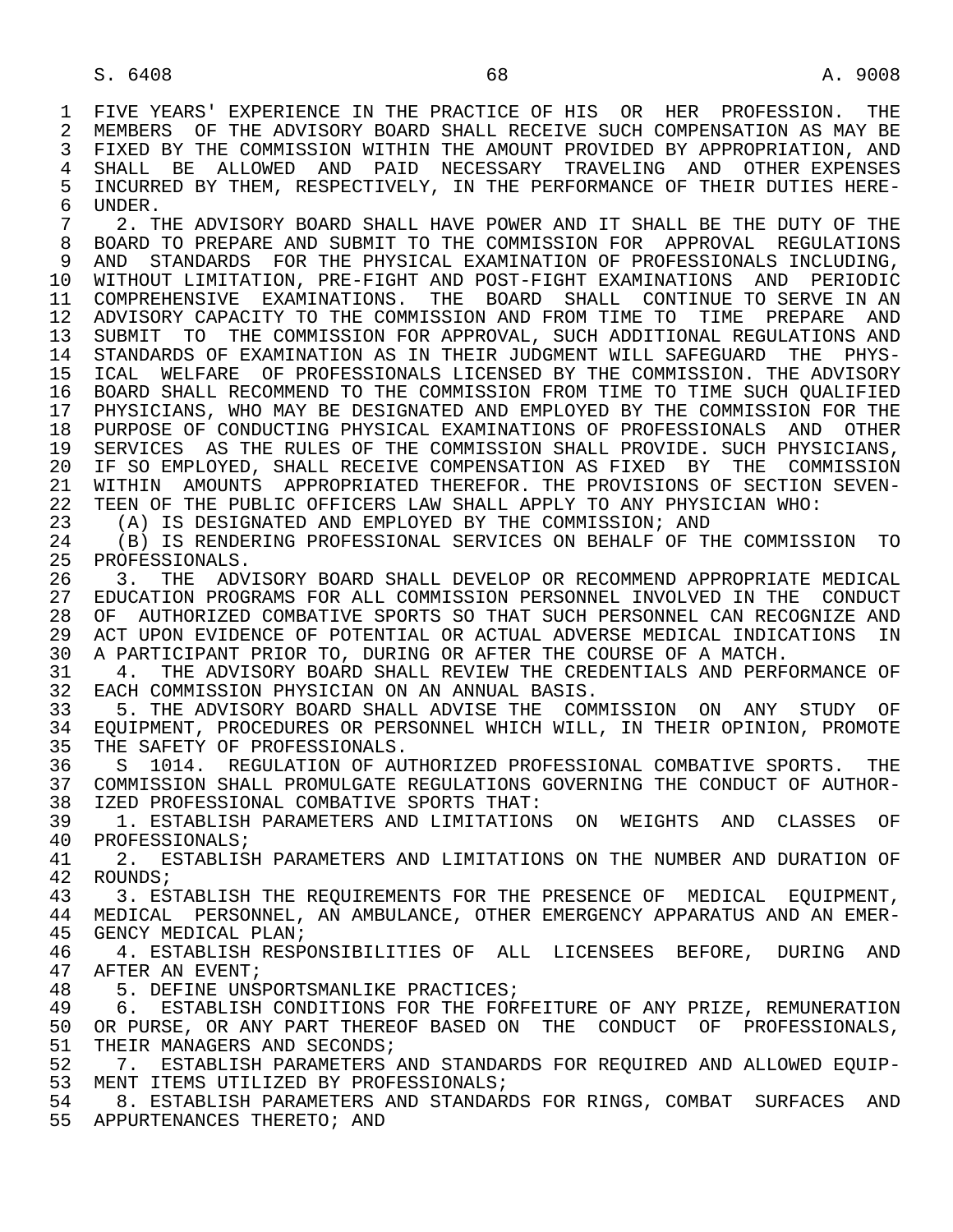FIVE YEARS' EXPERIENCE IN THE PRACTICE OF HIS OR HER PROFESSION. THE MEMBERS OF THE ADVISORY BOARD SHALL RECEIVE SUCH COMPENSATION AS MAY BE FIXED BY THE COMMISSION WITHIN THE AMOUNT PROVIDED BY APPROPRIATION, AND SHALL BE ALLOWED AND PAID NECESSARY TRAVELING AND OTHER EXPENSES INCURRED BY THEM, RESPECTIVELY, IN THE PERFORMANCE OF THEIR DUTIES HEREUNDER.

2. THE ADVISORY BOARD SHALL HAVE POWER AND IT SHALL BE THE DUTY OF THE BOARD TO PREPARE AND SUBMIT TO THE COMMISSION FOR APPROVAL REGULATIONS AND STANDARDS FOR THE PHYSICAL EXAMINATION OF PROFESSIONALS INCLUDING, WITHOUT LIMITATION, PRE-FIGHT AND POST-FIGHT EXAMINATIONS AND PERIODIC COMPREHENSIVE EXAMINATIONS. THE BOARD SHALL CONTINUE TO SERVE IN AN ADVISORY CAPACITY TO THE COMMISSION AND FROM TIME TO TIME PREPARE AND SUBMIT TO THE COMMISSION FOR APPROVAL, SUCH ADDITIONAL REGULATIONS AND STANDARDS OF EXAMINATION AS IN THEIR JUDGMENT WILL SAFEGUARD THE PHYSICAL WELFARE OF PROFESSIONALS LICENSED BY THE COMMISSION. THE ADVISORY BOARD SHALL RECOMMEND TO THE COMMISSION FROM TIME TO TIME SUCH QUALIFIED PHYSICIANS, WHO MAY BE DESIGNATED AND EMPLOYED BY THE COMMISSION FOR THE PURPOSE OF CONDUCTING PHYSICAL EXAMINATIONS OF PROFESSIONALS AND OTHER SERVICES AS THE RULES OF THE COMMISSION SHALL PROVIDE. SUCH PHYSICIANS, IF SO EMPLOYED, SHALL RECEIVE COMPENSATION AS FIXED BY THE COMMISSION WITHIN AMOUNTS APPROPRIATED THEREFOR. THE PROVISIONS OF SECTION SEVENTEEN OF THE PUBLIC OFFICERS LAW SHALL APPLY TO ANY PHYSICIAN WHO:

(A) IS DESIGNATED AND EMPLOYED BY THE COMMISSION; AND

(B) IS RENDERING PROFESSIONAL SERVICES ON BEHALF OF THE COMMISSION TO PROFESSIONALS.

3. THE ADVISORY BOARD SHALL DEVELOP OR RECOMMEND APPROPRIATE MEDICAL EDUCATION PROGRAMS FOR ALL COMMISSION PERSONNEL INVOLVED IN THE CONDUCT OF AUTHORIZED COMBATIVE SPORTS SO THAT SUCH PERSONNEL CAN RECOGNIZE AND ACT UPON EVIDENCE OF POTENTIAL OR ACTUAL ADVERSE MEDICAL INDICATIONS IN A PARTICIPANT PRIOR TO, DURING OR AFTER THE COURSE OF A MATCH.

4. THE ADVISORY BOARD SHALL REVIEW THE CREDENTIALS AND PERFORMANCE OF EACH COMMISSION PHYSICIAN ON AN ANNUAL BASIS.

5. THE ADVISORY BOARD SHALL ADVISE THE COMMISSION ON ANY STUDY OF EQUIPMENT, PROCEDURES OR PERSONNEL WHICH WILL, IN THEIR OPINION, PROMOTE THE SAFETY OF PROFESSIONALS.

S 1014. REGULATION OF AUTHORIZED PROFESSIONAL COMBATIVE SPORTS. THE COMMISSION SHALL PROMULGATE REGULATIONS GOVERNING THE CONDUCT OF AUTHORIZED PROFESSIONAL COMBATIVE SPORTS THAT:

1. ESTABLISH PARAMETERS AND LIMITATIONS ON WEIGHTS AND CLASSES OF PROFESSIONALS;

2. ESTABLISH PARAMETERS AND LIMITATIONS ON THE NUMBER AND DURATION OF ROUNDS;

3. ESTABLISH THE REQUIREMENTS FOR THE PRESENCE OF MEDICAL EQUIPMENT, MEDICAL PERSONNEL, AN AMBULANCE, OTHER EMERGENCY APPARATUS AND AN EMERGENCY MEDICAL PLAN;

4. ESTABLISH RESPONSIBILITIES OF ALL LICENSEES BEFORE, DURING AND AFTER AN EVENT;

5. DEFINE UNSPORTSMANLIKE PRACTICES;

6. ESTABLISH CONDITIONS FOR THE FORFEITURE OF ANY PRIZE, REMUNERATION OR PURSE, OR ANY PART THEREOF BASED ON THE CONDUCT OF PROFESSIONALS, THEIR MANAGERS AND SECONDS;

7. ESTABLISH PARAMETERS AND STANDARDS FOR REQUIRED AND ALLOWED EQUIPMENT ITEMS UTILIZED BY PROFESSIONALS;

8. ESTABLISH PARAMETERS AND STANDARDS FOR RINGS, COMBAT SURFACES AND APPURTENANCES THERETO; AND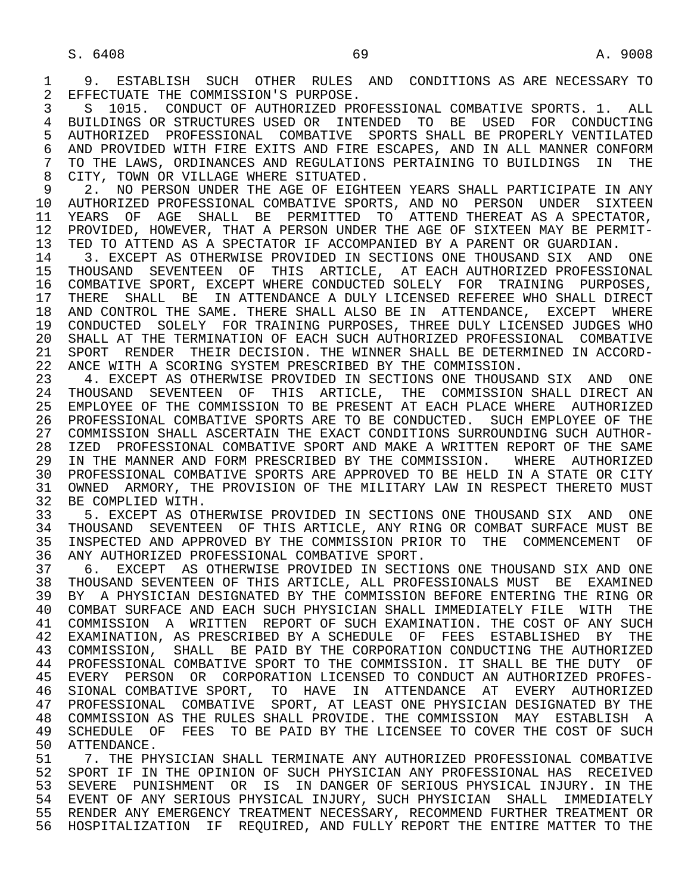9. ESTABLISH SUCH OTHER RULES AND CONDITIONS AS ARE NECESSARY TO EFFECTUATE THE COMMISSION'S PURPOSE.

S 1015. CONDUCT OF AUTHORIZED PROFESSIONAL COMBATIVE SPORTS. 1. ALL BUILDINGS OR STRUCTURES USED OR INTENDED TO BE USED FOR CONDUCTING AUTHORIZED PROFESSIONAL COMBATIVE SPORTS SHALL BE PROPERLY VENTILATED AND PROVIDED WITH FIRE EXITS AND FIRE ESCAPES, AND IN ALL MANNER CONFORM TO THE LAWS, ORDINANCES AND REGULATIONS PERTAINING TO BUILDINGS IN THE CITY, TOWN OR VILLAGE WHERE SITUATED.

2. NO PERSON UNDER THE AGE OF EIGHTEEN YEARS SHALL PARTICIPATE IN ANY AUTHORIZED PROFESSIONAL COMBATIVE SPORTS, AND NO PERSON UNDER SIXTEEN YEARS OF AGE SHALL BE PERMITTED TO ATTEND THEREAT AS A SPECTATOR, PROVIDED, HOWEVER, THAT A PERSON UNDER THE AGE OF SIXTEEN MAY BE PERMITTED TO ATTEND AS A SPECTATOR IF ACCOMPANIED BY A PARENT OR GUARDIAN.

3. EXCEPT AS OTHERWISE PROVIDED IN SECTIONS ONE THOUSAND SIX AND ONE THOUSAND SEVENTEEN OF THIS ARTICLE, AT EACH AUTHORIZED PROFESSIONAL COMBATIVE SPORT, EXCEPT WHERE CONDUCTED SOLELY FOR TRAINING PURPOSES, THERE SHALL BE IN ATTENDANCE A DULY LICENSED REFEREE WHO SHALL DIRECT AND CONTROL THE SAME. THERE SHALL ALSO BE IN ATTENDANCE, EXCEPT WHERE CONDUCTED SOLELY FOR TRAINING PURPOSES, THREE DULY LICENSED JUDGES WHO SHALL AT THE TERMINATION OF EACH SUCH AUTHORIZED PROFESSIONAL COMBATIVE SPORT RENDER THEIR DECISION. THE WINNER SHALL BE DETERMINED IN ACCORDANCE WITH A SCORING SYSTEM PRESCRIBED BY THE COMMISSION.

4. EXCEPT AS OTHERWISE PROVIDED IN SECTIONS ONE THOUSAND SIX AND ONE THOUSAND SEVENTEEN OF THIS ARTICLE, THE COMMISSION SHALL DIRECT AN EMPLOYEE OF THE COMMISSION TO BE PRESENT AT EACH PLACE WHERE AUTHORIZED PROFESSIONAL COMBATIVE SPORTS ARE TO BE CONDUCTED. SUCH EMPLOYEE OF THE COMMISSION SHALL ASCERTAIN THE EXACT CONDITIONS SURROUNDING SUCH AUTHORIZED PROFESSIONAL COMBATIVE SPORT AND MAKE A WRITTEN REPORT OF THE SAME IN THE MANNER AND FORM PRESCRIBED BY THE COMMISSION. WHERE AUTHORIZED PROFESSIONAL COMBATIVE SPORTS ARE APPROVED TO BE HELD IN A STATE OR CITY OWNED ARMORY, THE PROVISION OF THE MILITARY LAW IN RESPECT THERETO MUST BE COMPLIED WITH.

5. EXCEPT AS OTHERWISE PROVIDED IN SECTIONS ONE THOUSAND SIX AND ONE THOUSAND SEVENTEEN OF THIS ARTICLE, ANY RING OR COMBAT SURFACE MUST BE INSPECTED AND APPROVED BY THE COMMISSION PRIOR TO THE COMMENCEMENT OF ANY AUTHORIZED PROFESSIONAL COMBATIVE SPORT.

6. EXCEPT AS OTHERWISE PROVIDED IN SECTIONS ONE THOUSAND SIX AND ONE THOUSAND SEVENTEEN OF THIS ARTICLE, ALL PROFESSIONALS MUST BE EXAMINED BY A PHYSICIAN DESIGNATED BY THE COMMISSION BEFORE ENTERING THE RING OR COMBAT SURFACE AND EACH SUCH PHYSICIAN SHALL IMMEDIATELY FILE WITH THE COMMISSION A WRITTEN REPORT OF SUCH EXAMINATION. THE COST OF ANY SUCH EXAMINATION, AS PRESCRIBED BY A SCHEDULE OF FEES ESTABLISHED BY THE COMMISSION, SHALL BE PAID BY THE CORPORATION CONDUCTING THE AUTHORIZED PROFESSIONAL COMBATIVE SPORT TO THE COMMISSION. IT SHALL BE THE DUTY OF EVERY PERSON OR CORPORATION LICENSED TO CONDUCT AN AUTHORIZED PROFESSIONAL COMBATIVE SPORT, TO HAVE IN ATTENDANCE AT EVERY AUTHORIZED PROFESSIONAL COMBATIVE SPORT, AT LEAST ONE PHYSICIAN DESIGNATED BY THE COMMISSION AS THE RULES SHALL PROVIDE. THE COMMISSION MAY ESTABLISH A SCHEDULE OF FEES TO BE PAID BY THE LICENSEE TO COVER THE COST OF SUCH ATTENDANCE.

7. THE PHYSICIAN SHALL TERMINATE ANY AUTHORIZED PROFESSIONAL COMBATIVE SPORT IF IN THE OPINION OF SUCH PHYSICIAN ANY PROFESSIONAL HAS RECEIVED SEVERE PUNISHMENT OR IS IN DANGER OF SERIOUS PHYSICAL INJURY. IN THE EVENT OF ANY SERIOUS PHYSICAL INJURY, SUCH PHYSICIAN SHALL IMMEDIATELY RENDER ANY EMERGENCY TREATMENT NECESSARY, RECOMMEND FURTHER TREATMENT OR HOSPITALIZATION IF REQUIRED, AND FULLY REPORT THE ENTIRE MATTER TO THE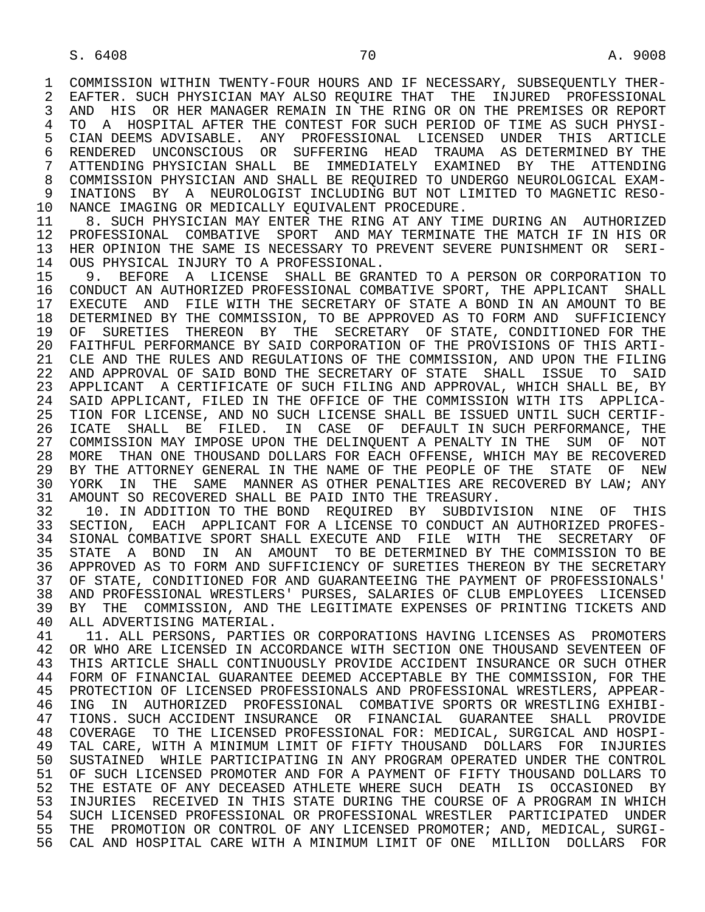COMMISSION WITHIN TWENTY-FOUR HOURS AND IF NECESSARY, SUBSEQUENTLY THEREAFTER. SUCH PHYSICIAN MAY ALSO REQUIRE THAT THE INJURED PROFESSIONAL AND HIS OR HER MANAGER REMAIN IN THE RING OR ON THE PREMISES OR REPORT TO A HOSPITAL AFTER THE CONTEST FOR SUCH PERIOD OF TIME AS SUCH PHYSICIAN DEEMS ADVISABLE. ANY PROFESSIONAL LICENSED UNDER THIS ARTICLE RENDERED UNCONSCIOUS OR SUFFERING HEAD TRAUMA AS DETERMINED BY THE ATTENDING PHYSICIAN SHALL BE IMMEDIATELY EXAMINED BY THE ATTENDING COMMISSION PHYSICIAN AND SHALL BE REQUIRED TO UNDERGO NEUROLOGICAL EXAMINATIONS BY A NEUROLOGIST INCLUDING BUT NOT LIMITED TO MAGNETIC RESONANCE IMAGING OR MEDICALLY EQUIVALENT PROCEDURE.

8. SUCH PHYSICIAN MAY ENTER THE RING AT ANY TIME DURING AN AUTHORIZED PROFESSIONAL COMBATIVE SPORT AND MAY TERMINATE THE MATCH IF IN HIS OR HER OPINION THE SAME IS NECESSARY TO PREVENT SEVERE PUNISHMENT OR SERIOUS PHYSICAL INJURY TO A PROFESSIONAL.

9. BEFORE A LICENSE SHALL BE GRANTED TO A PERSON OR CORPORATION TO CONDUCT AN AUTHORIZED PROFESSIONAL COMBATIVE SPORT, THE APPLICANT SHALL EXECUTE AND FILE WITH THE SECRETARY OF STATE A BOND IN AN AMOUNT TO BE DETERMINED BY THE COMMISSION, TO BE APPROVED AS TO FORM AND SUFFICIENCY OF SURETIES THEREON BY THE SECRETARY OF STATE, CONDITIONED FOR THE FAITHFUL PERFORMANCE BY SAID CORPORATION OF THE PROVISIONS OF THIS ARTICLE AND THE RULES AND REGULATIONS OF THE COMMISSION, AND UPON THE FILING AND APPROVAL OF SAID BOND THE SECRETARY OF STATE SHALL ISSUE TO SAID APPLICANT A CERTIFICATE OF SUCH FILING AND APPROVAL, WHICH SHALL BE, BY SAID APPLICANT, FILED IN THE OFFICE OF THE COMMISSION WITH ITS APPLICATION FOR LICENSE, AND NO SUCH LICENSE SHALL BE ISSUED UNTIL SUCH CERTIFICATE SHALL BE FILED. IN CASE OF DEFAULT IN SUCH PERFORMANCE, THE COMMISSION MAY IMPOSE UPON THE DELINQUENT A PENALTY IN THE SUM OF NOT MORE THAN ONE THOUSAND DOLLARS FOR EACH OFFENSE, WHICH MAY BE RECOVERED BY THE ATTORNEY GENERAL IN THE NAME OF THE PEOPLE OF THE STATE OF NEW YORK IN THE SAME MANNER AS OTHER PENALTIES ARE RECOVERED BY LAW; ANY AMOUNT SO RECOVERED SHALL BE PAID INTO THE TREASURY.

10. IN ADDITION TO THE BOND REQUIRED BY SUBDIVISION NINE OF THIS SECTION, EACH APPLICANT FOR A LICENSE TO CONDUCT AN AUTHORIZED PROFESSIONAL COMBATIVE SPORT SHALL EXECUTE AND FILE WITH THE SECRETARY OF STATE A BOND IN AN AMOUNT TO BE DETERMINED BY THE COMMISSION TO BE APPROVED AS TO FORM AND SUFFICIENCY OF SURETIES THEREON BY THE SECRETARY OF STATE, CONDITIONED FOR AND GUARANTEEING THE PAYMENT OF PROFESSIONALS' AND PROFESSIONAL WRESTLERS' PURSES, SALARIES OF CLUB EMPLOYEES LICENSED BY THE COMMISSION, AND THE LEGITIMATE EXPENSES OF PRINTING TICKETS AND ALL ADVERTISING MATERIAL.

11. ALL PERSONS, PARTIES OR CORPORATIONS HAVING LICENSES AS PROMOTERS OR WHO ARE LICENSED IN ACCORDANCE WITH SECTION ONE THOUSAND SEVENTEEN OF THIS ARTICLE SHALL CONTINUOUSLY PROVIDE ACCIDENT INSURANCE OR SUCH OTHER FORM OF FINANCIAL GUARANTEE DEEMED ACCEPTABLE BY THE COMMISSION, FOR THE PROTECTION OF LICENSED PROFESSIONALS AND PROFESSIONAL WRESTLERS, APPEARING IN AUTHORIZED PROFESSIONAL COMBATIVE SPORTS OR WRESTLING EXHIBITIONS. SUCH ACCIDENT INSURANCE OR FINANCIAL GUARANTEE SHALL PROVIDE COVERAGE TO THE LICENSED PROFESSIONAL FOR: MEDICAL, SURGICAL AND HOSPITAL CARE, WITH A MINIMUM LIMIT OF FIFTY THOUSAND DOLLARS FOR INJURIES SUSTAINED WHILE PARTICIPATING IN ANY PROGRAM OPERATED UNDER THE CONTROL OF SUCH LICENSED PROMOTER AND FOR A PAYMENT OF FIFTY THOUSAND DOLLARS TO THE ESTATE OF ANY DECEASED ATHLETE WHERE SUCH DEATH IS OCCASIONED BY INJURIES RECEIVED IN THIS STATE DURING THE COURSE OF A PROGRAM IN WHICH SUCH LICENSED PROFESSIONAL OR PROFESSIONAL WRESTLER PARTICIPATED UNDER THE PROMOTION OR CONTROL OF ANY LICENSED PROMOTER; AND, MEDICAL, SURGICAL AND HOSPITAL CARE WITH A MINIMUM LIMIT OF ONE MILLION DOLLARS FOR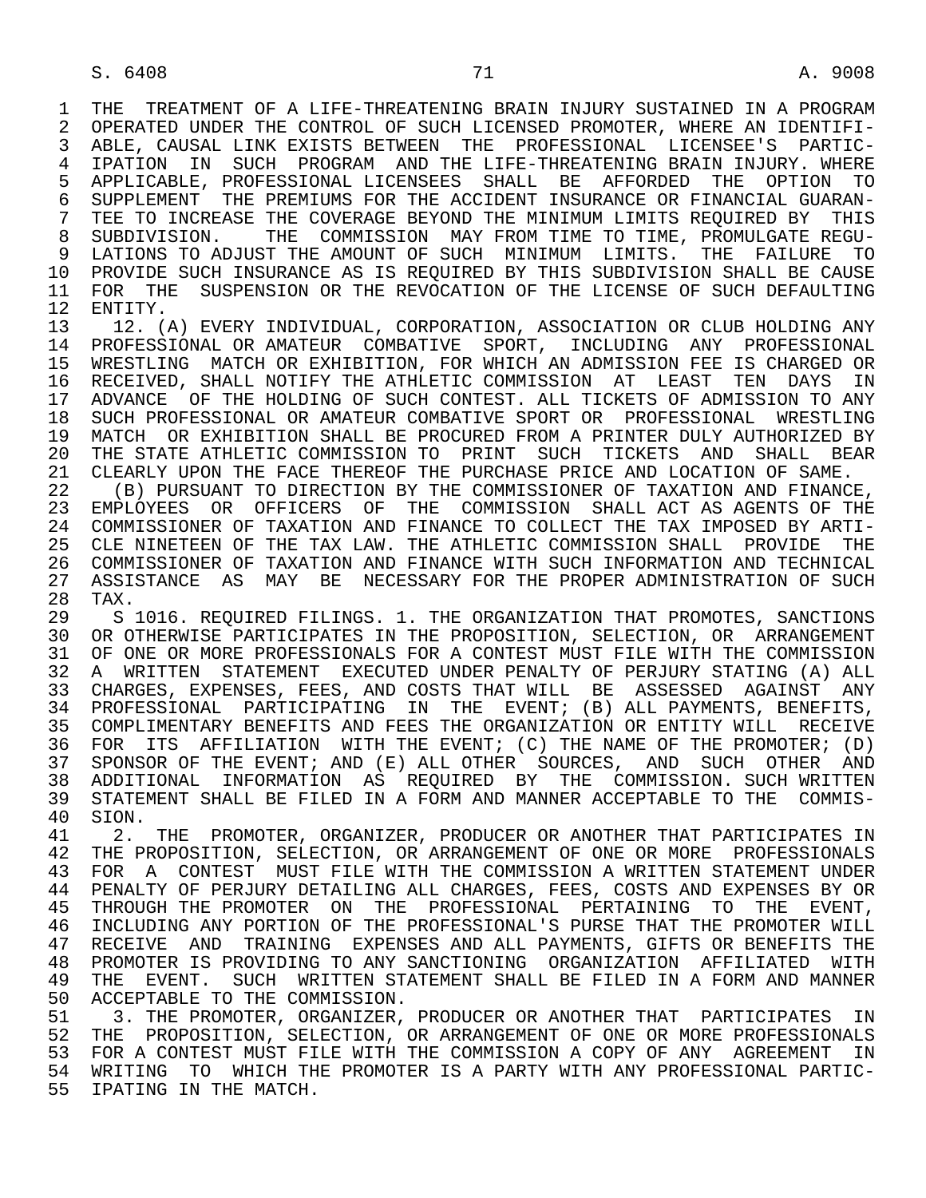THE TREATMENT OF A LIFE-THREATENING BRAIN INJURY SUSTAINED IN A PROGRAM OPERATED UNDER THE CONTROL OF SUCH LICENSED PROMOTER, WHERE AN IDENTIFIABLE, CAUSAL LINK EXISTS BETWEEN THE PROFESSIONAL LICENSEE'S PARTICIPATION IN SUCH PROGRAM AND THE LIFE-THREATENING BRAIN INJURY. WHERE APPLICABLE, PROFESSIONAL LICENSEES SHALL BE AFFORDED THE OPTION TO SUPPLEMENT THE PREMIUMS FOR THE ACCIDENT INSURANCE OR FINANCIAL GUARANTEE TO INCREASE THE COVERAGE BEYOND THE MINIMUM LIMITS REQUIRED BY THIS SUBDIVISION. THE COMMISSION MAY FROM TIME TO TIME, PROMULGATE REGULATIONS TO ADJUST THE AMOUNT OF SUCH MINIMUM LIMITS. THE FAILURE TO PROVIDE SUCH INSURANCE AS IS REQUIRED BY THIS SUBDIVISION SHALL BE CAUSE FOR THE SUSPENSION OR THE REVOCATION OF THE LICENSE OF SUCH DEFAULTING ENTITY.

12. (A) EVERY INDIVIDUAL, CORPORATION, ASSOCIATION OR CLUB HOLDING ANY PROFESSIONAL OR AMATEUR COMBATIVE SPORT, INCLUDING ANY PROFESSIONAL WRESTLING MATCH OR EXHIBITION, FOR WHICH AN ADMISSION FEE IS CHARGED OR RECEIVED, SHALL NOTIFY THE ATHLETIC COMMISSION AT LEAST TEN DAYS IN ADVANCE OF THE HOLDING OF SUCH CONTEST. ALL TICKETS OF ADMISSION TO ANY SUCH PROFESSIONAL OR AMATEUR COMBATIVE SPORT OR PROFESSIONAL WRESTLING MATCH OR EXHIBITION SHALL BE PROCURED FROM A PRINTER DULY AUTHORIZED BY THE STATE ATHLETIC COMMISSION TO PRINT SUCH TICKETS AND SHALL BEAR CLEARLY UPON THE FACE THEREOF THE PURCHASE PRICE AND LOCATION OF SAME.

(B) PURSUANT TO DIRECTION BY THE COMMISSIONER OF TAXATION AND FINANCE, EMPLOYEES OR OFFICERS OF THE COMMISSION SHALL ACT AS AGENTS OF THE COMMISSIONER OF TAXATION AND FINANCE TO COLLECT THE TAX IMPOSED BY ARTICLE NINETEEN OF THE TAX LAW. THE ATHLETIC COMMISSION SHALL PROVIDE THE COMMISSIONER OF TAXATION AND FINANCE WITH SUCH INFORMATION AND TECHNICAL ASSISTANCE AS MAY BE NECESSARY FOR THE PROPER ADMINISTRATION OF SUCH TAX.

S 1016. REQUIRED FILINGS. 1. THE ORGANIZATION THAT PROMOTES, SANCTIONS OR OTHERWISE PARTICIPATES IN THE PROPOSITION, SELECTION, OR ARRANGEMENT OF ONE OR MORE PROFESSIONALS FOR A CONTEST MUST FILE WITH THE COMMISSION A WRITTEN STATEMENT EXECUTED UNDER PENALTY OF PERJURY STATING (A) ALL CHARGES, EXPENSES, FEES, AND COSTS THAT WILL BE ASSESSED AGAINST ANY PROFESSIONAL PARTICIPATING IN THE EVENT; (B) ALL PAYMENTS, BENEFITS, COMPLIMENTARY BENEFITS AND FEES THE ORGANIZATION OR ENTITY WILL RECEIVE FOR ITS AFFILIATION WITH THE EVENT; (C) THE NAME OF THE PROMOTER; (D) SPONSOR OF THE EVENT; AND (E) ALL OTHER SOURCES, AND SUCH OTHER AND ADDITIONAL INFORMATION AS REQUIRED BY THE COMMISSION. SUCH WRITTEN STATEMENT SHALL BE FILED IN A FORM AND MANNER ACCEPTABLE TO THE COMMISSION.

2. THE PROMOTER, ORGANIZER, PRODUCER OR ANOTHER THAT PARTICIPATES IN THE PROPOSITION, SELECTION, OR ARRANGEMENT OF ONE OR MORE PROFESSIONALS FOR A CONTEST MUST FILE WITH THE COMMISSION A WRITTEN STATEMENT UNDER PENALTY OF PERJURY DETAILING ALL CHARGES, FEES, COSTS AND EXPENSES BY OR THROUGH THE PROMOTER ON THE PROFESSIONAL PERTAINING TO THE EVENT, INCLUDING ANY PORTION OF THE PROFESSIONAL'S PURSE THAT THE PROMOTER WILL RECEIVE AND TRAINING EXPENSES AND ALL PAYMENTS, GIFTS OR BENEFITS THE PROMOTER IS PROVIDING TO ANY SANCTIONING ORGANIZATION AFFILIATED WITH THE EVENT. SUCH WRITTEN STATEMENT SHALL BE FILED IN A FORM AND MANNER ACCEPTABLE TO THE COMMISSION.

3. THE PROMOTER, ORGANIZER, PRODUCER OR ANOTHER THAT PARTICIPATES IN THE PROPOSITION, SELECTION, OR ARRANGEMENT OF ONE OR MORE PROFESSIONALS FOR A CONTEST MUST FILE WITH THE COMMISSION A COPY OF ANY AGREEMENT IN WRITING TO WHICH THE PROMOTER IS A PARTY WITH ANY PROFESSIONAL PARTICIPATING IN THE MATCH.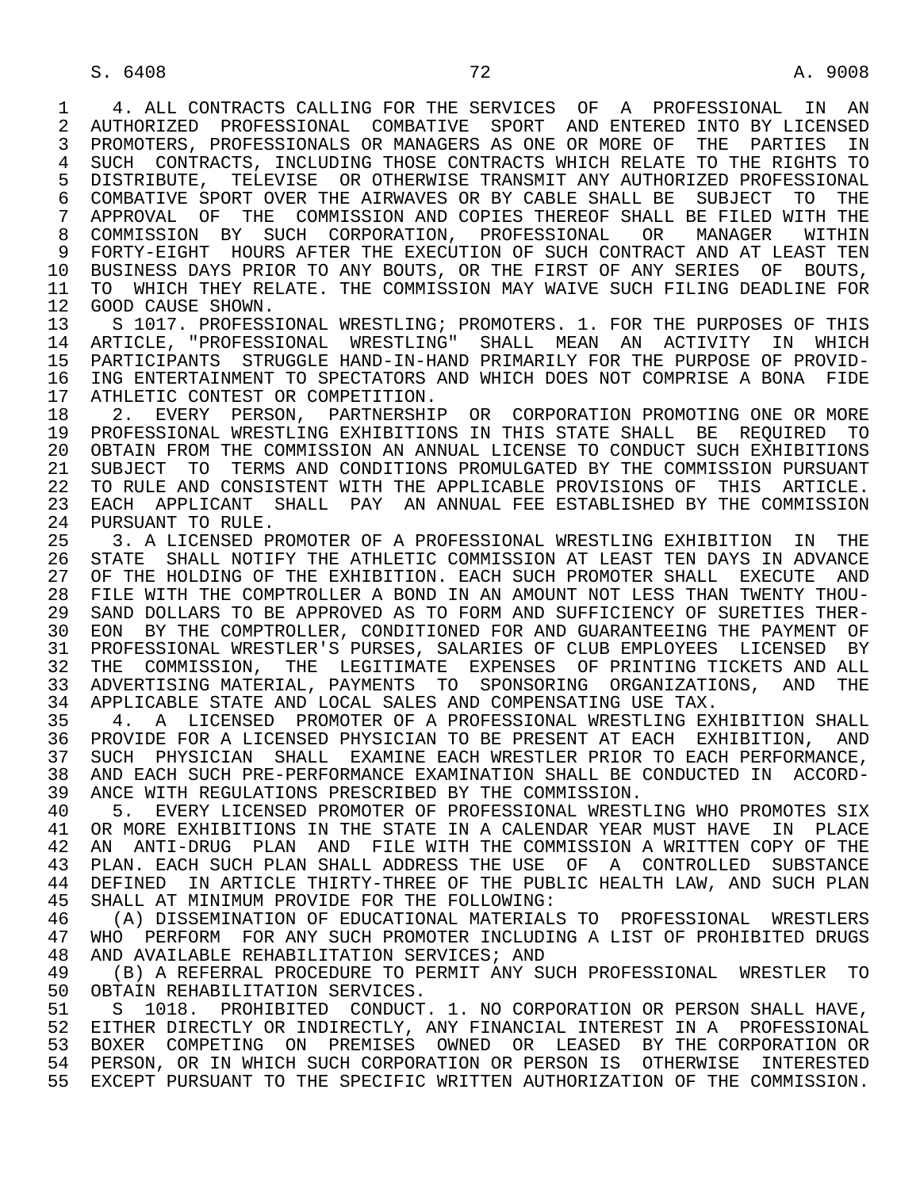4. ALL CONTRACTS CALLING FOR THE SERVICES OF A PROFESSIONAL IN AN AUTHORIZED PROFESSIONAL COMBATIVE SPORT AND ENTERED INTO BY LICENSED PROMOTERS, PROFESSIONALS OR MANAGERS AS ONE OR MORE OF THE PARTIES IN SUCH CONTRACTS, INCLUDING THOSE CONTRACTS WHICH RELATE TO THE RIGHTS TO DISTRIBUTE, TELEVISE OR OTHERWISE TRANSMIT ANY AUTHORIZED PROFESSIONAL COMBATIVE SPORT OVER THE AIRWAVES OR BY CABLE SHALL BE SUBJECT TO THE APPROVAL OF THE COMMISSION AND COPIES THEREOF SHALL BE FILED WITH THE COMMISSION BY SUCH CORPORATION, PROFESSIONAL OR MANAGER WITHIN FORTY-EIGHT HOURS AFTER THE EXECUTION OF SUCH CONTRACT AND AT LEAST TEN BUSINESS DAYS PRIOR TO ANY BOUTS, OR THE FIRST OF ANY SERIES OF BOUTS, TO WHICH THEY RELATE. THE COMMISSION MAY WAIVE SUCH FILING DEADLINE FOR GOOD CAUSE SHOWN.

S 1017. PROFESSIONAL WRESTLING; PROMOTERS. 1. FOR THE PURPOSES OF THIS ARTICLE, "PROFESSIONAL WRESTLING" SHALL MEAN AN ACTIVITY IN WHICH PARTICIPANTS STRUGGLE HAND-IN-HAND PRIMARILY FOR THE PURPOSE OF PROVIDING ENTERTAINMENT TO SPECTATORS AND WHICH DOES NOT COMPRISE A BONA FIDE ATHLETIC CONTEST OR COMPETITION.

2. EVERY PERSON, PARTNERSHIP OR CORPORATION PROMOTING ONE OR MORE PROFESSIONAL WRESTLING EXHIBITIONS IN THIS STATE SHALL BE REQUIRED TO OBTAIN FROM THE COMMISSION AN ANNUAL LICENSE TO CONDUCT SUCH EXHIBITIONS SUBJECT TO TERMS AND CONDITIONS PROMULGATED BY THE COMMISSION PURSUANT TO RULE AND CONSISTENT WITH THE APPLICABLE PROVISIONS OF THIS ARTICLE. EACH APPLICANT SHALL PAY AN ANNUAL FEE ESTABLISHED BY THE COMMISSION PURSUANT TO RULE.

3. A LICENSED PROMOTER OF A PROFESSIONAL WRESTLING EXHIBITION IN THE STATE SHALL NOTIFY THE ATHLETIC COMMISSION AT LEAST TEN DAYS IN ADVANCE OF THE HOLDING OF THE EXHIBITION. EACH SUCH PROMOTER SHALL EXECUTE AND FILE WITH THE COMPTROLLER A BOND IN AN AMOUNT NOT LESS THAN TWENTY THOUSAND DOLLARS TO BE APPROVED AS TO FORM AND SUFFICIENCY OF SURETIES THEREON BY THE COMPTROLLER, CONDITIONED FOR AND GUARANTEEING THE PAYMENT OF PROFESSIONAL WRESTLER'S PURSES, SALARIES OF CLUB EMPLOYEES LICENSED BY THE COMMISSION, THE LEGITIMATE EXPENSES OF PRINTING TICKETS AND ALL ADVERTISING MATERIAL, PAYMENTS TO SPONSORING ORGANIZATIONS, AND THE APPLICABLE STATE AND LOCAL SALES AND COMPENSATING USE TAX.

4. A LICENSED PROMOTER OF A PROFESSIONAL WRESTLING EXHIBITION SHALL PROVIDE FOR A LICENSED PHYSICIAN TO BE PRESENT AT EACH EXHIBITION, AND SUCH PHYSICIAN SHALL EXAMINE EACH WRESTLER PRIOR TO EACH PERFORMANCE, AND EACH SUCH PRE-PERFORMANCE EXAMINATION SHALL BE CONDUCTED IN ACCORDANCE WITH REGULATIONS PRESCRIBED BY THE COMMISSION.

5. EVERY LICENSED PROMOTER OF PROFESSIONAL WRESTLING WHO PROMOTES SIX OR MORE EXHIBITIONS IN THE STATE IN A CALENDAR YEAR MUST HAVE IN PLACE AN ANTI-DRUG PLAN AND FILE WITH THE COMMISSION A WRITTEN COPY OF THE PLAN. EACH SUCH PLAN SHALL ADDRESS THE USE OF A CONTROLLED SUBSTANCE DEFINED IN ARTICLE THIRTY-THREE OF THE PUBLIC HEALTH LAW, AND SUCH PLAN SHALL AT MINIMUM PROVIDE FOR THE FOLLOWING:

(A) DISSEMINATION OF EDUCATIONAL MATERIALS TO PROFESSIONAL WRESTLERS WHO PERFORM FOR ANY SUCH PROMOTER INCLUDING A LIST OF PROHIBITED DRUGS AND AVAILABLE REHABILITATION SERVICES; AND

(B) A REFERRAL PROCEDURE TO PERMIT ANY SUCH PROFESSIONAL WRESTLER TO OBTAIN REHABILITATION SERVICES.

S 1018. PROHIBITED CONDUCT. 1. NO CORPORATION OR PERSON SHALL HAVE, EITHER DIRECTLY OR INDIRECTLY, ANY FINANCIAL INTEREST IN A PROFESSIONAL BOXER COMPETING ON PREMISES OWNED OR LEASED BY THE CORPORATION OR PERSON, OR IN WHICH SUCH CORPORATION OR PERSON IS OTHERWISE INTERESTED EXCEPT PURSUANT TO THE SPECIFIC WRITTEN AUTHORIZATION OF THE COMMISSION.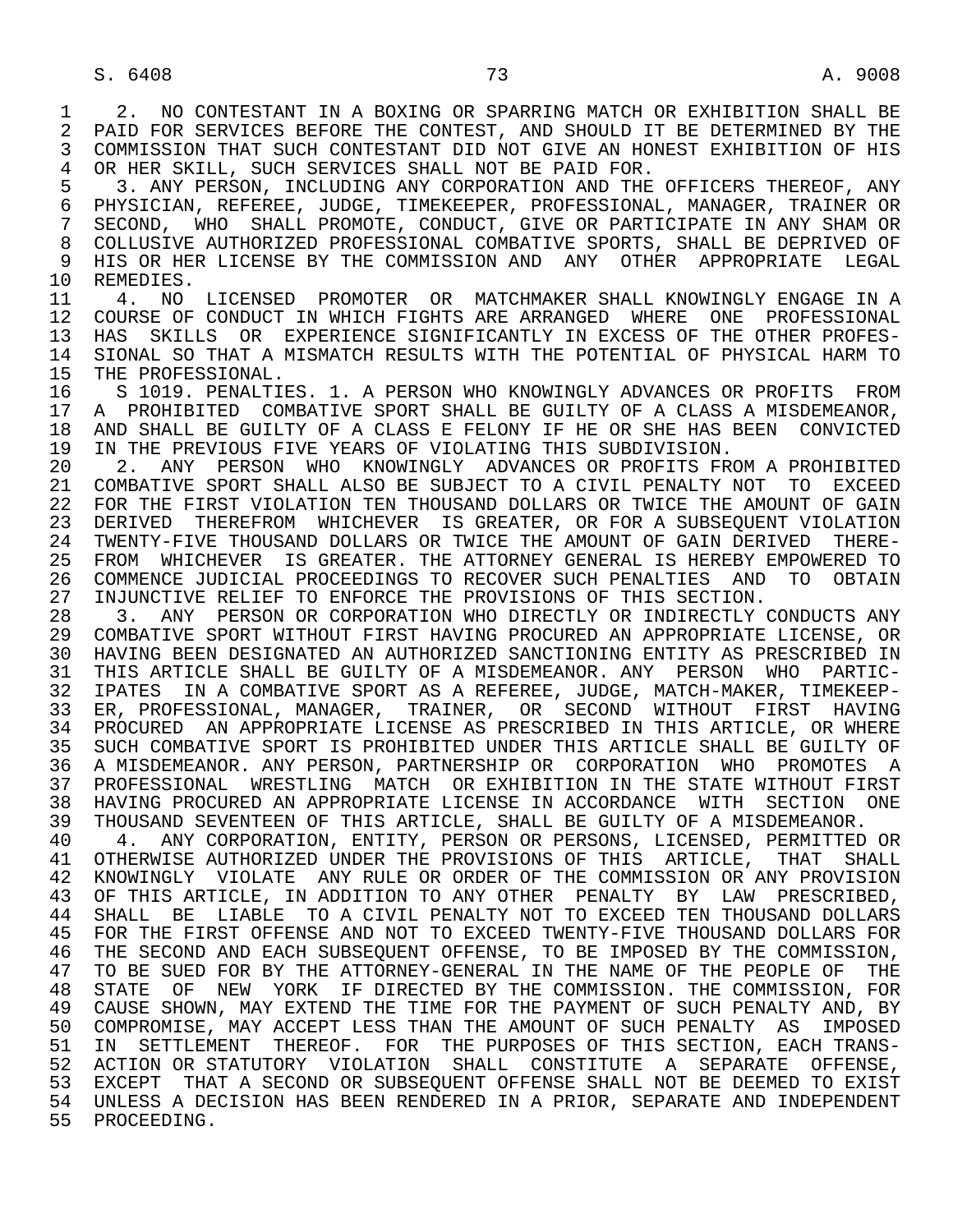2. NO CONTESTANT IN A BOXING OR SPARRING MATCH OR EXHIBITION SHALL BE PAID FOR SERVICES BEFORE THE CONTEST, AND SHOULD IT BE DETERMINED BY THE COMMISSION THAT SUCH CONTESTANT DID NOT GIVE AN HONEST EXHIBITION OF HIS OR HER SKILL, SUCH SERVICES SHALL NOT BE PAID FOR.

3. ANY PERSON, INCLUDING ANY CORPORATION AND THE OFFICERS THEREOF, ANY PHYSICIAN, REFEREE, JUDGE, TIMEKEEPER, PROFESSIONAL, MANAGER, TRAINER OR SECOND, WHO SHALL PROMOTE, CONDUCT, GIVE OR PARTICIPATE IN ANY SHAM OR COLLUSIVE AUTHORIZED PROFESSIONAL COMBATIVE SPORTS, SHALL BE DEPRIVED OF HIS OR HER LICENSE BY THE COMMISSION AND ANY OTHER APPROPRIATE LEGAL REMEDIES.

4. NO LICENSED PROMOTER OR MATCHMAKER SHALL KNOWINGLY ENGAGE IN A COURSE OF CONDUCT IN WHICH FIGHTS ARE ARRANGED WHERE ONE PROFESSIONAL HAS SKILLS OR EXPERIENCE SIGNIFICANTLY IN EXCESS OF THE OTHER PROFESSIONAL SO THAT A MISMATCH RESULTS WITH THE POTENTIAL OF PHYSICAL HARM TO THE PROFESSIONAL.

S 1019. PENALTIES. 1. A PERSON WHO KNOWINGLY ADVANCES OR PROFITS FROM A PROHIBITED COMBATIVE SPORT SHALL BE GUILTY OF A CLASS A MISDEMEANOR, AND SHALL BE GUILTY OF A CLASS E FELONY IF HE OR SHE HAS BEEN CONVICTED IN THE PREVIOUS FIVE YEARS OF VIOLATING THIS SUBDIVISION.

2. ANY PERSON WHO KNOWINGLY ADVANCES OR PROFITS FROM A PROHIBITED COMBATIVE SPORT SHALL ALSO BE SUBJECT TO A CIVIL PENALTY NOT TO EXCEED FOR THE FIRST VIOLATION TEN THOUSAND DOLLARS OR TWICE THE AMOUNT OF GAIN DERIVED THEREFROM WHICHEVER IS GREATER, OR FOR A SUBSEQUENT VIOLATION TWENTY-FIVE THOUSAND DOLLARS OR TWICE THE AMOUNT OF GAIN DERIVED THEREFROM WHICHEVER IS GREATER. THE ATTORNEY GENERAL IS HEREBY EMPOWERED TO COMMENCE JUDICIAL PROCEEDINGS TO RECOVER SUCH PENALTIES AND TO OBTAIN INJUNCTIVE RELIEF TO ENFORCE THE PROVISIONS OF THIS SECTION.

3. ANY PERSON OR CORPORATION WHO DIRECTLY OR INDIRECTLY CONDUCTS ANY COMBATIVE SPORT WITHOUT FIRST HAVING PROCURED AN APPROPRIATE LICENSE, OR HAVING BEEN DESIGNATED AN AUTHORIZED SANCTIONING ENTITY AS PRESCRIBED IN THIS ARTICLE SHALL BE GUILTY OF A MISDEMEANOR. ANY PERSON WHO PARTICIPATES IN A COMBATIVE SPORT AS A REFEREE, JUDGE, MATCH-MAKER, TIMEKEEPER, PROFESSIONAL, MANAGER, TRAINER, OR SECOND WITHOUT FIRST HAVING PROCURED AN APPROPRIATE LICENSE AS PRESCRIBED IN THIS ARTICLE, OR WHERE SUCH COMBATIVE SPORT IS PROHIBITED UNDER THIS ARTICLE SHALL BE GUILTY OF A MISDEMEANOR. ANY PERSON, PARTNERSHIP OR CORPORATION WHO PROMOTES A PROFESSIONAL WRESTLING MATCH OR EXHIBITION IN THE STATE WITHOUT FIRST HAVING PROCURED AN APPROPRIATE LICENSE IN ACCORDANCE WITH SECTION ONE THOUSAND SEVENTEEN OF THIS ARTICLE, SHALL BE GUILTY OF A MISDEMEANOR.

4. ANY CORPORATION, ENTITY, PERSON OR PERSONS, LICENSED, PERMITTED OR OTHERWISE AUTHORIZED UNDER THE PROVISIONS OF THIS ARTICLE, THAT SHALL KNOWINGLY VIOLATE ANY RULE OR ORDER OF THE COMMISSION OR ANY PROVISION OF THIS ARTICLE, IN ADDITION TO ANY OTHER PENALTY BY LAW PRESCRIBED, SHALL BE LIABLE TO A CIVIL PENALTY NOT TO EXCEED TEN THOUSAND DOLLARS FOR THE FIRST OFFENSE AND NOT TO EXCEED TWENTY-FIVE THOUSAND DOLLARS FOR THE SECOND AND EACH SUBSEQUENT OFFENSE, TO BE IMPOSED BY THE COMMISSION, TO BE SUED FOR BY THE ATTORNEY-GENERAL IN THE NAME OF THE PEOPLE OF THE STATE OF NEW YORK IF DIRECTED BY THE COMMISSION. THE COMMISSION, FOR CAUSE SHOWN, MAY EXTEND THE TIME FOR THE PAYMENT OF SUCH PENALTY AND, BY COMPROMISE, MAY ACCEPT LESS THAN THE AMOUNT OF SUCH PENALTY AS IMPOSED IN SETTLEMENT THEREOF. FOR THE PURPOSES OF THIS SECTION, EACH TRANSACTION OR STATUTORY VIOLATION SHALL CONSTITUTE A SEPARATE OFFENSE, EXCEPT THAT A SECOND OR SUBSEQUENT OFFENSE SHALL NOT BE DEEMED TO EXIST UNLESS A DECISION HAS BEEN RENDERED IN A PRIOR, SEPARATE AND INDEPENDENT PROCEEDING.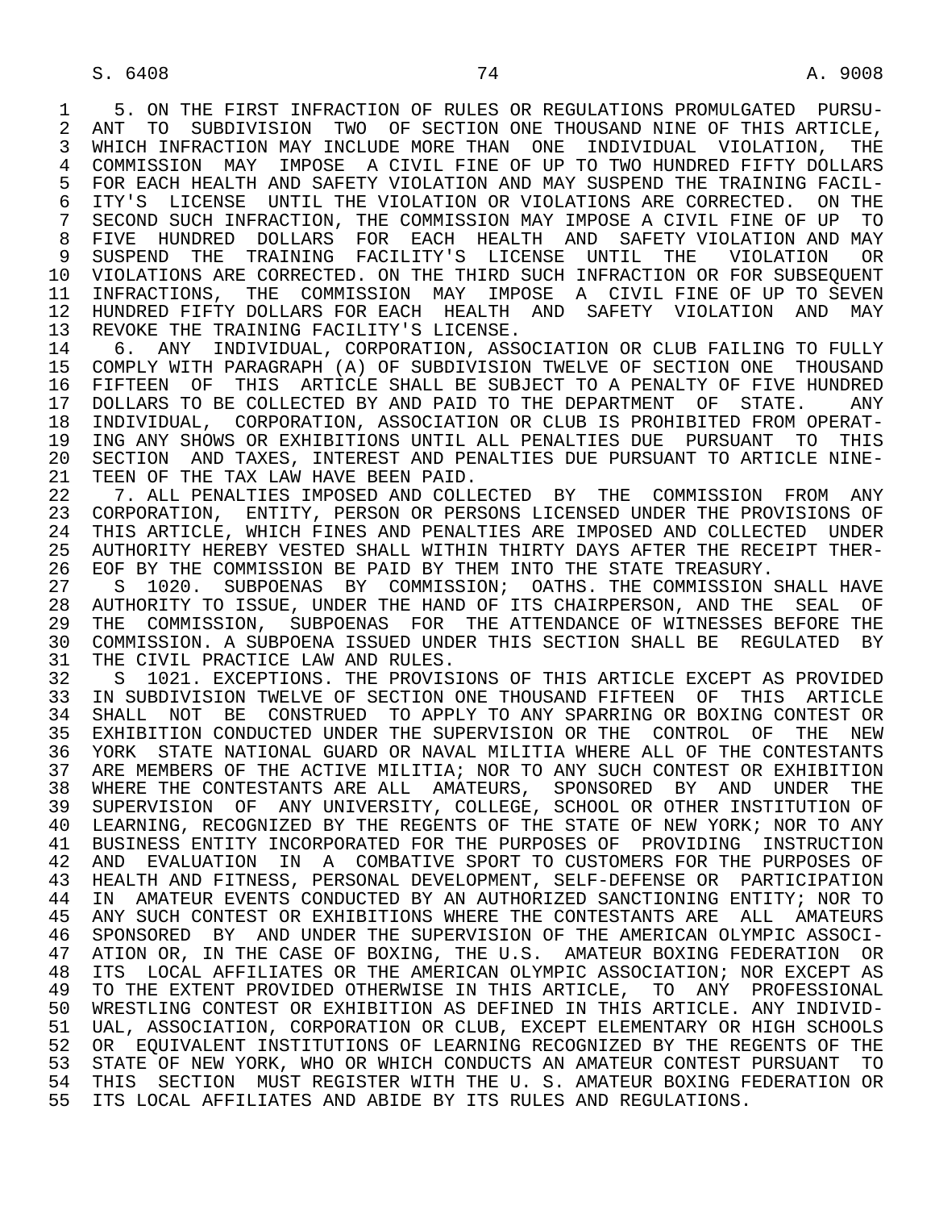5. ON THE FIRST INFRACTION OF RULES OR REGULATIONS PROMULGATED PURSUANT TO SUBDIVISION TWO OF SECTION ONE THOUSAND NINE OF THIS ARTICLE, WHICH INFRACTION MAY INCLUDE MORE THAN ONE INDIVIDUAL VIOLATION, THE COMMISSION MAY IMPOSE A CIVIL FINE OF UP TO TWO HUNDRED FIFTY DOLLARS FOR EACH HEALTH AND SAFETY VIOLATION AND MAY SUSPEND THE TRAINING FACILITY'S LICENSE UNTIL THE VIOLATION OR VIOLATIONS ARE CORRECTED. ON THE SECOND SUCH INFRACTION, THE COMMISSION MAY IMPOSE A CIVIL FINE OF UP TO FIVE HUNDRED DOLLARS FOR EACH HEALTH AND SAFETY VIOLATION AND MAY SUSPEND THE TRAINING FACILITY'S LICENSE UNTIL THE VIOLATION OR VIOLATIONS ARE CORRECTED. ON THE THIRD SUCH INFRACTION OR FOR SUBSEQUENT INFRACTIONS, THE COMMISSION MAY IMPOSE A CIVIL FINE OF UP TO SEVEN HUNDRED FIFTY DOLLARS FOR EACH HEALTH AND SAFETY VIOLATION AND MAY REVOKE THE TRAINING FACILITY'S LICENSE.

6. ANY INDIVIDUAL, CORPORATION, ASSOCIATION OR CLUB FAILING TO FULLY COMPLY WITH PARAGRAPH (A) OF SUBDIVISION TWELVE OF SECTION ONE THOUSAND FIFTEEN OF THIS ARTICLE SHALL BE SUBJECT TO A PENALTY OF FIVE HUNDRED DOLLARS TO BE COLLECTED BY AND PAID TO THE DEPARTMENT OF STATE. ANY INDIVIDUAL, CORPORATION, ASSOCIATION OR CLUB IS PROHIBITED FROM OPERATING ANY SHOWS OR EXHIBITIONS UNTIL ALL PENALTIES DUE PURSUANT TO THIS SECTION AND TAXES, INTEREST AND PENALTIES DUE PURSUANT TO ARTICLE NINETEEN OF THE TAX LAW HAVE BEEN PAID.

7. ALL PENALTIES IMPOSED AND COLLECTED BY THE COMMISSION FROM ANY CORPORATION, ENTITY, PERSON OR PERSONS LICENSED UNDER THE PROVISIONS OF THIS ARTICLE, WHICH FINES AND PENALTIES ARE IMPOSED AND COLLECTED UNDER AUTHORITY HEREBY VESTED SHALL WITHIN THIRTY DAYS AFTER THE RECEIPT THEREOF BY THE COMMISSION BE PAID BY THEM INTO THE STATE TREASURY.

S 1020. SUBPOENAS BY COMMISSION; OATHS. THE COMMISSION SHALL HAVE AUTHORITY TO ISSUE, UNDER THE HAND OF ITS CHAIRPERSON, AND THE SEAL OF THE COMMISSION, SUBPOENAS FOR THE ATTENDANCE OF WITNESSES BEFORE THE COMMISSION. A SUBPOENA ISSUED UNDER THIS SECTION SHALL BE REGULATED BY THE CIVIL PRACTICE LAW AND RULES.

S 1021. EXCEPTIONS. THE PROVISIONS OF THIS ARTICLE EXCEPT AS PROVIDED IN SUBDIVISION TWELVE OF SECTION ONE THOUSAND FIFTEEN OF THIS ARTICLE SHALL NOT BE CONSTRUED TO APPLY TO ANY SPARRING OR BOXING CONTEST OR EXHIBITION CONDUCTED UNDER THE SUPERVISION OR THE CONTROL OF THE NEW YORK STATE NATIONAL GUARD OR NAVAL MILITIA WHERE ALL OF THE CONTESTANTS ARE MEMBERS OF THE ACTIVE MILITIA; NOR TO ANY SUCH CONTEST OR EXHIBITION WHERE THE CONTESTANTS ARE ALL AMATEURS, SPONSORED BY AND UNDER THE SUPERVISION OF ANY UNIVERSITY, COLLEGE, SCHOOL OR OTHER INSTITUTION OF LEARNING, RECOGNIZED BY THE REGENTS OF THE STATE OF NEW YORK; NOR TO ANY BUSINESS ENTITY INCORPORATED FOR THE PURPOSES OF PROVIDING INSTRUCTION AND EVALUATION IN A COMBATIVE SPORT TO CUSTOMERS FOR THE PURPOSES OF HEALTH AND FITNESS, PERSONAL DEVELOPMENT, SELF-DEFENSE OR PARTICIPATION IN AMATEUR EVENTS CONDUCTED BY AN AUTHORIZED SANCTIONING ENTITY; NOR TO ANY SUCH CONTEST OR EXHIBITIONS WHERE THE CONTESTANTS ARE ALL AMATEURS SPONSORED BY AND UNDER THE SUPERVISION OF THE AMERICAN OLYMPIC ASSOCIATION OR, IN THE CASE OF BOXING, THE U.S. AMATEUR BOXING FEDERATION OR ITS LOCAL AFFILIATES OR THE AMERICAN OLYMPIC ASSOCIATION; NOR EXCEPT AS TO THE EXTENT PROVIDED OTHERWISE IN THIS ARTICLE, TO ANY PROFESSIONAL WRESTLING CONTEST OR EXHIBITION AS DEFINED IN THIS ARTICLE. ANY INDIVIDUAL, ASSOCIATION, CORPORATION OR CLUB, EXCEPT ELEMENTARY OR HIGH SCHOOLS OR EQUIVALENT INSTITUTIONS OF LEARNING RECOGNIZED BY THE REGENTS OF THE STATE OF NEW YORK, WHO OR WHICH CONDUCTS AN AMATEUR CONTEST PURSUANT TO THIS SECTION MUST REGISTER WITH THE U. S. AMATEUR BOXING FEDERATION OR ITS LOCAL AFFILIATES AND ABIDE BY ITS RULES AND REGULATIONS.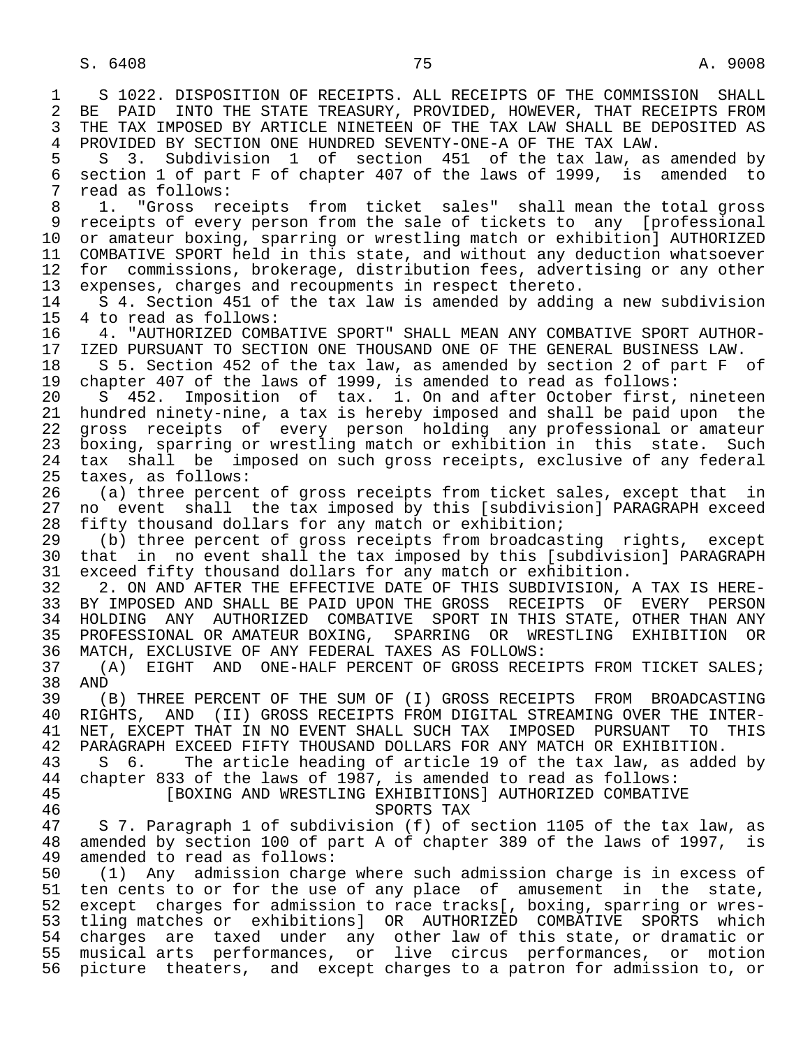S 1022. DISPOSITION OF RECEIPTS. ALL RECEIPTS OF THE COMMISSION SHALL BE PAID INTO THE STATE TREASURY, PROVIDED, HOWEVER, THAT RECEIPTS FROM THE TAX IMPOSED BY ARTICLE NINETEEN OF THE TAX LAW SHALL BE DEPOSITED AS PROVIDED BY SECTION ONE HUNDRED SEVENTY-ONE-A OF THE TAX LAW.

S 3. Subdivision 1 of section 451 of the tax law, as amended by section 1 of part F of chapter 407 of the laws of 1999, is amended to read as follows:

1. "Gross receipts from ticket sales" shall mean the total gross receipts of every person from the sale of tickets to any [professional or amateur boxing, sparring or wrestling match or exhibition] AUTHORIZED COMBATIVE SPORT held in this state, and without any deduction whatsoever for commissions, brokerage, distribution fees, advertising or any other expenses, charges and recoupments in respect thereto.

S 4. Section 451 of the tax law is amended by adding a new subdivision 4 to read as follows:

4. "AUTHORIZED COMBATIVE SPORT" SHALL MEAN ANY COMBATIVE SPORT AUTHORIZED PURSUANT TO SECTION ONE THOUSAND ONE OF THE GENERAL BUSINESS LAW.

S 5. Section 452 of the tax law, as amended by section 2 of part F of chapter 407 of the laws of 1999, is amended to read as follows:

S 452. Imposition of tax. 1. On and after October first, nineteen hundred ninety-nine, a tax is hereby imposed and shall be paid upon the gross receipts of every person holding any professional or amateur boxing, sparring or wrestling match or exhibition in this state. Such tax shall be imposed on such gross receipts, exclusive of any federal taxes, as follows:

(a) three percent of gross receipts from ticket sales, except that in no event shall the tax imposed by this [subdivision] PARAGRAPH exceed fifty thousand dollars for any match or exhibition;

(b) three percent of gross receipts from broadcasting rights, except that in no event shall the tax imposed by this [subdivision] PARAGRAPH exceed fifty thousand dollars for any match or exhibition.

2. ON AND AFTER THE EFFECTIVE DATE OF THIS SUBDIVISION, A TAX IS HEREBY IMPOSED AND SHALL BE PAID UPON THE GROSS RECEIPTS OF EVERY PERSON HOLDING ANY AUTHORIZED COMBATIVE SPORT IN THIS STATE, OTHER THAN ANY PROFESSIONAL OR AMATEUR BOXING, SPARRING OR WRESTLING EXHIBITION OR MATCH, EXCLUSIVE OF ANY FEDERAL TAXES AS FOLLOWS:

(A) EIGHT AND ONE-HALF PERCENT OF GROSS RECEIPTS FROM TICKET SALES; AND

(B) THREE PERCENT OF THE SUM OF (I) GROSS RECEIPTS FROM BROADCASTING RIGHTS, AND (II) GROSS RECEIPTS FROM DIGITAL STREAMING OVER THE INTERNET, EXCEPT THAT IN NO EVENT SHALL SUCH TAX IMPOSED PURSUANT TO THIS PARAGRAPH EXCEED FIFTY THOUSAND DOLLARS FOR ANY MATCH OR EXHIBITION.

S 6. The article heading of article 19 of the tax law, as added by chapter 833 of the laws of 1987, is amended to read as follows:

[BOXING AND WRESTLING EXHIBITIONS] AUTHORIZED COMBATIVE SPORTS TAX

S 7. Paragraph 1 of subdivision (f) of section 1105 of the tax law, as amended by section 100 of part A of chapter 389 of the laws of 1997, is amended to read as follows:

(1) Any admission charge where such admission charge is in excess of ten cents to or for the use of any place of amusement in the state, except charges for admission to race tracks[, boxing, sparring or wrestling matches or exhibitions] OR AUTHORIZED COMBATIVE SPORTS which charges are taxed under any other law of this state, or dramatic or musical arts performances, or live circus performances, or motion picture theaters, and except charges to a patron for admission to, or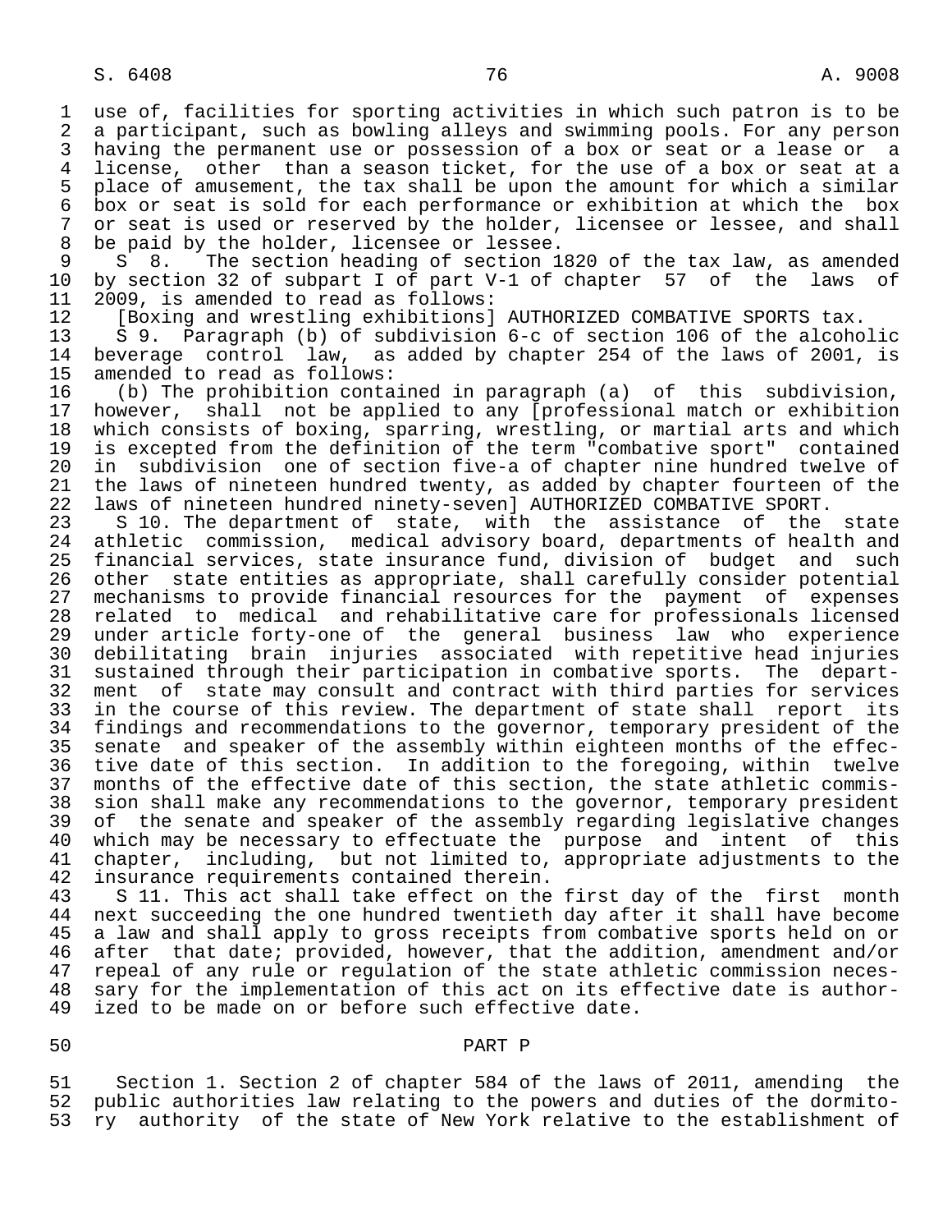use of, facilities for sporting activities in which such patron is to be a participant, such as bowling alleys and swimming pools. For any person having the permanent use or possession of a box or seat or a lease or a license, other than a season ticket, for the use of a box or seat at a place of amusement, the tax shall be upon the amount for which a similar box or seat is sold for each performance or exhibition at which the box or seat is used or reserved by the holder, licensee or lessee, and shall be paid by the holder, licensee or lessee.

S 8. The section heading of section 1820 of the tax law, as amended by section 32 of subpart I of part V-1 of chapter 57 of the laws of 2009, is amended to read as follows:

[Boxing and wrestling exhibitions] AUTHORIZED COMBATIVE SPORTS tax.

S 9. Paragraph (b) of subdivision 6-c of section 106 of the alcoholic beverage control law, as added by chapter 254 of the laws of 2001, is amended to read as follows:

(b) The prohibition contained in paragraph (a) of this subdivision, however, shall not be applied to any [professional match or exhibition which consists of boxing, sparring, wrestling, or martial arts and which is excepted from the definition of the term "combative sport" contained in subdivision one of section five-a of chapter nine hundred twelve of the laws of nineteen hundred twenty, as added by chapter fourteen of the laws of nineteen hundred ninety-seven] AUTHORIZED COMBATIVE SPORT.

S 10. The department of state, with the assistance of the state athletic commission, medical advisory board, departments of health and financial services, state insurance fund, division of budget and such other state entities as appropriate, shall carefully consider potential mechanisms to provide financial resources for the payment of expenses related to medical and rehabilitative care for professionals licensed under article forty-one of the general business law who experience debilitating brain injuries associated with repetitive head injuries sustained through their participation in combative sports. The department of state may consult and contract with third parties for services in the course of this review. The department of state shall report its findings and recommendations to the governor, temporary president of the senate and speaker of the assembly within eighteen months of the effective date of this section. In addition to the foregoing, within twelve months of the effective date of this section, the state athletic commission shall make any recommendations to the governor, temporary president of the senate and speaker of the assembly regarding legislative changes which may be necessary to effectuate the purpose and intent of this chapter, including, but not limited to, appropriate adjustments to the insurance requirements contained therein.

S 11. This act shall take effect on the first day of the first month next succeeding the one hundred twentieth day after it shall have become a law and shall apply to gross receipts from combative sports held on or after that date; provided, however, that the addition, amendment and/or repeal of any rule or regulation of the state athletic commission necessary for the implementation of this act on its effective date is authorized to be made on or before such effective date.

PART P

Section 1. Section 2 of chapter 584 of the laws of 2011, amending the public authorities law relating to the powers and duties of the dormitory authority of the state of New York relative to the establishment of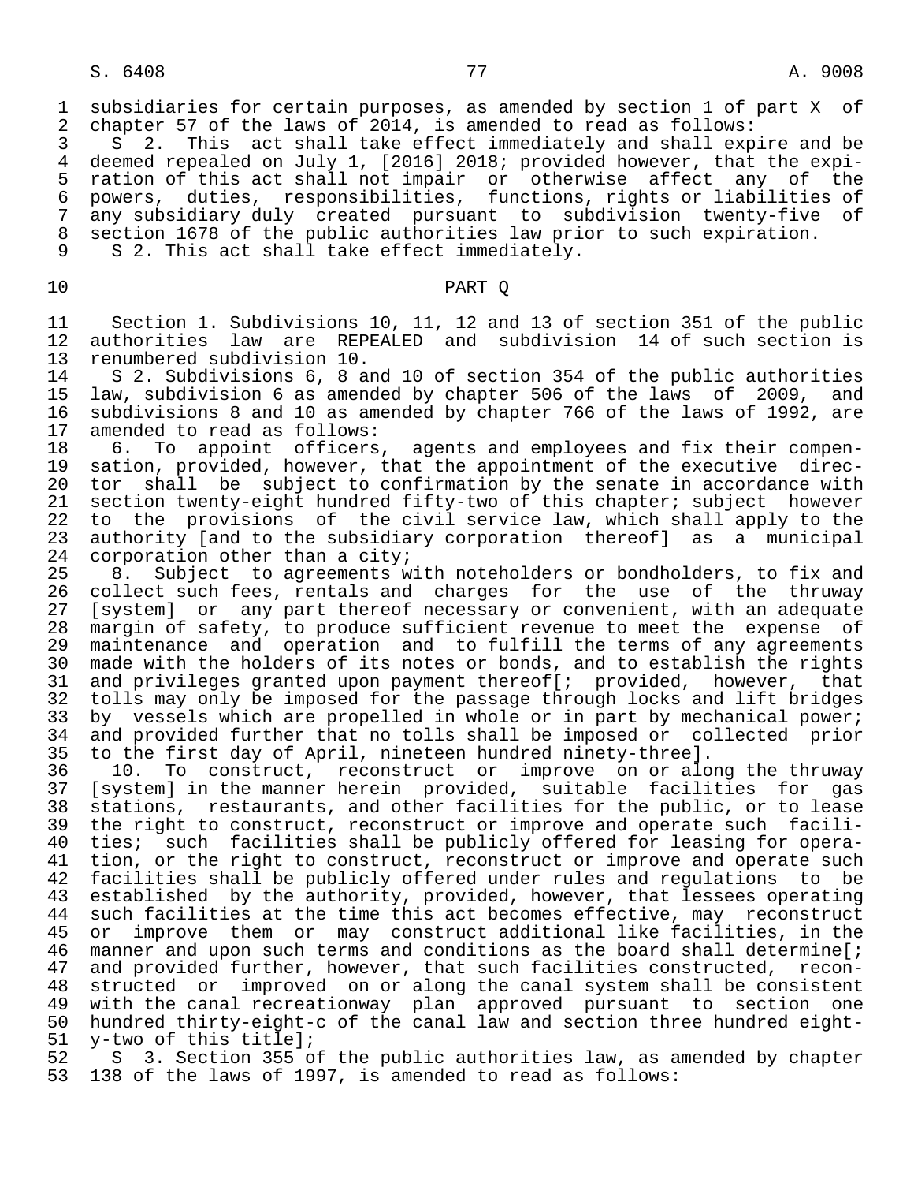subsidiaries for certain purposes, as amended by section 1 of part X of chapter 57 of the laws of 2014, is amended to read as follows:

S 2. This act shall take effect immediately and shall expire and be deemed repealed on July 1, [2016] 2018; provided however, that the expiration of this act shall not impair or otherwise affect any of the powers, duties, responsibilities, functions, rights or liabilities of any subsidiary duly created pursuant to subdivision twenty-five of section 1678 of the public authorities law prior to such expiration.

S 2. This act shall take effect immediately.

PART Q

Section 1. Subdivisions 10, 11, 12 and 13 of section 351 of the public authorities law are REPEALED and subdivision 14 of such section is renumbered subdivision 10.

S 2. Subdivisions 6, 8 and 10 of section 354 of the public authorities law, subdivision 6 as amended by chapter 506 of the laws of 2009, and subdivisions 8 and 10 as amended by chapter 766 of the laws of 1992, are amended to read as follows:

6. To appoint officers, agents and employees and fix their compensation, provided, however, that the appointment of the executive director shall be subject to confirmation by the senate in accordance with section twenty-eight hundred fifty-two of this chapter; subject however to the provisions of the civil service law, which shall apply to the authority [and to the subsidiary corporation thereof] as a municipal corporation other than a city;

8. Subject to agreements with noteholders or bondholders, to fix and collect such fees, rentals and charges for the use of the thruway [system] or any part thereof necessary or convenient, with an adequate margin of safety, to produce sufficient revenue to meet the expense of maintenance and operation and to fulfill the terms of any agreements made with the holders of its notes or bonds, and to establish the rights and privileges granted upon payment thereof[; provided, however, that tolls may only be imposed for the passage through locks and lift bridges by vessels which are propelled in whole or in part by mechanical power; and provided further that no tolls shall be imposed or collected prior to the first day of April, nineteen hundred ninety-three].

10. To construct, reconstruct or improve on or along the thruway [system] in the manner herein provided, suitable facilities for gas stations, restaurants, and other facilities for the public, or to lease the right to construct, reconstruct or improve and operate such facilities; such facilities shall be publicly offered for leasing for operation, or the right to construct, reconstruct or improve and operate such facilities shall be publicly offered under rules and regulations to be established by the authority, provided, however, that lessees operating such facilities at the time this act becomes effective, may reconstruct or improve them or may construct additional like facilities, in the manner and upon such terms and conditions as the board shall determine[; and provided further, however, that such facilities constructed, reconstructed or improved on or along the canal system shall be consistent with the canal recreationway plan approved pursuant to section one hundred thirty-eight-c of the canal law and section three hundred eighty-two of this title];

S 3. Section 355 of the public authorities law, as amended by chapter 138 of the laws of 1997, is amended to read as follows: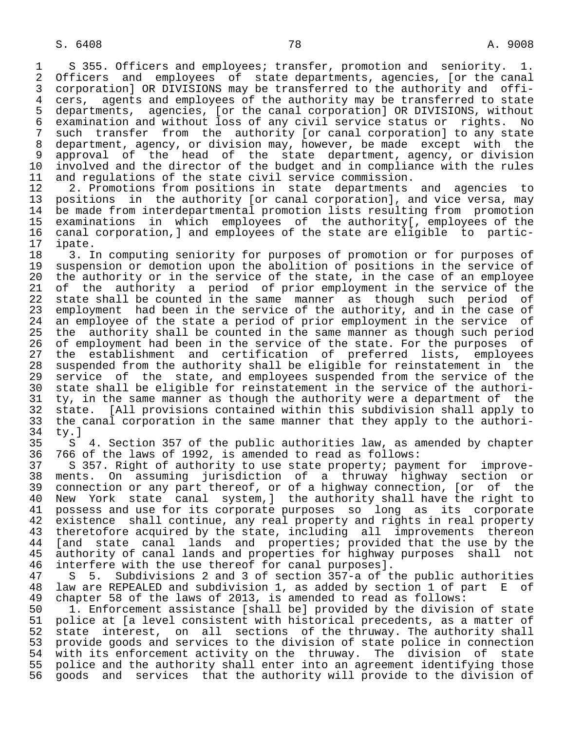S 355. Officers and employees; transfer, promotion and seniority. 1. Officers and employees of state departments, agencies, [or the canal corporation] OR DIVISIONS may be transferred to the authority and officers, agents and employees of the authority may be transferred to state departments, agencies, [or the canal corporation] OR DIVISIONS, without examination and without loss of any civil service status or rights. No such transfer from the authority [or canal corporation] to any state department, agency, or division may, however, be made except with the approval of the head of the state department, agency, or division involved and the director of the budget and in compliance with the rules and regulations of the state civil service commission.

2. Promotions from positions in state departments and agencies to positions in the authority [or canal corporation], and vice versa, may be made from interdepartmental promotion lists resulting from promotion examinations in which employees of the authority[, employees of the canal corporation,] and employees of the state are eligible to participate.

3. In computing seniority for purposes of promotion or for purposes of suspension or demotion upon the abolition of positions in the service of the authority or in the service of the state, in the case of an employee of the authority a period of prior employment in the service of the state shall be counted in the same manner as though such period of employment had been in the service of the authority, and in the case of an employee of the state a period of prior employment in the service of the authority shall be counted in the same manner as though such period of employment had been in the service of the state. For the purposes of the establishment and certification of preferred lists, employees suspended from the authority shall be eligible for reinstatement in the service of the state, and employees suspended from the service of the state shall be eligible for reinstatement in the service of the authority, in the same manner as though the authority were a department of the state. [All provisions contained within this subdivision shall apply to the canal corporation in the same manner that they apply to the authority.]

S 4. Section 357 of the public authorities law, as amended by chapter 766 of the laws of 1992, is amended to read as follows:

S 357. Right of authority to use state property; payment for improvements. On assuming jurisdiction of a thruway highway section or connection or any part thereof, or of a highway connection, [or of the New York state canal system,] the authority shall have the right to possess and use for its corporate purposes so long as its corporate existence shall continue, any real property and rights in real property theretofore acquired by the state, including all improvements thereon [and state canal lands and properties; provided that the use by the authority of canal lands and properties for highway purposes shall not interfere with the use thereof for canal purposes].

S 5. Subdivisions 2 and 3 of section 357-a of the public authorities law are REPEALED and subdivision 1, as added by section 1 of part E of chapter 58 of the laws of 2013, is amended to read as follows:

1. Enforcement assistance [shall be] provided by the division of state police at [a level consistent with historical precedents, as a matter of state interest, on all sections of the thruway. The authority shall provide goods and services to the division of state police in connection with its enforcement activity on the thruway. The division of state police and the authority shall enter into an agreement identifying those goods and services that the authority will provide to the division of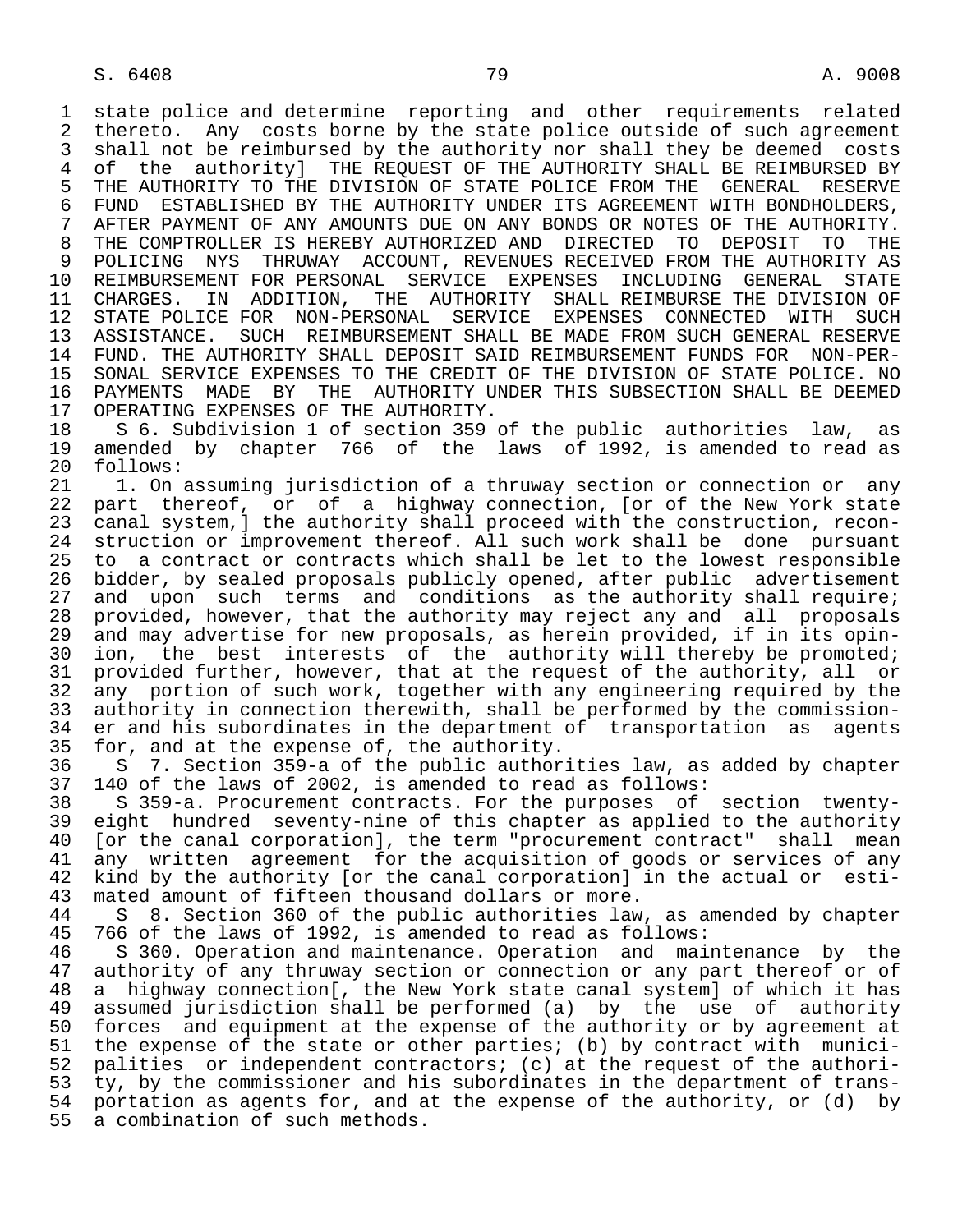state police and determine reporting and other requirements related thereto. Any costs borne by the state police outside of such agreement shall not be reimbursed by the authority nor shall they be deemed costs of the authority] THE REQUEST OF THE AUTHORITY SHALL BE REIMBURSED BY THE AUTHORITY TO THE DIVISION OF STATE POLICE FROM THE GENERAL RESERVE FUND ESTABLISHED BY THE AUTHORITY UNDER ITS AGREEMENT WITH BONDHOLDERS, AFTER PAYMENT OF ANY AMOUNTS DUE ON ANY BONDS OR NOTES OF THE AUTHORITY. THE COMPTROLLER IS HEREBY AUTHORIZED AND DIRECTED TO DEPOSIT TO THE POLICING NYS THRUWAY ACCOUNT, REVENUES RECEIVED FROM THE AUTHORITY AS REIMBURSEMENT FOR PERSONAL SERVICE EXPENSES INCLUDING GENERAL STATE CHARGES. IN ADDITION, THE AUTHORITY SHALL REIMBURSE THE DIVISION OF STATE POLICE FOR NON-PERSONAL SERVICE EXPENSES CONNECTED WITH SUCH ASSISTANCE. SUCH REIMBURSEMENT SHALL BE MADE FROM SUCH GENERAL RESERVE FUND. THE AUTHORITY SHALL DEPOSIT SAID REIMBURSEMENT FUNDS FOR NON-PERSONAL SERVICE EXPENSES TO THE CREDIT OF THE DIVISION OF STATE POLICE. NO PAYMENTS MADE BY THE AUTHORITY UNDER THIS SUBSECTION SHALL BE DEEMED OPERATING EXPENSES OF THE AUTHORITY.

S 6. Subdivision 1 of section 359 of the public authorities law, as amended by chapter 766 of the laws of 1992, is amended to read as follows:

1. On assuming jurisdiction of a thruway section or connection or any part thereof, or of a highway connection, [or of the New York state canal system,] the authority shall proceed with the construction, reconstruction or improvement thereof. All such work shall be done pursuant to a contract or contracts which shall be let to the lowest responsible bidder, by sealed proposals publicly opened, after public advertisement and upon such terms and conditions as the authority shall require; provided, however, that the authority may reject any and all proposals and may advertise for new proposals, as herein provided, if in its opinion, the best interests of the authority will thereby be promoted; provided further, however, that at the request of the authority, all or any portion of such work, together with any engineering required by the authority in connection therewith, shall be performed by the commissioner and his subordinates in the department of transportation as agents for, and at the expense of, the authority.

S 7. Section 359-a of the public authorities law, as added by chapter 140 of the laws of 2002, is amended to read as follows:

S 359-a. Procurement contracts. For the purposes of section twenty-eight hundred seventy-nine of this chapter as applied to the authority [or the canal corporation], the term "procurement contract" shall mean any written agreement for the acquisition of goods or services of any kind by the authority [or the canal corporation] in the actual or estimated amount of fifteen thousand dollars or more.

S 8. Section 360 of the public authorities law, as amended by chapter 766 of the laws of 1992, is amended to read as follows:

S 360. Operation and maintenance. Operation and maintenance by the authority of any thruway section or connection or any part thereof or of a highway connection[, the New York state canal system] of which it has assumed jurisdiction shall be performed (a) by the use of authority forces and equipment at the expense of the authority or by agreement at the expense of the state or other parties; (b) by contract with municipalities or independent contractors; (c) at the request of the authority, by the commissioner and his subordinates in the department of transportation as agents for, and at the expense of the authority, or (d) by a combination of such methods.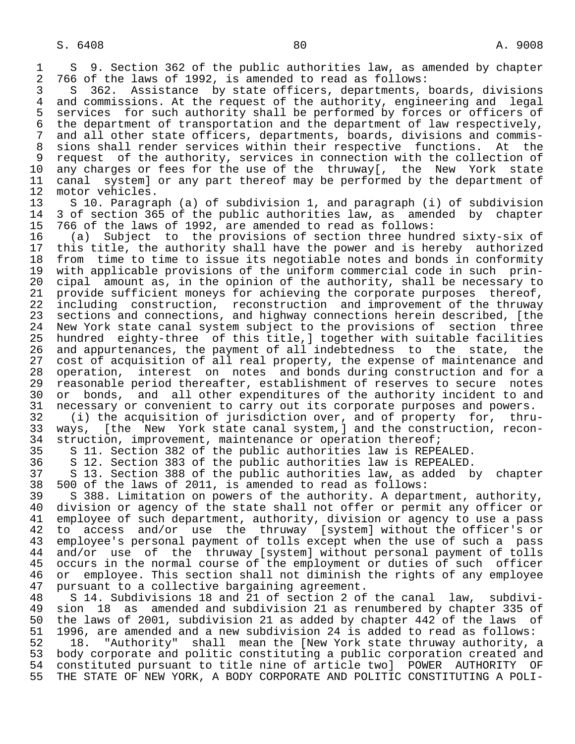S 9. Section 362 of the public authorities law, as amended by chapter 766 of the laws of 1992, is amended to read as follows:

S 362. Assistance by state officers, departments, boards, divisions and commissions. At the request of the authority, engineering and legal services for such authority shall be performed by forces or officers of the department of transportation and the department of law respectively, and all other state officers, departments, boards, divisions and commissions shall render services within their respective functions. At the request of the authority, services in connection with the collection of any charges or fees for the use of the thruway[, the New York state canal system] or any part thereof may be performed by the department of motor vehicles.

S 10. Paragraph (a) of subdivision 1, and paragraph (i) of subdivision 3 of section 365 of the public authorities law, as amended by chapter 766 of the laws of 1992, are amended to read as follows:

(a) Subject to the provisions of section three hundred sixty-six of this title, the authority shall have the power and is hereby authorized from time to time to issue its negotiable notes and bonds in conformity with applicable provisions of the uniform commercial code in such principal amount as, in the opinion of the authority, shall be necessary to provide sufficient moneys for achieving the corporate purposes thereof, including construction, reconstruction and improvement of the thruway sections and connections, and highway connections herein described, [the New York state canal system subject to the provisions of section three hundred eighty-three of this title,] together with suitable facilities and appurtenances, the payment of all indebtedness to the state, the cost of acquisition of all real property, the expense of maintenance and operation, interest on notes and bonds during construction and for a reasonable period thereafter, establishment of reserves to secure notes or bonds, and all other expenditures of the authority incident to and necessary or convenient to carry out its corporate purposes and powers.

(i) the acquisition of jurisdiction over, and of property for, thruways, [the New York state canal system,] and the construction, reconstruction, improvement, maintenance or operation thereof;

S 11. Section 382 of the public authorities law is REPEALED.

S 12. Section 383 of the public authorities law is REPEALED.

S 13. Section 388 of the public authorities law, as added by chapter 500 of the laws of 2011, is amended to read as follows:

S 388. Limitation on powers of the authority. A department, authority, division or agency of the state shall not offer or permit any officer or employee of such department, authority, division or agency to use a pass to access and/or use the thruway [system] without the officer's or employee's personal payment of tolls except when the use of such a pass and/or use of the thruway [system] without personal payment of tolls occurs in the normal course of the employment or duties of such officer or employee. This section shall not diminish the rights of any employee pursuant to a collective bargaining agreement.

S 14. Subdivisions 18 and 21 of section 2 of the canal law, subdivision 18 as amended and subdivision 21 as renumbered by chapter 335 of the laws of 2001, subdivision 21 as added by chapter 442 of the laws of 1996, are amended and a new subdivision 24 is added to read as follows:

18. "Authority" shall mean the [New York state thruway authority, a body corporate and politic constituting a public corporation created and constituted pursuant to title nine of article two] POWER AUTHORITY OF THE STATE OF NEW YORK, A BODY CORPORATE AND POLITIC CONSTITUTING A POLI-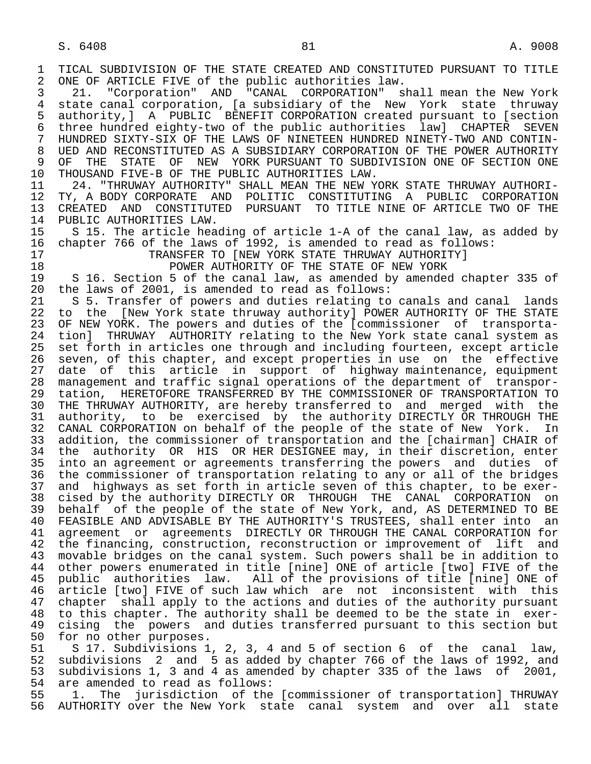TICAL SUBDIVISION OF THE STATE CREATED AND CONSTITUTED PURSUANT TO TITLE ONE OF ARTICLE FIVE of the public authorities law.

21. "Corporation" AND "CANAL CORPORATION" shall mean the New York state canal corporation, [a subsidiary of the New York state thruway authority,] A PUBLIC BENEFIT CORPORATION created pursuant to [section three hundred eighty-two of the public authorities law] CHAPTER SEVEN HUNDRED SIXTY-SIX OF THE LAWS OF NINETEEN HUNDRED NINETY-TWO AND CONTINUED AND RECONSTITUTED AS A SUBSIDIARY CORPORATION OF THE POWER AUTHORITY OF THE STATE OF NEW YORK PURSUANT TO SUBDIVISION ONE OF SECTION ONE THOUSAND FIVE-B OF THE PUBLIC AUTHORITIES LAW.

24. "THRUWAY AUTHORITY" SHALL MEAN THE NEW YORK STATE THRUWAY AUTHORITY, A BODY CORPORATE AND POLITIC CONSTITUTING A PUBLIC CORPORATION CREATED AND CONSTITUTED PURSUANT TO TITLE NINE OF ARTICLE TWO OF THE PUBLIC AUTHORITIES LAW.

S 15. The article heading of article 1-A of the canal law, as added by chapter 766 of the laws of 1992, is amended to read as follows:

TRANSFER TO [NEW YORK STATE THRUWAY AUTHORITY]
POWER AUTHORITY OF THE STATE OF NEW YORK

S 16. Section 5 of the canal law, as amended by amended chapter 335 of the laws of 2001, is amended to read as follows:

S 5. Transfer of powers and duties relating to canals and canal lands to the [New York state thruway authority] POWER AUTHORITY OF THE STATE OF NEW YORK. The powers and duties of the [commissioner of transportation] THRUWAY AUTHORITY relating to the New York state canal system as set forth in articles one through and including fourteen, except article seven, of this chapter, and except properties in use on the effective date of this article in support of highway maintenance, equipment management and traffic signal operations of the department of transportation, HERETOFORE TRANSFERRED BY THE COMMISSIONER OF TRANSPORTATION TO THE THRUWAY AUTHORITY, are hereby transferred to and merged with the authority, to be exercised by the authority DIRECTLY OR THROUGH THE CANAL CORPORATION on behalf of the people of the state of New York. In addition, the commissioner of transportation and the [chairman] CHAIR of the authority OR HIS OR HER DESIGNEE may, in their discretion, enter into an agreement or agreements transferring the powers and duties of the commissioner of transportation relating to any or all of the bridges and highways as set forth in article seven of this chapter, to be exercised by the authority DIRECTLY OR THROUGH THE CANAL CORPORATION on behalf of the people of the state of New York, and, AS DETERMINED TO BE FEASIBLE AND ADVISABLE BY THE AUTHORITY'S TRUSTEES, shall enter into an agreement or agreements DIRECTLY OR THROUGH THE CANAL CORPORATION for the financing, construction, reconstruction or improvement of lift and movable bridges on the canal system. Such powers shall be in addition to other powers enumerated in title [nine] ONE of article [two] FIVE of the public authorities law. All of the provisions of title [nine] ONE of article [two] FIVE of such law which are not inconsistent with this chapter shall apply to the actions and duties of the authority pursuant to this chapter. The authority shall be deemed to be the state in exercising the powers and duties transferred pursuant to this section but for no other purposes.

S 17. Subdivisions 1, 2, 3, 4 and 5 of section 6 of the canal law, subdivisions 2 and 5 as added by chapter 766 of the laws of 1992, and subdivisions 1, 3 and 4 as amended by chapter 335 of the laws of 2001, are amended to read as follows:

1. The jurisdiction of the [commissioner of transportation] THRUWAY AUTHORITY over the New York state canal system and over all state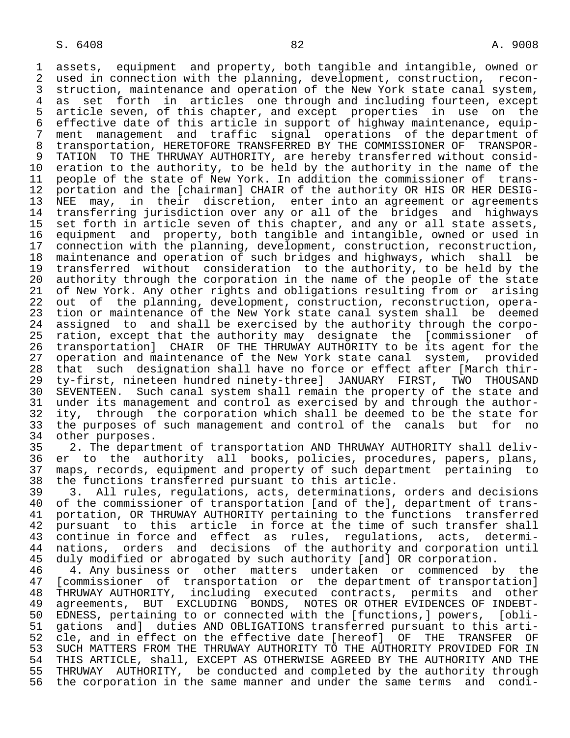assets, equipment and property, both tangible and intangible, owned or used in connection with the planning, development, construction, reconstruction, maintenance and operation of the New York state canal system, as set forth in articles one through and including fourteen, except article seven, of this chapter, and except properties in use on the effective date of this article in support of highway maintenance, equipment management and traffic signal operations of the department of transportation, HERETOFORE TRANSFERRED BY THE COMMISSIONER OF TRANSPORTATION TO THE THRUWAY AUTHORITY, are hereby transferred without consideration to the authority, to be held by the authority in the name of the people of the state of New York. In addition the commissioner of transportation and the [chairman] CHAIR of the authority OR HIS OR HER DESIGNEE may, in their discretion, enter into an agreement or agreements transferring jurisdiction over any or all of the bridges and highways set forth in article seven of this chapter, and any or all state assets, equipment and property, both tangible and intangible, owned or used in connection with the planning, development, construction, reconstruction, maintenance and operation of such bridges and highways, which shall be transferred without consideration to the authority, to be held by the authority through the corporation in the name of the people of the state of New York. Any other rights and obligations resulting from or arising out of the planning, development, construction, reconstruction, operation or maintenance of the New York state canal system shall be deemed assigned to and shall be exercised by the authority through the corporation, except that the authority may designate the [commissioner of transportation] CHAIR OF THE THRUWAY AUTHORITY to be its agent for the operation and maintenance of the New York state canal system, provided that such designation shall have no force or effect after [March thirty-first, nineteen hundred ninety-three] JANUARY FIRST, TWO THOUSAND SEVENTEEN. Such canal system shall remain the property of the state and under its management and control as exercised by and through the authority, through the corporation which shall be deemed to be the state for the purposes of such management and control of the canals but for no other purposes.

2. The department of transportation AND THRUWAY AUTHORITY shall deliver to the authority all books, policies, procedures, papers, plans, maps, records, equipment and property of such department pertaining to the functions transferred pursuant to this article.

3. All rules, regulations, acts, determinations, orders and decisions of the commissioner of transportation [and of the], department of transportation, OR THRUWAY AUTHORITY pertaining to the functions transferred pursuant to this article in force at the time of such transfer shall continue in force and effect as rules, regulations, acts, determinations, orders and decisions of the authority and corporation until duly modified or abrogated by such authority [and] OR corporation.

4. Any business or other matters undertaken or commenced by the [commissioner of transportation or the department of transportation] THRUWAY AUTHORITY, including executed contracts, permits and other agreements, BUT EXCLUDING BONDS, NOTES OR OTHER EVIDENCES OF INDEBTEDNESS, pertaining to or connected with the [functions,] powers, [obligations and] duties AND OBLIGATIONS transferred pursuant to this article, and in effect on the effective date [hereof] OF THE TRANSFER OF SUCH MATTERS FROM THE THRUWAY AUTHORITY TO THE AUTHORITY PROVIDED FOR IN THIS ARTICLE, shall, EXCEPT AS OTHERWISE AGREED BY THE AUTHORITY AND THE THRUWAY AUTHORITY, be conducted and completed by the authority through the corporation in the same manner and under the same terms and condi-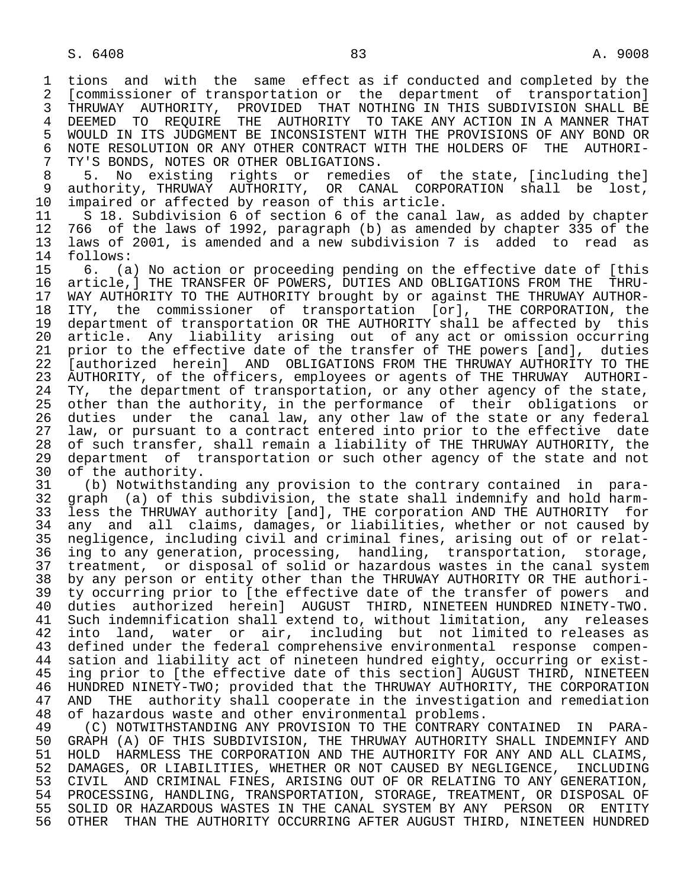tions and with the same effect as if conducted and completed by the [commissioner of transportation or the department of transportation] THRUWAY AUTHORITY, PROVIDED THAT NOTHING IN THIS SUBDIVISION SHALL BE DEEMED TO REQUIRE THE AUTHORITY TO TAKE ANY ACTION IN A MANNER THAT WOULD IN ITS JUDGMENT BE INCONSISTENT WITH THE PROVISIONS OF ANY BOND OR NOTE RESOLUTION OR ANY OTHER CONTRACT WITH THE HOLDERS OF THE AUTHORITY'S BONDS, NOTES OR OTHER OBLIGATIONS.

5. No existing rights or remedies of the state, [including the] authority, THRUWAY AUTHORITY, OR CANAL CORPORATION shall be lost, impaired or affected by reason of this article.

S 18. Subdivision 6 of section 6 of the canal law, as added by chapter 766 of the laws of 1992, paragraph (b) as amended by chapter 335 of the laws of 2001, is amended and a new subdivision 7 is added to read as follows:

6. (a) No action or proceeding pending on the effective date of [this article,] THE TRANSFER OF POWERS, DUTIES AND OBLIGATIONS FROM THE THRUWAY AUTHORITY TO THE AUTHORITY brought by or against THE THRUWAY AUTHORITY, the commissioner of transportation [or], THE CORPORATION, the department of transportation OR THE AUTHORITY shall be affected by this article. Any liability arising out of any act or omission occurring prior to the effective date of the transfer of THE powers [and], duties [authorized herein] AND OBLIGATIONS FROM THE THRUWAY AUTHORITY TO THE AUTHORITY, of the officers, employees or agents of THE THRUWAY AUTHORITY, the department of transportation, or any other agency of the state, other than the authority, in the performance of their obligations or duties under the canal law, any other law of the state or any federal law, or pursuant to a contract entered into prior to the effective date of such transfer, shall remain a liability of THE THRUWAY AUTHORITY, the department of transportation or such other agency of the state and not of the authority.

(b) Notwithstanding any provision to the contrary contained in paragraph (a) of this subdivision, the state shall indemnify and hold harmless the THRUWAY authority [and], THE corporation AND THE AUTHORITY for any and all claims, damages, or liabilities, whether or not caused by negligence, including civil and criminal fines, arising out of or relating to any generation, processing, handling, transportation, storage, treatment, or disposal of solid or hazardous wastes in the canal system by any person or entity other than the THRUWAY AUTHORITY OR THE authority occurring prior to [the effective date of the transfer of powers and duties authorized herein] AUGUST THIRD, NINETEEN HUNDRED NINETY-TWO. Such indemnification shall extend to, without limitation, any releases into land, water or air, including but not limited to releases as defined under the federal comprehensive environmental response compensation and liability act of nineteen hundred eighty, occurring or existing prior to [the effective date of this section] AUGUST THIRD, NINETEEN HUNDRED NINETY-TWO; provided that the THRUWAY AUTHORITY, THE CORPORATION AND THE authority shall cooperate in the investigation and remediation of hazardous waste and other environmental problems.

(C) NOTWITHSTANDING ANY PROVISION TO THE CONTRARY CONTAINED IN PARAGRAPH (A) OF THIS SUBDIVISION, THE THRUWAY AUTHORITY SHALL INDEMNIFY AND HOLD HARMLESS THE CORPORATION AND THE AUTHORITY FOR ANY AND ALL CLAIMS, DAMAGES, OR LIABILITIES, WHETHER OR NOT CAUSED BY NEGLIGENCE, INCLUDING CIVIL AND CRIMINAL FINES, ARISING OUT OF OR RELATING TO ANY GENERATION, PROCESSING, HANDLING, TRANSPORTATION, STORAGE, TREATMENT, OR DISPOSAL OF SOLID OR HAZARDOUS WASTES IN THE CANAL SYSTEM BY ANY PERSON OR ENTITY OTHER THAN THE AUTHORITY OCCURRING AFTER AUGUST THIRD, NINETEEN HUNDRED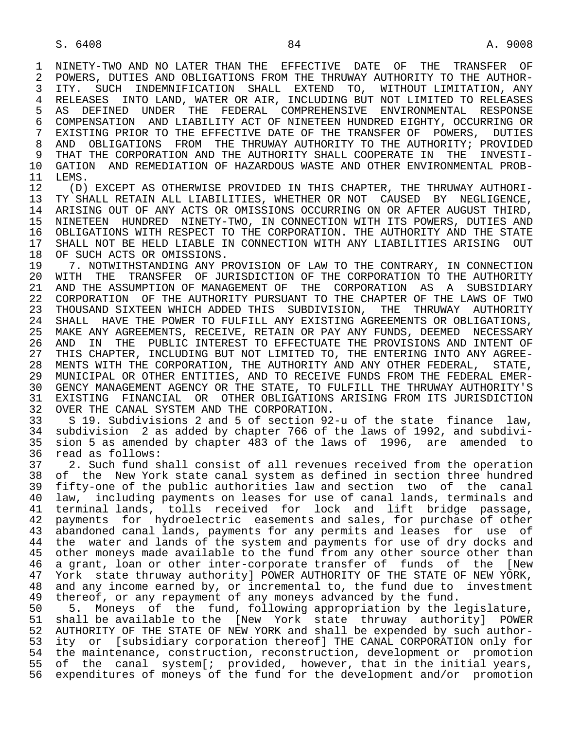NINETY-TWO AND NO LATER THAN THE EFFECTIVE DATE OF THE TRANSFER OF POWERS, DUTIES AND OBLIGATIONS FROM THE THRUWAY AUTHORITY TO THE AUTHORITY. SUCH INDEMNIFICATION SHALL EXTEND TO, WITHOUT LIMITATION, ANY RELEASES INTO LAND, WATER OR AIR, INCLUDING BUT NOT LIMITED TO RELEASES AS DEFINED UNDER THE FEDERAL COMPREHENSIVE ENVIRONMENTAL RESPONSE COMPENSATION AND LIABILITY ACT OF NINETEEN HUNDRED EIGHTY, OCCURRING OR EXISTING PRIOR TO THE EFFECTIVE DATE OF THE TRANSFER OF POWERS, DUTIES AND OBLIGATIONS FROM THE THRUWAY AUTHORITY TO THE AUTHORITY; PROVIDED THAT THE CORPORATION AND THE AUTHORITY SHALL COOPERATE IN THE INVESTIGATION AND REMEDIATION OF HAZARDOUS WASTE AND OTHER ENVIRONMENTAL PROBLEMS.

(D) EXCEPT AS OTHERWISE PROVIDED IN THIS CHAPTER, THE THRUWAY AUTHORITY SHALL RETAIN ALL LIABILITIES, WHETHER OR NOT CAUSED BY NEGLIGENCE, ARISING OUT OF ANY ACTS OR OMISSIONS OCCURRING ON OR AFTER AUGUST THIRD, NINETEEN HUNDRED NINETY-TWO, IN CONNECTION WITH ITS POWERS, DUTIES AND OBLIGATIONS WITH RESPECT TO THE CORPORATION. THE AUTHORITY AND THE STATE SHALL NOT BE HELD LIABLE IN CONNECTION WITH ANY LIABILITIES ARISING OUT OF SUCH ACTS OR OMISSIONS.

7. NOTWITHSTANDING ANY PROVISION OF LAW TO THE CONTRARY, IN CONNECTION WITH THE TRANSFER OF JURISDICTION OF THE CORPORATION TO THE AUTHORITY AND THE ASSUMPTION OF MANAGEMENT OF THE CORPORATION AS A SUBSIDIARY CORPORATION OF THE AUTHORITY PURSUANT TO THE CHAPTER OF THE LAWS OF TWO THOUSAND SIXTEEN WHICH ADDED THIS SUBDIVISION, THE THRUWAY AUTHORITY SHALL HAVE THE POWER TO FULFILL ANY EXISTING AGREEMENTS OR OBLIGATIONS, MAKE ANY AGREEMENTS, RECEIVE, RETAIN OR PAY ANY FUNDS, DEEMED NECESSARY AND IN THE PUBLIC INTEREST TO EFFECTUATE THE PROVISIONS AND INTENT OF THIS CHAPTER, INCLUDING BUT NOT LIMITED TO, THE ENTERING INTO ANY AGREEMENTS WITH THE CORPORATION, THE AUTHORITY AND ANY OTHER FEDERAL, STATE, MUNICIPAL OR OTHER ENTITIES, AND TO RECEIVE FUNDS FROM THE FEDERAL EMERGENCY MANAGEMENT AGENCY OR THE STATE, TO FULFILL THE THRUWAY AUTHORITY'S EXISTING FINANCIAL OR OTHER OBLIGATIONS ARISING FROM ITS JURISDICTION OVER THE CANAL SYSTEM AND THE CORPORATION.

S 19. Subdivisions 2 and 5 of section 92-u of the state finance law, subdivision 2 as added by chapter 766 of the laws of 1992, and subdivision 5 as amended by chapter 483 of the laws of 1996, are amended to read as follows:

2. Such fund shall consist of all revenues received from the operation of the New York state canal system as defined in section three hundred fifty-one of the public authorities law and section two of the canal law, including payments on leases for use of canal lands, terminals and terminal lands, tolls received for lock and lift bridge passage, payments for hydroelectric easements and sales, for purchase of other abandoned canal lands, payments for any permits and leases for use of the water and lands of the system and payments for use of dry docks and other moneys made available to the fund from any other source other than a grant, loan or other inter-corporate transfer of funds of the [New York state thruway authority] POWER AUTHORITY OF THE STATE OF NEW YORK, and any income earned by, or incremental to, the fund due to investment thereof, or any repayment of any moneys advanced by the fund.

5. Moneys of the fund, following appropriation by the legislature, shall be available to the [New York state thruway authority] POWER AUTHORITY OF THE STATE OF NEW YORK and shall be expended by such authority or [subsidiary corporation thereof] THE CANAL CORPORATION only for the maintenance, construction, reconstruction, development or promotion of the canal system[; provided, however, that in the initial years, expenditures of moneys of the fund for the development and/or promotion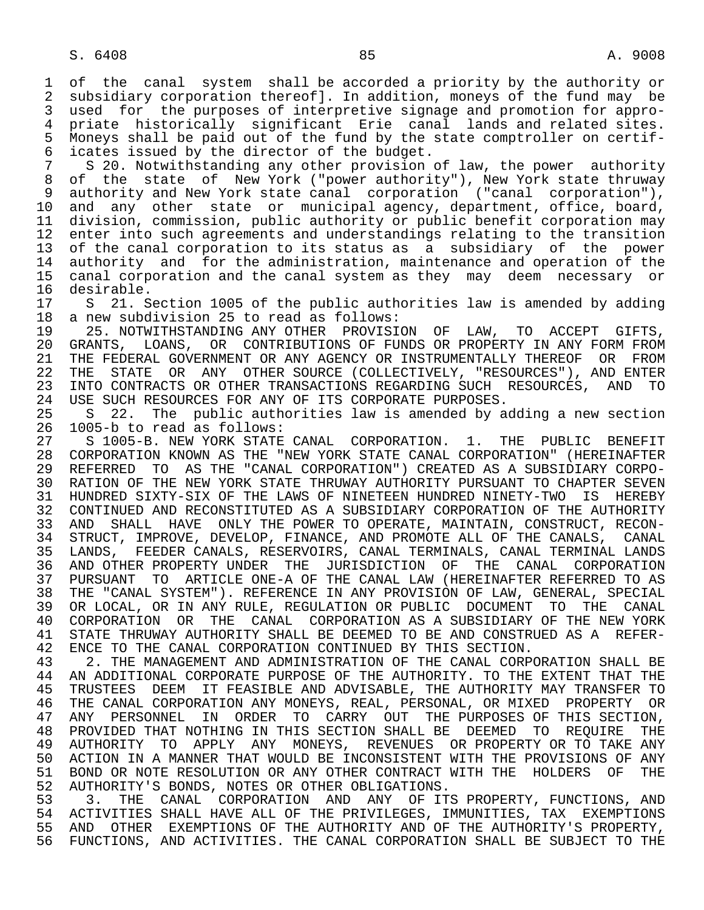of the canal system shall be accorded a priority by the authority or subsidiary corporation thereof]. In addition, moneys of the fund may be used for the purposes of interpretive signage and promotion for appropriate historically significant Erie canal lands and related sites. Moneys shall be paid out of the fund by the state comptroller on certificates issued by the director of the budget.

S 20. Notwithstanding any other provision of law, the power authority of the state of New York ("power authority"), New York state thruway authority and New York state canal corporation ("canal corporation"), and any other state or municipal agency, department, office, board, division, commission, public authority or public benefit corporation may enter into such agreements and understandings relating to the transition of the canal corporation to its status as a subsidiary of the power authority and for the administration, maintenance and operation of the canal corporation and the canal system as they may deem necessary or desirable.

S 21. Section 1005 of the public authorities law is amended by adding a new subdivision 25 to read as follows:

25. NOTWITHSTANDING ANY OTHER PROVISION OF LAW, TO ACCEPT GIFTS, GRANTS, LOANS, OR CONTRIBUTIONS OF FUNDS OR PROPERTY IN ANY FORM FROM THE FEDERAL GOVERNMENT OR ANY AGENCY OR INSTRUMENTALLY THEREOF OR FROM THE STATE OR ANY OTHER SOURCE (COLLECTIVELY, "RESOURCES"), AND ENTER INTO CONTRACTS OR OTHER TRANSACTIONS REGARDING SUCH RESOURCES, AND TO USE SUCH RESOURCES FOR ANY OF ITS CORPORATE PURPOSES.

S 22. The public authorities law is amended by adding a new section 1005-b to read as follows:

S 1005-B. NEW YORK STATE CANAL CORPORATION. 1. THE PUBLIC BENEFIT CORPORATION KNOWN AS THE "NEW YORK STATE CANAL CORPORATION" (HEREINAFTER REFERRED TO AS THE "CANAL CORPORATION") CREATED AS A SUBSIDIARY CORPORATION OF THE NEW YORK STATE THRUWAY AUTHORITY PURSUANT TO CHAPTER SEVEN HUNDRED SIXTY-SIX OF THE LAWS OF NINETEEN HUNDRED NINETY-TWO IS HEREBY CONTINUED AND RECONSTITUTED AS A SUBSIDIARY CORPORATION OF THE AUTHORITY AND SHALL HAVE ONLY THE POWER TO OPERATE, MAINTAIN, CONSTRUCT, RECONSTRUCT, IMPROVE, DEVELOP, FINANCE, AND PROMOTE ALL OF THE CANALS, CANAL LANDS, FEEDER CANALS, RESERVOIRS, CANAL TERMINALS, CANAL TERMINAL LANDS AND OTHER PROPERTY UNDER THE JURISDICTION OF THE CANAL CORPORATION PURSUANT TO ARTICLE ONE-A OF THE CANAL LAW (HEREINAFTER REFERRED TO AS THE "CANAL SYSTEM"). REFERENCE IN ANY PROVISION OF LAW, GENERAL, SPECIAL OR LOCAL, OR IN ANY RULE, REGULATION OR PUBLIC DOCUMENT TO THE CANAL CORPORATION OR THE CANAL CORPORATION AS A SUBSIDIARY OF THE NEW YORK STATE THRUWAY AUTHORITY SHALL BE DEEMED TO BE AND CONSTRUED AS A REFERENCE TO THE CANAL CORPORATION CONTINUED BY THIS SECTION.

2. THE MANAGEMENT AND ADMINISTRATION OF THE CANAL CORPORATION SHALL BE AN ADDITIONAL CORPORATE PURPOSE OF THE AUTHORITY. TO THE EXTENT THAT THE TRUSTEES DEEM IT FEASIBLE AND ADVISABLE, THE AUTHORITY MAY TRANSFER TO THE CANAL CORPORATION ANY MONEYS, REAL, PERSONAL, OR MIXED PROPERTY OR ANY PERSONNEL IN ORDER TO CARRY OUT THE PURPOSES OF THIS SECTION, PROVIDED THAT NOTHING IN THIS SECTION SHALL BE DEEMED TO REQUIRE THE AUTHORITY TO APPLY ANY MONEYS, REVENUES OR PROPERTY OR TO TAKE ANY ACTION IN A MANNER THAT WOULD BE INCONSISTENT WITH THE PROVISIONS OF ANY BOND OR NOTE RESOLUTION OR ANY OTHER CONTRACT WITH THE HOLDERS OF THE AUTHORITY'S BONDS, NOTES OR OTHER OBLIGATIONS.

3. THE CANAL CORPORATION AND ANY OF ITS PROPERTY, FUNCTIONS, AND ACTIVITIES SHALL HAVE ALL OF THE PRIVILEGES, IMMUNITIES, TAX EXEMPTIONS AND OTHER EXEMPTIONS OF THE AUTHORITY AND OF THE AUTHORITY'S PROPERTY, FUNCTIONS, AND ACTIVITIES. THE CANAL CORPORATION SHALL BE SUBJECT TO THE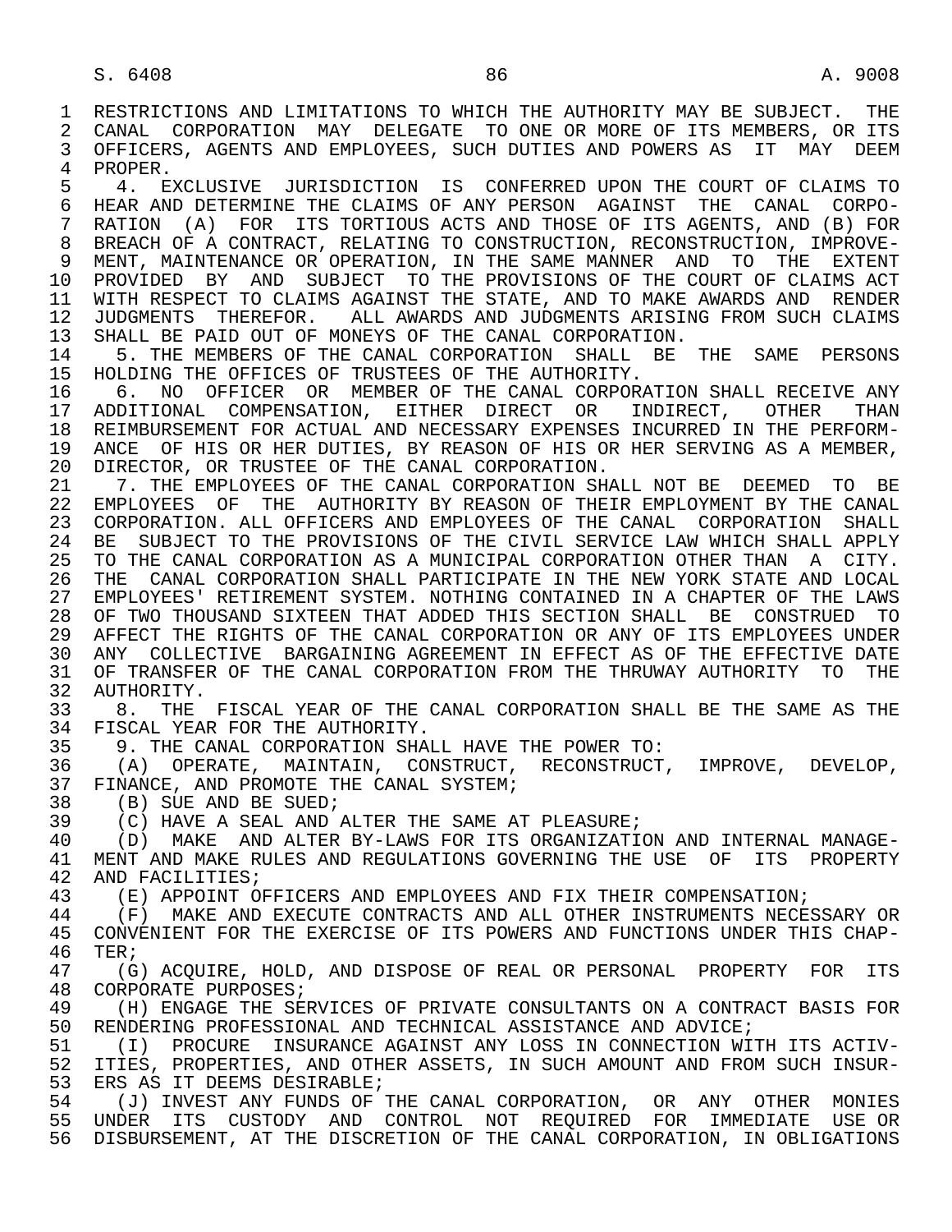RESTRICTIONS AND LIMITATIONS TO WHICH THE AUTHORITY MAY BE SUBJECT. THE CANAL CORPORATION MAY DELEGATE TO ONE OR MORE OF ITS MEMBERS, OR ITS OFFICERS, AGENTS AND EMPLOYEES, SUCH DUTIES AND POWERS AS IT MAY DEEM PROPER.

4. EXCLUSIVE JURISDICTION IS CONFERRED UPON THE COURT OF CLAIMS TO HEAR AND DETERMINE THE CLAIMS OF ANY PERSON AGAINST THE CANAL CORPORATION (A) FOR ITS TORTIOUS ACTS AND THOSE OF ITS AGENTS, AND (B) FOR BREACH OF A CONTRACT, RELATING TO CONSTRUCTION, RECONSTRUCTION, IMPROVEMENT, MAINTENANCE OR OPERATION, IN THE SAME MANNER AND TO THE EXTENT PROVIDED BY AND SUBJECT TO THE PROVISIONS OF THE COURT OF CLAIMS ACT WITH RESPECT TO CLAIMS AGAINST THE STATE, AND TO MAKE AWARDS AND RENDER JUDGMENTS THEREFOR. ALL AWARDS AND JUDGMENTS ARISING FROM SUCH CLAIMS SHALL BE PAID OUT OF MONEYS OF THE CANAL CORPORATION.

5. THE MEMBERS OF THE CANAL CORPORATION SHALL BE THE SAME PERSONS HOLDING THE OFFICES OF TRUSTEES OF THE AUTHORITY.

6. NO OFFICER OR MEMBER OF THE CANAL CORPORATION SHALL RECEIVE ANY ADDITIONAL COMPENSATION, EITHER DIRECT OR INDIRECT, OTHER THAN REIMBURSEMENT FOR ACTUAL AND NECESSARY EXPENSES INCURRED IN THE PERFORMANCE OF HIS OR HER DUTIES, BY REASON OF HIS OR HER SERVING AS A MEMBER, DIRECTOR, OR TRUSTEE OF THE CANAL CORPORATION.

7. THE EMPLOYEES OF THE CANAL CORPORATION SHALL NOT BE DEEMED TO BE EMPLOYEES OF THE AUTHORITY BY REASON OF THEIR EMPLOYMENT BY THE CANAL CORPORATION. ALL OFFICERS AND EMPLOYEES OF THE CANAL CORPORATION SHALL BE SUBJECT TO THE PROVISIONS OF THE CIVIL SERVICE LAW WHICH SHALL APPLY TO THE CANAL CORPORATION AS A MUNICIPAL CORPORATION OTHER THAN A CITY. THE CANAL CORPORATION SHALL PARTICIPATE IN THE NEW YORK STATE AND LOCAL EMPLOYEES' RETIREMENT SYSTEM. NOTHING CONTAINED IN A CHAPTER OF THE LAWS OF TWO THOUSAND SIXTEEN THAT ADDED THIS SECTION SHALL BE CONSTRUED TO AFFECT THE RIGHTS OF THE CANAL CORPORATION OR ANY OF ITS EMPLOYEES UNDER ANY COLLECTIVE BARGAINING AGREEMENT IN EFFECT AS OF THE EFFECTIVE DATE OF TRANSFER OF THE CANAL CORPORATION FROM THE THRUWAY AUTHORITY TO THE AUTHORITY.

8. THE FISCAL YEAR OF THE CANAL CORPORATION SHALL BE THE SAME AS THE FISCAL YEAR FOR THE AUTHORITY.

9. THE CANAL CORPORATION SHALL HAVE THE POWER TO:

(A) OPERATE, MAINTAIN, CONSTRUCT, RECONSTRUCT, IMPROVE, DEVELOP, FINANCE, AND PROMOTE THE CANAL SYSTEM;

(B) SUE AND BE SUED;

(C) HAVE A SEAL AND ALTER THE SAME AT PLEASURE;

(D) MAKE AND ALTER BY-LAWS FOR ITS ORGANIZATION AND INTERNAL MANAGEMENT AND MAKE RULES AND REGULATIONS GOVERNING THE USE OF ITS PROPERTY AND FACILITIES;

(E) APPOINT OFFICERS AND EMPLOYEES AND FIX THEIR COMPENSATION;

(F) MAKE AND EXECUTE CONTRACTS AND ALL OTHER INSTRUMENTS NECESSARY OR CONVENIENT FOR THE EXERCISE OF ITS POWERS AND FUNCTIONS UNDER THIS CHAPTER;

(G) ACQUIRE, HOLD, AND DISPOSE OF REAL OR PERSONAL PROPERTY FOR ITS CORPORATE PURPOSES;

(H) ENGAGE THE SERVICES OF PRIVATE CONSULTANTS ON A CONTRACT BASIS FOR RENDERING PROFESSIONAL AND TECHNICAL ASSISTANCE AND ADVICE;

(I) PROCURE INSURANCE AGAINST ANY LOSS IN CONNECTION WITH ITS ACTIVITIES, PROPERTIES, AND OTHER ASSETS, IN SUCH AMOUNT AND FROM SUCH INSURERS AS IT DEEMS DESIRABLE;

(J) INVEST ANY FUNDS OF THE CANAL CORPORATION, OR ANY OTHER MONIES UNDER ITS CUSTODY AND CONTROL NOT REQUIRED FOR IMMEDIATE USE OR DISBURSEMENT, AT THE DISCRETION OF THE CANAL CORPORATION, IN OBLIGATIONS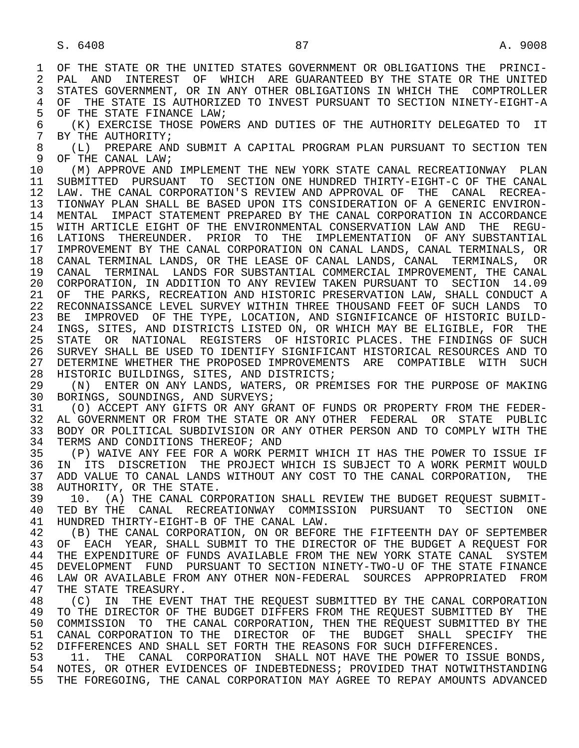OF THE STATE OR THE UNITED STATES GOVERNMENT OR OBLIGATIONS THE PRINCIPAL AND INTEREST OF WHICH ARE GUARANTEED BY THE STATE OR THE UNITED STATES GOVERNMENT, OR IN ANY OTHER OBLIGATIONS IN WHICH THE COMPTROLLER OF THE STATE IS AUTHORIZED TO INVEST PURSUANT TO SECTION NINETY-EIGHT-A OF THE STATE FINANCE LAW;

(K) EXERCISE THOSE POWERS AND DUTIES OF THE AUTHORITY DELEGATED TO IT BY THE AUTHORITY;

(L) PREPARE AND SUBMIT A CAPITAL PROGRAM PLAN PURSUANT TO SECTION TEN OF THE CANAL LAW;

(M) APPROVE AND IMPLEMENT THE NEW YORK STATE CANAL RECREATIONWAY PLAN SUBMITTED PURSUANT TO SECTION ONE HUNDRED THIRTY-EIGHT-C OF THE CANAL LAW. THE CANAL CORPORATION'S REVIEW AND APPROVAL OF THE CANAL RECREATIONWAY PLAN SHALL BE BASED UPON ITS CONSIDERATION OF A GENERIC ENVIRONMENTAL IMPACT STATEMENT PREPARED BY THE CANAL CORPORATION IN ACCORDANCE WITH ARTICLE EIGHT OF THE ENVIRONMENTAL CONSERVATION LAW AND THE REGULATIONS THEREUNDER. PRIOR TO THE IMPLEMENTATION OF ANY SUBSTANTIAL IMPROVEMENT BY THE CANAL CORPORATION ON CANAL LANDS, CANAL TERMINALS, OR CANAL TERMINAL LANDS, OR THE LEASE OF CANAL LANDS, CANAL TERMINALS, OR CANAL TERMINAL LANDS FOR SUBSTANTIAL COMMERCIAL IMPROVEMENT, THE CANAL CORPORATION, IN ADDITION TO ANY REVIEW TAKEN PURSUANT TO SECTION 14.09 OF THE PARKS, RECREATION AND HISTORIC PRESERVATION LAW, SHALL CONDUCT A RECONNAISSANCE LEVEL SURVEY WITHIN THREE THOUSAND FEET OF SUCH LANDS TO BE IMPROVED OF THE TYPE, LOCATION, AND SIGNIFICANCE OF HISTORIC BUILDINGS, SITES, AND DISTRICTS LISTED ON, OR WHICH MAY BE ELIGIBLE, FOR THE STATE OR NATIONAL REGISTERS OF HISTORIC PLACES. THE FINDINGS OF SUCH SURVEY SHALL BE USED TO IDENTIFY SIGNIFICANT HISTORICAL RESOURCES AND TO DETERMINE WHETHER THE PROPOSED IMPROVEMENTS ARE COMPATIBLE WITH SUCH HISTORIC BUILDINGS, SITES, AND DISTRICTS;

(N) ENTER ON ANY LANDS, WATERS, OR PREMISES FOR THE PURPOSE OF MAKING BORINGS, SOUNDINGS, AND SURVEYS;

(O) ACCEPT ANY GIFTS OR ANY GRANT OF FUNDS OR PROPERTY FROM THE FEDERAL GOVERNMENT OR FROM THE STATE OR ANY OTHER FEDERAL OR STATE PUBLIC BODY OR POLITICAL SUBDIVISION OR ANY OTHER PERSON AND TO COMPLY WITH THE TERMS AND CONDITIONS THEREOF; AND

(P) WAIVE ANY FEE FOR A WORK PERMIT WHICH IT HAS THE POWER TO ISSUE IF IN ITS DISCRETION THE PROJECT WHICH IS SUBJECT TO A WORK PERMIT WOULD ADD VALUE TO CANAL LANDS WITHOUT ANY COST TO THE CANAL CORPORATION, THE AUTHORITY, OR THE STATE.

10. (A) THE CANAL CORPORATION SHALL REVIEW THE BUDGET REQUEST SUBMITTED BY THE CANAL RECREATIONWAY COMMISSION PURSUANT TO SECTION ONE HUNDRED THIRTY-EIGHT-B OF THE CANAL LAW.

(B) THE CANAL CORPORATION, ON OR BEFORE THE FIFTEENTH DAY OF SEPTEMBER OF EACH YEAR, SHALL SUBMIT TO THE DIRECTOR OF THE BUDGET A REQUEST FOR THE EXPENDITURE OF FUNDS AVAILABLE FROM THE NEW YORK STATE CANAL SYSTEM DEVELOPMENT FUND PURSUANT TO SECTION NINETY-TWO-U OF THE STATE FINANCE LAW OR AVAILABLE FROM ANY OTHER NON-FEDERAL SOURCES APPROPRIATED FROM THE STATE TREASURY.

(C) IN THE EVENT THAT THE REQUEST SUBMITTED BY THE CANAL CORPORATION TO THE DIRECTOR OF THE BUDGET DIFFERS FROM THE REQUEST SUBMITTED BY THE COMMISSION TO THE CANAL CORPORATION, THEN THE REQUEST SUBMITTED BY THE CANAL CORPORATION TO THE DIRECTOR OF THE BUDGET SHALL SPECIFY THE DIFFERENCES AND SHALL SET FORTH THE REASONS FOR SUCH DIFFERENCES.

11. THE CANAL CORPORATION SHALL NOT HAVE THE POWER TO ISSUE BONDS, NOTES, OR OTHER EVIDENCES OF INDEBTEDNESS; PROVIDED THAT NOTWITHSTANDING THE FOREGOING, THE CANAL CORPORATION MAY AGREE TO REPAY AMOUNTS ADVANCED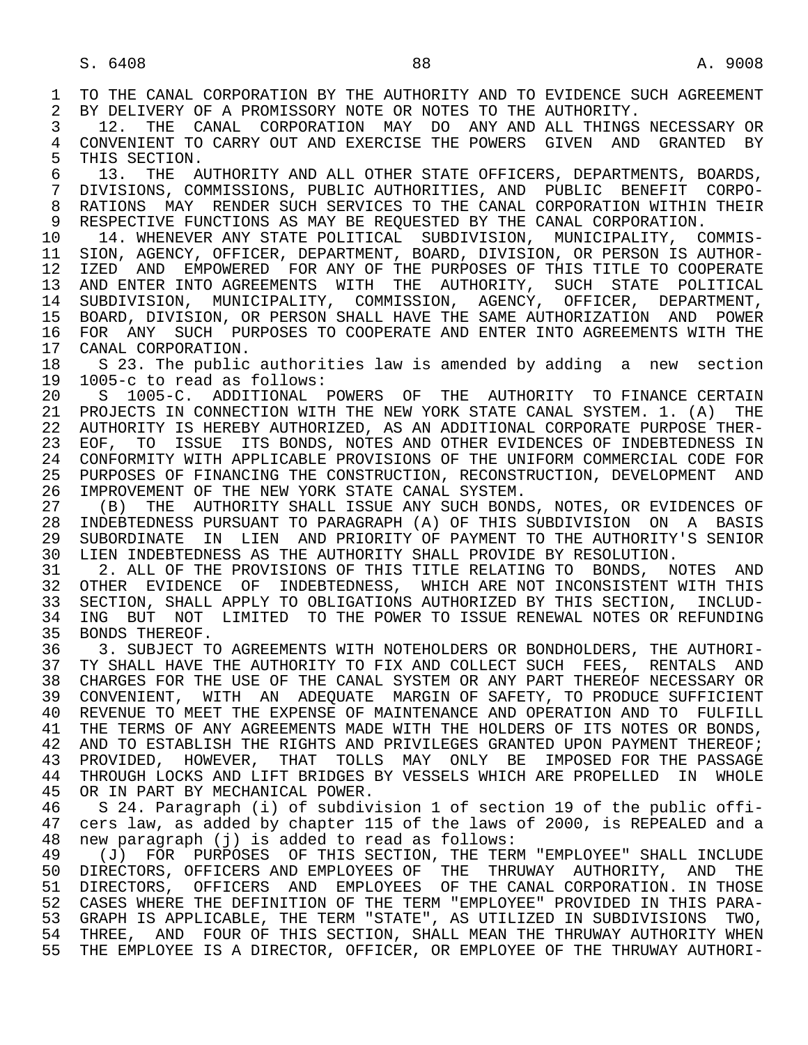TO THE CANAL CORPORATION BY THE AUTHORITY AND TO EVIDENCE SUCH AGREEMENT BY DELIVERY OF A PROMISSORY NOTE OR NOTES TO THE AUTHORITY.

12. THE CANAL CORPORATION MAY DO ANY AND ALL THINGS NECESSARY OR CONVENIENT TO CARRY OUT AND EXERCISE THE POWERS GIVEN AND GRANTED BY THIS SECTION.

13. THE AUTHORITY AND ALL OTHER STATE OFFICERS, DEPARTMENTS, BOARDS, DIVISIONS, COMMISSIONS, PUBLIC AUTHORITIES, AND PUBLIC BENEFIT CORPORATIONS MAY RENDER SUCH SERVICES TO THE CANAL CORPORATION WITHIN THEIR RESPECTIVE FUNCTIONS AS MAY BE REQUESTED BY THE CANAL CORPORATION.

14. WHENEVER ANY STATE POLITICAL SUBDIVISION, MUNICIPALITY, COMMISSION, AGENCY, OFFICER, DEPARTMENT, BOARD, DIVISION, OR PERSON IS AUTHORIZED AND EMPOWERED FOR ANY OF THE PURPOSES OF THIS TITLE TO COOPERATE AND ENTER INTO AGREEMENTS WITH THE AUTHORITY, SUCH STATE POLITICAL SUBDIVISION, MUNICIPALITY, COMMISSION, AGENCY, OFFICER, DEPARTMENT, BOARD, DIVISION, OR PERSON SHALL HAVE THE SAME AUTHORIZATION AND POWER FOR ANY SUCH PURPOSES TO COOPERATE AND ENTER INTO AGREEMENTS WITH THE CANAL CORPORATION.

S 23. The public authorities law is amended by adding a new section 1005-c to read as follows:

S 1005-C. ADDITIONAL POWERS OF THE AUTHORITY TO FINANCE CERTAIN PROJECTS IN CONNECTION WITH THE NEW YORK STATE CANAL SYSTEM. 1. (A) THE AUTHORITY IS HEREBY AUTHORIZED, AS AN ADDITIONAL CORPORATE PURPOSE THEREOF, TO ISSUE ITS BONDS, NOTES AND OTHER EVIDENCES OF INDEBTEDNESS IN CONFORMITY WITH APPLICABLE PROVISIONS OF THE UNIFORM COMMERCIAL CODE FOR PURPOSES OF FINANCING THE CONSTRUCTION, RECONSTRUCTION, DEVELOPMENT AND IMPROVEMENT OF THE NEW YORK STATE CANAL SYSTEM.

(B) THE AUTHORITY SHALL ISSUE ANY SUCH BONDS, NOTES, OR EVIDENCES OF INDEBTEDNESS PURSUANT TO PARAGRAPH (A) OF THIS SUBDIVISION ON A BASIS SUBORDINATE IN LIEN AND PRIORITY OF PAYMENT TO THE AUTHORITY'S SENIOR LIEN INDEBTEDNESS AS THE AUTHORITY SHALL PROVIDE BY RESOLUTION.

2. ALL OF THE PROVISIONS OF THIS TITLE RELATING TO BONDS, NOTES AND OTHER EVIDENCE OF INDEBTEDNESS, WHICH ARE NOT INCONSISTENT WITH THIS SECTION, SHALL APPLY TO OBLIGATIONS AUTHORIZED BY THIS SECTION, INCLUDING BUT NOT LIMITED TO THE POWER TO ISSUE RENEWAL NOTES OR REFUNDING BONDS THEREOF.

3. SUBJECT TO AGREEMENTS WITH NOTEHOLDERS OR BONDHOLDERS, THE AUTHORITY SHALL HAVE THE AUTHORITY TO FIX AND COLLECT SUCH FEES, RENTALS AND CHARGES FOR THE USE OF THE CANAL SYSTEM OR ANY PART THEREOF NECESSARY OR CONVENIENT, WITH AN ADEQUATE MARGIN OF SAFETY, TO PRODUCE SUFFICIENT REVENUE TO MEET THE EXPENSE OF MAINTENANCE AND OPERATION AND TO FULFILL THE TERMS OF ANY AGREEMENTS MADE WITH THE HOLDERS OF ITS NOTES OR BONDS, AND TO ESTABLISH THE RIGHTS AND PRIVILEGES GRANTED UPON PAYMENT THEREOF; PROVIDED, HOWEVER, THAT TOLLS MAY ONLY BE IMPOSED FOR THE PASSAGE THROUGH LOCKS AND LIFT BRIDGES BY VESSELS WHICH ARE PROPELLED IN WHOLE OR IN PART BY MECHANICAL POWER.

S 24. Paragraph (i) of subdivision 1 of section 19 of the public officers law, as added by chapter 115 of the laws of 2000, is REPEALED and a new paragraph (j) is added to read as follows:

(J) FOR PURPOSES OF THIS SECTION, THE TERM "EMPLOYEE" SHALL INCLUDE DIRECTORS, OFFICERS AND EMPLOYEES OF THE THRUWAY AUTHORITY, AND THE DIRECTORS, OFFICERS AND EMPLOYEES OF THE CANAL CORPORATION. IN THOSE CASES WHERE THE DEFINITION OF THE TERM "EMPLOYEE" PROVIDED IN THIS PARAGRAPH IS APPLICABLE, THE TERM "STATE", AS UTILIZED IN SUBDIVISIONS TWO, THREE, AND FOUR OF THIS SECTION, SHALL MEAN THE THRUWAY AUTHORITY WHEN THE EMPLOYEE IS A DIRECTOR, OFFICER, OR EMPLOYEE OF THE THRUWAY AUTHORI-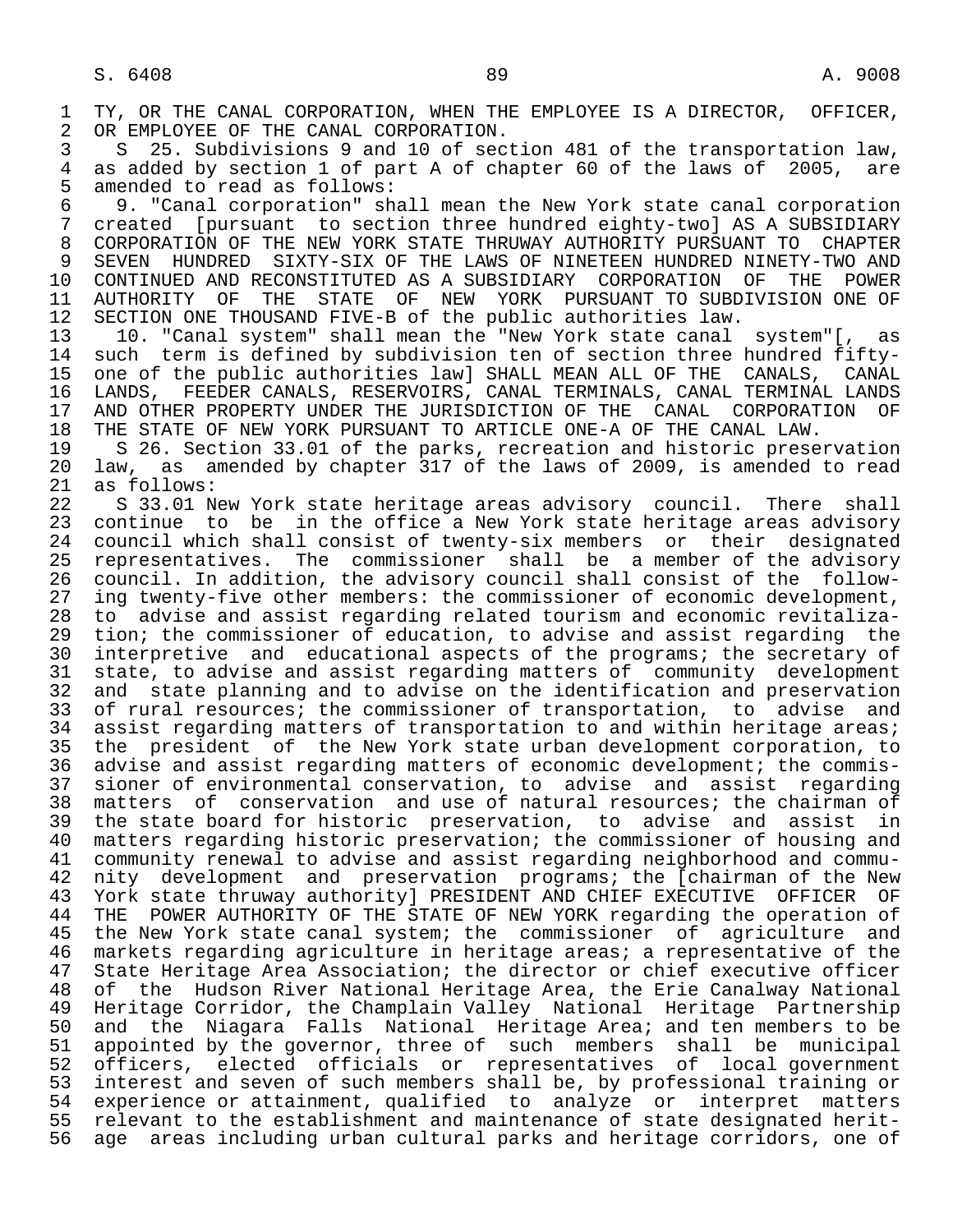TY, OR THE CANAL CORPORATION, WHEN THE EMPLOYEE IS A DIRECTOR, OFFICER, OR EMPLOYEE OF THE CANAL CORPORATION.

S 25. Subdivisions 9 and 10 of section 481 of the transportation law, as added by section 1 of part A of chapter 60 of the laws of 2005, are amended to read as follows:

9. "Canal corporation" shall mean the New York state canal corporation created [pursuant to section three hundred eighty-two] AS A SUBSIDIARY CORPORATION OF THE NEW YORK STATE THRUWAY AUTHORITY PURSUANT TO CHAPTER SEVEN HUNDRED SIXTY-SIX OF THE LAWS OF NINETEEN HUNDRED NINETY-TWO AND CONTINUED AND RECONSTITUTED AS A SUBSIDIARY CORPORATION OF THE POWER AUTHORITY OF THE STATE OF NEW YORK PURSUANT TO SUBDIVISION ONE OF SECTION ONE THOUSAND FIVE-B of the public authorities law.

10. "Canal system" shall mean the "New York state canal system"[, as such term is defined by subdivision ten of section three hundred fifty-one of the public authorities law] SHALL MEAN ALL OF THE CANALS, CANAL LANDS, FEEDER CANALS, RESERVOIRS, CANAL TERMINALS, CANAL TERMINAL LANDS AND OTHER PROPERTY UNDER THE JURISDICTION OF THE CANAL CORPORATION OF THE STATE OF NEW YORK PURSUANT TO ARTICLE ONE-A OF THE CANAL LAW.

S 26. Section 33.01 of the parks, recreation and historic preservation law, as amended by chapter 317 of the laws of 2009, is amended to read as follows:

S 33.01 New York state heritage areas advisory council. There shall continue to be in the office a New York state heritage areas advisory council which shall consist of twenty-six members or their designated representatives. The commissioner shall be a member of the advisory council. In addition, the advisory council shall consist of the following twenty-five other members: the commissioner of economic development, to advise and assist regarding related tourism and economic revitalization; the commissioner of education, to advise and assist regarding the interpretive and educational aspects of the programs; the secretary of state, to advise and assist regarding matters of community development and state planning and to advise on the identification and preservation of rural resources; the commissioner of transportation, to advise and assist regarding matters of transportation to and within heritage areas; the president of the New York state urban development corporation, to advise and assist regarding matters of economic development; the commissioner of environmental conservation, to advise and assist regarding matters of conservation and use of natural resources; the chairman of the state board for historic preservation, to advise and assist in matters regarding historic preservation; the commissioner of housing and community renewal to advise and assist regarding neighborhood and community development and preservation programs; the [chairman of the New York state thruway authority] PRESIDENT AND CHIEF EXECUTIVE OFFICER OF THE POWER AUTHORITY OF THE STATE OF NEW YORK regarding the operation of the New York state canal system; the commissioner of agriculture and markets regarding agriculture in heritage areas; a representative of the State Heritage Area Association; the director or chief executive officer of the Hudson River National Heritage Area, the Erie Canalway National Heritage Corridor, the Champlain Valley National Heritage Partnership and the Niagara Falls National Heritage Area; and ten members to be appointed by the governor, three of such members shall be municipal officers, elected officials or representatives of local government interest and seven of such members shall be, by professional training or experience or attainment, qualified to analyze or interpret matters relevant to the establishment and maintenance of state designated heritage areas including urban cultural parks and heritage corridors, one of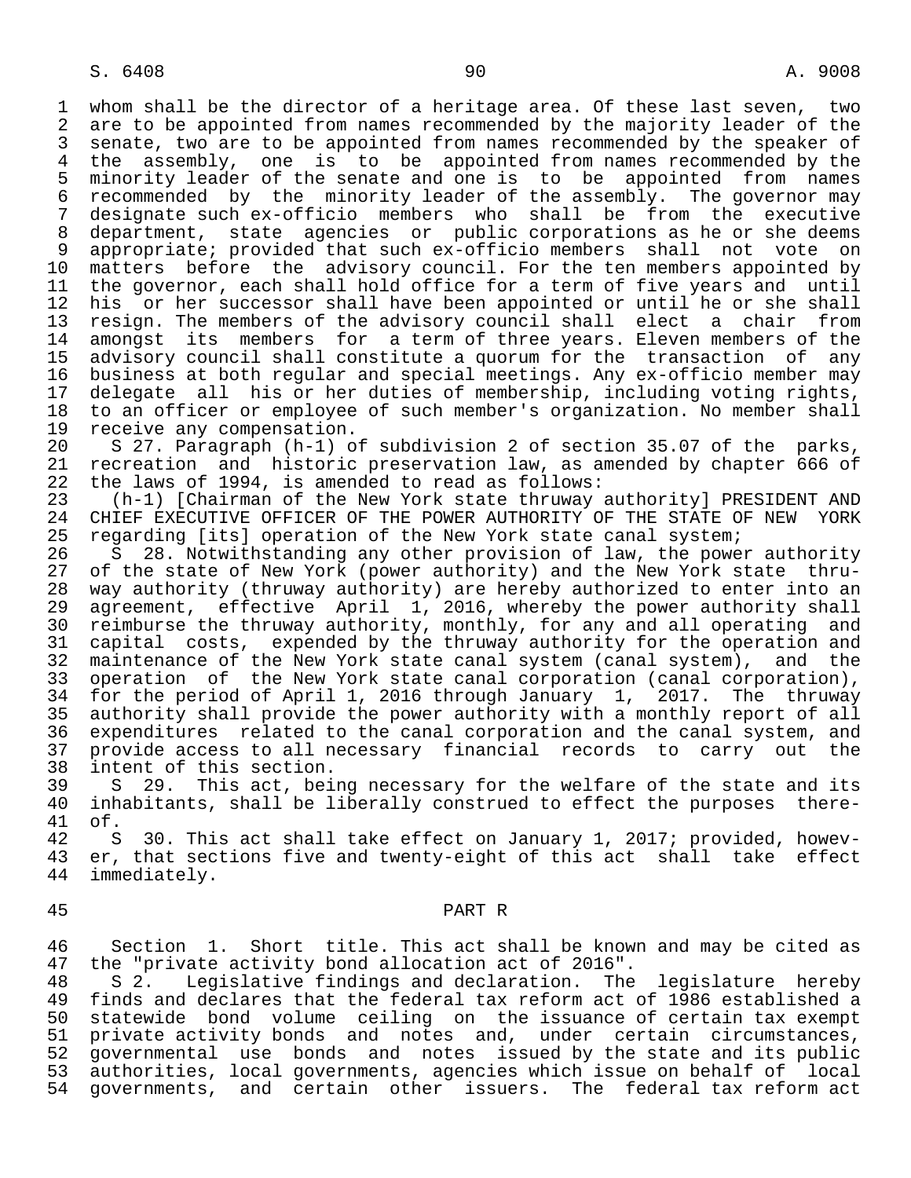whom shall be the director of a heritage area. Of these last seven, two are to be appointed from names recommended by the majority leader of the senate, two are to be appointed from names recommended by the speaker of the assembly, one is to be appointed from names recommended by the minority leader of the senate and one is to be appointed from names recommended by the minority leader of the assembly. The governor may designate such ex-officio members who shall be from the executive department, state agencies or public corporations as he or she deems appropriate; provided that such ex-officio members shall not vote on matters before the advisory council. For the ten members appointed by the governor, each shall hold office for a term of five years and until his or her successor shall have been appointed or until he or she shall resign. The members of the advisory council shall elect a chair from amongst its members for a term of three years. Eleven members of the advisory council shall constitute a quorum for the transaction of any business at both regular and special meetings. Any ex-officio member may delegate all his or her duties of membership, including voting rights, to an officer or employee of such member's organization. No member shall receive any compensation.

S 27. Paragraph (h-1) of subdivision 2 of section 35.07 of the parks, recreation and historic preservation law, as amended by chapter 666 of the laws of 1994, is amended to read as follows:

(h-1) [Chairman of the New York state thruway authority] PRESIDENT AND CHIEF EXECUTIVE OFFICER OF THE POWER AUTHORITY OF THE STATE OF NEW YORK regarding [its] operation of the New York state canal system;

S 28. Notwithstanding any other provision of law, the power authority of the state of New York (power authority) and the New York state thruway authority (thruway authority) are hereby authorized to enter into an agreement, effective April 1, 2016, whereby the power authority shall reimburse the thruway authority, monthly, for any and all operating and capital costs, expended by the thruway authority for the operation and maintenance of the New York state canal system (canal system), and the operation of the New York state canal corporation (canal corporation), for the period of April 1, 2016 through January 1, 2017. The thruway authority shall provide the power authority with a monthly report of all expenditures related to the canal corporation and the canal system, and provide access to all necessary financial records to carry out the intent of this section.

S 29. This act, being necessary for the welfare of the state and its inhabitants, shall be liberally construed to effect the purposes thereof.

S 30. This act shall take effect on January 1, 2017; provided, however, that sections five and twenty-eight of this act shall take effect immediately.

## PART R

Section 1. Short title. This act shall be known and may be cited as the "private activity bond allocation act of 2016".

S 2. Legislative findings and declaration. The legislature hereby finds and declares that the federal tax reform act of 1986 established a statewide bond volume ceiling on the issuance of certain tax exempt private activity bonds and notes and, under certain circumstances, governmental use bonds and notes issued by the state and its public authorities, local governments, agencies which issue on behalf of local governments, and certain other issuers. The federal tax reform act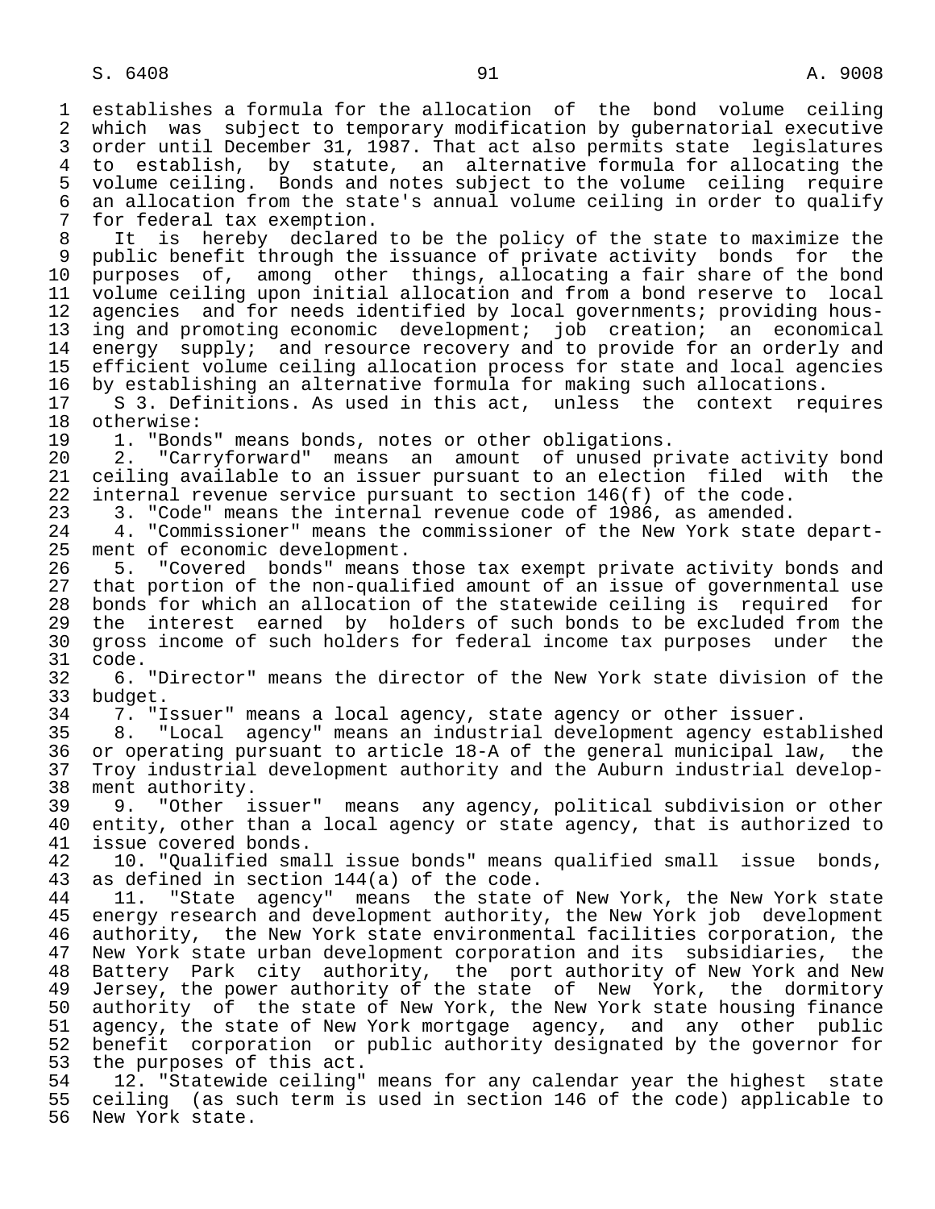establishes a formula for the allocation of the bond volume ceiling which was subject to temporary modification by gubernatorial executive order until December 31, 1987. That act also permits state legislatures to establish, by statute, an alternative formula for allocating the volume ceiling. Bonds and notes subject to the volume ceiling require an allocation from the state's annual volume ceiling in order to qualify for federal tax exemption.

It is hereby declared to be the policy of the state to maximize the public benefit through the issuance of private activity bonds for the purposes of, among other things, allocating a fair share of the bond volume ceiling upon initial allocation and from a bond reserve to local agencies and for needs identified by local governments; providing housing and promoting economic development; job creation; an economical energy supply; and resource recovery and to provide for an orderly and efficient volume ceiling allocation process for state and local agencies by establishing an alternative formula for making such allocations.

S 3. Definitions. As used in this act, unless the context requires otherwise:

1. "Bonds" means bonds, notes or other obligations.

2. "Carryforward" means an amount of unused private activity bond ceiling available to an issuer pursuant to an election filed with the internal revenue service pursuant to section 146(f) of the code.

3. "Code" means the internal revenue code of 1986, as amended.

4. "Commissioner" means the commissioner of the New York state department of economic development.

5. "Covered bonds" means those tax exempt private activity bonds and that portion of the non-qualified amount of an issue of governmental use bonds for which an allocation of the statewide ceiling is required for the interest earned by holders of such bonds to be excluded from the gross income of such holders for federal income tax purposes under the code.

6. "Director" means the director of the New York state division of the budget.

7. "Issuer" means a local agency, state agency or other issuer.

8. "Local agency" means an industrial development agency established or operating pursuant to article 18-A of the general municipal law, the Troy industrial development authority and the Auburn industrial development authority.

9. "Other issuer" means any agency, political subdivision or other entity, other than a local agency or state agency, that is authorized to issue covered bonds.

10. "Qualified small issue bonds" means qualified small issue bonds, as defined in section 144(a) of the code.

11. "State agency" means the state of New York, the New York state energy research and development authority, the New York job development authority, the New York state environmental facilities corporation, the New York state urban development corporation and its subsidiaries, the Battery Park city authority, the port authority of New York and New Jersey, the power authority of the state of New York, the dormitory authority of the state of New York, the New York state housing finance agency, the state of New York mortgage agency, and any other public benefit corporation or public authority designated by the governor for the purposes of this act.

12. "Statewide ceiling" means for any calendar year the highest state ceiling (as such term is used in section 146 of the code) applicable to New York state.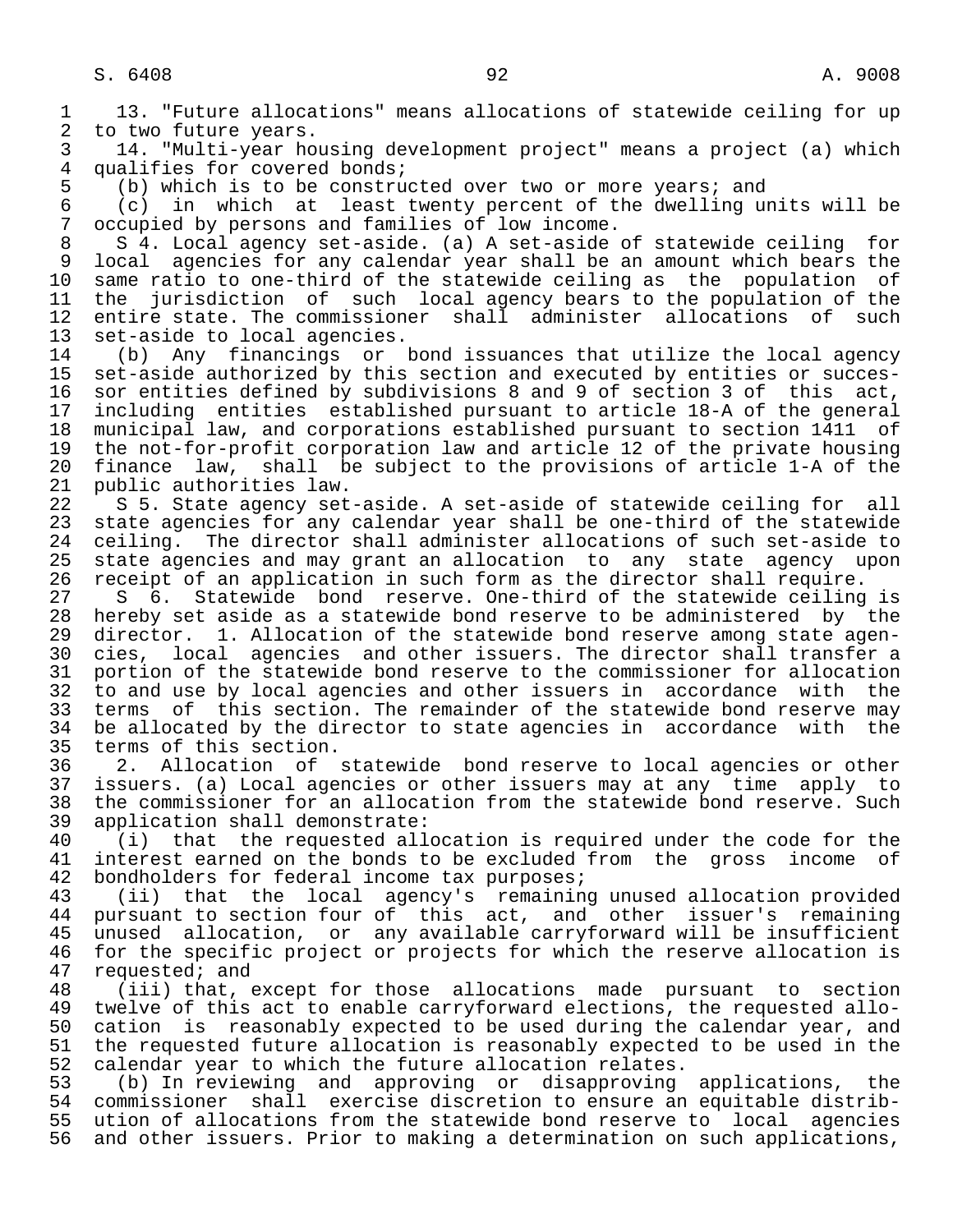13. "Future allocations" means allocations of statewide ceiling for up to two future years.

14. "Multi-year housing development project" means a project (a) which qualifies for covered bonds;

(b) which is to be constructed over two or more years; and

(c) in which at least twenty percent of the dwelling units will be occupied by persons and families of low income.

S 4. Local agency set-aside. (a) A set-aside of statewide ceiling for local agencies for any calendar year shall be an amount which bears the same ratio to one-third of the statewide ceiling as the population of the jurisdiction of such local agency bears to the population of the entire state. The commissioner shall administer allocations of such set-aside to local agencies.

(b) Any financings or bond issuances that utilize the local agency set-aside authorized by this section and executed by entities or successor entities defined by subdivisions 8 and 9 of section 3 of this act, including entities established pursuant to article 18-A of the general municipal law, and corporations established pursuant to section 1411 of the not-for-profit corporation law and article 12 of the private housing finance law, shall be subject to the provisions of article 1-A of the public authorities law.

S 5. State agency set-aside. A set-aside of statewide ceiling for all state agencies for any calendar year shall be one-third of the statewide ceiling. The director shall administer allocations of such set-aside to state agencies and may grant an allocation to any state agency upon receipt of an application in such form as the director shall require.

S 6. Statewide bond reserve. One-third of the statewide ceiling is hereby set aside as a statewide bond reserve to be administered by the director. 1. Allocation of the statewide bond reserve among state agencies, local agencies and other issuers. The director shall transfer a portion of the statewide bond reserve to the commissioner for allocation to and use by local agencies and other issuers in accordance with the terms of this section. The remainder of the statewide bond reserve may be allocated by the director to state agencies in accordance with the terms of this section.

2. Allocation of statewide bond reserve to local agencies or other issuers. (a) Local agencies or other issuers may at any time apply to the commissioner for an allocation from the statewide bond reserve. Such application shall demonstrate:

(i) that the requested allocation is required under the code for the interest earned on the bonds to be excluded from the gross income of bondholders for federal income tax purposes;

(ii) that the local agency's remaining unused allocation provided pursuant to section four of this act, and other issuer's remaining unused allocation, or any available carryforward will be insufficient for the specific project or projects for which the reserve allocation is requested; and

(iii) that, except for those allocations made pursuant to section twelve of this act to enable carryforward elections, the requested allocation is reasonably expected to be used during the calendar year, and the requested future allocation is reasonably expected to be used in the calendar year to which the future allocation relates.

(b) In reviewing and approving or disapproving applications, the commissioner shall exercise discretion to ensure an equitable distribution of allocations from the statewide bond reserve to local agencies and other issuers. Prior to making a determination on such applications,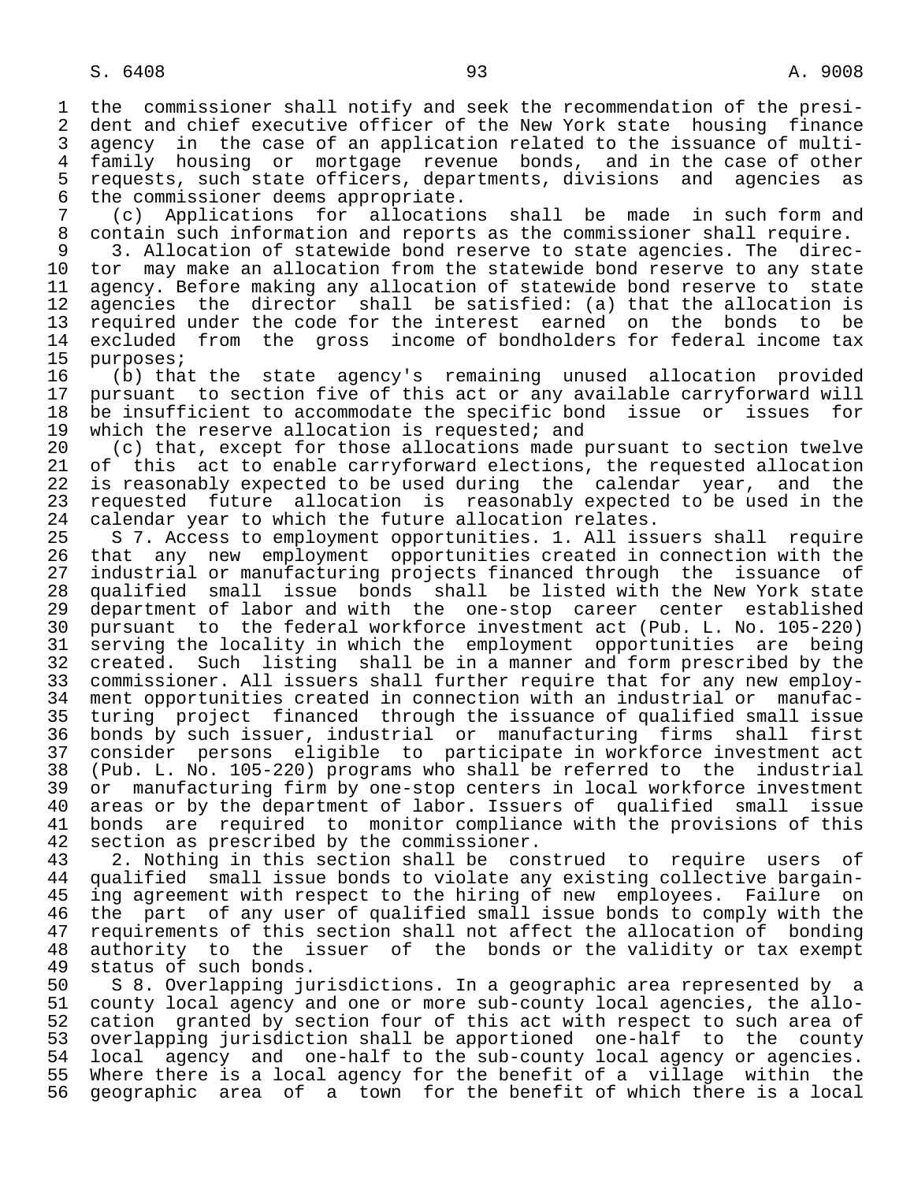the commissioner shall notify and seek the recommendation of the president and chief executive officer of the New York state housing finance agency in the case of an application related to the issuance of multi-family housing or mortgage revenue bonds, and in the case of other requests, such state officers, departments, divisions and agencies as the commissioner deems appropriate.

(c) Applications for allocations shall be made in such form and contain such information and reports as the commissioner shall require.

3. Allocation of statewide bond reserve to state agencies. The director may make an allocation from the statewide bond reserve to any state agency. Before making any allocation of statewide bond reserve to state agencies the director shall be satisfied: (a) that the allocation is required under the code for the interest earned on the bonds to be excluded from the gross income of bondholders for federal income tax purposes;

(b) that the state agency's remaining unused allocation provided pursuant to section five of this act or any available carryforward will be insufficient to accommodate the specific bond issue or issues for which the reserve allocation is requested; and

(c) that, except for those allocations made pursuant to section twelve of this act to enable carryforward elections, the requested allocation is reasonably expected to be used during the calendar year, and the requested future allocation is reasonably expected to be used in the calendar year to which the future allocation relates.

S 7. Access to employment opportunities. 1. All issuers shall require that any new employment opportunities created in connection with the industrial or manufacturing projects financed through the issuance of qualified small issue bonds shall be listed with the New York state department of labor and with the one-stop career center established pursuant to the federal workforce investment act (Pub. L. No. 105-220) serving the locality in which the employment opportunities are being created. Such listing shall be in a manner and form prescribed by the commissioner. All issuers shall further require that for any new employment opportunities created in connection with an industrial or manufacturing project financed through the issuance of qualified small issue bonds by such issuer, industrial or manufacturing firms shall first consider persons eligible to participate in workforce investment act (Pub. L. No. 105-220) programs who shall be referred to the industrial or manufacturing firm by one-stop centers in local workforce investment areas or by the department of labor. Issuers of qualified small issue bonds are required to monitor compliance with the provisions of this section as prescribed by the commissioner.

2. Nothing in this section shall be construed to require users of qualified small issue bonds to violate any existing collective bargaining agreement with respect to the hiring of new employees. Failure on the part of any user of qualified small issue bonds to comply with the requirements of this section shall not affect the allocation of bonding authority to the issuer of the bonds or the validity or tax exempt status of such bonds.

S 8. Overlapping jurisdictions. In a geographic area represented by a county local agency and one or more sub-county local agencies, the allocation granted by section four of this act with respect to such area of overlapping jurisdiction shall be apportioned one-half to the county local agency and one-half to the sub-county local agency or agencies. Where there is a local agency for the benefit of a village within the geographic area of a town for the benefit of which there is a local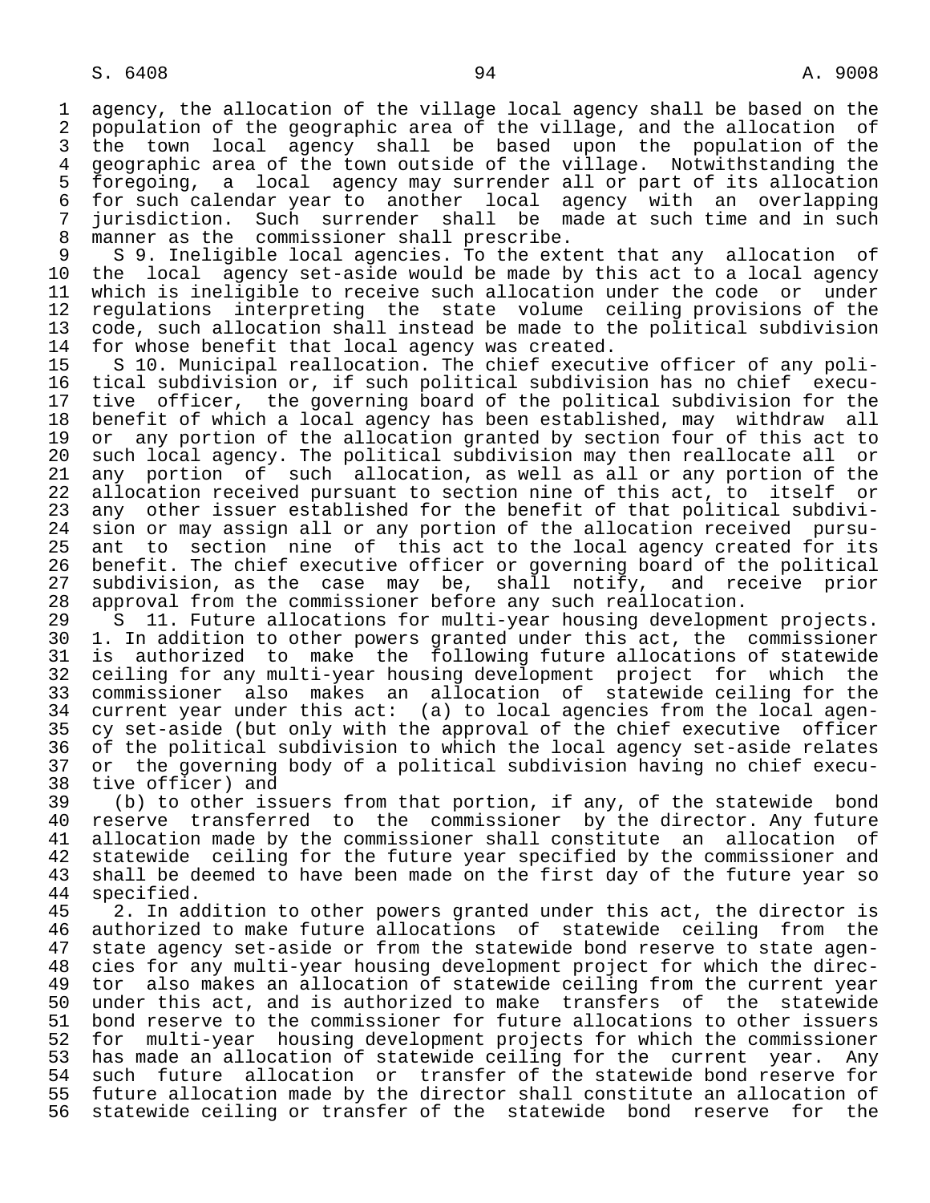agency, the allocation of the village local agency shall be based on the population of the geographic area of the village, and the allocation of the town local agency shall be based upon the population of the geographic area of the town outside of the village. Notwithstanding the foregoing, a local agency may surrender all or part of its allocation for such calendar year to another local agency with an overlapping jurisdiction. Such surrender shall be made at such time and in such manner as the commissioner shall prescribe.

S 9. Ineligible local agencies. To the extent that any allocation of the local agency set-aside would be made by this act to a local agency which is ineligible to receive such allocation under the code or under regulations interpreting the state volume ceiling provisions of the code, such allocation shall instead be made to the political subdivision for whose benefit that local agency was created.

S 10. Municipal reallocation. The chief executive officer of any political subdivision or, if such political subdivision has no chief executive officer, the governing board of the political subdivision for the benefit of which a local agency has been established, may withdraw all or any portion of the allocation granted by section four of this act to such local agency. The political subdivision may then reallocate all or any portion of such allocation, as well as all or any portion of the allocation received pursuant to section nine of this act, to itself or any other issuer established for the benefit of that political subdivision or may assign all or any portion of the allocation received pursuant to section nine of this act to the local agency created for its benefit. The chief executive officer or governing board of the political subdivision, as the case may be, shall notify, and receive prior approval from the commissioner before any such reallocation.

S 11. Future allocations for multi-year housing development projects. 1. In addition to other powers granted under this act, the commissioner is authorized to make the following future allocations of statewide ceiling for any multi-year housing development project for which the commissioner also makes an allocation of statewide ceiling for the current year under this act: (a) to local agencies from the local agency set-aside (but only with the approval of the chief executive officer of the political subdivision to which the local agency set-aside relates or the governing body of a political subdivision having no chief executive officer) and

(b) to other issuers from that portion, if any, of the statewide bond reserve transferred to the commissioner by the director. Any future allocation made by the commissioner shall constitute an allocation of statewide ceiling for the future year specified by the commissioner and shall be deemed to have been made on the first day of the future year so specified.

2. In addition to other powers granted under this act, the director is authorized to make future allocations of statewide ceiling from the state agency set-aside or from the statewide bond reserve to state agencies for any multi-year housing development project for which the director also makes an allocation of statewide ceiling from the current year under this act, and is authorized to make transfers of the statewide bond reserve to the commissioner for future allocations to other issuers for multi-year housing development projects for which the commissioner has made an allocation of statewide ceiling for the current year. Any such future allocation or transfer of the statewide bond reserve for future allocation made by the director shall constitute an allocation of statewide ceiling or transfer of the statewide bond reserve for the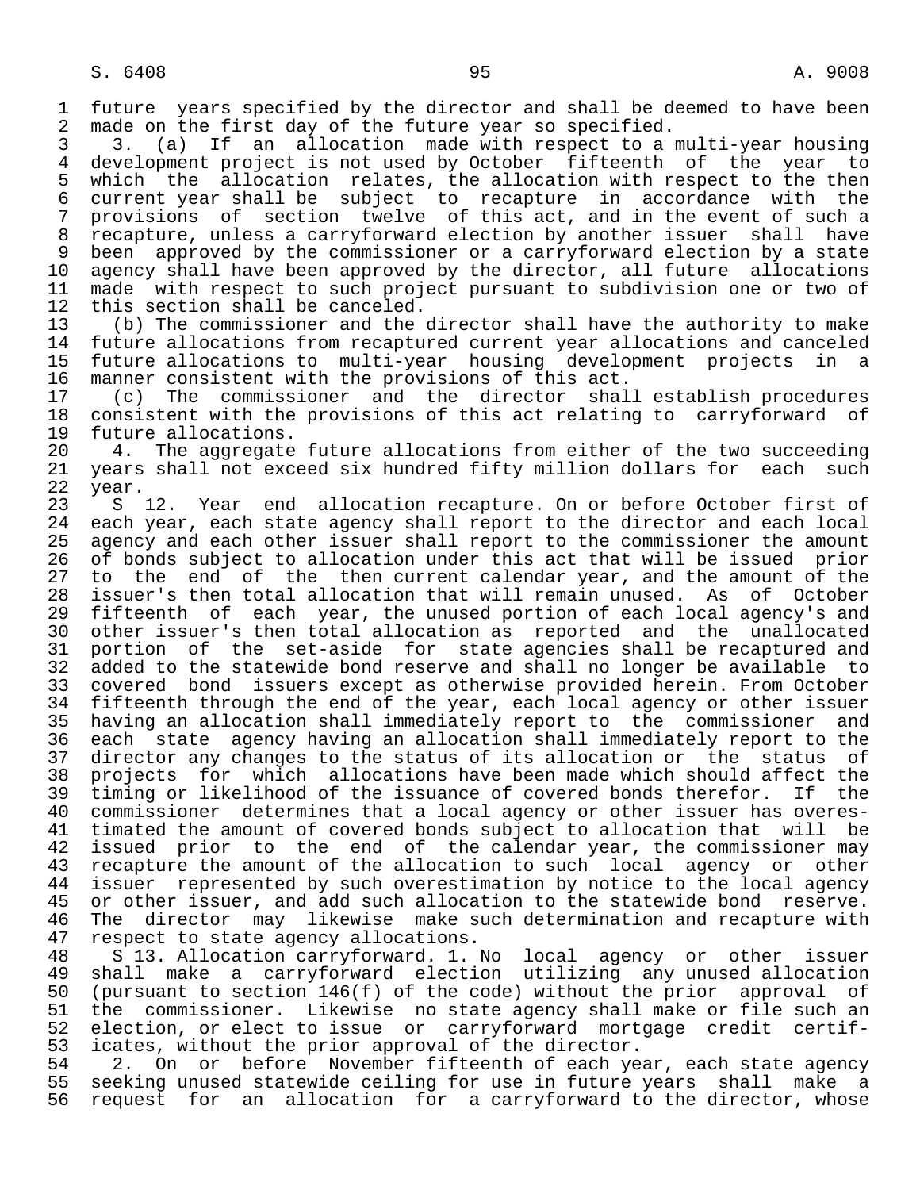future years specified by the director and shall be deemed to have been made on the first day of the future year so specified.

3. (a) If an allocation made with respect to a multi-year housing development project is not used by October fifteenth of the year to which the allocation relates, the allocation with respect to the then current year shall be subject to recapture in accordance with the provisions of section twelve of this act, and in the event of such a recapture, unless a carryforward election by another issuer shall have been approved by the commissioner or a carryforward election by a state agency shall have been approved by the director, all future allocations made with respect to such project pursuant to subdivision one or two of this section shall be canceled.

(b) The commissioner and the director shall have the authority to make future allocations from recaptured current year allocations and canceled future allocations to multi-year housing development projects in a manner consistent with the provisions of this act.

(c) The commissioner and the director shall establish procedures consistent with the provisions of this act relating to carryforward of future allocations.

4. The aggregate future allocations from either of the two succeeding years shall not exceed six hundred fifty million dollars for each such year.

S 12. Year end allocation recapture. On or before October first of each year, each state agency shall report to the director and each local agency and each other issuer shall report to the commissioner the amount of bonds subject to allocation under this act that will be issued prior to the end of the then current calendar year, and the amount of the issuer's then total allocation that will remain unused. As of October fifteenth of each year, the unused portion of each local agency's and other issuer's then total allocation as reported and the unallocated portion of the set-aside for state agencies shall be recaptured and added to the statewide bond reserve and shall no longer be available to covered bond issuers except as otherwise provided herein. From October fifteenth through the end of the year, each local agency or other issuer having an allocation shall immediately report to the commissioner and each state agency having an allocation shall immediately report to the director any changes to the status of its allocation or the status of projects for which allocations have been made which should affect the timing or likelihood of the issuance of covered bonds therefor. If the commissioner determines that a local agency or other issuer has overestimated the amount of covered bonds subject to allocation that will be issued prior to the end of the calendar year, the commissioner may recapture the amount of the allocation to such local agency or other issuer represented by such overestimation by notice to the local agency or other issuer, and add such allocation to the statewide bond reserve. The director may likewise make such determination and recapture with respect to state agency allocations.

S 13. Allocation carryforward. 1. No local agency or other issuer shall make a carryforward election utilizing any unused allocation (pursuant to section 146(f) of the code) without the prior approval of the commissioner. Likewise no state agency shall make or file such an election, or elect to issue or carryforward mortgage credit certificates, without the prior approval of the director.

2. On or before November fifteenth of each year, each state agency seeking unused statewide ceiling for use in future years shall make a request for an allocation for a carryforward to the director, whose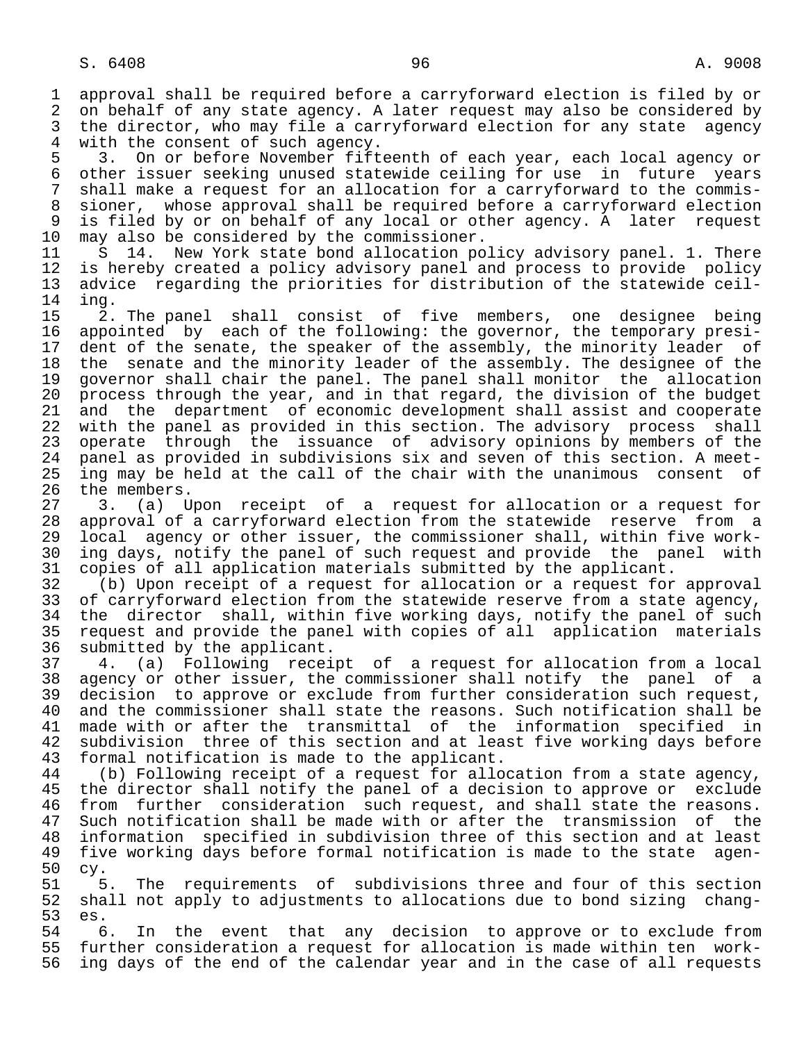approval shall be required before a carryforward election is filed by or on behalf of any state agency. A later request may also be considered by the director, who may file a carryforward election for any state agency with the consent of such agency.

3. On or before November fifteenth of each year, each local agency or other issuer seeking unused statewide ceiling for use in future years shall make a request for an allocation for a carryforward to the commissioner, whose approval shall be required before a carryforward election is filed by or on behalf of any local or other agency. A later request may also be considered by the commissioner.

S 14. New York state bond allocation policy advisory panel. 1. There is hereby created a policy advisory panel and process to provide policy advice regarding the priorities for distribution of the statewide ceiling.

2. The panel shall consist of five members, one designee being appointed by each of the following: the governor, the temporary president of the senate, the speaker of the assembly, the minority leader of the senate and the minority leader of the assembly. The designee of the governor shall chair the panel. The panel shall monitor the allocation process through the year, and in that regard, the division of the budget and the department of economic development shall assist and cooperate with the panel as provided in this section. The advisory process shall operate through the issuance of advisory opinions by members of the panel as provided in subdivisions six and seven of this section. A meeting may be held at the call of the chair with the unanimous consent of the members.

3. (a) Upon receipt of a request for allocation or a request for approval of a carryforward election from the statewide reserve from a local agency or other issuer, the commissioner shall, within five working days, notify the panel of such request and provide the panel with copies of all application materials submitted by the applicant.

(b) Upon receipt of a request for allocation or a request for approval of carryforward election from the statewide reserve from a state agency, the director shall, within five working days, notify the panel of such request and provide the panel with copies of all application materials submitted by the applicant.

4. (a) Following receipt of a request for allocation from a local agency or other issuer, the commissioner shall notify the panel of a decision to approve or exclude from further consideration such request, and the commissioner shall state the reasons. Such notification shall be made with or after the transmittal of the information specified in subdivision three of this section and at least five working days before formal notification is made to the applicant.

(b) Following receipt of a request for allocation from a state agency, the director shall notify the panel of a decision to approve or exclude from further consideration such request, and shall state the reasons. Such notification shall be made with or after the transmission of the information specified in subdivision three of this section and at least five working days before formal notification is made to the state agency.

5. The requirements of subdivisions three and four of this section shall not apply to adjustments to allocations due to bond sizing changes.

6. In the event that any decision to approve or to exclude from further consideration a request for allocation is made within ten working days of the end of the calendar year and in the case of all requests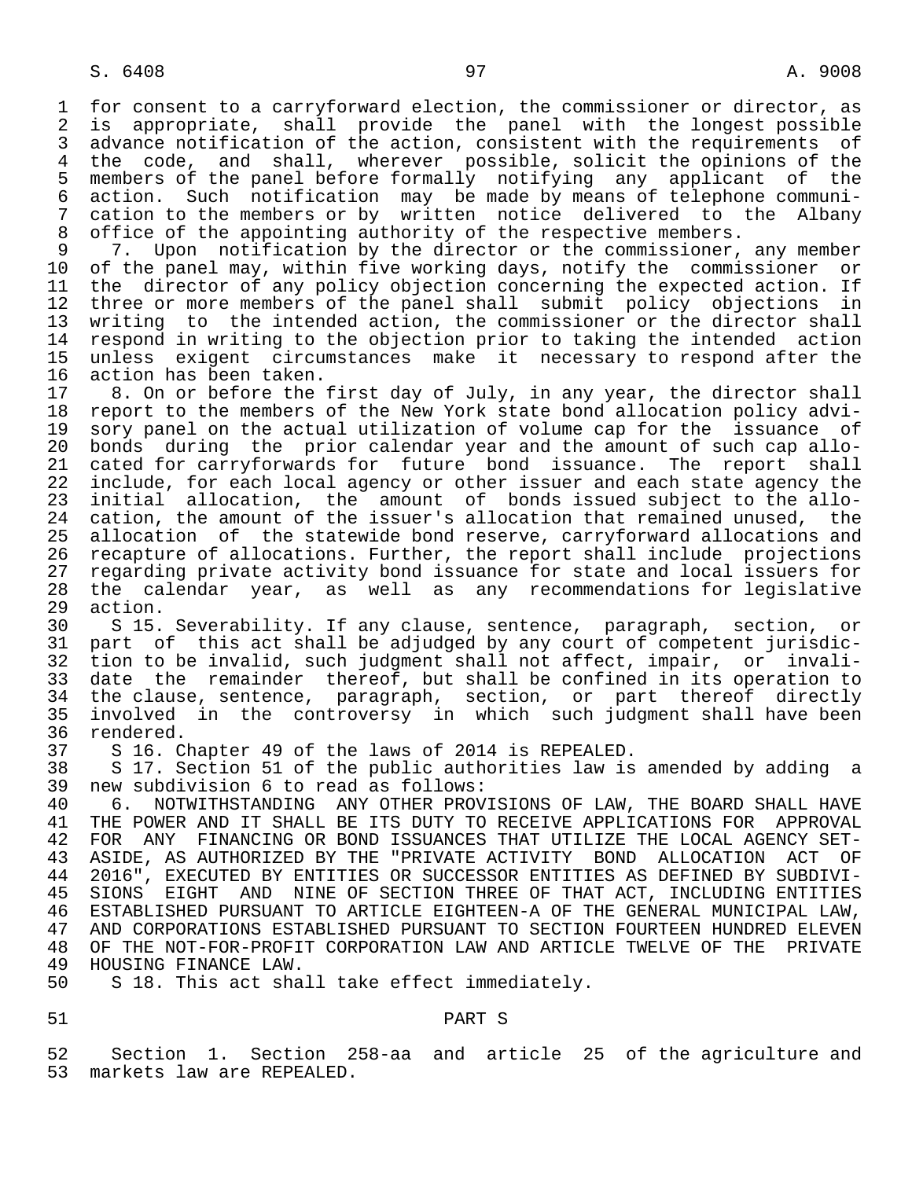for consent to a carryforward election, the commissioner or director, as is appropriate, shall provide the panel with the longest possible advance notification of the action, consistent with the requirements of the code, and shall, wherever possible, solicit the opinions of the members of the panel before formally notifying any applicant of the action. Such notification may be made by means of telephone communication to the members or by written notice delivered to the Albany office of the appointing authority of the respective members.

7. Upon notification by the director or the commissioner, any member of the panel may, within five working days, notify the commissioner or the director of any policy objection concerning the expected action. If three or more members of the panel shall submit policy objections in writing to the intended action, the commissioner or the director shall respond in writing to the objection prior to taking the intended action unless exigent circumstances make it necessary to respond after the action has been taken.

8. On or before the first day of July, in any year, the director shall report to the members of the New York state bond allocation policy advisory panel on the actual utilization of volume cap for the issuance of bonds during the prior calendar year and the amount of such cap allocated for carryforwards for future bond issuance. The report shall include, for each local agency or other issuer and each state agency the initial allocation, the amount of bonds issued subject to the allocation, the amount of the issuer's allocation that remained unused, the allocation of the statewide bond reserve, carryforward allocations and recapture of allocations. Further, the report shall include projections regarding private activity bond issuance for state and local issuers for the calendar year, as well as any recommendations for legislative action.

S 15. Severability. If any clause, sentence, paragraph, section, or part of this act shall be adjudged by any court of competent jurisdiction to be invalid, such judgment shall not affect, impair, or invalidate the remainder thereof, but shall be confined in its operation to the clause, sentence, paragraph, section, or part thereof directly involved in the controversy in which such judgment shall have been rendered.

S 16. Chapter 49 of the laws of 2014 is REPEALED.

S 17. Section 51 of the public authorities law is amended by adding a new subdivision 6 to read as follows:

6. NOTWITHSTANDING ANY OTHER PROVISIONS OF LAW, THE BOARD SHALL HAVE THE POWER AND IT SHALL BE ITS DUTY TO RECEIVE APPLICATIONS FOR APPROVAL FOR ANY FINANCING OR BOND ISSUANCES THAT UTILIZE THE LOCAL AGENCY SET-ASIDE, AS AUTHORIZED BY THE "PRIVATE ACTIVITY BOND ALLOCATION ACT OF 2016", EXECUTED BY ENTITIES OR SUCCESSOR ENTITIES AS DEFINED BY SUBDIVISIONS EIGHT AND NINE OF SECTION THREE OF THAT ACT, INCLUDING ENTITIES ESTABLISHED PURSUANT TO ARTICLE EIGHTEEN-A OF THE GENERAL MUNICIPAL LAW, AND CORPORATIONS ESTABLISHED PURSUANT TO SECTION FOURTEEN HUNDRED ELEVEN OF THE NOT-FOR-PROFIT CORPORATION LAW AND ARTICLE TWELVE OF THE PRIVATE HOUSING FINANCE LAW.

S 18. This act shall take effect immediately.

PART S

Section 1. Section 258-aa and article 25 of the agriculture and markets law are REPEALED.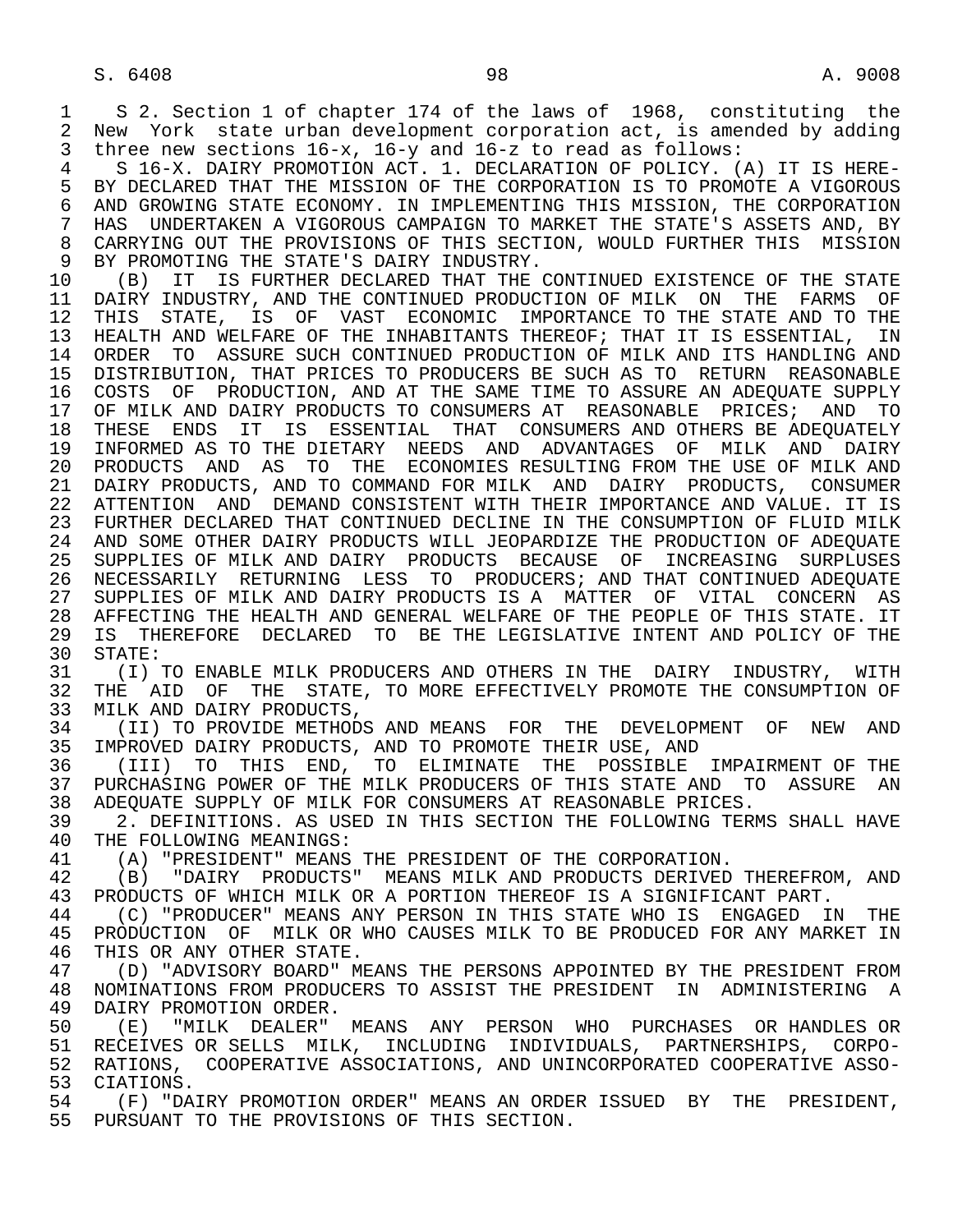S 2. Section 1 of chapter 174 of the laws of 1968, constituting the New York state urban development corporation act, is amended by adding three new sections 16-x, 16-y and 16-z to read as follows:

S 16-X. DAIRY PROMOTION ACT. 1. DECLARATION OF POLICY. (A) IT IS HEREBY DECLARED THAT THE MISSION OF THE CORPORATION IS TO PROMOTE A VIGOROUS AND GROWING STATE ECONOMY. IN IMPLEMENTING THIS MISSION, THE CORPORATION HAS UNDERTAKEN A VIGOROUS CAMPAIGN TO MARKET THE STATE'S ASSETS AND, BY CARRYING OUT THE PROVISIONS OF THIS SECTION, WOULD FURTHER THIS MISSION BY PROMOTING THE STATE'S DAIRY INDUSTRY.

(B) IT IS FURTHER DECLARED THAT THE CONTINUED EXISTENCE OF THE STATE DAIRY INDUSTRY, AND THE CONTINUED PRODUCTION OF MILK ON THE FARMS OF THIS STATE, IS OF VAST ECONOMIC IMPORTANCE TO THE STATE AND TO THE HEALTH AND WELFARE OF THE INHABITANTS THEREOF; THAT IT IS ESSENTIAL, IN ORDER TO ASSURE SUCH CONTINUED PRODUCTION OF MILK AND ITS HANDLING AND DISTRIBUTION, THAT PRICES TO PRODUCERS BE SUCH AS TO RETURN REASONABLE COSTS OF PRODUCTION, AND AT THE SAME TIME TO ASSURE AN ADEQUATE SUPPLY OF MILK AND DAIRY PRODUCTS TO CONSUMERS AT REASONABLE PRICES; AND TO THESE ENDS IT IS ESSENTIAL THAT CONSUMERS AND OTHERS BE ADEQUATELY INFORMED AS TO THE DIETARY NEEDS AND ADVANTAGES OF MILK AND DAIRY PRODUCTS AND AS TO THE ECONOMIES RESULTING FROM THE USE OF MILK AND DAIRY PRODUCTS, AND TO COMMAND FOR MILK AND DAIRY PRODUCTS, CONSUMER ATTENTION AND DEMAND CONSISTENT WITH THEIR IMPORTANCE AND VALUE. IT IS FURTHER DECLARED THAT CONTINUED DECLINE IN THE CONSUMPTION OF FLUID MILK AND SOME OTHER DAIRY PRODUCTS WILL JEOPARDIZE THE PRODUCTION OF ADEQUATE SUPPLIES OF MILK AND DAIRY PRODUCTS BECAUSE OF INCREASING SURPLUSES NECESSARILY RETURNING LESS TO PRODUCERS; AND THAT CONTINUED ADEQUATE SUPPLIES OF MILK AND DAIRY PRODUCTS IS A MATTER OF VITAL CONCERN AS AFFECTING THE HEALTH AND GENERAL WELFARE OF THE PEOPLE OF THIS STATE. IT IS THEREFORE DECLARED TO BE THE LEGISLATIVE INTENT AND POLICY OF THE STATE:

(I) TO ENABLE MILK PRODUCERS AND OTHERS IN THE DAIRY INDUSTRY, WITH THE AID OF THE STATE, TO MORE EFFECTIVELY PROMOTE THE CONSUMPTION OF MILK AND DAIRY PRODUCTS,

(II) TO PROVIDE METHODS AND MEANS FOR THE DEVELOPMENT OF NEW AND IMPROVED DAIRY PRODUCTS, AND TO PROMOTE THEIR USE, AND

(III) TO THIS END, TO ELIMINATE THE POSSIBLE IMPAIRMENT OF THE PURCHASING POWER OF THE MILK PRODUCERS OF THIS STATE AND TO ASSURE AN ADEQUATE SUPPLY OF MILK FOR CONSUMERS AT REASONABLE PRICES.

2. DEFINITIONS. AS USED IN THIS SECTION THE FOLLOWING TERMS SHALL HAVE THE FOLLOWING MEANINGS:

(A) "PRESIDENT" MEANS THE PRESIDENT OF THE CORPORATION.

(B) "DAIRY PRODUCTS" MEANS MILK AND PRODUCTS DERIVED THEREFROM, AND PRODUCTS OF WHICH MILK OR A PORTION THEREOF IS A SIGNIFICANT PART.

(C) "PRODUCER" MEANS ANY PERSON IN THIS STATE WHO IS ENGAGED IN THE PRODUCTION OF MILK OR WHO CAUSES MILK TO BE PRODUCED FOR ANY MARKET IN THIS OR ANY OTHER STATE.

(D) "ADVISORY BOARD" MEANS THE PERSONS APPOINTED BY THE PRESIDENT FROM NOMINATIONS FROM PRODUCERS TO ASSIST THE PRESIDENT IN ADMINISTERING A DAIRY PROMOTION ORDER.

(E) "MILK DEALER" MEANS ANY PERSON WHO PURCHASES OR HANDLES OR RECEIVES OR SELLS MILK, INCLUDING INDIVIDUALS, PARTNERSHIPS, CORPORATIONS, COOPERATIVE ASSOCIATIONS, AND UNINCORPORATED COOPERATIVE ASSOCIATIONS.

(F) "DAIRY PROMOTION ORDER" MEANS AN ORDER ISSUED BY THE PRESIDENT, PURSUANT TO THE PROVISIONS OF THIS SECTION.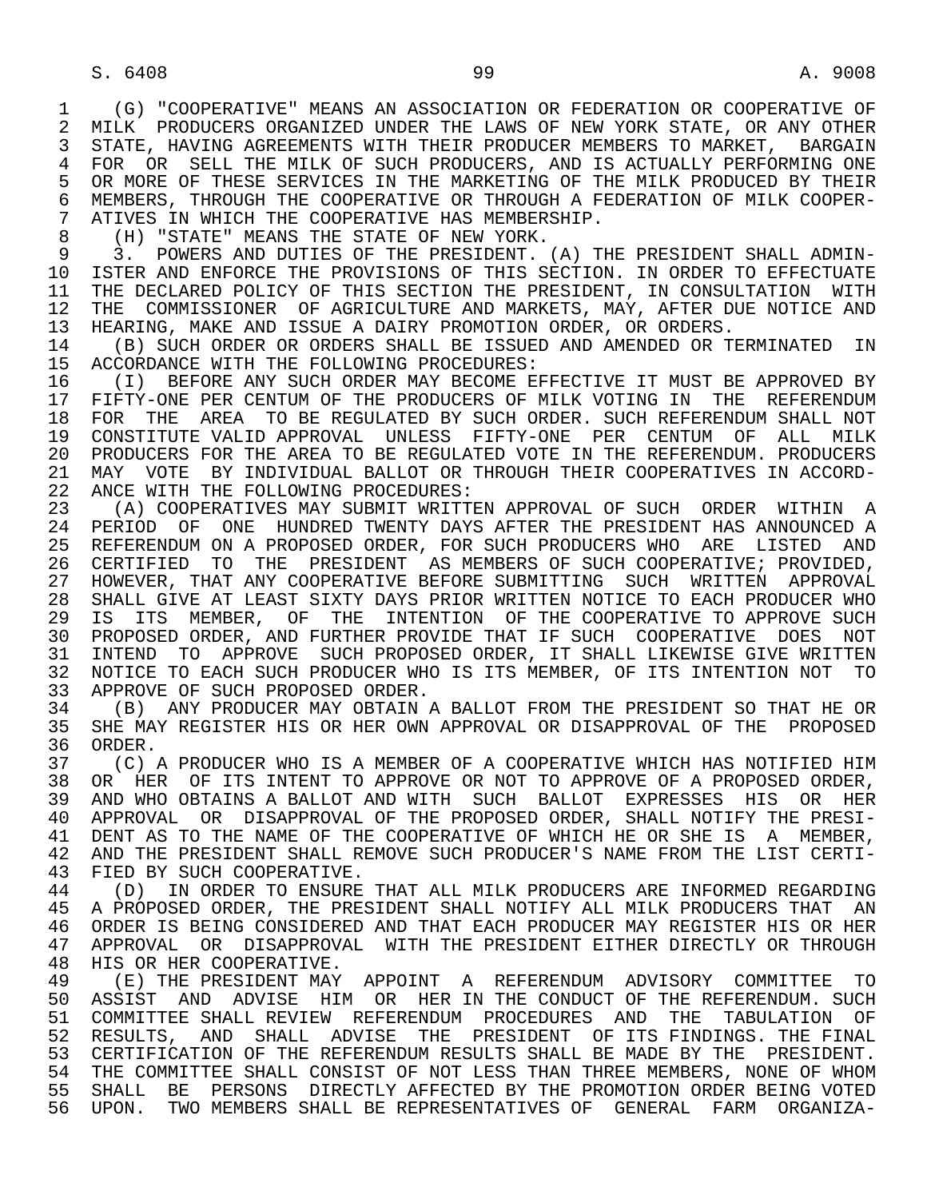(G) "COOPERATIVE" MEANS AN ASSOCIATION OR FEDERATION OR COOPERATIVE OF MILK PRODUCERS ORGANIZED UNDER THE LAWS OF NEW YORK STATE, OR ANY OTHER STATE, HAVING AGREEMENTS WITH THEIR PRODUCER MEMBERS TO MARKET, BARGAIN FOR OR SELL THE MILK OF SUCH PRODUCERS, AND IS ACTUALLY PERFORMING ONE OR MORE OF THESE SERVICES IN THE MARKETING OF THE MILK PRODUCED BY THEIR MEMBERS, THROUGH THE COOPERATIVE OR THROUGH A FEDERATION OF MILK COOPERATIVES IN WHICH THE COOPERATIVE HAS MEMBERSHIP.

(H) "STATE" MEANS THE STATE OF NEW YORK.

3. POWERS AND DUTIES OF THE PRESIDENT. (A) THE PRESIDENT SHALL ADMINISTER AND ENFORCE THE PROVISIONS OF THIS SECTION. IN ORDER TO EFFECTUATE THE DECLARED POLICY OF THIS SECTION THE PRESIDENT, IN CONSULTATION WITH THE COMMISSIONER OF AGRICULTURE AND MARKETS, MAY, AFTER DUE NOTICE AND HEARING, MAKE AND ISSUE A DAIRY PROMOTION ORDER, OR ORDERS.

(B) SUCH ORDER OR ORDERS SHALL BE ISSUED AND AMENDED OR TERMINATED IN ACCORDANCE WITH THE FOLLOWING PROCEDURES:

(I) BEFORE ANY SUCH ORDER MAY BECOME EFFECTIVE IT MUST BE APPROVED BY FIFTY-ONE PER CENTUM OF THE PRODUCERS OF MILK VOTING IN THE REFERENDUM FOR THE AREA TO BE REGULATED BY SUCH ORDER. SUCH REFERENDUM SHALL NOT CONSTITUTE VALID APPROVAL UNLESS FIFTY-ONE PER CENTUM OF ALL MILK PRODUCERS FOR THE AREA TO BE REGULATED VOTE IN THE REFERENDUM. PRODUCERS MAY VOTE BY INDIVIDUAL BALLOT OR THROUGH THEIR COOPERATIVES IN ACCORDANCE WITH THE FOLLOWING PROCEDURES:

(A) COOPERATIVES MAY SUBMIT WRITTEN APPROVAL OF SUCH ORDER WITHIN A PERIOD OF ONE HUNDRED TWENTY DAYS AFTER THE PRESIDENT HAS ANNOUNCED A REFERENDUM ON A PROPOSED ORDER, FOR SUCH PRODUCERS WHO ARE LISTED AND CERTIFIED TO THE PRESIDENT AS MEMBERS OF SUCH COOPERATIVE; PROVIDED, HOWEVER, THAT ANY COOPERATIVE BEFORE SUBMITTING SUCH WRITTEN APPROVAL SHALL GIVE AT LEAST SIXTY DAYS PRIOR WRITTEN NOTICE TO EACH PRODUCER WHO IS ITS MEMBER, OF THE INTENTION OF THE COOPERATIVE TO APPROVE SUCH PROPOSED ORDER, AND FURTHER PROVIDE THAT IF SUCH COOPERATIVE DOES NOT INTEND TO APPROVE SUCH PROPOSED ORDER, IT SHALL LIKEWISE GIVE WRITTEN NOTICE TO EACH SUCH PRODUCER WHO IS ITS MEMBER, OF ITS INTENTION NOT TO APPROVE OF SUCH PROPOSED ORDER.

(B) ANY PRODUCER MAY OBTAIN A BALLOT FROM THE PRESIDENT SO THAT HE OR SHE MAY REGISTER HIS OR HER OWN APPROVAL OR DISAPPROVAL OF THE PROPOSED ORDER.

(C) A PRODUCER WHO IS A MEMBER OF A COOPERATIVE WHICH HAS NOTIFIED HIM OR HER OF ITS INTENT TO APPROVE OR NOT TO APPROVE OF A PROPOSED ORDER, AND WHO OBTAINS A BALLOT AND WITH SUCH BALLOT EXPRESSES HIS OR HER APPROVAL OR DISAPPROVAL OF THE PROPOSED ORDER, SHALL NOTIFY THE PRESIDENT AS TO THE NAME OF THE COOPERATIVE OF WHICH HE OR SHE IS A MEMBER, AND THE PRESIDENT SHALL REMOVE SUCH PRODUCER'S NAME FROM THE LIST CERTIFIED BY SUCH COOPERATIVE.

(D) IN ORDER TO ENSURE THAT ALL MILK PRODUCERS ARE INFORMED REGARDING A PROPOSED ORDER, THE PRESIDENT SHALL NOTIFY ALL MILK PRODUCERS THAT AN ORDER IS BEING CONSIDERED AND THAT EACH PRODUCER MAY REGISTER HIS OR HER APPROVAL OR DISAPPROVAL WITH THE PRESIDENT EITHER DIRECTLY OR THROUGH HIS OR HER COOPERATIVE.

(E) THE PRESIDENT MAY APPOINT A REFERENDUM ADVISORY COMMITTEE TO ASSIST AND ADVISE HIM OR HER IN THE CONDUCT OF THE REFERENDUM. SUCH COMMITTEE SHALL REVIEW REFERENDUM PROCEDURES AND THE TABULATION OF RESULTS, AND SHALL ADVISE THE PRESIDENT OF ITS FINDINGS. THE FINAL CERTIFICATION OF THE REFERENDUM RESULTS SHALL BE MADE BY THE PRESIDENT. THE COMMITTEE SHALL CONSIST OF NOT LESS THAN THREE MEMBERS, NONE OF WHOM SHALL BE PERSONS DIRECTLY AFFECTED BY THE PROMOTION ORDER BEING VOTED UPON. TWO MEMBERS SHALL BE REPRESENTATIVES OF GENERAL FARM ORGANIZA-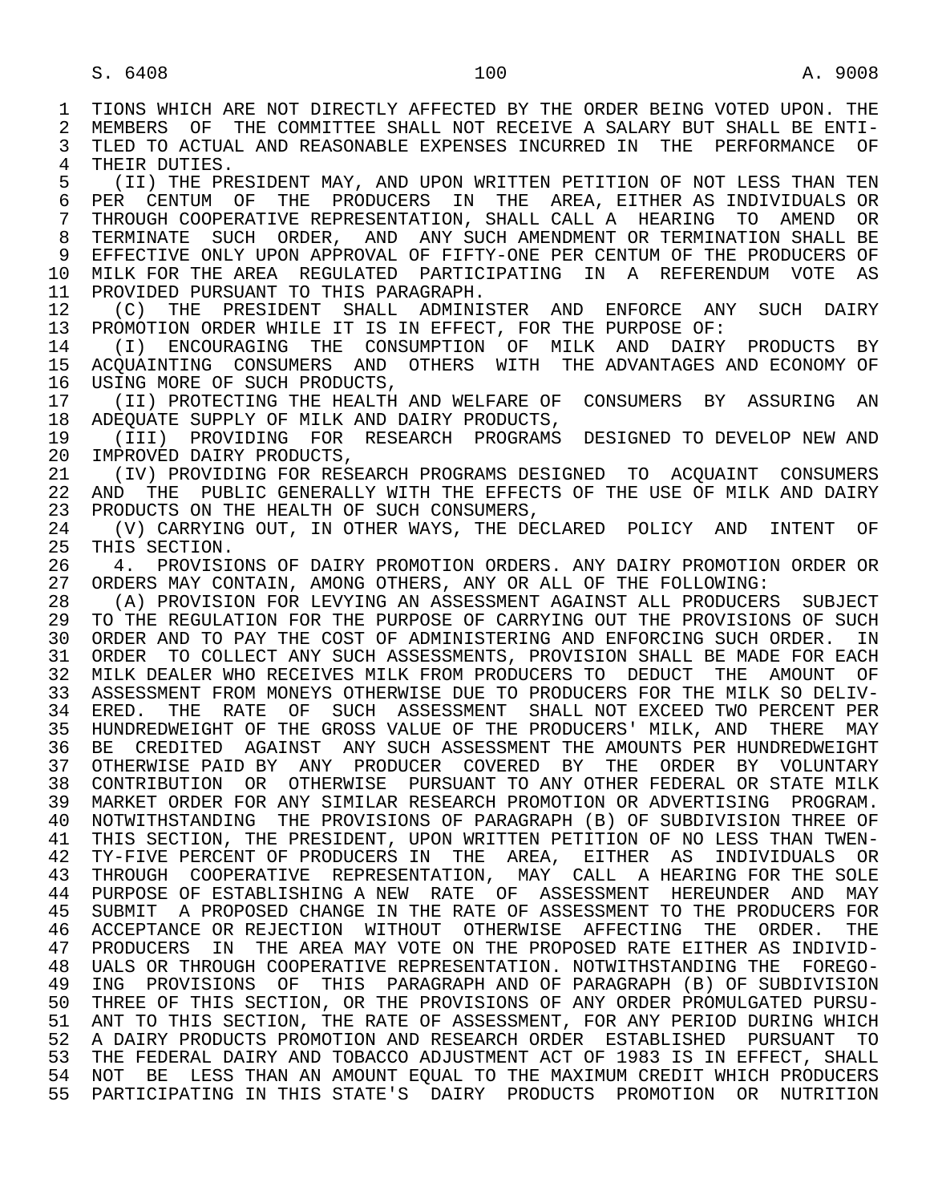TIONS WHICH ARE NOT DIRECTLY AFFECTED BY THE ORDER BEING VOTED UPON. THE MEMBERS OF THE COMMITTEE SHALL NOT RECEIVE A SALARY BUT SHALL BE ENTITLED TO ACTUAL AND REASONABLE EXPENSES INCURRED IN THE PERFORMANCE OF THEIR DUTIES.

(II) THE PRESIDENT MAY, AND UPON WRITTEN PETITION OF NOT LESS THAN TEN PER CENTUM OF THE PRODUCERS IN THE AREA, EITHER AS INDIVIDUALS OR THROUGH COOPERATIVE REPRESENTATION, SHALL CALL A HEARING TO AMEND OR TERMINATE SUCH ORDER, AND ANY SUCH AMENDMENT OR TERMINATION SHALL BE EFFECTIVE ONLY UPON APPROVAL OF FIFTY-ONE PER CENTUM OF THE PRODUCERS OF MILK FOR THE AREA REGULATED PARTICIPATING IN A REFERENDUM VOTE AS PROVIDED PURSUANT TO THIS PARAGRAPH.

(C) THE PRESIDENT SHALL ADMINISTER AND ENFORCE ANY SUCH DAIRY PROMOTION ORDER WHILE IT IS IN EFFECT, FOR THE PURPOSE OF:

(I) ENCOURAGING THE CONSUMPTION OF MILK AND DAIRY PRODUCTS BY ACQUAINTING CONSUMERS AND OTHERS WITH THE ADVANTAGES AND ECONOMY OF USING MORE OF SUCH PRODUCTS,

(II) PROTECTING THE HEALTH AND WELFARE OF CONSUMERS BY ASSURING AN ADEQUATE SUPPLY OF MILK AND DAIRY PRODUCTS,

(III) PROVIDING FOR RESEARCH PROGRAMS DESIGNED TO DEVELOP NEW AND IMPROVED DAIRY PRODUCTS,

(IV) PROVIDING FOR RESEARCH PROGRAMS DESIGNED TO ACQUAINT CONSUMERS AND THE PUBLIC GENERALLY WITH THE EFFECTS OF THE USE OF MILK AND DAIRY PRODUCTS ON THE HEALTH OF SUCH CONSUMERS,

(V) CARRYING OUT, IN OTHER WAYS, THE DECLARED POLICY AND INTENT OF THIS SECTION.

4. PROVISIONS OF DAIRY PROMOTION ORDERS. ANY DAIRY PROMOTION ORDER OR ORDERS MAY CONTAIN, AMONG OTHERS, ANY OR ALL OF THE FOLLOWING:

(A) PROVISION FOR LEVYING AN ASSESSMENT AGAINST ALL PRODUCERS SUBJECT TO THE REGULATION FOR THE PURPOSE OF CARRYING OUT THE PROVISIONS OF SUCH ORDER AND TO PAY THE COST OF ADMINISTERING AND ENFORCING SUCH ORDER. IN ORDER TO COLLECT ANY SUCH ASSESSMENTS, PROVISION SHALL BE MADE FOR EACH MILK DEALER WHO RECEIVES MILK FROM PRODUCERS TO DEDUCT THE AMOUNT OF ASSESSMENT FROM MONEYS OTHERWISE DUE TO PRODUCERS FOR THE MILK SO DELIVERED. THE RATE OF SUCH ASSESSMENT SHALL NOT EXCEED TWO PERCENT PER HUNDREDWEIGHT OF THE GROSS VALUE OF THE PRODUCERS' MILK, AND THERE MAY BE CREDITED AGAINST ANY SUCH ASSESSMENT THE AMOUNTS PER HUNDREDWEIGHT OTHERWISE PAID BY ANY PRODUCER COVERED BY THE ORDER BY VOLUNTARY CONTRIBUTION OR OTHERWISE PURSUANT TO ANY OTHER FEDERAL OR STATE MILK MARKET ORDER FOR ANY SIMILAR RESEARCH PROMOTION OR ADVERTISING PROGRAM. NOTWITHSTANDING THE PROVISIONS OF PARAGRAPH (B) OF SUBDIVISION THREE OF THIS SECTION, THE PRESIDENT, UPON WRITTEN PETITION OF NO LESS THAN TWENTY-FIVE PERCENT OF PRODUCERS IN THE AREA, EITHER AS INDIVIDUALS OR THROUGH COOPERATIVE REPRESENTATION, MAY CALL A HEARING FOR THE SOLE PURPOSE OF ESTABLISHING A NEW RATE OF ASSESSMENT HEREUNDER AND MAY SUBMIT A PROPOSED CHANGE IN THE RATE OF ASSESSMENT TO THE PRODUCERS FOR ACCEPTANCE OR REJECTION WITHOUT OTHERWISE AFFECTING THE ORDER. THE PRODUCERS IN THE AREA MAY VOTE ON THE PROPOSED RATE EITHER AS INDIVIDUALS OR THROUGH COOPERATIVE REPRESENTATION. NOTWITHSTANDING THE FOREGOING PROVISIONS OF THIS PARAGRAPH AND OF PARAGRAPH (B) OF SUBDIVISION THREE OF THIS SECTION, OR THE PROVISIONS OF ANY ORDER PROMULGATED PURSUANT TO THIS SECTION, THE RATE OF ASSESSMENT, FOR ANY PERIOD DURING WHICH A DAIRY PRODUCTS PROMOTION AND RESEARCH ORDER ESTABLISHED PURSUANT TO THE FEDERAL DAIRY AND TOBACCO ADJUSTMENT ACT OF 1983 IS IN EFFECT, SHALL NOT BE LESS THAN AN AMOUNT EQUAL TO THE MAXIMUM CREDIT WHICH PRODUCERS PARTICIPATING IN THIS STATE'S DAIRY PRODUCTS PROMOTION OR NUTRITION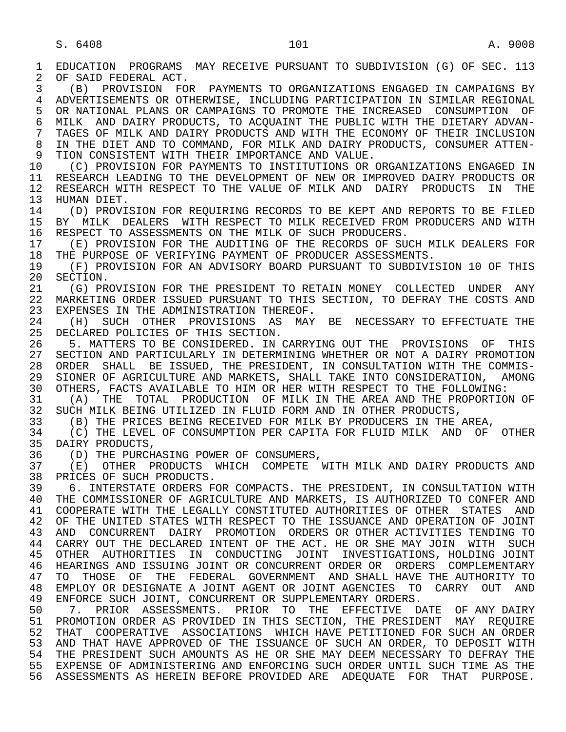EDUCATION PROGRAMS MAY RECEIVE PURSUANT TO SUBDIVISION (G) OF SEC. 113 OF SAID FEDERAL ACT.

(B) PROVISION FOR PAYMENTS TO ORGANIZATIONS ENGAGED IN CAMPAIGNS BY ADVERTISEMENTS OR OTHERWISE, INCLUDING PARTICIPATION IN SIMILAR REGIONAL OR NATIONAL PLANS OR CAMPAIGNS TO PROMOTE THE INCREASED CONSUMPTION OF MILK AND DAIRY PRODUCTS, TO ACQUAINT THE PUBLIC WITH THE DIETARY ADVANTAGES OF MILK AND DAIRY PRODUCTS AND WITH THE ECONOMY OF THEIR INCLUSION IN THE DIET AND TO COMMAND, FOR MILK AND DAIRY PRODUCTS, CONSUMER ATTENTION CONSISTENT WITH THEIR IMPORTANCE AND VALUE.

(C) PROVISION FOR PAYMENTS TO INSTITUTIONS OR ORGANIZATIONS ENGAGED IN RESEARCH LEADING TO THE DEVELOPMENT OF NEW OR IMPROVED DAIRY PRODUCTS OR RESEARCH WITH RESPECT TO THE VALUE OF MILK AND DAIRY PRODUCTS IN THE HUMAN DIET.

(D) PROVISION FOR REQUIRING RECORDS TO BE KEPT AND REPORTS TO BE FILED BY MILK DEALERS WITH RESPECT TO MILK RECEIVED FROM PRODUCERS AND WITH RESPECT TO ASSESSMENTS ON THE MILK OF SUCH PRODUCERS.

(E) PROVISION FOR THE AUDITING OF THE RECORDS OF SUCH MILK DEALERS FOR THE PURPOSE OF VERIFYING PAYMENT OF PRODUCER ASSESSMENTS.

(F) PROVISION FOR AN ADVISORY BOARD PURSUANT TO SUBDIVISION 10 OF THIS SECTION.

(G) PROVISION FOR THE PRESIDENT TO RETAIN MONEY COLLECTED UNDER ANY MARKETING ORDER ISSUED PURSUANT TO THIS SECTION, TO DEFRAY THE COSTS AND EXPENSES IN THE ADMINISTRATION THEREOF.

(H) SUCH OTHER PROVISIONS AS MAY BE NECESSARY TO EFFECTUATE THE DECLARED POLICIES OF THIS SECTION.

5. MATTERS TO BE CONSIDERED. IN CARRYING OUT THE PROVISIONS OF THIS SECTION AND PARTICULARLY IN DETERMINING WHETHER OR NOT A DAIRY PROMOTION ORDER SHALL BE ISSUED, THE PRESIDENT, IN CONSULTATION WITH THE COMMISSIONER OF AGRICULTURE AND MARKETS, SHALL TAKE INTO CONSIDERATION, AMONG OTHERS, FACTS AVAILABLE TO HIM OR HER WITH RESPECT TO THE FOLLOWING:

(A) THE TOTAL PRODUCTION OF MILK IN THE AREA AND THE PROPORTION OF SUCH MILK BEING UTILIZED IN FLUID FORM AND IN OTHER PRODUCTS,

(B) THE PRICES BEING RECEIVED FOR MILK BY PRODUCERS IN THE AREA,

(C) THE LEVEL OF CONSUMPTION PER CAPITA FOR FLUID MILK AND OF OTHER DAIRY PRODUCTS,

(D) THE PURCHASING POWER OF CONSUMERS,

(E) OTHER PRODUCTS WHICH COMPETE WITH MILK AND DAIRY PRODUCTS AND PRICES OF SUCH PRODUCTS.

6. INTERSTATE ORDERS FOR COMPACTS. THE PRESIDENT, IN CONSULTATION WITH THE COMMISSIONER OF AGRICULTURE AND MARKETS, IS AUTHORIZED TO CONFER AND COOPERATE WITH THE LEGALLY CONSTITUTED AUTHORITIES OF OTHER STATES AND OF THE UNITED STATES WITH RESPECT TO THE ISSUANCE AND OPERATION OF JOINT AND CONCURRENT DAIRY PROMOTION ORDERS OR OTHER ACTIVITIES TENDING TO CARRY OUT THE DECLARED INTENT OF THE ACT. HE OR SHE MAY JOIN WITH SUCH OTHER AUTHORITIES IN CONDUCTING JOINT INVESTIGATIONS, HOLDING JOINT HEARINGS AND ISSUING JOINT OR CONCURRENT ORDER OR ORDERS COMPLEMENTARY TO THOSE OF THE FEDERAL GOVERNMENT AND SHALL HAVE THE AUTHORITY TO EMPLOY OR DESIGNATE A JOINT AGENT OR JOINT AGENCIES TO CARRY OUT AND ENFORCE SUCH JOINT, CONCURRENT OR SUPPLEMENTARY ORDERS.

7. PRIOR ASSESSMENTS. PRIOR TO THE EFFECTIVE DATE OF ANY DAIRY PROMOTION ORDER AS PROVIDED IN THIS SECTION, THE PRESIDENT MAY REQUIRE THAT COOPERATIVE ASSOCIATIONS WHICH HAVE PETITIONED FOR SUCH AN ORDER AND THAT HAVE APPROVED OF THE ISSUANCE OF SUCH AN ORDER, TO DEPOSIT WITH THE PRESIDENT SUCH AMOUNTS AS HE OR SHE MAY DEEM NECESSARY TO DEFRAY THE EXPENSE OF ADMINISTERING AND ENFORCING SUCH ORDER UNTIL SUCH TIME AS THE ASSESSMENTS AS HEREIN BEFORE PROVIDED ARE ADEQUATE FOR THAT PURPOSE.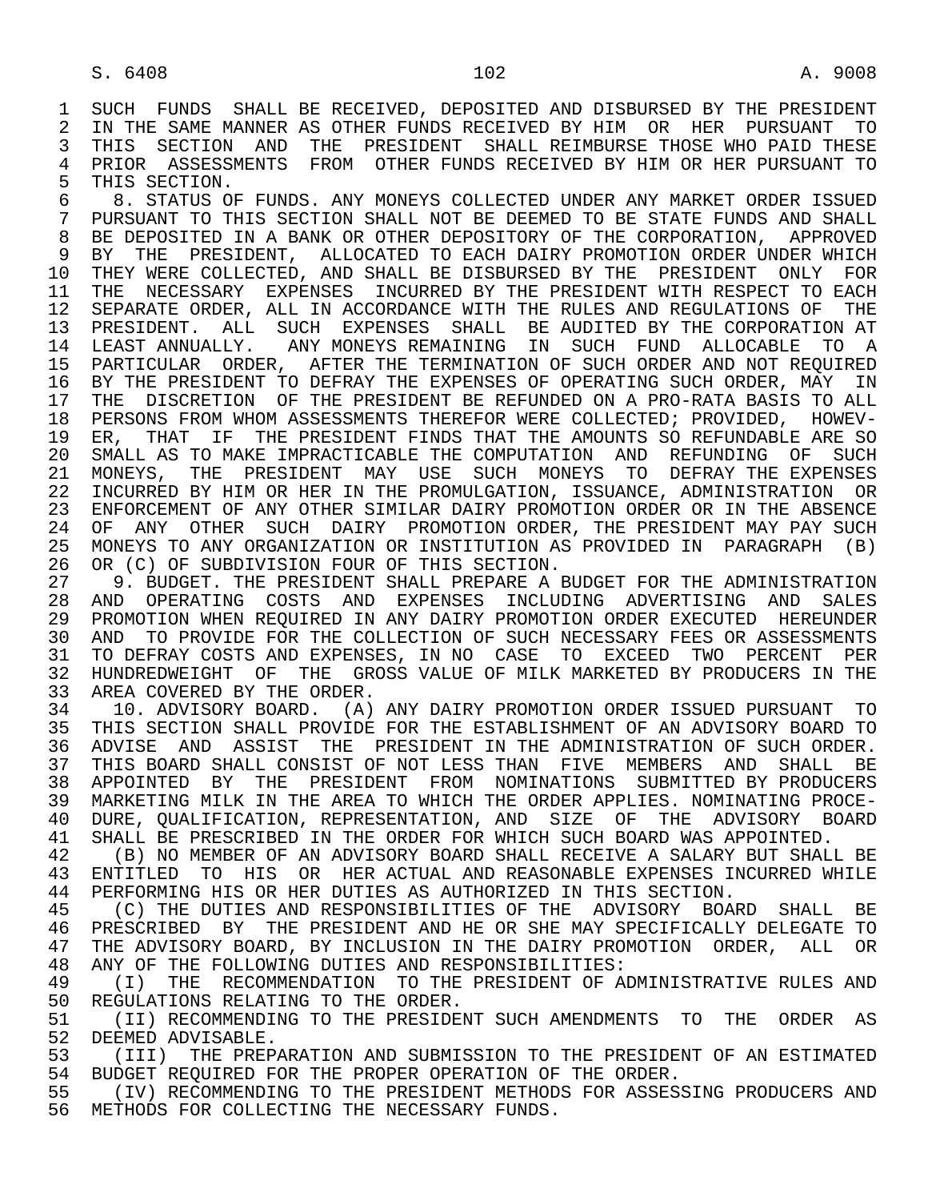SUCH FUNDS SHALL BE RECEIVED, DEPOSITED AND DISBURSED BY THE PRESIDENT IN THE SAME MANNER AS OTHER FUNDS RECEIVED BY HIM OR HER PURSUANT TO THIS SECTION AND THE PRESIDENT SHALL REIMBURSE THOSE WHO PAID THESE PRIOR ASSESSMENTS FROM OTHER FUNDS RECEIVED BY HIM OR HER PURSUANT TO THIS SECTION.

8. STATUS OF FUNDS. ANY MONEYS COLLECTED UNDER ANY MARKET ORDER ISSUED PURSUANT TO THIS SECTION SHALL NOT BE DEEMED TO BE STATE FUNDS AND SHALL BE DEPOSITED IN A BANK OR OTHER DEPOSITORY OF THE CORPORATION, APPROVED BY THE PRESIDENT, ALLOCATED TO EACH DAIRY PROMOTION ORDER UNDER WHICH THEY WERE COLLECTED, AND SHALL BE DISBURSED BY THE PRESIDENT ONLY FOR THE NECESSARY EXPENSES INCURRED BY THE PRESIDENT WITH RESPECT TO EACH SEPARATE ORDER, ALL IN ACCORDANCE WITH THE RULES AND REGULATIONS OF THE PRESIDENT. ALL SUCH EXPENSES SHALL BE AUDITED BY THE CORPORATION AT LEAST ANNUALLY. ANY MONEYS REMAINING IN SUCH FUND ALLOCABLE TO A PARTICULAR ORDER, AFTER THE TERMINATION OF SUCH ORDER AND NOT REQUIRED BY THE PRESIDENT TO DEFRAY THE EXPENSES OF OPERATING SUCH ORDER, MAY IN THE DISCRETION OF THE PRESIDENT BE REFUNDED ON A PRO-RATA BASIS TO ALL PERSONS FROM WHOM ASSESSMENTS THEREFOR WERE COLLECTED; PROVIDED, HOWEVER, THAT IF THE PRESIDENT FINDS THAT THE AMOUNTS SO REFUNDABLE ARE SO SMALL AS TO MAKE IMPRACTICABLE THE COMPUTATION AND REFUNDING OF SUCH MONEYS, THE PRESIDENT MAY USE SUCH MONEYS TO DEFRAY THE EXPENSES INCURRED BY HIM OR HER IN THE PROMULGATION, ISSUANCE, ADMINISTRATION OR ENFORCEMENT OF ANY OTHER SIMILAR DAIRY PROMOTION ORDER OR IN THE ABSENCE OF ANY OTHER SUCH DAIRY PROMOTION ORDER, THE PRESIDENT MAY PAY SUCH MONEYS TO ANY ORGANIZATION OR INSTITUTION AS PROVIDED IN PARAGRAPH (B) OR (C) OF SUBDIVISION FOUR OF THIS SECTION.

9. BUDGET. THE PRESIDENT SHALL PREPARE A BUDGET FOR THE ADMINISTRATION AND OPERATING COSTS AND EXPENSES INCLUDING ADVERTISING AND SALES PROMOTION WHEN REQUIRED IN ANY DAIRY PROMOTION ORDER EXECUTED HEREUNDER AND TO PROVIDE FOR THE COLLECTION OF SUCH NECESSARY FEES OR ASSESSMENTS TO DEFRAY COSTS AND EXPENSES, IN NO CASE TO EXCEED TWO PERCENT PER HUNDREDWEIGHT OF THE GROSS VALUE OF MILK MARKETED BY PRODUCERS IN THE AREA COVERED BY THE ORDER.

10. ADVISORY BOARD. (A) ANY DAIRY PROMOTION ORDER ISSUED PURSUANT TO THIS SECTION SHALL PROVIDE FOR THE ESTABLISHMENT OF AN ADVISORY BOARD TO ADVISE AND ASSIST THE PRESIDENT IN THE ADMINISTRATION OF SUCH ORDER. THIS BOARD SHALL CONSIST OF NOT LESS THAN FIVE MEMBERS AND SHALL BE APPOINTED BY THE PRESIDENT FROM NOMINATIONS SUBMITTED BY PRODUCERS MARKETING MILK IN THE AREA TO WHICH THE ORDER APPLIES. NOMINATING PROCEDURE, QUALIFICATION, REPRESENTATION, AND SIZE OF THE ADVISORY BOARD SHALL BE PRESCRIBED IN THE ORDER FOR WHICH SUCH BOARD WAS APPOINTED.

(B) NO MEMBER OF AN ADVISORY BOARD SHALL RECEIVE A SALARY BUT SHALL BE ENTITLED TO HIS OR HER ACTUAL AND REASONABLE EXPENSES INCURRED WHILE PERFORMING HIS OR HER DUTIES AS AUTHORIZED IN THIS SECTION.

(C) THE DUTIES AND RESPONSIBILITIES OF THE ADVISORY BOARD SHALL BE PRESCRIBED BY THE PRESIDENT AND HE OR SHE MAY SPECIFICALLY DELEGATE TO THE ADVISORY BOARD, BY INCLUSION IN THE DAIRY PROMOTION ORDER, ALL OR ANY OF THE FOLLOWING DUTIES AND RESPONSIBILITIES:

(I) THE RECOMMENDATION TO THE PRESIDENT OF ADMINISTRATIVE RULES AND REGULATIONS RELATING TO THE ORDER.

(II) RECOMMENDING TO THE PRESIDENT SUCH AMENDMENTS TO THE ORDER AS DEEMED ADVISABLE.

(III) THE PREPARATION AND SUBMISSION TO THE PRESIDENT OF AN ESTIMATED BUDGET REQUIRED FOR THE PROPER OPERATION OF THE ORDER.

(IV) RECOMMENDING TO THE PRESIDENT METHODS FOR ASSESSING PRODUCERS AND METHODS FOR COLLECTING THE NECESSARY FUNDS.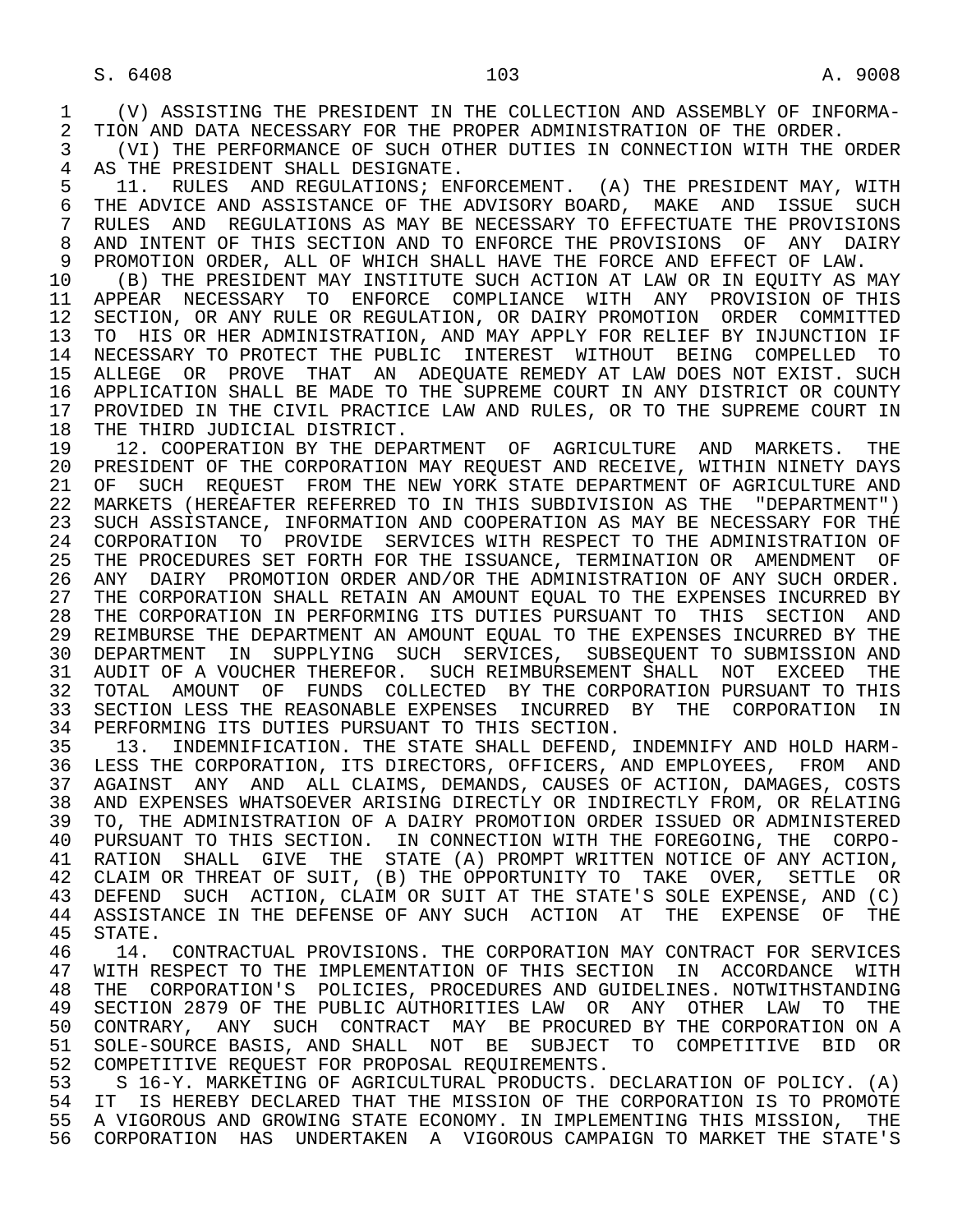(V) ASSISTING THE PRESIDENT IN THE COLLECTION AND ASSEMBLY OF INFORMATION AND DATA NECESSARY FOR THE PROPER ADMINISTRATION OF THE ORDER.

(VI) THE PERFORMANCE OF SUCH OTHER DUTIES IN CONNECTION WITH THE ORDER AS THE PRESIDENT SHALL DESIGNATE.

11. RULES AND REGULATIONS; ENFORCEMENT. (A) THE PRESIDENT MAY, WITH THE ADVICE AND ASSISTANCE OF THE ADVISORY BOARD, MAKE AND ISSUE SUCH RULES AND REGULATIONS AS MAY BE NECESSARY TO EFFECTUATE THE PROVISIONS AND INTENT OF THIS SECTION AND TO ENFORCE THE PROVISIONS OF ANY DAIRY PROMOTION ORDER, ALL OF WHICH SHALL HAVE THE FORCE AND EFFECT OF LAW.

(B) THE PRESIDENT MAY INSTITUTE SUCH ACTION AT LAW OR IN EQUITY AS MAY APPEAR NECESSARY TO ENFORCE COMPLIANCE WITH ANY PROVISION OF THIS SECTION, OR ANY RULE OR REGULATION, OR DAIRY PROMOTION ORDER COMMITTED TO HIS OR HER ADMINISTRATION, AND MAY APPLY FOR RELIEF BY INJUNCTION IF NECESSARY TO PROTECT THE PUBLIC INTEREST WITHOUT BEING COMPELLED TO ALLEGE OR PROVE THAT AN ADEQUATE REMEDY AT LAW DOES NOT EXIST. SUCH APPLICATION SHALL BE MADE TO THE SUPREME COURT IN ANY DISTRICT OR COUNTY PROVIDED IN THE CIVIL PRACTICE LAW AND RULES, OR TO THE SUPREME COURT IN THE THIRD JUDICIAL DISTRICT.

12. COOPERATION BY THE DEPARTMENT OF AGRICULTURE AND MARKETS. THE PRESIDENT OF THE CORPORATION MAY REQUEST AND RECEIVE, WITHIN NINETY DAYS OF SUCH REQUEST FROM THE NEW YORK STATE DEPARTMENT OF AGRICULTURE AND MARKETS (HEREAFTER REFERRED TO IN THIS SUBDIVISION AS THE "DEPARTMENT") SUCH ASSISTANCE, INFORMATION AND COOPERATION AS MAY BE NECESSARY FOR THE CORPORATION TO PROVIDE SERVICES WITH RESPECT TO THE ADMINISTRATION OF THE PROCEDURES SET FORTH FOR THE ISSUANCE, TERMINATION OR AMENDMENT OF ANY DAIRY PROMOTION ORDER AND/OR THE ADMINISTRATION OF ANY SUCH ORDER. THE CORPORATION SHALL RETAIN AN AMOUNT EQUAL TO THE EXPENSES INCURRED BY THE CORPORATION IN PERFORMING ITS DUTIES PURSUANT TO THIS SECTION AND REIMBURSE THE DEPARTMENT AN AMOUNT EQUAL TO THE EXPENSES INCURRED BY THE DEPARTMENT IN SUPPLYING SUCH SERVICES, SUBSEQUENT TO SUBMISSION AND AUDIT OF A VOUCHER THEREFOR. SUCH REIMBURSEMENT SHALL NOT EXCEED THE TOTAL AMOUNT OF FUNDS COLLECTED BY THE CORPORATION PURSUANT TO THIS SECTION LESS THE REASONABLE EXPENSES INCURRED BY THE CORPORATION IN PERFORMING ITS DUTIES PURSUANT TO THIS SECTION.

13. INDEMNIFICATION. THE STATE SHALL DEFEND, INDEMNIFY AND HOLD HARMLESS THE CORPORATION, ITS DIRECTORS, OFFICERS, AND EMPLOYEES, FROM AND AGAINST ANY AND ALL CLAIMS, DEMANDS, CAUSES OF ACTION, DAMAGES, COSTS AND EXPENSES WHATSOEVER ARISING DIRECTLY OR INDIRECTLY FROM, OR RELATING TO, THE ADMINISTRATION OF A DAIRY PROMOTION ORDER ISSUED OR ADMINISTERED PURSUANT TO THIS SECTION. IN CONNECTION WITH THE FOREGOING, THE CORPORATION SHALL GIVE THE STATE (A) PROMPT WRITTEN NOTICE OF ANY ACTION, CLAIM OR THREAT OF SUIT, (B) THE OPPORTUNITY TO TAKE OVER, SETTLE OR DEFEND SUCH ACTION, CLAIM OR SUIT AT THE STATE'S SOLE EXPENSE, AND (C) ASSISTANCE IN THE DEFENSE OF ANY SUCH ACTION AT THE EXPENSE OF THE STATE.

14. CONTRACTUAL PROVISIONS. THE CORPORATION MAY CONTRACT FOR SERVICES WITH RESPECT TO THE IMPLEMENTATION OF THIS SECTION IN ACCORDANCE WITH THE CORPORATION'S POLICIES, PROCEDURES AND GUIDELINES. NOTWITHSTANDING SECTION 2879 OF THE PUBLIC AUTHORITIES LAW OR ANY OTHER LAW TO THE CONTRARY, ANY SUCH CONTRACT MAY BE PROCURED BY THE CORPORATION ON A SOLE-SOURCE BASIS, AND SHALL NOT BE SUBJECT TO COMPETITIVE BID OR COMPETITIVE REQUEST FOR PROPOSAL REQUIREMENTS.

S 16-Y. MARKETING OF AGRICULTURAL PRODUCTS. DECLARATION OF POLICY. (A) IT IS HEREBY DECLARED THAT THE MISSION OF THE CORPORATION IS TO PROMOTE A VIGOROUS AND GROWING STATE ECONOMY. IN IMPLEMENTING THIS MISSION, THE CORPORATION HAS UNDERTAKEN A VIGOROUS CAMPAIGN TO MARKET THE STATE'S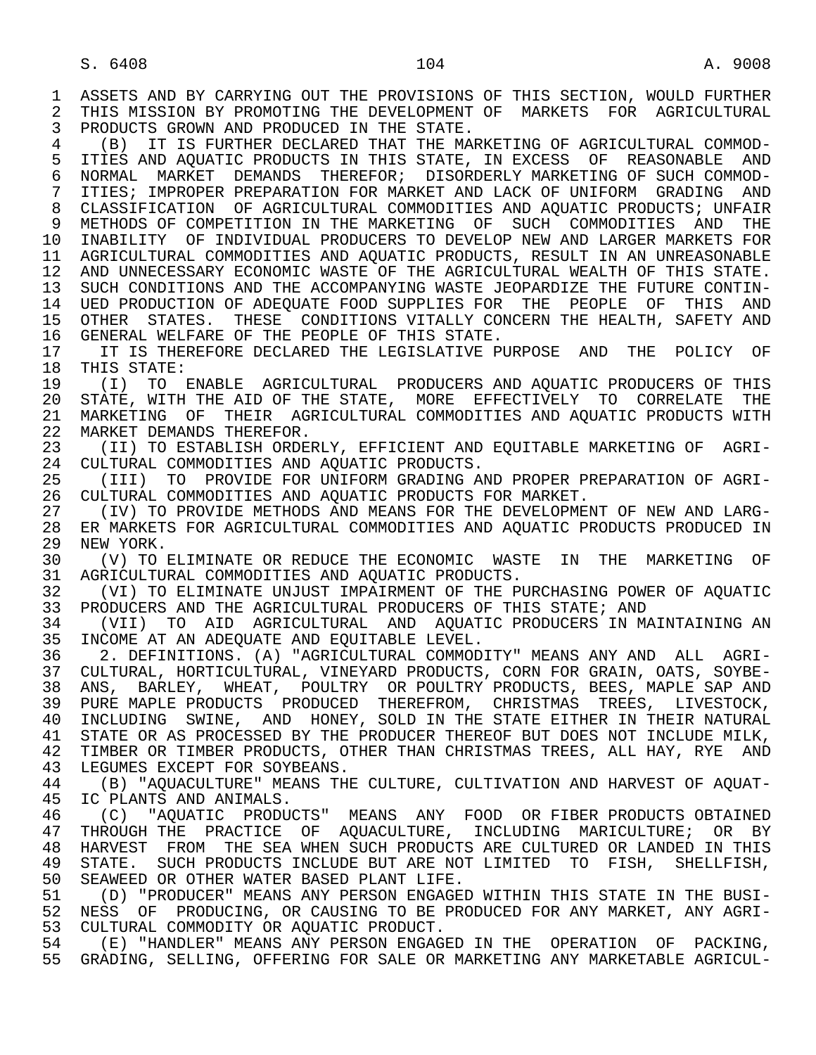ASSETS AND BY CARRYING OUT THE PROVISIONS OF THIS SECTION, WOULD FURTHER THIS MISSION BY PROMOTING THE DEVELOPMENT OF MARKETS FOR AGRICULTURAL PRODUCTS GROWN AND PRODUCED IN THE STATE.

(B) IT IS FURTHER DECLARED THAT THE MARKETING OF AGRICULTURAL COMMODITIES AND AQUATIC PRODUCTS IN THIS STATE, IN EXCESS OF REASONABLE AND NORMAL MARKET DEMANDS THEREFOR; DISORDERLY MARKETING OF SUCH COMMODITIES; IMPROPER PREPARATION FOR MARKET AND LACK OF UNIFORM GRADING AND CLASSIFICATION OF AGRICULTURAL COMMODITIES AND AQUATIC PRODUCTS; UNFAIR METHODS OF COMPETITION IN THE MARKETING OF SUCH COMMODITIES AND THE INABILITY OF INDIVIDUAL PRODUCERS TO DEVELOP NEW AND LARGER MARKETS FOR AGRICULTURAL COMMODITIES AND AQUATIC PRODUCTS, RESULT IN AN UNREASONABLE AND UNNECESSARY ECONOMIC WASTE OF THE AGRICULTURAL WEALTH OF THIS STATE. SUCH CONDITIONS AND THE ACCOMPANYING WASTE JEOPARDIZE THE FUTURE CONTINUED PRODUCTION OF ADEQUATE FOOD SUPPLIES FOR THE PEOPLE OF THIS AND OTHER STATES. THESE CONDITIONS VITALLY CONCERN THE HEALTH, SAFETY AND GENERAL WELFARE OF THE PEOPLE OF THIS STATE.

IT IS THEREFORE DECLARED THE LEGISLATIVE PURPOSE AND THE POLICY OF THIS STATE:

(I) TO ENABLE AGRICULTURAL PRODUCERS AND AQUATIC PRODUCERS OF THIS STATE, WITH THE AID OF THE STATE, MORE EFFECTIVELY TO CORRELATE THE MARKETING OF THEIR AGRICULTURAL COMMODITIES AND AQUATIC PRODUCTS WITH MARKET DEMANDS THEREFOR.

(II) TO ESTABLISH ORDERLY, EFFICIENT AND EQUITABLE MARKETING OF AGRICULTURAL COMMODITIES AND AQUATIC PRODUCTS.

(III) TO PROVIDE FOR UNIFORM GRADING AND PROPER PREPARATION OF AGRICULTURAL COMMODITIES AND AQUATIC PRODUCTS FOR MARKET.

(IV) TO PROVIDE METHODS AND MEANS FOR THE DEVELOPMENT OF NEW AND LARGER MARKETS FOR AGRICULTURAL COMMODITIES AND AQUATIC PRODUCTS PRODUCED IN NEW YORK.

(V) TO ELIMINATE OR REDUCE THE ECONOMIC WASTE IN THE MARKETING OF AGRICULTURAL COMMODITIES AND AQUATIC PRODUCTS.

(VI) TO ELIMINATE UNJUST IMPAIRMENT OF THE PURCHASING POWER OF AQUATIC PRODUCERS AND THE AGRICULTURAL PRODUCERS OF THIS STATE; AND

(VII) TO AID AGRICULTURAL AND AQUATIC PRODUCERS IN MAINTAINING AN INCOME AT AN ADEQUATE AND EQUITABLE LEVEL.

2. DEFINITIONS. (A) "AGRICULTURAL COMMODITY" MEANS ANY AND ALL AGRICULTURAL, HORTICULTURAL, VINEYARD PRODUCTS, CORN FOR GRAIN, OATS, SOYBEANS, BARLEY, WHEAT, POULTRY OR POULTRY PRODUCTS, BEES, MAPLE SAP AND PURE MAPLE PRODUCTS PRODUCED THEREFROM, CHRISTMAS TREES, LIVESTOCK, INCLUDING SWINE, AND HONEY, SOLD IN THE STATE EITHER IN THEIR NATURAL STATE OR AS PROCESSED BY THE PRODUCER THEREOF BUT DOES NOT INCLUDE MILK, TIMBER OR TIMBER PRODUCTS, OTHER THAN CHRISTMAS TREES, ALL HAY, RYE AND LEGUMES EXCEPT FOR SOYBEANS.

(B) "AQUACULTURE" MEANS THE CULTURE, CULTIVATION AND HARVEST OF AQUATIC PLANTS AND ANIMALS.

(C) "AQUATIC PRODUCTS" MEANS ANY FOOD OR FIBER PRODUCTS OBTAINED THROUGH THE PRACTICE OF AQUACULTURE, INCLUDING MARICULTURE; OR BY HARVEST FROM THE SEA WHEN SUCH PRODUCTS ARE CULTURED OR LANDED IN THIS STATE. SUCH PRODUCTS INCLUDE BUT ARE NOT LIMITED TO FISH, SHELLFISH, SEAWEED OR OTHER WATER BASED PLANT LIFE.

(D) "PRODUCER" MEANS ANY PERSON ENGAGED WITHIN THIS STATE IN THE BUSINESS OF PRODUCING, OR CAUSING TO BE PRODUCED FOR ANY MARKET, ANY AGRICULTURAL COMMODITY OR AQUATIC PRODUCT.

(E) "HANDLER" MEANS ANY PERSON ENGAGED IN THE OPERATION OF PACKING, GRADING, SELLING, OFFERING FOR SALE OR MARKETING ANY MARKETABLE AGRICUL-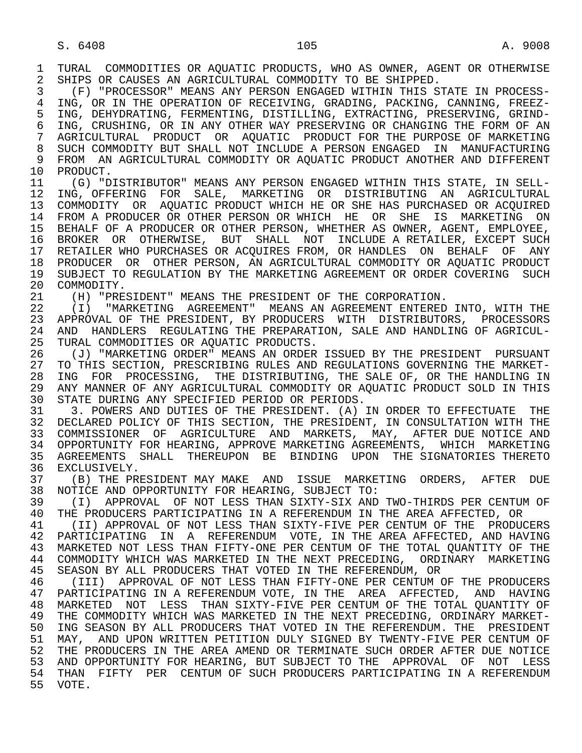TURAL COMMODITIES OR AQUATIC PRODUCTS, WHO AS OWNER, AGENT OR OTHERWISE SHIPS OR CAUSES AN AGRICULTURAL COMMODITY TO BE SHIPPED.

(F) "PROCESSOR" MEANS ANY PERSON ENGAGED WITHIN THIS STATE IN PROCESSING, OR IN THE OPERATION OF RECEIVING, GRADING, PACKING, CANNING, FREEZING, DEHYDRATING, FERMENTING, DISTILLING, EXTRACTING, PRESERVING, GRINDING, CRUSHING, OR IN ANY OTHER WAY PRESERVING OR CHANGING THE FORM OF AN AGRICULTURAL PRODUCT OR AQUATIC PRODUCT FOR THE PURPOSE OF MARKETING SUCH COMMODITY BUT SHALL NOT INCLUDE A PERSON ENGAGED IN MANUFACTURING FROM AN AGRICULTURAL COMMODITY OR AQUATIC PRODUCT ANOTHER AND DIFFERENT PRODUCT.

(G) "DISTRIBUTOR" MEANS ANY PERSON ENGAGED WITHIN THIS STATE, IN SELLING, OFFERING FOR SALE, MARKETING OR DISTRIBUTING AN AGRICULTURAL COMMODITY OR AQUATIC PRODUCT WHICH HE OR SHE HAS PURCHASED OR ACQUIRED FROM A PRODUCER OR OTHER PERSON OR WHICH HE OR SHE IS MARKETING ON BEHALF OF A PRODUCER OR OTHER PERSON, WHETHER AS OWNER, AGENT, EMPLOYEE, BROKER OR OTHERWISE, BUT SHALL NOT INCLUDE A RETAILER, EXCEPT SUCH RETAILER WHO PURCHASES OR ACQUIRES FROM, OR HANDLES ON BEHALF OF ANY PRODUCER OR OTHER PERSON, AN AGRICULTURAL COMMODITY OR AQUATIC PRODUCT SUBJECT TO REGULATION BY THE MARKETING AGREEMENT OR ORDER COVERING SUCH COMMODITY.

(H) "PRESIDENT" MEANS THE PRESIDENT OF THE CORPORATION.

(I) "MARKETING AGREEMENT" MEANS AN AGREEMENT ENTERED INTO, WITH THE APPROVAL OF THE PRESIDENT, BY PRODUCERS WITH DISTRIBUTORS, PROCESSORS AND HANDLERS REGULATING THE PREPARATION, SALE AND HANDLING OF AGRICULTURAL COMMODITIES OR AQUATIC PRODUCTS.

(J) "MARKETING ORDER" MEANS AN ORDER ISSUED BY THE PRESIDENT PURSUANT TO THIS SECTION, PRESCRIBING RULES AND REGULATIONS GOVERNING THE MARKETING FOR PROCESSING, THE DISTRIBUTING, THE SALE OF, OR THE HANDLING IN ANY MANNER OF ANY AGRICULTURAL COMMODITY OR AQUATIC PRODUCT SOLD IN THIS STATE DURING ANY SPECIFIED PERIOD OR PERIODS.

3. POWERS AND DUTIES OF THE PRESIDENT. (A) IN ORDER TO EFFECTUATE THE DECLARED POLICY OF THIS SECTION, THE PRESIDENT, IN CONSULTATION WITH THE COMMISSIONER OF AGRICULTURE AND MARKETS, MAY, AFTER DUE NOTICE AND OPPORTUNITY FOR HEARING, APPROVE MARKETING AGREEMENTS, WHICH MARKETING AGREEMENTS SHALL THEREUPON BE BINDING UPON THE SIGNATORIES THERETO EXCLUSIVELY.

(B) THE PRESIDENT MAY MAKE AND ISSUE MARKETING ORDERS, AFTER DUE NOTICE AND OPPORTUNITY FOR HEARING, SUBJECT TO:

(I) APPROVAL OF NOT LESS THAN SIXTY-SIX AND TWO-THIRDS PER CENTUM OF THE PRODUCERS PARTICIPATING IN A REFERENDUM IN THE AREA AFFECTED, OR

(II) APPROVAL OF NOT LESS THAN SIXTY-FIVE PER CENTUM OF THE PRODUCERS PARTICIPATING IN A REFERENDUM VOTE, IN THE AREA AFFECTED, AND HAVING MARKETED NOT LESS THAN FIFTY-ONE PER CENTUM OF THE TOTAL QUANTITY OF THE COMMODITY WHICH WAS MARKETED IN THE NEXT PRECEDING, ORDINARY MARKETING SEASON BY ALL PRODUCERS THAT VOTED IN THE REFERENDUM, OR

(III) APPROVAL OF NOT LESS THAN FIFTY-ONE PER CENTUM OF THE PRODUCERS PARTICIPATING IN A REFERENDUM VOTE, IN THE AREA AFFECTED, AND HAVING MARKETED NOT LESS THAN SIXTY-FIVE PER CENTUM OF THE TOTAL QUANTITY OF THE COMMODITY WHICH WAS MARKETED IN THE NEXT PRECEDING, ORDINARY MARKETING SEASON BY ALL PRODUCERS THAT VOTED IN THE REFERENDUM. THE PRESIDENT MAY, AND UPON WRITTEN PETITION DULY SIGNED BY TWENTY-FIVE PER CENTUM OF THE PRODUCERS IN THE AREA AMEND OR TERMINATE SUCH ORDER AFTER DUE NOTICE AND OPPORTUNITY FOR HEARING, BUT SUBJECT TO THE APPROVAL OF NOT LESS THAN FIFTY PER CENTUM OF SUCH PRODUCERS PARTICIPATING IN A REFERENDUM VOTE.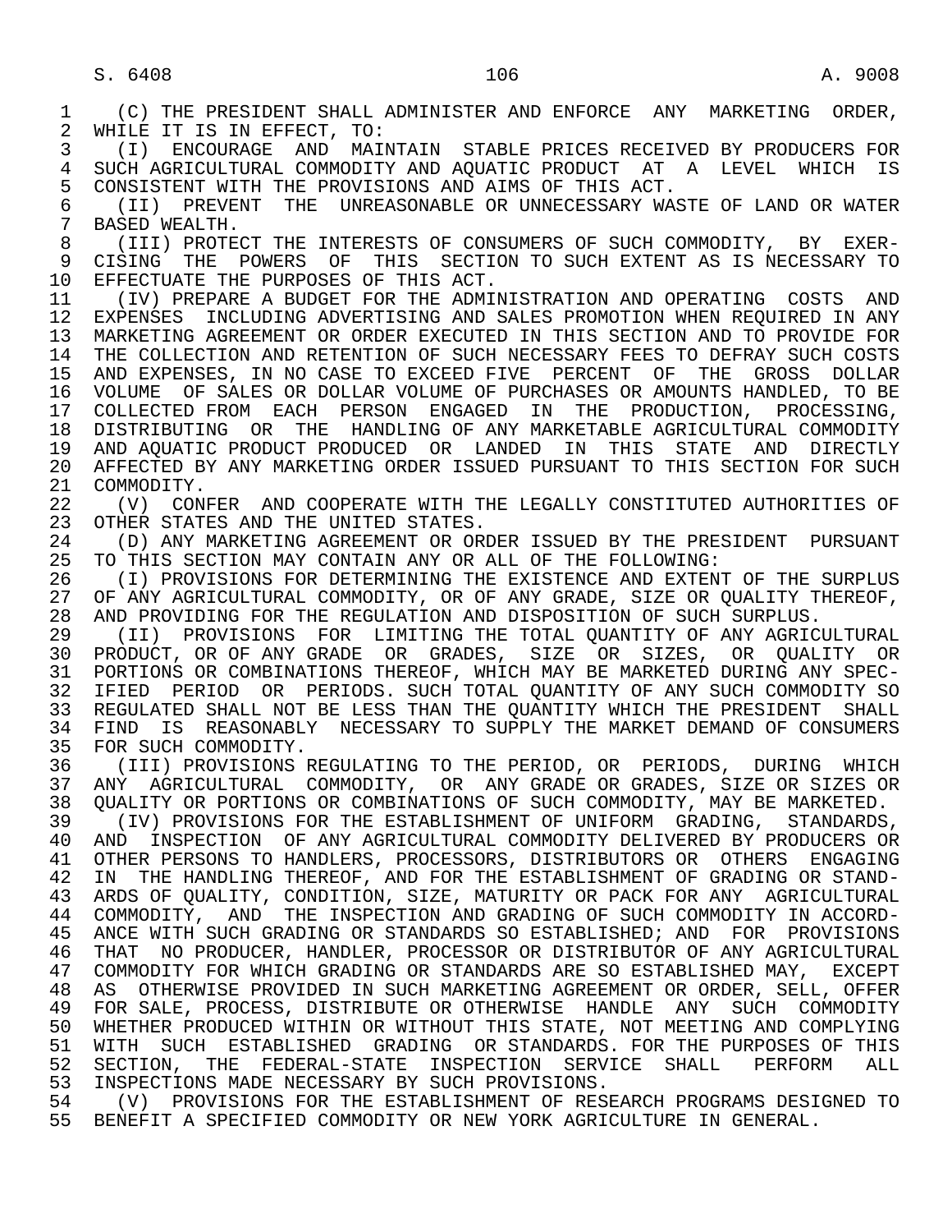(C) THE PRESIDENT SHALL ADMINISTER AND ENFORCE ANY MARKETING ORDER, WHILE IT IS IN EFFECT, TO:

(I) ENCOURAGE AND MAINTAIN STABLE PRICES RECEIVED BY PRODUCERS FOR SUCH AGRICULTURAL COMMODITY AND AQUATIC PRODUCT AT A LEVEL WHICH IS CONSISTENT WITH THE PROVISIONS AND AIMS OF THIS ACT.

(II) PREVENT THE UNREASONABLE OR UNNECESSARY WASTE OF LAND OR WATER BASED WEALTH.

(III) PROTECT THE INTERESTS OF CONSUMERS OF SUCH COMMODITY, BY EXERCISING THE POWERS OF THIS SECTION TO SUCH EXTENT AS IS NECESSARY TO EFFECTUATE THE PURPOSES OF THIS ACT.

(IV) PREPARE A BUDGET FOR THE ADMINISTRATION AND OPERATING COSTS AND EXPENSES INCLUDING ADVERTISING AND SALES PROMOTION WHEN REQUIRED IN ANY MARKETING AGREEMENT OR ORDER EXECUTED IN THIS SECTION AND TO PROVIDE FOR THE COLLECTION AND RETENTION OF SUCH NECESSARY FEES TO DEFRAY SUCH COSTS AND EXPENSES, IN NO CASE TO EXCEED FIVE PERCENT OF THE GROSS DOLLAR VOLUME OF SALES OR DOLLAR VOLUME OF PURCHASES OR AMOUNTS HANDLED, TO BE COLLECTED FROM EACH PERSON ENGAGED IN THE PRODUCTION, PROCESSING, DISTRIBUTING OR THE HANDLING OF ANY MARKETABLE AGRICULTURAL COMMODITY AND AQUATIC PRODUCT PRODUCED OR LANDED IN THIS STATE AND DIRECTLY AFFECTED BY ANY MARKETING ORDER ISSUED PURSUANT TO THIS SECTION FOR SUCH COMMODITY.

(V) CONFER AND COOPERATE WITH THE LEGALLY CONSTITUTED AUTHORITIES OF OTHER STATES AND THE UNITED STATES.

(D) ANY MARKETING AGREEMENT OR ORDER ISSUED BY THE PRESIDENT PURSUANT TO THIS SECTION MAY CONTAIN ANY OR ALL OF THE FOLLOWING:

(I) PROVISIONS FOR DETERMINING THE EXISTENCE AND EXTENT OF THE SURPLUS OF ANY AGRICULTURAL COMMODITY, OR OF ANY GRADE, SIZE OR QUALITY THEREOF, AND PROVIDING FOR THE REGULATION AND DISPOSITION OF SUCH SURPLUS.

(II) PROVISIONS FOR LIMITING THE TOTAL QUANTITY OF ANY AGRICULTURAL PRODUCT, OR OF ANY GRADE OR GRADES, SIZE OR SIZES, OR QUALITY OR PORTIONS OR COMBINATIONS THEREOF, WHICH MAY BE MARKETED DURING ANY SPECIFIED PERIOD OR PERIODS. SUCH TOTAL QUANTITY OF ANY SUCH COMMODITY SO REGULATED SHALL NOT BE LESS THAN THE QUANTITY WHICH THE PRESIDENT SHALL FIND IS REASONABLY NECESSARY TO SUPPLY THE MARKET DEMAND OF CONSUMERS FOR SUCH COMMODITY.

(III) PROVISIONS REGULATING TO THE PERIOD, OR PERIODS, DURING WHICH ANY AGRICULTURAL COMMODITY, OR ANY GRADE OR GRADES, SIZE OR SIZES OR QUALITY OR PORTIONS OR COMBINATIONS OF SUCH COMMODITY, MAY BE MARKETED.

(IV) PROVISIONS FOR THE ESTABLISHMENT OF UNIFORM GRADING, STANDARDS, AND INSPECTION OF ANY AGRICULTURAL COMMODITY DELIVERED BY PRODUCERS OR OTHER PERSONS TO HANDLERS, PROCESSORS, DISTRIBUTORS OR OTHERS ENGAGING IN THE HANDLING THEREOF, AND FOR THE ESTABLISHMENT OF GRADING OR STANDARDS OF QUALITY, CONDITION, SIZE, MATURITY OR PACK FOR ANY AGRICULTURAL COMMODITY, AND THE INSPECTION AND GRADING OF SUCH COMMODITY IN ACCORDANCE WITH SUCH GRADING OR STANDARDS SO ESTABLISHED; AND FOR PROVISIONS THAT NO PRODUCER, HANDLER, PROCESSOR OR DISTRIBUTOR OF ANY AGRICULTURAL COMMODITY FOR WHICH GRADING OR STANDARDS ARE SO ESTABLISHED MAY, EXCEPT AS OTHERWISE PROVIDED IN SUCH MARKETING AGREEMENT OR ORDER, SELL, OFFER FOR SALE, PROCESS, DISTRIBUTE OR OTHERWISE HANDLE ANY SUCH COMMODITY WHETHER PRODUCED WITHIN OR WITHOUT THIS STATE, NOT MEETING AND COMPLYING WITH SUCH ESTABLISHED GRADING OR STANDARDS. FOR THE PURPOSES OF THIS SECTION, THE FEDERAL-STATE INSPECTION SERVICE SHALL PERFORM ALL INSPECTIONS MADE NECESSARY BY SUCH PROVISIONS.

(V) PROVISIONS FOR THE ESTABLISHMENT OF RESEARCH PROGRAMS DESIGNED TO BENEFIT A SPECIFIED COMMODITY OR NEW YORK AGRICULTURE IN GENERAL.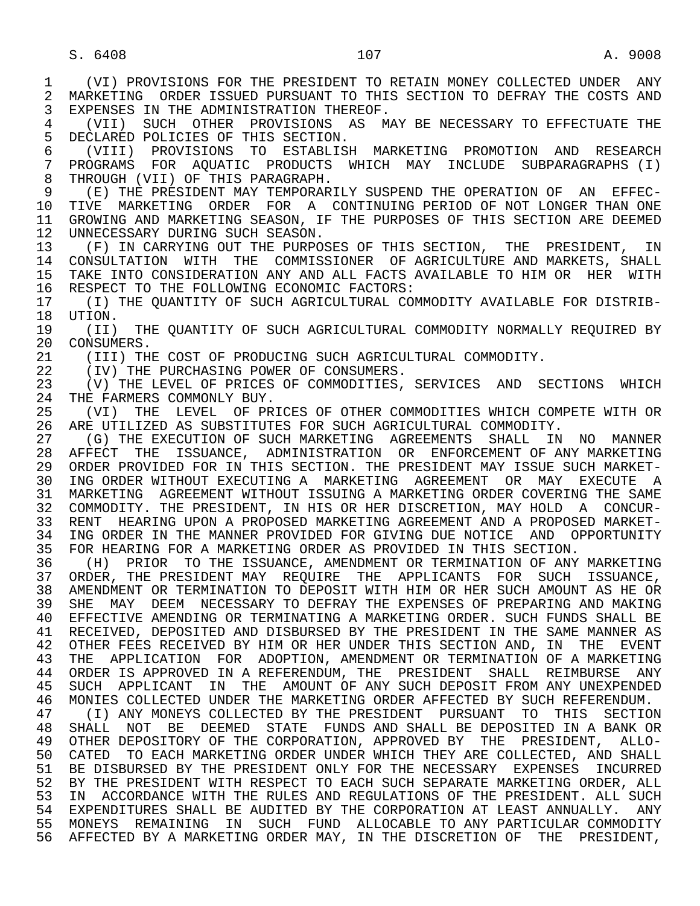(VI) PROVISIONS FOR THE PRESIDENT TO RETAIN MONEY COLLECTED UNDER ANY MARKETING ORDER ISSUED PURSUANT TO THIS SECTION TO DEFRAY THE COSTS AND EXPENSES IN THE ADMINISTRATION THEREOF.

(VII) SUCH OTHER PROVISIONS AS MAY BE NECESSARY TO EFFECTUATE THE DECLARED POLICIES OF THIS SECTION.

(VIII) PROVISIONS TO ESTABLISH MARKETING PROMOTION AND RESEARCH PROGRAMS FOR AQUATIC PRODUCTS WHICH MAY INCLUDE SUBPARAGRAPHS (I) THROUGH (VII) OF THIS PARAGRAPH.

(E) THE PRESIDENT MAY TEMPORARILY SUSPEND THE OPERATION OF AN EFFECTIVE MARKETING ORDER FOR A CONTINUING PERIOD OF NOT LONGER THAN ONE GROWING AND MARKETING SEASON, IF THE PURPOSES OF THIS SECTION ARE DEEMED UNNECESSARY DURING SUCH SEASON.

(F) IN CARRYING OUT THE PURPOSES OF THIS SECTION, THE PRESIDENT, IN CONSULTATION WITH THE COMMISSIONER OF AGRICULTURE AND MARKETS, SHALL TAKE INTO CONSIDERATION ANY AND ALL FACTS AVAILABLE TO HIM OR HER WITH RESPECT TO THE FOLLOWING ECONOMIC FACTORS:

(I) THE QUANTITY OF SUCH AGRICULTURAL COMMODITY AVAILABLE FOR DISTRIBUTION.

(II) THE QUANTITY OF SUCH AGRICULTURAL COMMODITY NORMALLY REQUIRED BY CONSUMERS.

(III) THE COST OF PRODUCING SUCH AGRICULTURAL COMMODITY.

(IV) THE PURCHASING POWER OF CONSUMERS.

(V) THE LEVEL OF PRICES OF COMMODITIES, SERVICES AND SECTIONS WHICH THE FARMERS COMMONLY BUY.

(VI) THE LEVEL OF PRICES OF OTHER COMMODITIES WHICH COMPETE WITH OR ARE UTILIZED AS SUBSTITUTES FOR SUCH AGRICULTURAL COMMODITY.

(G) THE EXECUTION OF SUCH MARKETING AGREEMENTS SHALL IN NO MANNER AFFECT THE ISSUANCE, ADMINISTRATION OR ENFORCEMENT OF ANY MARKETING ORDER PROVIDED FOR IN THIS SECTION. THE PRESIDENT MAY ISSUE SUCH MARKETING ORDER WITHOUT EXECUTING A MARKETING AGREEMENT OR MAY EXECUTE A MARKETING AGREEMENT WITHOUT ISSUING A MARKETING ORDER COVERING THE SAME COMMODITY. THE PRESIDENT, IN HIS OR HER DISCRETION, MAY HOLD A CONCURRENT HEARING UPON A PROPOSED MARKETING AGREEMENT AND A PROPOSED MARKETING ORDER IN THE MANNER PROVIDED FOR GIVING DUE NOTICE AND OPPORTUNITY FOR HEARING FOR A MARKETING ORDER AS PROVIDED IN THIS SECTION.

(H) PRIOR TO THE ISSUANCE, AMENDMENT OR TERMINATION OF ANY MARKETING ORDER, THE PRESIDENT MAY REQUIRE THE APPLICANTS FOR SUCH ISSUANCE, AMENDMENT OR TERMINATION TO DEPOSIT WITH HIM OR HER SUCH AMOUNT AS HE OR SHE MAY DEEM NECESSARY TO DEFRAY THE EXPENSES OF PREPARING AND MAKING EFFECTIVE AMENDING OR TERMINATING A MARKETING ORDER. SUCH FUNDS SHALL BE RECEIVED, DEPOSITED AND DISBURSED BY THE PRESIDENT IN THE SAME MANNER AS OTHER FEES RECEIVED BY HIM OR HER UNDER THIS SECTION AND, IN THE EVENT THE APPLICATION FOR ADOPTION, AMENDMENT OR TERMINATION OF A MARKETING ORDER IS APPROVED IN A REFERENDUM, THE PRESIDENT SHALL REIMBURSE ANY SUCH APPLICANT IN THE AMOUNT OF ANY SUCH DEPOSIT FROM ANY UNEXPENDED MONIES COLLECTED UNDER THE MARKETING ORDER AFFECTED BY SUCH REFERENDUM.

(I) ANY MONEYS COLLECTED BY THE PRESIDENT PURSUANT TO THIS SECTION SHALL NOT BE DEEMED STATE FUNDS AND SHALL BE DEPOSITED IN A BANK OR OTHER DEPOSITORY OF THE CORPORATION, APPROVED BY THE PRESIDENT, ALLOCATED TO EACH MARKETING ORDER UNDER WHICH THEY ARE COLLECTED, AND SHALL BE DISBURSED BY THE PRESIDENT ONLY FOR THE NECESSARY EXPENSES INCURRED BY THE PRESIDENT WITH RESPECT TO EACH SUCH SEPARATE MARKETING ORDER, ALL IN ACCORDANCE WITH THE RULES AND REGULATIONS OF THE PRESIDENT. ALL SUCH EXPENDITURES SHALL BE AUDITED BY THE CORPORATION AT LEAST ANNUALLY. ANY MONEYS REMAINING IN SUCH FUND ALLOCABLE TO ANY PARTICULAR COMMODITY AFFECTED BY A MARKETING ORDER MAY, IN THE DISCRETION OF THE PRESIDENT,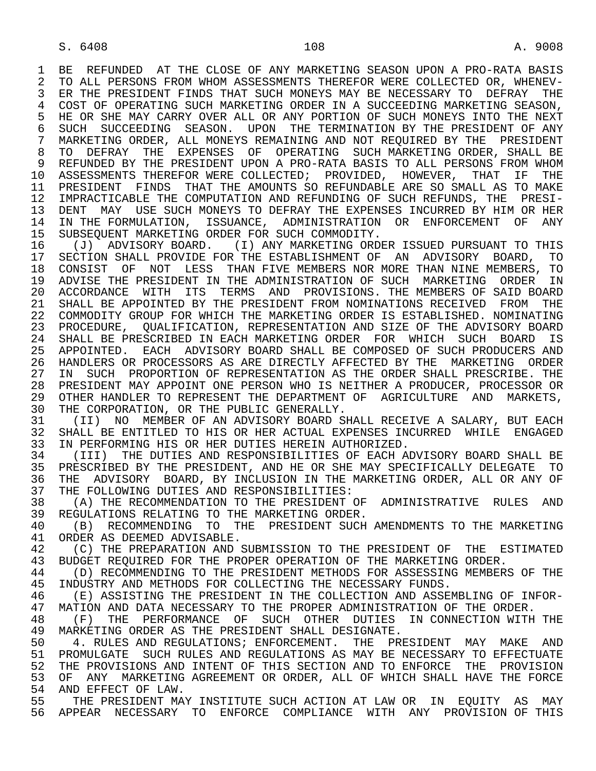BE REFUNDED AT THE CLOSE OF ANY MARKETING SEASON UPON A PRO-RATA BASIS TO ALL PERSONS FROM WHOM ASSESSMENTS THEREFOR WERE COLLECTED OR, WHENEVER THE PRESIDENT FINDS THAT SUCH MONEYS MAY BE NECESSARY TO DEFRAY THE COST OF OPERATING SUCH MARKETING ORDER IN A SUCCEEDING MARKETING SEASON, HE OR SHE MAY CARRY OVER ALL OR ANY PORTION OF SUCH MONEYS INTO THE NEXT SUCH SUCCEEDING SEASON. UPON THE TERMINATION BY THE PRESIDENT OF ANY MARKETING ORDER, ALL MONEYS REMAINING AND NOT REQUIRED BY THE PRESIDENT TO DEFRAY THE EXPENSES OF OPERATING SUCH MARKETING ORDER, SHALL BE REFUNDED BY THE PRESIDENT UPON A PRO-RATA BASIS TO ALL PERSONS FROM WHOM ASSESSMENTS THEREFOR WERE COLLECTED; PROVIDED, HOWEVER, THAT IF THE PRESIDENT FINDS THAT THE AMOUNTS SO REFUNDABLE ARE SO SMALL AS TO MAKE IMPRACTICABLE THE COMPUTATION AND REFUNDING OF SUCH REFUNDS, THE PRESIDENT MAY USE SUCH MONEYS TO DEFRAY THE EXPENSES INCURRED BY HIM OR HER IN THE FORMULATION, ISSUANCE, ADMINISTRATION OR ENFORCEMENT OF ANY SUBSEQUENT MARKETING ORDER FOR SUCH COMMODITY.

(J) ADVISORY BOARD. (I) ANY MARKETING ORDER ISSUED PURSUANT TO THIS SECTION SHALL PROVIDE FOR THE ESTABLISHMENT OF AN ADVISORY BOARD, TO CONSIST OF NOT LESS THAN FIVE MEMBERS NOR MORE THAN NINE MEMBERS, TO ADVISE THE PRESIDENT IN THE ADMINISTRATION OF SUCH MARKETING ORDER IN ACCORDANCE WITH ITS TERMS AND PROVISIONS. THE MEMBERS OF SAID BOARD SHALL BE APPOINTED BY THE PRESIDENT FROM NOMINATIONS RECEIVED FROM THE COMMODITY GROUP FOR WHICH THE MARKETING ORDER IS ESTABLISHED. NOMINATING PROCEDURE, QUALIFICATION, REPRESENTATION AND SIZE OF THE ADVISORY BOARD SHALL BE PRESCRIBED IN EACH MARKETING ORDER FOR WHICH SUCH BOARD IS APPOINTED. EACH ADVISORY BOARD SHALL BE COMPOSED OF SUCH PRODUCERS AND HANDLERS OR PROCESSORS AS ARE DIRECTLY AFFECTED BY THE MARKETING ORDER IN SUCH PROPORTION OF REPRESENTATION AS THE ORDER SHALL PRESCRIBE. THE PRESIDENT MAY APPOINT ONE PERSON WHO IS NEITHER A PRODUCER, PROCESSOR OR OTHER HANDLER TO REPRESENT THE DEPARTMENT OF AGRICULTURE AND MARKETS, THE CORPORATION, OR THE PUBLIC GENERALLY.

(II) NO MEMBER OF AN ADVISORY BOARD SHALL RECEIVE A SALARY, BUT EACH SHALL BE ENTITLED TO HIS OR HER ACTUAL EXPENSES INCURRED WHILE ENGAGED IN PERFORMING HIS OR HER DUTIES HEREIN AUTHORIZED.

(III) THE DUTIES AND RESPONSIBILITIES OF EACH ADVISORY BOARD SHALL BE PRESCRIBED BY THE PRESIDENT, AND HE OR SHE MAY SPECIFICALLY DELEGATE TO THE ADVISORY BOARD, BY INCLUSION IN THE MARKETING ORDER, ALL OR ANY OF THE FOLLOWING DUTIES AND RESPONSIBILITIES:

(A) THE RECOMMENDATION TO THE PRESIDENT OF ADMINISTRATIVE RULES AND REGULATIONS RELATING TO THE MARKETING ORDER.

(B) RECOMMENDING TO THE PRESIDENT SUCH AMENDMENTS TO THE MARKETING ORDER AS DEEMED ADVISABLE.

(C) THE PREPARATION AND SUBMISSION TO THE PRESIDENT OF THE ESTIMATED BUDGET REQUIRED FOR THE PROPER OPERATION OF THE MARKETING ORDER.

(D) RECOMMENDING TO THE PRESIDENT METHODS FOR ASSESSING MEMBERS OF THE INDUSTRY AND METHODS FOR COLLECTING THE NECESSARY FUNDS.

(E) ASSISTING THE PRESIDENT IN THE COLLECTION AND ASSEMBLING OF INFORMATION AND DATA NECESSARY TO THE PROPER ADMINISTRATION OF THE ORDER.

(F) THE PERFORMANCE OF SUCH OTHER DUTIES IN CONNECTION WITH THE MARKETING ORDER AS THE PRESIDENT SHALL DESIGNATE.

4. RULES AND REGULATIONS; ENFORCEMENT. THE PRESIDENT MAY MAKE AND PROMULGATE SUCH RULES AND REGULATIONS AS MAY BE NECESSARY TO EFFECTUATE THE PROVISIONS AND INTENT OF THIS SECTION AND TO ENFORCE THE PROVISION OF ANY MARKETING AGREEMENT OR ORDER, ALL OF WHICH SHALL HAVE THE FORCE AND EFFECT OF LAW.

THE PRESIDENT MAY INSTITUTE SUCH ACTION AT LAW OR IN EQUITY AS MAY APPEAR NECESSARY TO ENFORCE COMPLIANCE WITH ANY PROVISION OF THIS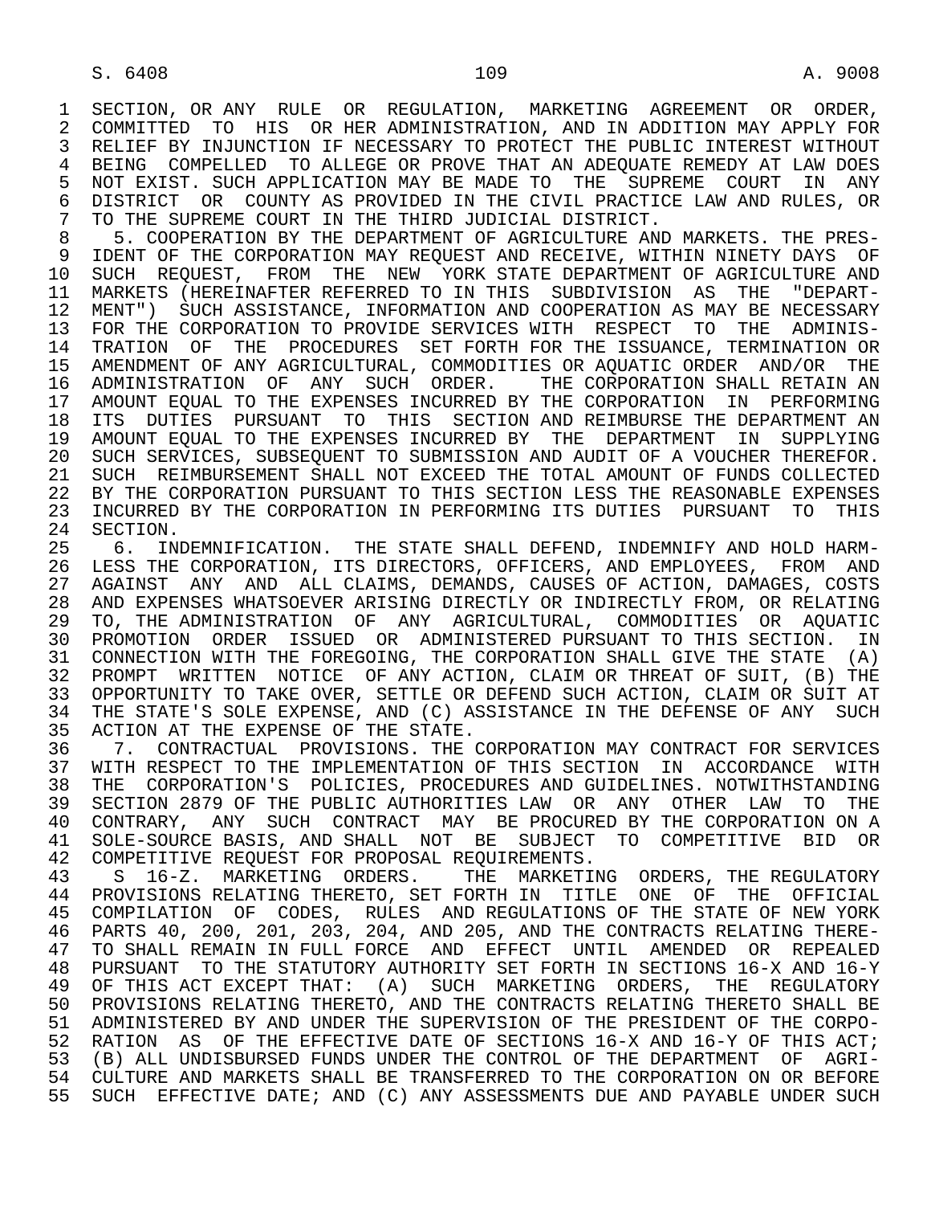SECTION, OR ANY RULE OR REGULATION, MARKETING AGREEMENT OR ORDER, COMMITTED TO HIS OR HER ADMINISTRATION, AND IN ADDITION MAY APPLY FOR RELIEF BY INJUNCTION IF NECESSARY TO PROTECT THE PUBLIC INTEREST WITHOUT BEING COMPELLED TO ALLEGE OR PROVE THAT AN ADEQUATE REMEDY AT LAW DOES NOT EXIST. SUCH APPLICATION MAY BE MADE TO THE SUPREME COURT IN ANY DISTRICT OR COUNTY AS PROVIDED IN THE CIVIL PRACTICE LAW AND RULES, OR TO THE SUPREME COURT IN THE THIRD JUDICIAL DISTRICT.

5. COOPERATION BY THE DEPARTMENT OF AGRICULTURE AND MARKETS. THE PRESIDENT OF THE CORPORATION MAY REQUEST AND RECEIVE, WITHIN NINETY DAYS OF SUCH REQUEST, FROM THE NEW YORK STATE DEPARTMENT OF AGRICULTURE AND MARKETS (HEREINAFTER REFERRED TO IN THIS SUBDIVISION AS THE "DEPARTMENT") SUCH ASSISTANCE, INFORMATION AND COOPERATION AS MAY BE NECESSARY FOR THE CORPORATION TO PROVIDE SERVICES WITH RESPECT TO THE ADMINISTRATION OF THE PROCEDURES SET FORTH FOR THE ISSUANCE, TERMINATION OR AMENDMENT OF ANY AGRICULTURAL, COMMODITIES OR AQUATIC ORDER AND/OR THE ADMINISTRATION OF ANY SUCH ORDER. THE CORPORATION SHALL RETAIN AN AMOUNT EQUAL TO THE EXPENSES INCURRED BY THE CORPORATION IN PERFORMING ITS DUTIES PURSUANT TO THIS SECTION AND REIMBURSE THE DEPARTMENT AN AMOUNT EQUAL TO THE EXPENSES INCURRED BY THE DEPARTMENT IN SUPPLYING SUCH SERVICES, SUBSEQUENT TO SUBMISSION AND AUDIT OF A VOUCHER THEREFOR. SUCH REIMBURSEMENT SHALL NOT EXCEED THE TOTAL AMOUNT OF FUNDS COLLECTED BY THE CORPORATION PURSUANT TO THIS SECTION LESS THE REASONABLE EXPENSES INCURRED BY THE CORPORATION IN PERFORMING ITS DUTIES PURSUANT TO THIS SECTION.

6. INDEMNIFICATION. THE STATE SHALL DEFEND, INDEMNIFY AND HOLD HARMLESS THE CORPORATION, ITS DIRECTORS, OFFICERS, AND EMPLOYEES, FROM AND AGAINST ANY AND ALL CLAIMS, DEMANDS, CAUSES OF ACTION, DAMAGES, COSTS AND EXPENSES WHATSOEVER ARISING DIRECTLY OR INDIRECTLY FROM, OR RELATING TO, THE ADMINISTRATION OF ANY AGRICULTURAL, COMMODITIES OR AQUATIC PROMOTION ORDER ISSUED OR ADMINISTERED PURSUANT TO THIS SECTION. IN CONNECTION WITH THE FOREGOING, THE CORPORATION SHALL GIVE THE STATE (A) PROMPT WRITTEN NOTICE OF ANY ACTION, CLAIM OR THREAT OF SUIT, (B) THE OPPORTUNITY TO TAKE OVER, SETTLE OR DEFEND SUCH ACTION, CLAIM OR SUIT AT THE STATE'S SOLE EXPENSE, AND (C) ASSISTANCE IN THE DEFENSE OF ANY SUCH ACTION AT THE EXPENSE OF THE STATE.

7. CONTRACTUAL PROVISIONS. THE CORPORATION MAY CONTRACT FOR SERVICES WITH RESPECT TO THE IMPLEMENTATION OF THIS SECTION IN ACCORDANCE WITH THE CORPORATION'S POLICIES, PROCEDURES AND GUIDELINES. NOTWITHSTANDING SECTION 2879 OF THE PUBLIC AUTHORITIES LAW OR ANY OTHER LAW TO THE CONTRARY, ANY SUCH CONTRACT MAY BE PROCURED BY THE CORPORATION ON A SOLE-SOURCE BASIS, AND SHALL NOT BE SUBJECT TO COMPETITIVE BID OR COMPETITIVE REQUEST FOR PROPOSAL REQUIREMENTS.

S 16-Z. MARKETING ORDERS. THE MARKETING ORDERS, THE REGULATORY PROVISIONS RELATING THERETO, SET FORTH IN TITLE ONE OF THE OFFICIAL COMPILATION OF CODES, RULES AND REGULATIONS OF THE STATE OF NEW YORK PARTS 40, 200, 201, 203, 204, AND 205, AND THE CONTRACTS RELATING THERETO SHALL REMAIN IN FULL FORCE AND EFFECT UNTIL AMENDED OR REPEALED PURSUANT TO THE STATUTORY AUTHORITY SET FORTH IN SECTIONS 16-X AND 16-Y OF THIS ACT EXCEPT THAT: (A) SUCH MARKETING ORDERS, THE REGULATORY PROVISIONS RELATING THERETO, AND THE CONTRACTS RELATING THERETO SHALL BE ADMINISTERED BY AND UNDER THE SUPERVISION OF THE PRESIDENT OF THE CORPORATION AS OF THE EFFECTIVE DATE OF SECTIONS 16-X AND 16-Y OF THIS ACT; (B) ALL UNDISBURSED FUNDS UNDER THE CONTROL OF THE DEPARTMENT OF AGRICULTURE AND MARKETS SHALL BE TRANSFERRED TO THE CORPORATION ON OR BEFORE SUCH EFFECTIVE DATE; AND (C) ANY ASSESSMENTS DUE AND PAYABLE UNDER SUCH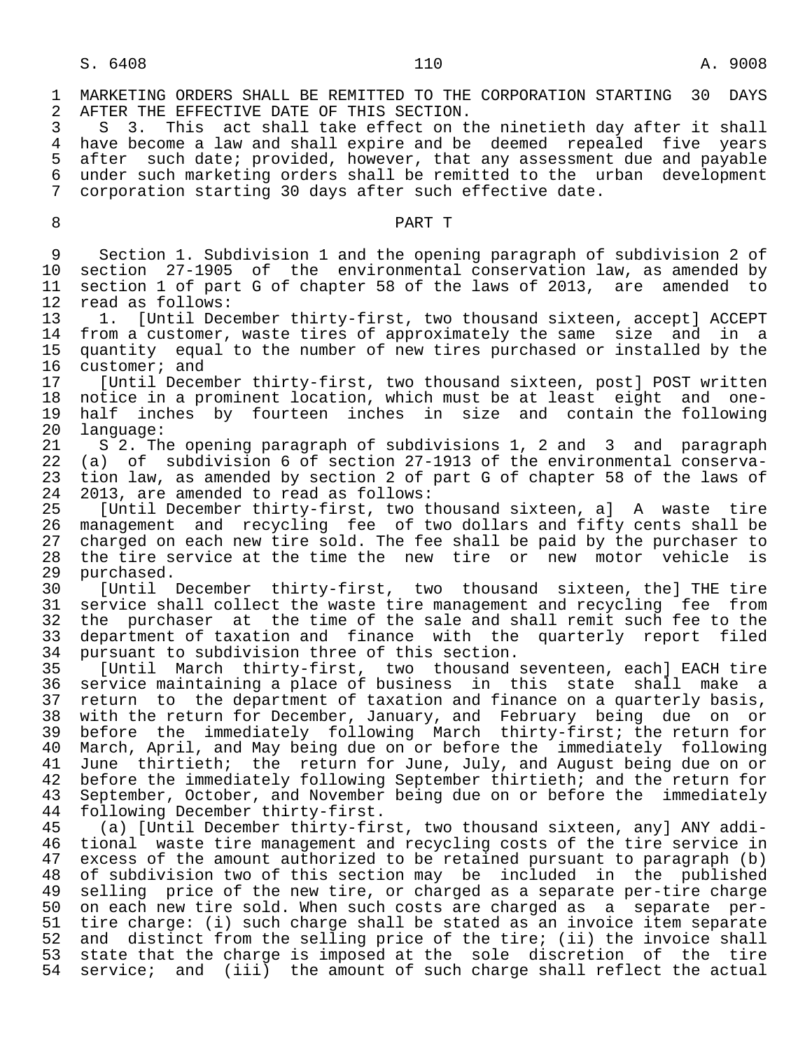MARKETING ORDERS SHALL BE REMITTED TO THE CORPORATION STARTING 30 DAYS AFTER THE EFFECTIVE DATE OF THIS SECTION.

S 3. This act shall take effect on the ninetieth day after it shall have become a law and shall expire and be deemed repealed five years after such date; provided, however, that any assessment due and payable under such marketing orders shall be remitted to the urban development corporation starting 30 days after such effective date.

## PART T

Section 1. Subdivision 1 and the opening paragraph of subdivision 2 of section 27-1905 of the environmental conservation law, as amended by section 1 of part G of chapter 58 of the laws of 2013, are amended to read as follows:

1. [Until December thirty-first, two thousand sixteen, accept] ACCEPT from a customer, waste tires of approximately the same size and in a quantity equal to the number of new tires purchased or installed by the customer; and

[Until December thirty-first, two thousand sixteen, post] POST written notice in a prominent location, which must be at least eight and one-half inches by fourteen inches in size and contain the following language:

S 2. The opening paragraph of subdivisions 1, 2 and 3 and paragraph (a) of subdivision 6 of section 27-1913 of the environmental conservation law, as amended by section 2 of part G of chapter 58 of the laws of 2013, are amended to read as follows:

[Until December thirty-first, two thousand sixteen, a] A waste tire management and recycling fee of two dollars and fifty cents shall be charged on each new tire sold. The fee shall be paid by the purchaser to the tire service at the time the new tire or new motor vehicle is purchased.

[Until December thirty-first, two thousand sixteen, the] THE tire service shall collect the waste tire management and recycling fee from the purchaser at the time of the sale and shall remit such fee to the department of taxation and finance with the quarterly report filed pursuant to subdivision three of this section.

[Until March thirty-first, two thousand seventeen, each] EACH tire service maintaining a place of business in this state shall make a return to the department of taxation and finance on a quarterly basis, with the return for December, January, and February being due on or before the immediately following March thirty-first; the return for March, April, and May being due on or before the immediately following June thirtieth; the return for June, July, and August being due on or before the immediately following September thirtieth; and the return for September, October, and November being due on or before the immediately following December thirty-first.

(a) [Until December thirty-first, two thousand sixteen, any] ANY additional waste tire management and recycling costs of the tire service in excess of the amount authorized to be retained pursuant to paragraph (b) of subdivision two of this section may be included in the published selling price of the new tire, or charged as a separate per-tire charge on each new tire sold. When such costs are charged as a separate per-tire charge: (i) such charge shall be stated as an invoice item separate and distinct from the selling price of the tire; (ii) the invoice shall state that the charge is imposed at the sole discretion of the tire service; and (iii) the amount of such charge shall reflect the actual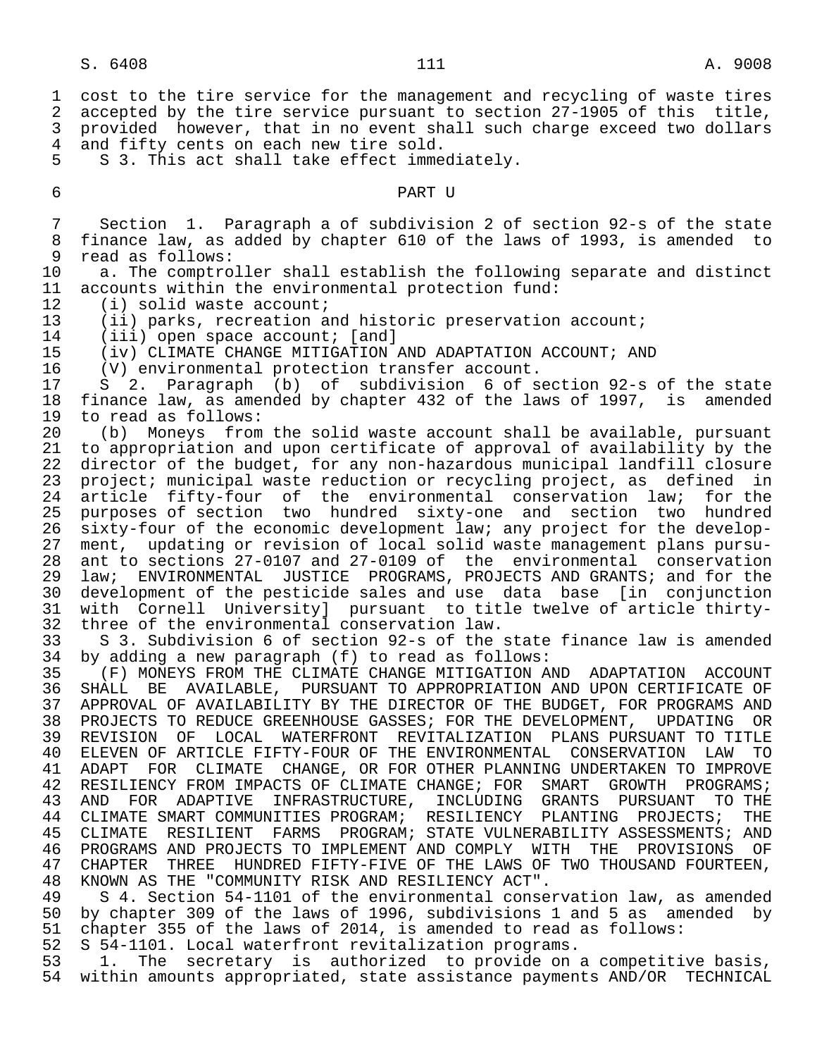cost to the tire service for the management and recycling of waste tires accepted by the tire service pursuant to section 27-1905 of this title, provided however, that in no event shall such charge exceed two dollars and fifty cents on each new tire sold.

S 3. This act shall take effect immediately.

PART U

Section 1. Paragraph a of subdivision 2 of section 92-s of the state finance law, as added by chapter 610 of the laws of 1993, is amended to read as follows:

a. The comptroller shall establish the following separate and distinct accounts within the environmental protection fund:

(i) solid waste account;

(ii) parks, recreation and historic preservation account;

(iii) open space account; [and]

(iv) CLIMATE CHANGE MITIGATION AND ADAPTATION ACCOUNT; AND

(V) environmental protection transfer account.

S 2. Paragraph (b) of subdivision 6 of section 92-s of the state finance law, as amended by chapter 432 of the laws of 1997, is amended to read as follows:

(b) Moneys from the solid waste account shall be available, pursuant to appropriation and upon certificate of approval of availability by the director of the budget, for any non-hazardous municipal landfill closure project; municipal waste reduction or recycling project, as defined in article fifty-four of the environmental conservation law; for the purposes of section two hundred sixty-one and section two hundred sixty-four of the economic development law; any project for the development, updating or revision of local solid waste management plans pursuant to sections 27-0107 and 27-0109 of the environmental conservation law; ENVIRONMENTAL JUSTICE PROGRAMS, PROJECTS AND GRANTS; and for the development of the pesticide sales and use data base [in conjunction with Cornell University] pursuant to title twelve of article thirty-three of the environmental conservation law.

S 3. Subdivision 6 of section 92-s of the state finance law is amended by adding a new paragraph (f) to read as follows:

(F) MONEYS FROM THE CLIMATE CHANGE MITIGATION AND ADAPTATION ACCOUNT SHALL BE AVAILABLE, PURSUANT TO APPROPRIATION AND UPON CERTIFICATE OF APPROVAL OF AVAILABILITY BY THE DIRECTOR OF THE BUDGET, FOR PROGRAMS AND PROJECTS TO REDUCE GREENHOUSE GASSES; FOR THE DEVELOPMENT, UPDATING OR REVISION OF LOCAL WATERFRONT REVITALIZATION PLANS PURSUANT TO TITLE ELEVEN OF ARTICLE FIFTY-FOUR OF THE ENVIRONMENTAL CONSERVATION LAW TO ADAPT FOR CLIMATE CHANGE, OR FOR OTHER PLANNING UNDERTAKEN TO IMPROVE RESILIENCY FROM IMPACTS OF CLIMATE CHANGE; FOR SMART GROWTH PROGRAMS; AND FOR ADAPTIVE INFRASTRUCTURE, INCLUDING GRANTS PURSUANT TO THE CLIMATE SMART COMMUNITIES PROGRAM; RESILIENCY PLANTING PROJECTS; THE CLIMATE RESILIENT FARMS PROGRAM; STATE VULNERABILITY ASSESSMENTS; AND PROGRAMS AND PROJECTS TO IMPLEMENT AND COMPLY WITH THE PROVISIONS OF CHAPTER THREE HUNDRED FIFTY-FIVE OF THE LAWS OF TWO THOUSAND FOURTEEN, KNOWN AS THE "COMMUNITY RISK AND RESILIENCY ACT".

S 4. Section 54-1101 of the environmental conservation law, as amended by chapter 309 of the laws of 1996, subdivisions 1 and 5 as amended by chapter 355 of the laws of 2014, is amended to read as follows:

S 54-1101. Local waterfront revitalization programs.

1. The secretary is authorized to provide on a competitive basis, within amounts appropriated, state assistance payments AND/OR TECHNICAL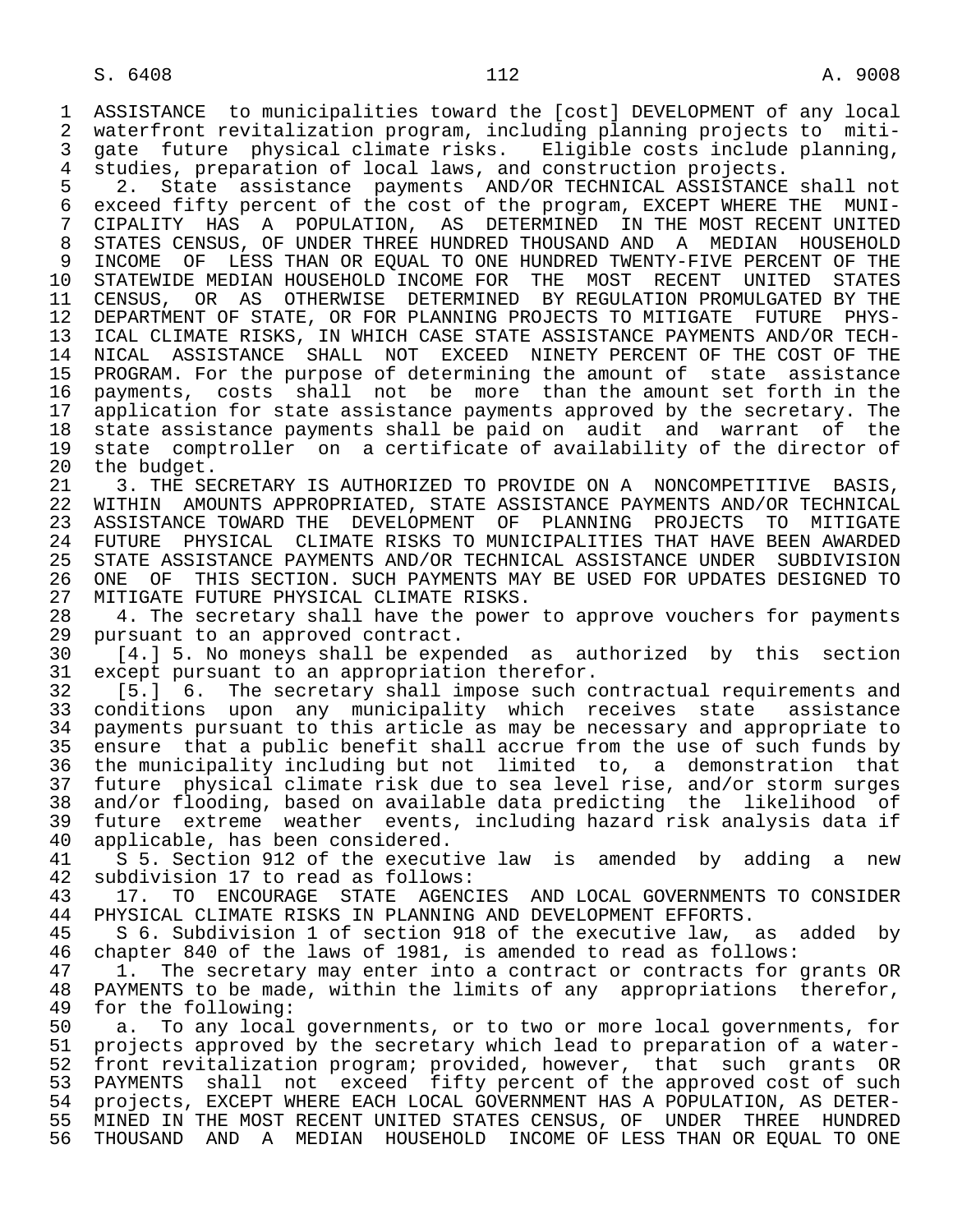ASSISTANCE to municipalities toward the [cost] DEVELOPMENT of any local waterfront revitalization program, including planning projects to mitigate future physical climate risks. Eligible costs include planning, studies, preparation of local laws, and construction projects.

2. State assistance payments AND/OR TECHNICAL ASSISTANCE shall not exceed fifty percent of the cost of the program, EXCEPT WHERE THE MUNICIPALITY HAS A POPULATION, AS DETERMINED IN THE MOST RECENT UNITED STATES CENSUS, OF UNDER THREE HUNDRED THOUSAND AND A MEDIAN HOUSEHOLD INCOME OF LESS THAN OR EQUAL TO ONE HUNDRED TWENTY-FIVE PERCENT OF THE STATEWIDE MEDIAN HOUSEHOLD INCOME FOR THE MOST RECENT UNITED STATES CENSUS, OR AS OTHERWISE DETERMINED BY REGULATION PROMULGATED BY THE DEPARTMENT OF STATE, OR FOR PLANNING PROJECTS TO MITIGATE FUTURE PHYSICAL CLIMATE RISKS, IN WHICH CASE STATE ASSISTANCE PAYMENTS AND/OR TECHNICAL ASSISTANCE SHALL NOT EXCEED NINETY PERCENT OF THE COST OF THE PROGRAM. For the purpose of determining the amount of state assistance payments, costs shall not be more than the amount set forth in the application for state assistance payments approved by the secretary. The state assistance payments shall be paid on audit and warrant of the state comptroller on a certificate of availability of the director of the budget.

3. THE SECRETARY IS AUTHORIZED TO PROVIDE ON A NONCOMPETITIVE BASIS, WITHIN AMOUNTS APPROPRIATED, STATE ASSISTANCE PAYMENTS AND/OR TECHNICAL ASSISTANCE TOWARD THE DEVELOPMENT OF PLANNING PROJECTS TO MITIGATE FUTURE PHYSICAL CLIMATE RISKS TO MUNICIPALITIES THAT HAVE BEEN AWARDED STATE ASSISTANCE PAYMENTS AND/OR TECHNICAL ASSISTANCE UNDER SUBDIVISION ONE OF THIS SECTION. SUCH PAYMENTS MAY BE USED FOR UPDATES DESIGNED TO MITIGATE FUTURE PHYSICAL CLIMATE RISKS.

4. The secretary shall have the power to approve vouchers for payments pursuant to an approved contract.

[4.] 5. No moneys shall be expended as authorized by this section except pursuant to an appropriation therefor.

[5.] 6. The secretary shall impose such contractual requirements and conditions upon any municipality which receives state assistance payments pursuant to this article as may be necessary and appropriate to ensure that a public benefit shall accrue from the use of such funds by the municipality including but not limited to, a demonstration that future physical climate risk due to sea level rise, and/or storm surges and/or flooding, based on available data predicting the likelihood of future extreme weather events, including hazard risk analysis data if applicable, has been considered.

S 5. Section 912 of the executive law is amended by adding a new subdivision 17 to read as follows:

17. TO ENCOURAGE STATE AGENCIES AND LOCAL GOVERNMENTS TO CONSIDER PHYSICAL CLIMATE RISKS IN PLANNING AND DEVELOPMENT EFFORTS.

S 6. Subdivision 1 of section 918 of the executive law, as added by chapter 840 of the laws of 1981, is amended to read as follows:

1. The secretary may enter into a contract or contracts for grants OR PAYMENTS to be made, within the limits of any appropriations therefor, for the following:

a. To any local governments, or to two or more local governments, for projects approved by the secretary which lead to preparation of a waterfront revitalization program; provided, however, that such grants OR PAYMENTS shall not exceed fifty percent of the approved cost of such projects, EXCEPT WHERE EACH LOCAL GOVERNMENT HAS A POPULATION, AS DETERMINED IN THE MOST RECENT UNITED STATES CENSUS, OF UNDER THREE HUNDRED THOUSAND AND A MEDIAN HOUSEHOLD INCOME OF LESS THAN OR EQUAL TO ONE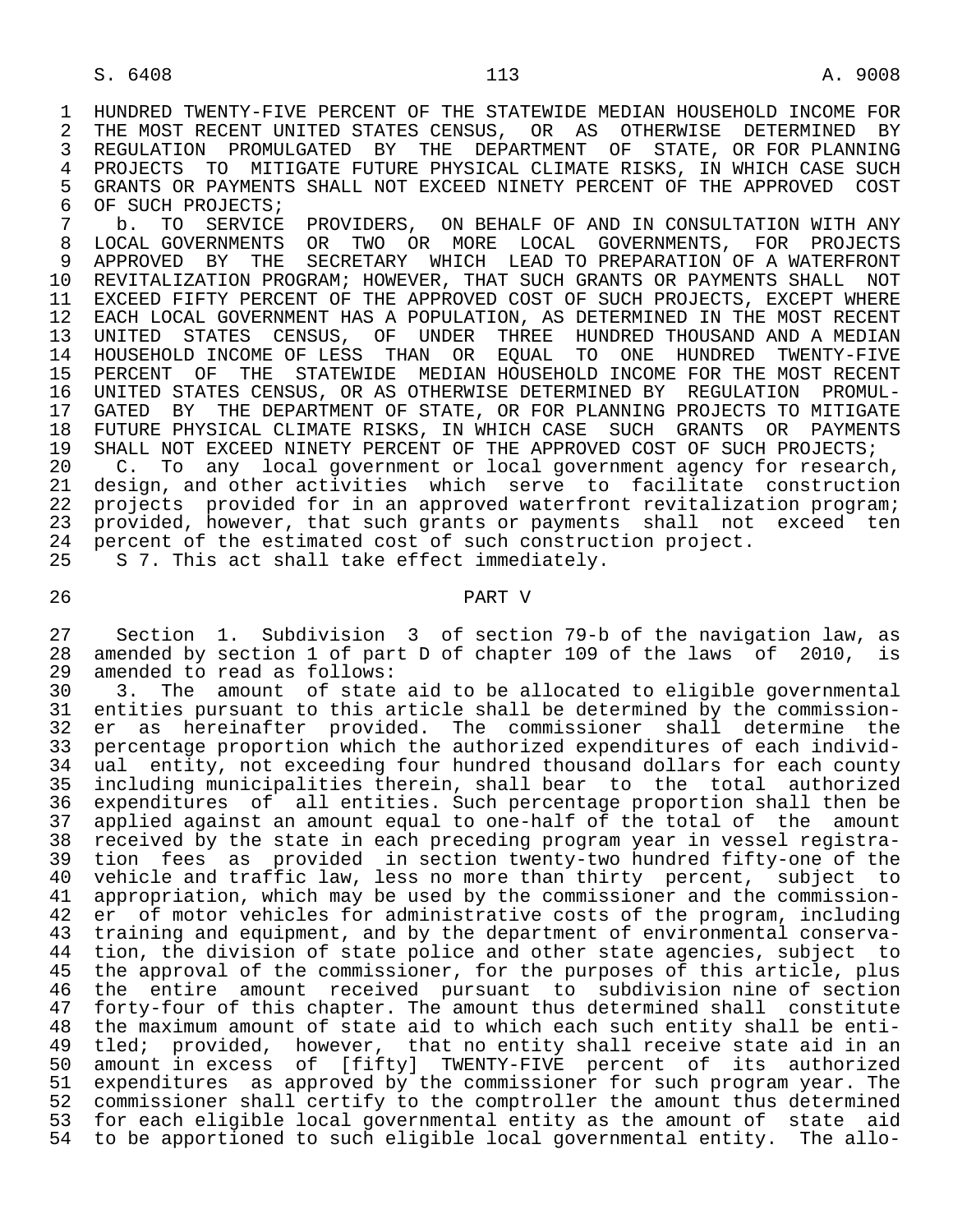HUNDRED TWENTY-FIVE PERCENT OF THE STATEWIDE MEDIAN HOUSEHOLD INCOME FOR THE MOST RECENT UNITED STATES CENSUS, OR AS OTHERWISE DETERMINED BY REGULATION PROMULGATED BY THE DEPARTMENT OF STATE, OR FOR PLANNING PROJECTS TO MITIGATE FUTURE PHYSICAL CLIMATE RISKS, IN WHICH CASE SUCH GRANTS OR PAYMENTS SHALL NOT EXCEED NINETY PERCENT OF THE APPROVED COST OF SUCH PROJECTS;

b. TO SERVICE PROVIDERS, ON BEHALF OF AND IN CONSULTATION WITH ANY LOCAL GOVERNMENTS OR TWO OR MORE LOCAL GOVERNMENTS, FOR PROJECTS APPROVED BY THE SECRETARY WHICH LEAD TO PREPARATION OF A WATERFRONT REVITALIZATION PROGRAM; HOWEVER, THAT SUCH GRANTS OR PAYMENTS SHALL NOT EXCEED FIFTY PERCENT OF THE APPROVED COST OF SUCH PROJECTS, EXCEPT WHERE EACH LOCAL GOVERNMENT HAS A POPULATION, AS DETERMINED IN THE MOST RECENT UNITED STATES CENSUS, OF UNDER THREE HUNDRED THOUSAND AND A MEDIAN HOUSEHOLD INCOME OF LESS THAN OR EQUAL TO ONE HUNDRED TWENTY-FIVE PERCENT OF THE STATEWIDE MEDIAN HOUSEHOLD INCOME FOR THE MOST RECENT UNITED STATES CENSUS, OR AS OTHERWISE DETERMINED BY REGULATION PROMULGATED BY THE DEPARTMENT OF STATE, OR FOR PLANNING PROJECTS TO MITIGATE FUTURE PHYSICAL CLIMATE RISKS, IN WHICH CASE SUCH GRANTS OR PAYMENTS SHALL NOT EXCEED NINETY PERCENT OF THE APPROVED COST OF SUCH PROJECTS;

C. To any local government or local government agency for research, design, and other activities which serve to facilitate construction projects provided for in an approved waterfront revitalization program; provided, however, that such grants or payments shall not exceed ten percent of the estimated cost of such construction project.

S 7. This act shall take effect immediately.

PART V

Section 1. Subdivision 3 of section 79-b of the navigation law, as amended by section 1 of part D of chapter 109 of the laws of 2010, is amended to read as follows:

3. The amount of state aid to be allocated to eligible governmental entities pursuant to this article shall be determined by the commissioner as hereinafter provided. The commissioner shall determine the percentage proportion which the authorized expenditures of each individual entity, not exceeding four hundred thousand dollars for each county including municipalities therein, shall bear to the total authorized expenditures of all entities. Such percentage proportion shall then be applied against an amount equal to one-half of the total of the amount received by the state in each preceding program year in vessel registration fees as provided in section twenty-two hundred fifty-one of the vehicle and traffic law, less no more than thirty percent, subject to appropriation, which may be used by the commissioner and the commissioner of motor vehicles for administrative costs of the program, including training and equipment, and by the department of environmental conservation, the division of state police and other state agencies, subject to the approval of the commissioner, for the purposes of this article, plus the entire amount received pursuant to subdivision nine of section forty-four of this chapter. The amount thus determined shall constitute the maximum amount of state aid to which each such entity shall be entitled; provided, however, that no entity shall receive state aid in an amount in excess of [fifty] TWENTY-FIVE percent of its authorized expenditures as approved by the commissioner for such program year. The commissioner shall certify to the comptroller the amount thus determined for each eligible local governmental entity as the amount of state aid to be apportioned to such eligible local governmental entity. The allo-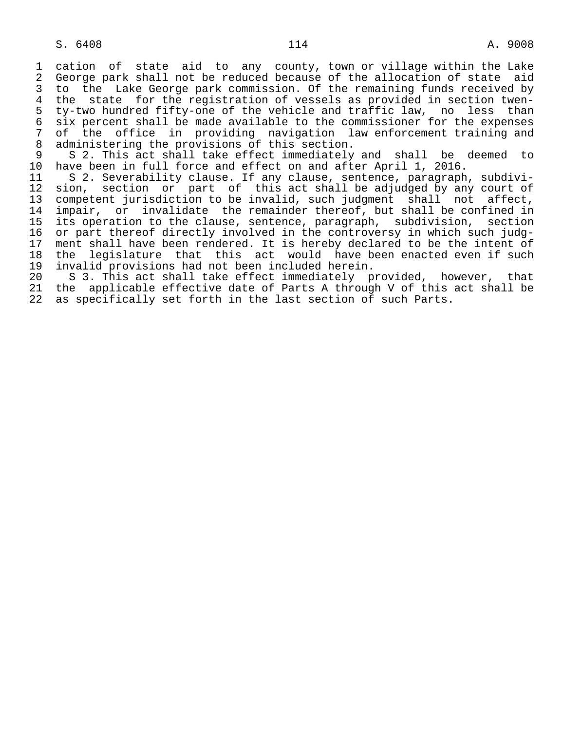cation of state aid to any county, town or village within the Lake George park shall not be reduced because of the allocation of state aid to the Lake George park commission. Of the remaining funds received by the state for the registration of vessels as provided in section twenty-two hundred fifty-one of the vehicle and traffic law, no less than six percent shall be made available to the commissioner for the expenses of the office in providing navigation law enforcement training and administering the provisions of this section.

S 2. This act shall take effect immediately and shall be deemed to have been in full force and effect on and after April 1, 2016.

S 2. Severability clause. If any clause, sentence, paragraph, subdivision, section or part of this act shall be adjudged by any court of competent jurisdiction to be invalid, such judgment shall not affect, impair, or invalidate the remainder thereof, but shall be confined in its operation to the clause, sentence, paragraph, subdivision, section or part thereof directly involved in the controversy in which such judgment shall have been rendered. It is hereby declared to be the intent of the legislature that this act would have been enacted even if such invalid provisions had not been included herein.

S 3. This act shall take effect immediately provided, however, that the applicable effective date of Parts A through V of this act shall be as specifically set forth in the last section of such Parts.